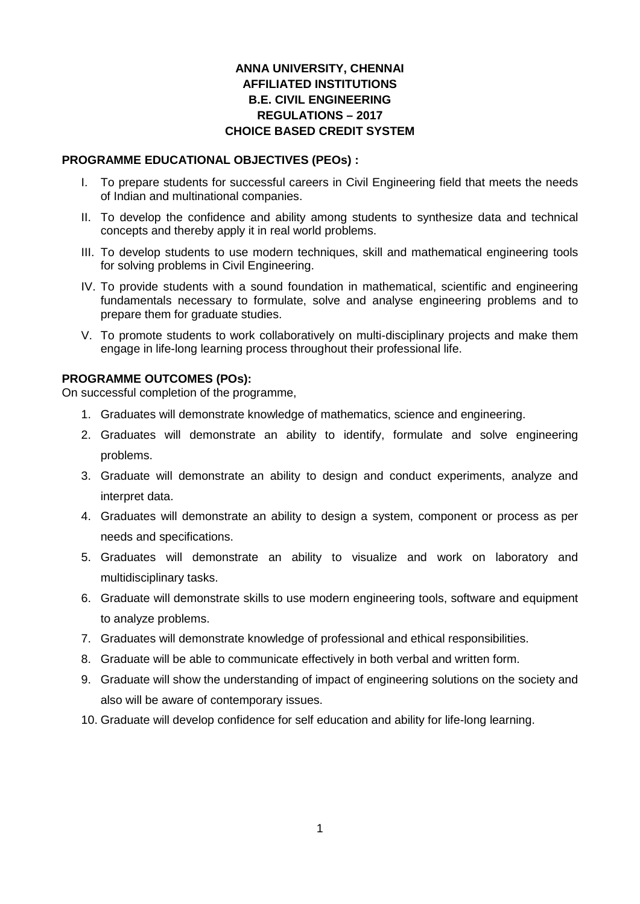# ANNA UNIVERSITY, CHENNAI
## AFFILIATED INSTITUTIONS
## B.E. CIVIL ENGINEERING
## REGULATIONS – 2017
## CHOICE BASED CREDIT SYSTEM

### PROGRAMME EDUCATIONAL OBJECTIVES (PEOs) :

I. To prepare students for successful careers in Civil Engineering field that meets the needs of Indian and multinational companies.

II. To develop the confidence and ability among students to synthesize data and technical concepts and thereby apply it in real world problems.

III. To develop students to use modern techniques, skill and mathematical engineering tools for solving problems in Civil Engineering.

IV. To provide students with a sound foundation in mathematical, scientific and engineering fundamentals necessary to formulate, solve and analyse engineering problems and to prepare them for graduate studies.

V. To promote students to work collaboratively on multi-disciplinary projects and make them engage in life-long learning process throughout their professional life.

### PROGRAMME OUTCOMES (POs):

On successful completion of the programme,

1. Graduates will demonstrate knowledge of mathematics, science and engineering.
2. Graduates will demonstrate an ability to identify, formulate and solve engineering problems.
3. Graduate will demonstrate an ability to design and conduct experiments, analyze and interpret data.
4. Graduates will demonstrate an ability to design a system, component or process as per needs and specifications.
5. Graduates will demonstrate an ability to visualize and work on laboratory and multidisciplinary tasks.
6. Graduate will demonstrate skills to use modern engineering tools, software and equipment to analyze problems.
7. Graduates will demonstrate knowledge of professional and ethical responsibilities.
8. Graduate will be able to communicate effectively in both verbal and written form.
9. Graduate will show the understanding of impact of engineering solutions on the society and also will be aware of contemporary issues.
10. Graduate will develop confidence for self education and ability for life-long learning.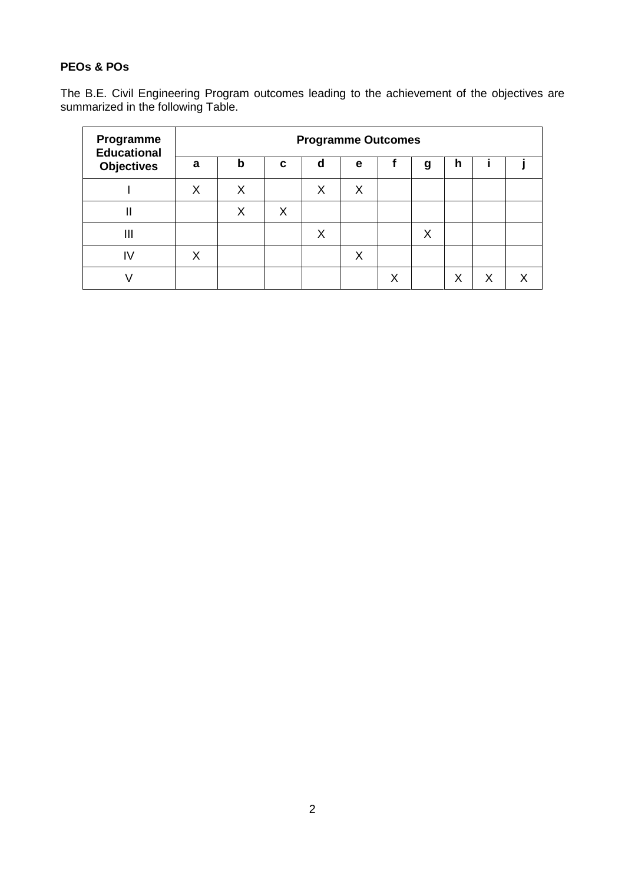**PEOs & POs**

The B.E. Civil Engineering Program outcomes leading to the achievement of the objectives are summarized in the following Table.

| Programme Educational Objectives | Programme Outcomes | | | | | | | | | |
|---|---|---|---|---|---|---|---|---|---|---|
| | a | b | c | d | e | f | g | h | i | j |
| I | X | X | | X | X | | | | | |
| II | | X | X | | | | | | | |
| III | | | | X | | | X | | | |
| IV | X | | | | X | | | | | |
| V | | | | | | X | | X | X | X |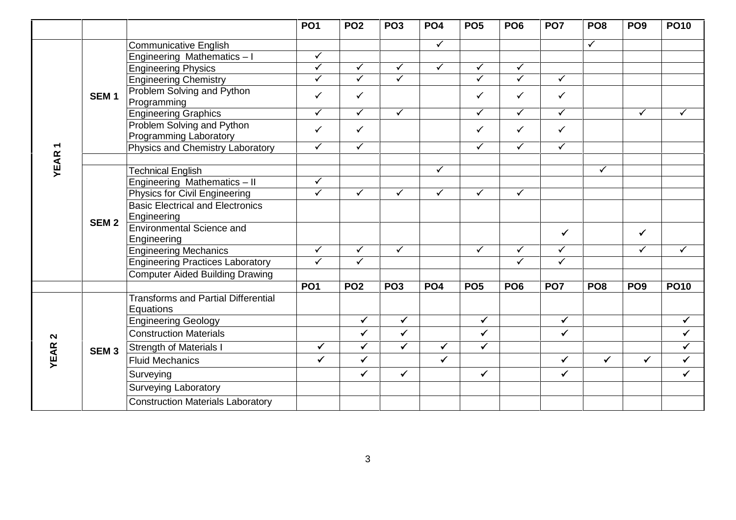| | | | PO1 | PO2 | PO3 | PO4 | PO5 | PO6 | PO7 | PO8 | PO9 | PO10 |
|---|---|---|---|---|---|---|---|---|---|---|---|---|
| YEAR 1 | SEM 1 | Communicative English | | | | ✓ | | | | ✓ | | |
| | | Engineering Mathematics – I | ✓ | | | | | | | | | |
| | | Engineering Physics | ✓ | ✓ | ✓ | ✓ | ✓ | ✓ | | | | |
| | | Engineering Chemistry | ✓ | ✓ | ✓ | | ✓ | ✓ | ✓ | | | |
| | | Problem Solving and Python Programming | ✓ | ✓ | | | ✓ | ✓ | ✓ | | | |
| | | Engineering Graphics | ✓ | ✓ | ✓ | | ✓ | ✓ | ✓ | | ✓ | ✓ |
| | | Problem Solving and Python Programming Laboratory | ✓ | ✓ | | | ✓ | ✓ | ✓ | | | |
| | | Physics and Chemistry Laboratory | ✓ | ✓ | | | ✓ | ✓ | ✓ | | | |
| | | | | | | | | | | | | |
| | SEM 2 | Technical English | | | | ✓ | | | | ✓ | | |
| | | Engineering Mathematics – II | ✓ | | | | | | | | | |
| | | Physics for Civil Engineering | ✓ | ✓ | ✓ | ✓ | ✓ | ✓ | | | | |
| | | Basic Electrical and Electronics Engineering | | | | | | | | | | |
| | | Environmental Science and Engineering | | | | | | | ✓ | | ✓ | |
| | | Engineering Mechanics | ✓ | ✓ | ✓ | | ✓ | ✓ | ✓ | | ✓ | ✓ |
| | | Engineering Practices Laboratory | ✓ | ✓ | | | | ✓ | ✓ | | | |
| | | Computer Aided Building Drawing | | | | | | | | | | |
| | | | PO1 | PO2 | PO3 | PO4 | PO5 | PO6 | PO7 | PO8 | PO9 | PO10 |
| YEAR 2 | SEM 3 | Transforms and Partial Differential Equations | | | | | | | | | | |
| | | Engineering Geology | | ✓ | ✓ | | ✓ | | ✓ | | | ✓ |
| | | Construction Materials | | ✓ | ✓ | | ✓ | | ✓ | | | ✓ |
| | | Strength of Materials I | ✓ | ✓ | ✓ | ✓ | ✓ | | | | | ✓ |
| | | Fluid Mechanics | ✓ | ✓ | | ✓ | | | ✓ | ✓ | ✓ | ✓ |
| | | Surveying | | ✓ | ✓ | | ✓ | | ✓ | | | ✓ |
| | | Surveying Laboratory | | | | | | | | | | |
| | | Construction Materials Laboratory | | | | | | | | | | |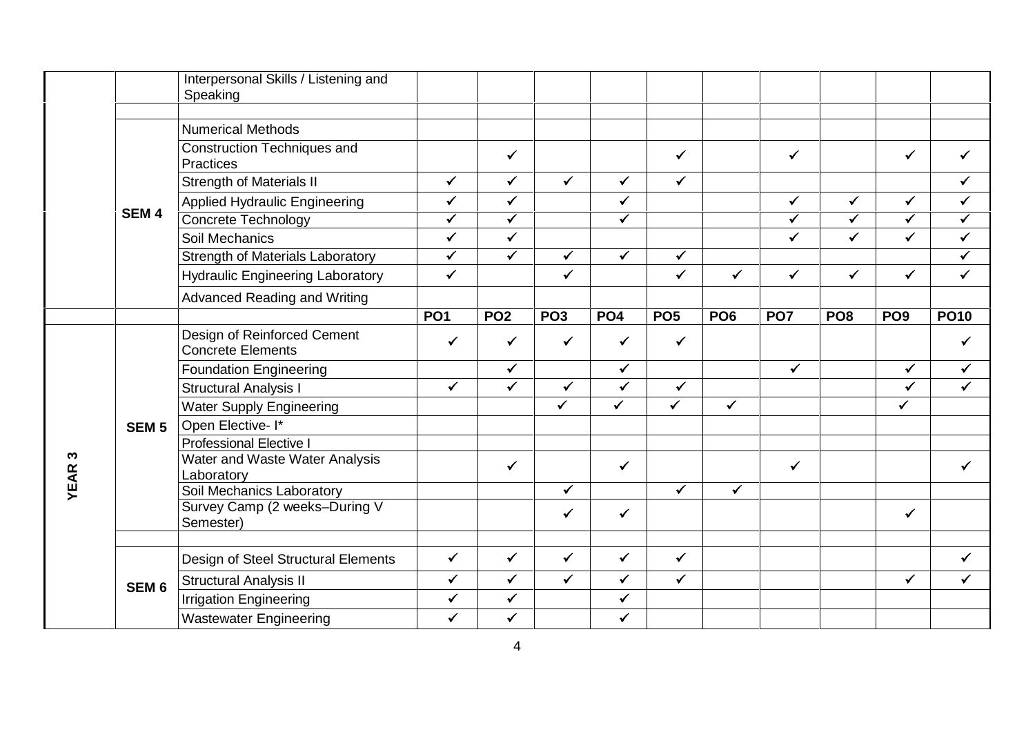| | | | | | | | | | | | | |
|---|---|---|---|---|---|---|---|---|---|---|---|---|
| | | Interpersonal Skills / Listening and Speaking | | | | | | | | | | |
| | | | | | | | | | | | | |
| | SEM 4 | Numerical Methods | | | | | | | | | | |
| | | Construction Techniques and Practices | | ✓ | | | ✓ | | ✓ | | ✓ | ✓ |
| | | Strength of Materials II | ✓ | ✓ | ✓ | ✓ | ✓ | | | | | ✓ |
| | | Applied Hydraulic Engineering | ✓ | ✓ | | ✓ | | | ✓ | ✓ | ✓ | ✓ |
| | | Concrete Technology | ✓ | ✓ | | ✓ | | | ✓ | ✓ | ✓ | ✓ |
| | | Soil Mechanics | ✓ | ✓ | | | | | ✓ | ✓ | ✓ | ✓ |
| | | Strength of Materials Laboratory | ✓ | ✓ | ✓ | ✓ | ✓ | | | | | ✓ |
| | | Hydraulic Engineering Laboratory | ✓ | | ✓ | | ✓ | ✓ | ✓ | ✓ | ✓ | ✓ |
| | | Advanced Reading and Writing | | | | | | | | | | |
| | | | **PO1** | **PO2** | **PO3** | **PO4** | **PO5** | **PO6** | **PO7** | **PO8** | **PO9** | **PO10** |
| **YEAR 3** | **SEM 5** | Design of Reinforced Cement Concrete Elements | ✓ | ✓ | ✓ | ✓ | ✓ | | | | | ✓ |
| | | Foundation Engineering | | ✓ | | ✓ | | | ✓ | | ✓ | ✓ |
| | | Structural Analysis I | ✓ | ✓ | ✓ | ✓ | ✓ | | | | ✓ | ✓ |
| | | Water Supply Engineering | | | ✓ | ✓ | ✓ | ✓ | | | ✓ | |
| | | Open Elective- I* | | | | | | | | | | |
| | | Professional Elective I | | | | | | | | | | |
| | | Water and Waste Water Analysis Laboratory | | ✓ | | ✓ | | | ✓ | | | ✓ |
| | | Soil Mechanics Laboratory | | | ✓ | | ✓ | ✓ | | | | |
| | | Survey Camp (2 weeks–During V Semester) | | | ✓ | ✓ | | | | | ✓ | |
| | | | | | | | | | | | | |
| | **SEM 6** | Design of Steel Structural Elements | ✓ | ✓ | ✓ | ✓ | ✓ | | | | | ✓ |
| | | Structural Analysis II | ✓ | ✓ | ✓ | ✓ | ✓ | | | | ✓ | ✓ |
| | | Irrigation Engineering | ✓ | ✓ | | ✓ | | | | | | |
| | | Wastewater Engineering | ✓ | ✓ | | ✓ | | | | | | |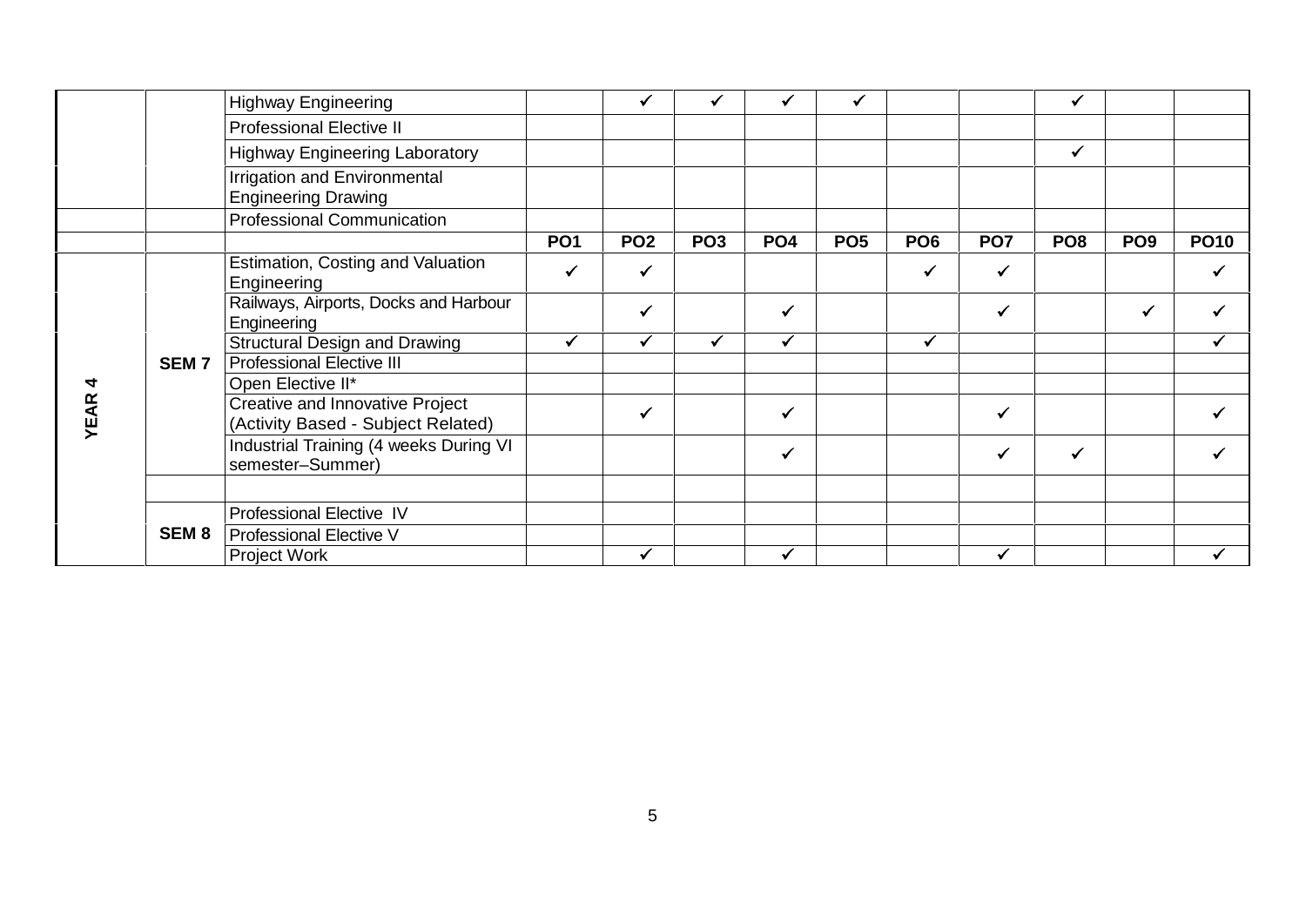| | | | | | | | | | | | | |
|---|---|---|---|---|---|---|---|---|---|---|---|---|
| | | Highway Engineering | | ✓ | ✓ | ✓ | ✓ | | | ✓ | | |
| | | Professional Elective II | | | | | | | | | | |
| | | Highway Engineering Laboratory | | | | | | | | ✓ | | |
| | | Irrigation and Environmental Engineering Drawing | | | | | | | | | | |
| | | Professional Communication | | | | | | | | | | |
| | | | **PO1** | **PO2** | **PO3** | **PO4** | **PO5** | **PO6** | **PO7** | **PO8** | **PO9** | **PO10** |
| **YEAR 4** | **SEM 7** | Estimation, Costing and Valuation Engineering | ✓ | ✓ | | | | ✓ | ✓ | | | ✓ |
| | | Railways, Airports, Docks and Harbour Engineering | | ✓ | | ✓ | | | ✓ | | ✓ | ✓ |
| | | Structural Design and Drawing | ✓ | ✓ | ✓ | ✓ | | ✓ | | | | ✓ |
| | | Professional Elective III | | | | | | | | | | |
| | | Open Elective II* | | | | | | | | | | |
| | | Creative and Innovative Project (Activity Based - Subject Related) | | ✓ | | ✓ | | | ✓ | | | ✓ |
| | | Industrial Training (4 weeks During VI semester–Summer) | | | | ✓ | | | ✓ | ✓ | | ✓ |
| | | | | | | | | | | | | |
| | **SEM 8** | Professional Elective IV | | | | | | | | | | |
| | | Professional Elective V | | | | | | | | | | |
| | | Project Work | | ✓ | | ✓ | | | ✓ | | | ✓ |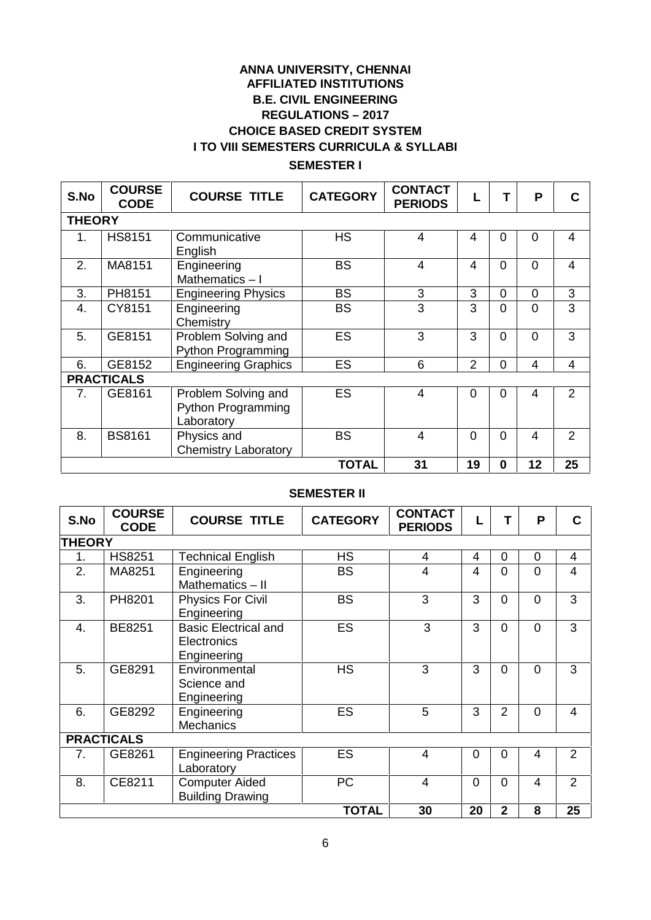**ANNA UNIVERSITY, CHENNAI**
**AFFILIATED INSTITUTIONS**
**B.E. CIVIL ENGINEERING**
**REGULATIONS – 2017**
**CHOICE BASED CREDIT SYSTEM**
**I TO VIII SEMESTERS CURRICULA & SYLLABI**

## SEMESTER I

| S.No | COURSE CODE | COURSE TITLE | CATEGORY | CONTACT PERIODS | L | T | P | C |
|---|---|---|---|---|---|---|---|---|
| **THEORY** | | | | | | | | |
| 1. | HS8151 | Communicative English | HS | 4 | 4 | 0 | 0 | 4 |
| 2. | MA8151 | Engineering Mathematics – I | BS | 4 | 4 | 0 | 0 | 4 |
| 3. | PH8151 | Engineering Physics | BS | 3 | 3 | 0 | 0 | 3 |
| 4. | CY8151 | Engineering Chemistry | BS | 3 | 3 | 0 | 0 | 3 |
| 5. | GE8151 | Problem Solving and Python Programming | ES | 3 | 3 | 0 | 0 | 3 |
| 6. | GE8152 | Engineering Graphics | ES | 6 | 2 | 0 | 4 | 4 |
| **PRACTICALS** | | | | | | | | |
| 7. | GE8161 | Problem Solving and Python Programming Laboratory | ES | 4 | 0 | 0 | 4 | 2 |
| 8. | BS8161 | Physics and Chemistry Laboratory | BS | 4 | 0 | 0 | 4 | 2 |
| | | | **TOTAL** | **31** | **19** | **0** | **12** | **25** |

## SEMESTER II

| S.No | COURSE CODE | COURSE TITLE | CATEGORY | CONTACT PERIODS | L | T | P | C |
|---|---|---|---|---|---|---|---|---|
| **THEORY** | | | | | | | | |
| 1. | HS8251 | Technical English | HS | 4 | 4 | 0 | 0 | 4 |
| 2. | MA8251 | Engineering Mathematics – II | BS | 4 | 4 | 0 | 0 | 4 |
| 3. | PH8201 | Physics For Civil Engineering | BS | 3 | 3 | 0 | 0 | 3 |
| 4. | BE8251 | Basic Electrical and Electronics Engineering | ES | 3 | 3 | 0 | 0 | 3 |
| 5. | GE8291 | Environmental Science and Engineering | HS | 3 | 3 | 0 | 0 | 3 |
| 6. | GE8292 | Engineering Mechanics | ES | 5 | 3 | 2 | 0 | 4 |
| **PRACTICALS** | | | | | | | | |
| 7. | GE8261 | Engineering Practices Laboratory | ES | 4 | 0 | 0 | 4 | 2 |
| 8. | CE8211 | Computer Aided Building Drawing | PC | 4 | 0 | 0 | 4 | 2 |
| | | | **TOTAL** | **30** | **20** | **2** | **8** | **25** |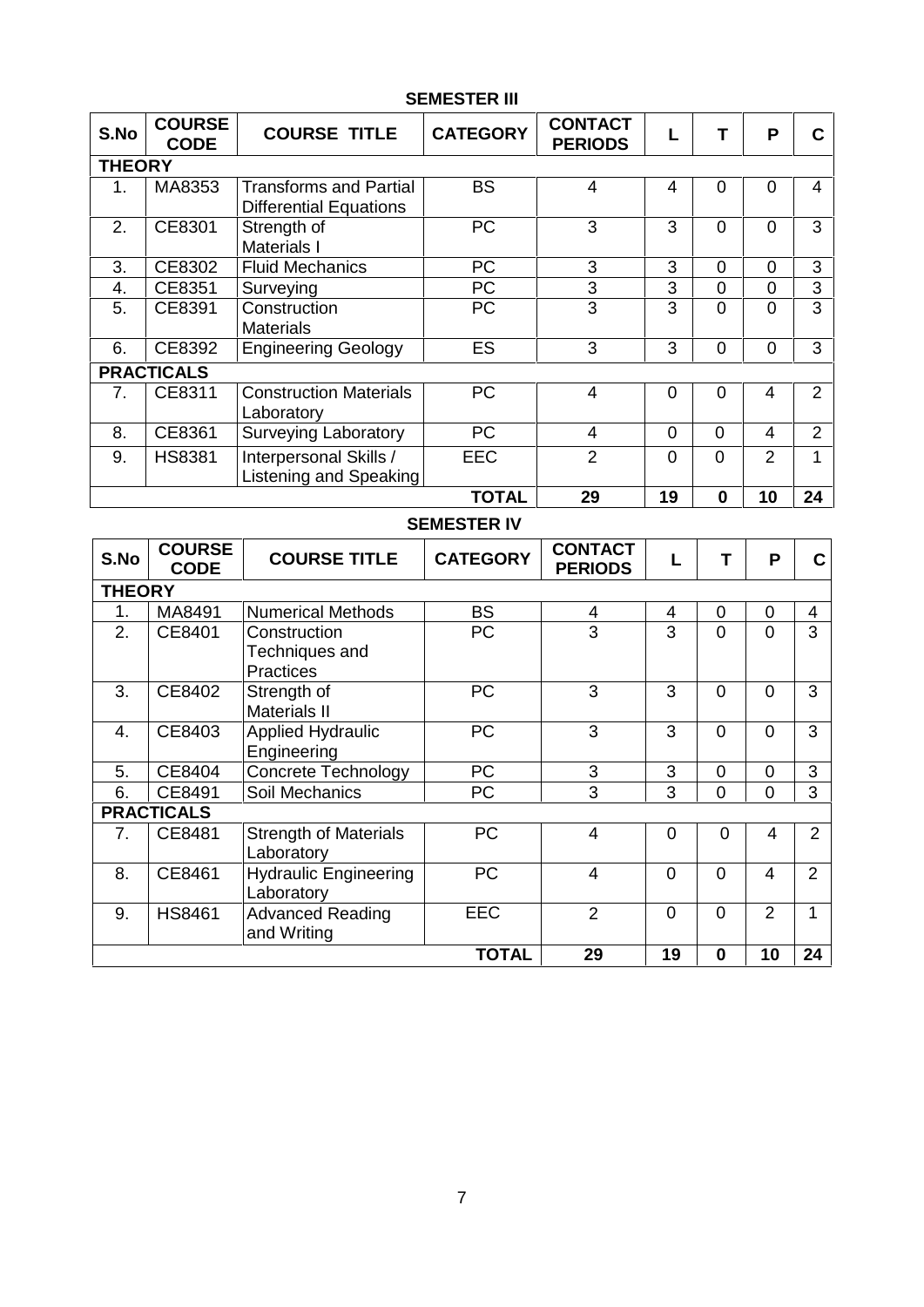## SEMESTER III

| S.No | COURSE CODE | COURSE TITLE | CATEGORY | CONTACT PERIODS | L | T | P | C |
|---|---|---|---|---|---|---|---|---|
| **THEORY** | | | | | | | | |
| 1. | MA8353 | Transforms and Partial Differential Equations | BS | 4 | 4 | 0 | 0 | 4 |
| 2. | CE8301 | Strength of Materials I | PC | 3 | 3 | 0 | 0 | 3 |
| 3. | CE8302 | Fluid Mechanics | PC | 3 | 3 | 0 | 0 | 3 |
| 4. | CE8351 | Surveying | PC | 3 | 3 | 0 | 0 | 3 |
| 5. | CE8391 | Construction Materials | PC | 3 | 3 | 0 | 0 | 3 |
| 6. | CE8392 | Engineering Geology | ES | 3 | 3 | 0 | 0 | 3 |
| **PRACTICALS** | | | | | | | | |
| 7. | CE8311 | Construction Materials Laboratory | PC | 4 | 0 | 0 | 4 | 2 |
| 8. | CE8361 | Surveying Laboratory | PC | 4 | 0 | 0 | 4 | 2 |
| 9. | HS8381 | Interpersonal Skills / Listening and Speaking | EEC | 2 | 0 | 0 | 2 | 1 |
| | | | **TOTAL** | **29** | **19** | **0** | **10** | **24** |

## SEMESTER IV

| S.No | COURSE CODE | COURSE TITLE | CATEGORY | CONTACT PERIODS | L | T | P | C |
|---|---|---|---|---|---|---|---|---|
| **THEORY** | | | | | | | | |
| 1. | MA8491 | Numerical Methods | BS | 4 | 4 | 0 | 0 | 4 |
| 2. | CE8401 | Construction Techniques and Practices | PC | 3 | 3 | 0 | 0 | 3 |
| 3. | CE8402 | Strength of Materials II | PC | 3 | 3 | 0 | 0 | 3 |
| 4. | CE8403 | Applied Hydraulic Engineering | PC | 3 | 3 | 0 | 0 | 3 |
| 5. | CE8404 | Concrete Technology | PC | 3 | 3 | 0 | 0 | 3 |
| 6. | CE8491 | Soil Mechanics | PC | 3 | 3 | 0 | 0 | 3 |
| **PRACTICALS** | | | | | | | | |
| 7. | CE8481 | Strength of Materials Laboratory | PC | 4 | 0 | 0 | 4 | 2 |
| 8. | CE8461 | Hydraulic Engineering Laboratory | PC | 4 | 0 | 0 | 4 | 2 |
| 9. | HS8461 | Advanced Reading and Writing | EEC | 2 | 0 | 0 | 2 | 1 |
| | | | **TOTAL** | **29** | **19** | **0** | **10** | **24** |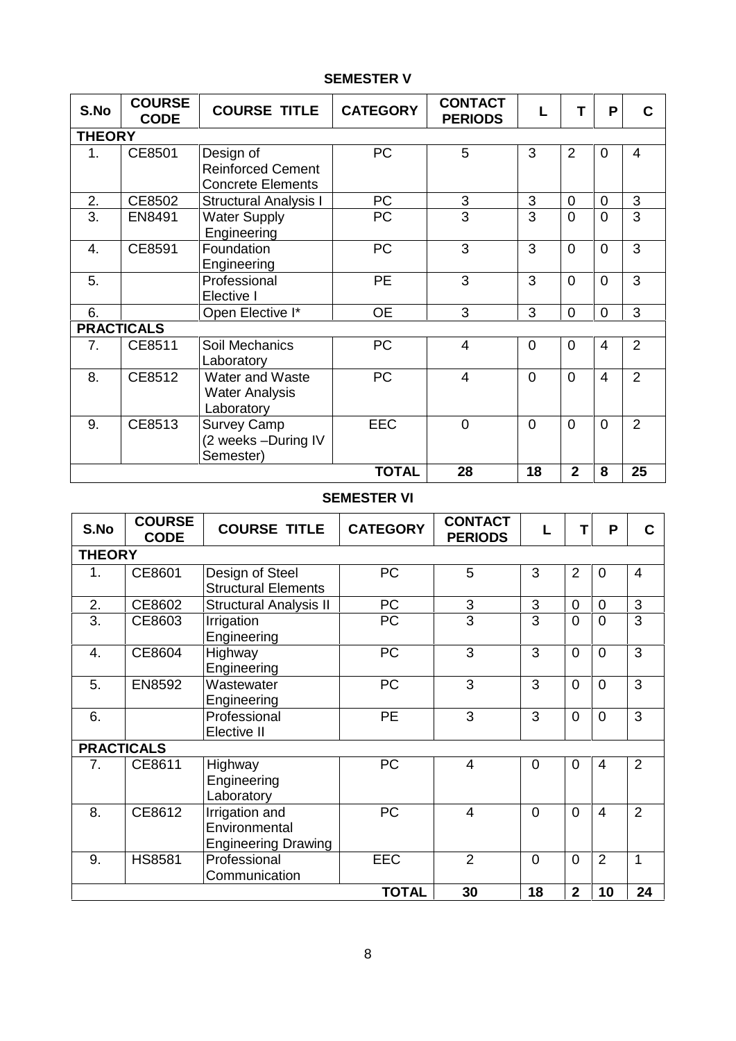## SEMESTER V

| S.No | COURSE CODE | COURSE TITLE | CATEGORY | CONTACT PERIODS | L | T | P | C |
|---|---|---|---|---|---|---|---|---|
| **THEORY** | | | | | | | | |
| 1. | CE8501 | Design of Reinforced Cement Concrete Elements | PC | 5 | 3 | 2 | 0 | 4 |
| 2. | CE8502 | Structural Analysis I | PC | 3 | 3 | 0 | 0 | 3 |
| 3. | EN8491 | Water Supply Engineering | PC | 3 | 3 | 0 | 0 | 3 |
| 4. | CE8591 | Foundation Engineering | PC | 3 | 3 | 0 | 0 | 3 |
| 5. | | Professional Elective I | PE | 3 | 3 | 0 | 0 | 3 |
| 6. | | Open Elective I* | OE | 3 | 3 | 0 | 0 | 3 |
| **PRACTICALS** | | | | | | | | |
| 7. | CE8511 | Soil Mechanics Laboratory | PC | 4 | 0 | 0 | 4 | 2 |
| 8. | CE8512 | Water and Waste Water Analysis Laboratory | PC | 4 | 0 | 0 | 4 | 2 |
| 9. | CE8513 | Survey Camp (2 weeks –During IV Semester) | EEC | 0 | 0 | 0 | 0 | 2 |
| | | | **TOTAL** | **28** | **18** | **2** | **8** | **25** |

## SEMESTER VI

| S.No | COURSE CODE | COURSE TITLE | CATEGORY | CONTACT PERIODS | L | T | P | C |
|---|---|---|---|---|---|---|---|---|
| **THEORY** | | | | | | | | |
| 1. | CE8601 | Design of Steel Structural Elements | PC | 5 | 3 | 2 | 0 | 4 |
| 2. | CE8602 | Structural Analysis II | PC | 3 | 3 | 0 | 0 | 3 |
| 3. | CE8603 | Irrigation Engineering | PC | 3 | 3 | 0 | 0 | 3 |
| 4. | CE8604 | Highway Engineering | PC | 3 | 3 | 0 | 0 | 3 |
| 5. | EN8592 | Wastewater Engineering | PC | 3 | 3 | 0 | 0 | 3 |
| 6. | | Professional Elective II | PE | 3 | 3 | 0 | 0 | 3 |
| **PRACTICALS** | | | | | | | | |
| 7. | CE8611 | Highway Engineering Laboratory | PC | 4 | 0 | 0 | 4 | 2 |
| 8. | CE8612 | Irrigation and Environmental Engineering Drawing | PC | 4 | 0 | 0 | 4 | 2 |
| 9. | HS8581 | Professional Communication | EEC | 2 | 0 | 0 | 2 | 1 |
| | | | **TOTAL** | **30** | **18** | **2** | **10** | **24** |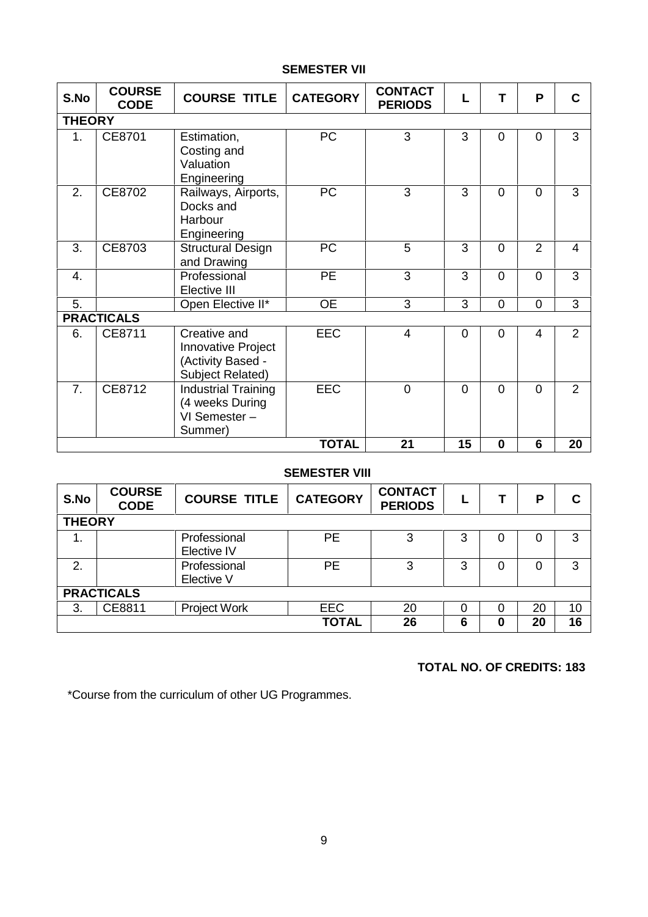## SEMESTER VII

| S.No | COURSE CODE | COURSE TITLE | CATEGORY | CONTACT PERIODS | L | T | P | C |
|---|---|---|---|---|---|---|---|---|
| **THEORY** | | | | | | | | |
| 1. | CE8701 | Estimation, Costing and Valuation Engineering | PC | 3 | 3 | 0 | 0 | 3 |
| 2. | CE8702 | Railways, Airports, Docks and Harbour Engineering | PC | 3 | 3 | 0 | 0 | 3 |
| 3. | CE8703 | Structural Design and Drawing | PC | 5 | 3 | 0 | 2 | 4 |
| 4. | | Professional Elective III | PE | 3 | 3 | 0 | 0 | 3 |
| 5. | | Open Elective II* | OE | 3 | 3 | 0 | 0 | 3 |
| **PRACTICALS** | | | | | | | | |
| 6. | CE8711 | Creative and Innovative Project (Activity Based - Subject Related) | EEC | 4 | 0 | 0 | 4 | 2 |
| 7. | CE8712 | Industrial Training (4 weeks During VI Semester – Summer) | EEC | 0 | 0 | 0 | 0 | 2 |
| | | | **TOTAL** | **21** | **15** | **0** | **6** | **20** |

## SEMESTER VIII

| S.No | COURSE CODE | COURSE TITLE | CATEGORY | CONTACT PERIODS | L | T | P | C |
|---|---|---|---|---|---|---|---|---|
| **THEORY** | | | | | | | | |
| 1. | | Professional Elective IV | PE | 3 | 3 | 0 | 0 | 3 |
| 2. | | Professional Elective V | PE | 3 | 3 | 0 | 0 | 3 |
| **PRACTICALS** | | | | | | | | |
| 3. | CE8811 | Project Work | EEC | 20 | 0 | 0 | 20 | 10 |
| | | | **TOTAL** | **26** | **6** | **0** | **20** | **16** |

**TOTAL NO. OF CREDITS: 183**

*Course from the curriculum of other UG Programmes.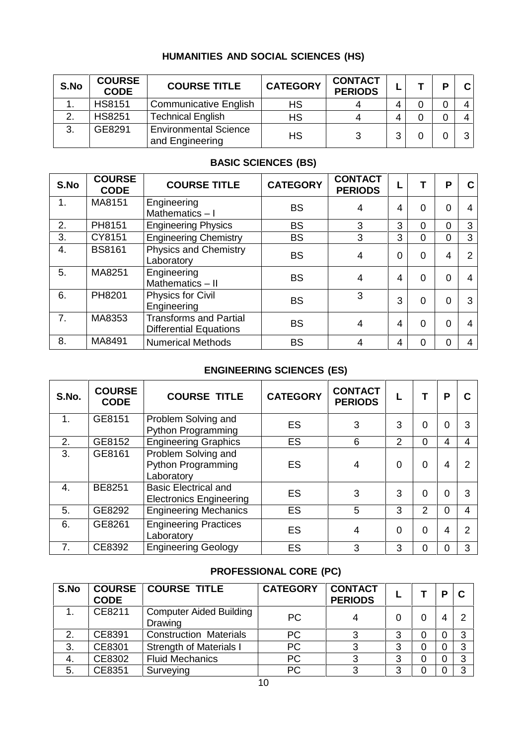## HUMANITIES AND SOCIAL SCIENCES (HS)

| S.No | COURSE CODE | COURSE TITLE | CATEGORY | CONTACT PERIODS | L | T | P | C |
|---|---|---|---|---|---|---|---|---|
| 1. | HS8151 | Communicative English | HS | 4 | 4 | 0 | 0 | 4 |
| 2. | HS8251 | Technical English | HS | 4 | 4 | 0 | 0 | 4 |
| 3. | GE8291 | Environmental Science and Engineering | HS | 3 | 3 | 0 | 0 | 3 |

## BASIC SCIENCES (BS)

| S.No | COURSE CODE | COURSE TITLE | CATEGORY | CONTACT PERIODS | L | T | P | C |
|---|---|---|---|---|---|---|---|---|
| 1. | MA8151 | Engineering Mathematics – I | BS | 4 | 4 | 0 | 0 | 4 |
| 2. | PH8151 | Engineering Physics | BS | 3 | 3 | 0 | 0 | 3 |
| 3. | CY8151 | Engineering Chemistry | BS | 3 | 3 | 0 | 0 | 3 |
| 4. | BS8161 | Physics and Chemistry Laboratory | BS | 4 | 0 | 0 | 4 | 2 |
| 5. | MA8251 | Engineering Mathematics – II | BS | 4 | 4 | 0 | 0 | 4 |
| 6. | PH8201 | Physics for Civil Engineering | BS | 3 | 3 | 0 | 0 | 3 |
| 7. | MA8353 | Transforms and Partial Differential Equations | BS | 4 | 4 | 0 | 0 | 4 |
| 8. | MA8491 | Numerical Methods | BS | 4 | 4 | 0 | 0 | 4 |

## ENGINEERING SCIENCES (ES)

| S.No. | COURSE CODE | COURSE TITLE | CATEGORY | CONTACT PERIODS | L | T | P | C |
|---|---|---|---|---|---|---|---|---|
| 1. | GE8151 | Problem Solving and Python Programming | ES | 3 | 3 | 0 | 0 | 3 |
| 2. | GE8152 | Engineering Graphics | ES | 6 | 2 | 0 | 4 | 4 |
| 3. | GE8161 | Problem Solving and Python Programming Laboratory | ES | 4 | 0 | 0 | 4 | 2 |
| 4. | BE8251 | Basic Electrical and Electronics Engineering | ES | 3 | 3 | 0 | 0 | 3 |
| 5. | GE8292 | Engineering Mechanics | ES | 5 | 3 | 2 | 0 | 4 |
| 6. | GE8261 | Engineering Practices Laboratory | ES | 4 | 0 | 0 | 4 | 2 |
| 7. | CE8392 | Engineering Geology | ES | 3 | 3 | 0 | 0 | 3 |

## PROFESSIONAL CORE (PC)

| S.No | COURSE CODE | COURSE TITLE | CATEGORY | CONTACT PERIODS | L | T | P | C |
|---|---|---|---|---|---|---|---|---|
| 1. | CE8211 | Computer Aided Building Drawing | PC | 4 | 0 | 0 | 4 | 2 |
| 2. | CE8391 | Construction Materials | PC | 3 | 3 | 0 | 0 | 3 |
| 3. | CE8301 | Strength of Materials I | PC | 3 | 3 | 0 | 0 | 3 |
| 4. | CE8302 | Fluid Mechanics | PC | 3 | 3 | 0 | 0 | 3 |
| 5. | CE8351 | Surveying | PC | 3 | 3 | 0 | 0 | 3 |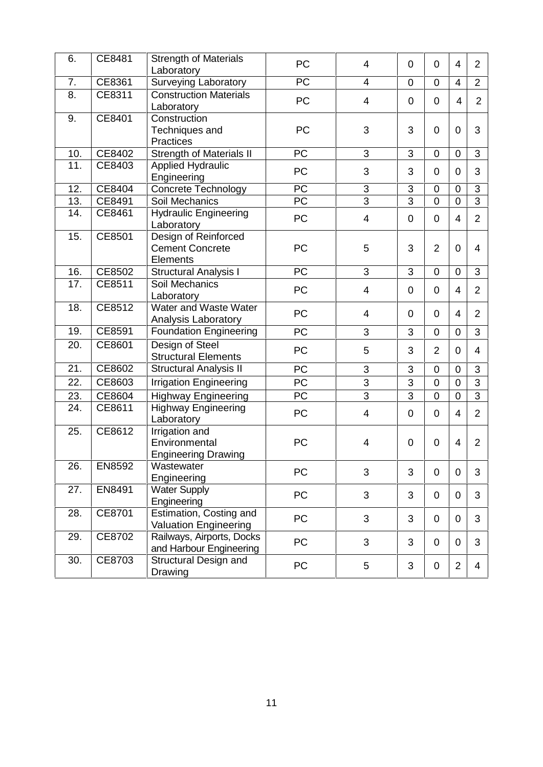| | | | | | | | | |
|---|---|---|---|---|---|---|---|---|
| 6. | CE8481 | Strength of Materials Laboratory | PC | 4 | 0 | 0 | 4 | 2 |
| 7. | CE8361 | Surveying Laboratory | PC | 4 | 0 | 0 | 4 | 2 |
| 8. | CE8311 | Construction Materials Laboratory | PC | 4 | 0 | 0 | 4 | 2 |
| 9. | CE8401 | Construction Techniques and Practices | PC | 3 | 3 | 0 | 0 | 3 |
| 10. | CE8402 | Strength of Materials II | PC | 3 | 3 | 0 | 0 | 3 |
| 11. | CE8403 | Applied Hydraulic Engineering | PC | 3 | 3 | 0 | 0 | 3 |
| 12. | CE8404 | Concrete Technology | PC | 3 | 3 | 0 | 0 | 3 |
| 13. | CE8491 | Soil Mechanics | PC | 3 | 3 | 0 | 0 | 3 |
| 14. | CE8461 | Hydraulic Engineering Laboratory | PC | 4 | 0 | 0 | 4 | 2 |
| 15. | CE8501 | Design of Reinforced Cement Concrete Elements | PC | 5 | 3 | 2 | 0 | 4 |
| 16. | CE8502 | Structural Analysis I | PC | 3 | 3 | 0 | 0 | 3 |
| 17. | CE8511 | Soil Mechanics Laboratory | PC | 4 | 0 | 0 | 4 | 2 |
| 18. | CE8512 | Water and Waste Water Analysis Laboratory | PC | 4 | 0 | 0 | 4 | 2 |
| 19. | CE8591 | Foundation Engineering | PC | 3 | 3 | 0 | 0 | 3 |
| 20. | CE8601 | Design of Steel Structural Elements | PC | 5 | 3 | 2 | 0 | 4 |
| 21. | CE8602 | Structural Analysis II | PC | 3 | 3 | 0 | 0 | 3 |
| 22. | CE8603 | Irrigation Engineering | PC | 3 | 3 | 0 | 0 | 3 |
| 23. | CE8604 | Highway Engineering | PC | 3 | 3 | 0 | 0 | 3 |
| 24. | CE8611 | Highway Engineering Laboratory | PC | 4 | 0 | 0 | 4 | 2 |
| 25. | CE8612 | Irrigation and Environmental Engineering Drawing | PC | 4 | 0 | 0 | 4 | 2 |
| 26. | EN8592 | Wastewater Engineering | PC | 3 | 3 | 0 | 0 | 3 |
| 27. | EN8491 | Water Supply Engineering | PC | 3 | 3 | 0 | 0 | 3 |
| 28. | CE8701 | Estimation, Costing and Valuation Engineering | PC | 3 | 3 | 0 | 0 | 3 |
| 29. | CE8702 | Railways, Airports, Docks and Harbour Engineering | PC | 3 | 3 | 0 | 0 | 3 |
| 30. | CE8703 | Structural Design and Drawing | PC | 5 | 3 | 0 | 2 | 4 |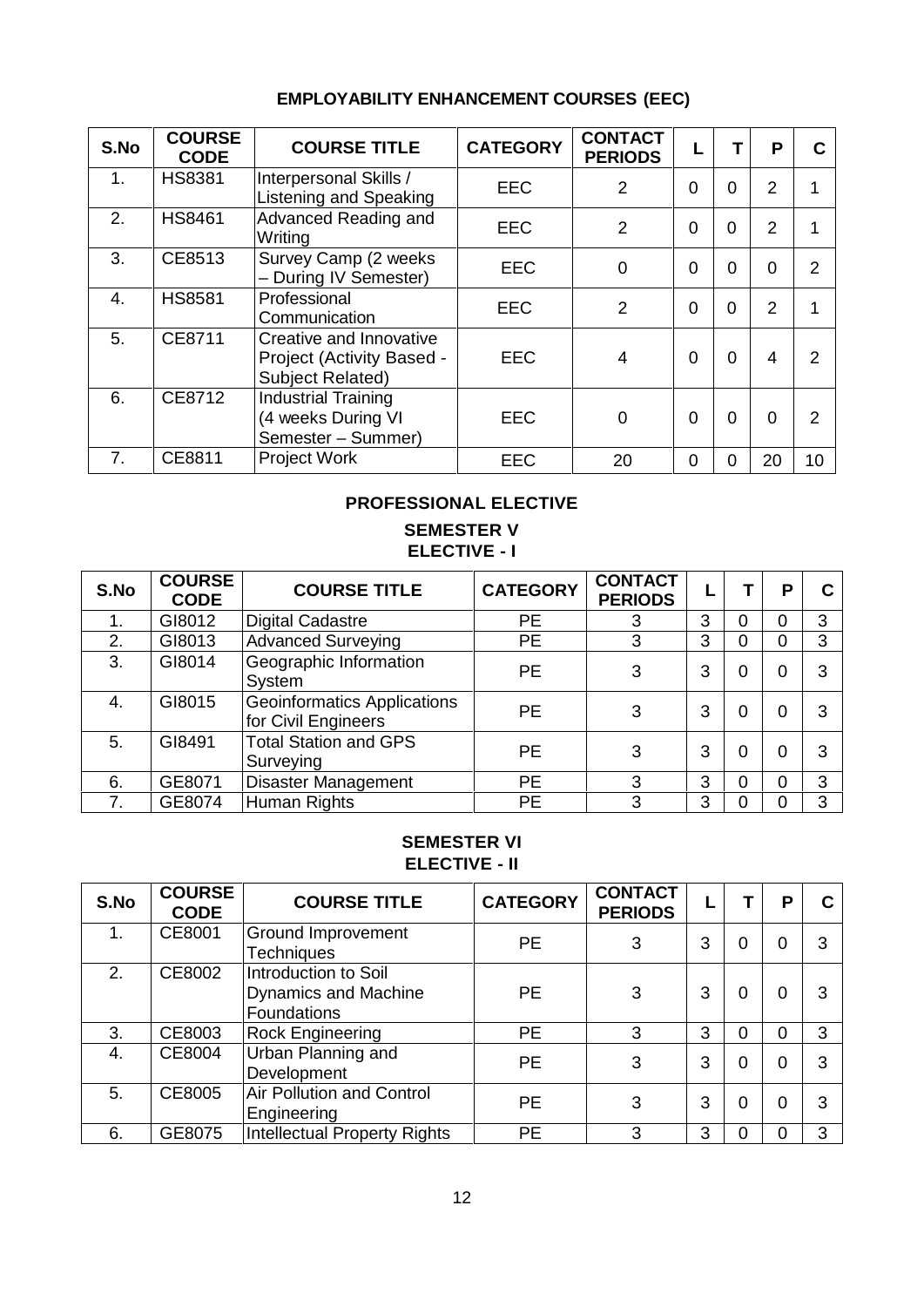## EMPLOYABILITY ENHANCEMENT COURSES (EEC)

| S.No | COURSE CODE | COURSE TITLE | CATEGORY | CONTACT PERIODS | L | T | P | C |
|---|---|---|---|---|---|---|---|---|
| 1. | HS8381 | Interpersonal Skills / Listening and Speaking | EEC | 2 | 0 | 0 | 2 | 1 |
| 2. | HS8461 | Advanced Reading and Writing | EEC | 2 | 0 | 0 | 2 | 1 |
| 3. | CE8513 | Survey Camp (2 weeks – During IV Semester) | EEC | 0 | 0 | 0 | 0 | 2 |
| 4. | HS8581 | Professional Communication | EEC | 2 | 0 | 0 | 2 | 1 |
| 5. | CE8711 | Creative and Innovative Project (Activity Based - Subject Related) | EEC | 4 | 0 | 0 | 4 | 2 |
| 6. | CE8712 | Industrial Training (4 weeks During VI Semester – Summer) | EEC | 0 | 0 | 0 | 0 | 2 |
| 7. | CE8811 | Project Work | EEC | 20 | 0 | 0 | 20 | 10 |

## PROFESSIONAL ELECTIVE

### SEMESTER V
### ELECTIVE - I

| S.No | COURSE CODE | COURSE TITLE | CATEGORY | CONTACT PERIODS | L | T | P | C |
|---|---|---|---|---|---|---|---|---|
| 1. | GI8012 | Digital Cadastre | PE | 3 | 3 | 0 | 0 | 3 |
| 2. | GI8013 | Advanced Surveying | PE | 3 | 3 | 0 | 0 | 3 |
| 3. | GI8014 | Geographic Information System | PE | 3 | 3 | 0 | 0 | 3 |
| 4. | GI8015 | Geoinformatics Applications for Civil Engineers | PE | 3 | 3 | 0 | 0 | 3 |
| 5. | GI8491 | Total Station and GPS Surveying | PE | 3 | 3 | 0 | 0 | 3 |
| 6. | GE8071 | Disaster Management | PE | 3 | 3 | 0 | 0 | 3 |
| 7. | GE8074 | Human Rights | PE | 3 | 3 | 0 | 0 | 3 |

### SEMESTER VI
### ELECTIVE - II

| S.No | COURSE CODE | COURSE TITLE | CATEGORY | CONTACT PERIODS | L | T | P | C |
|---|---|---|---|---|---|---|---|---|
| 1. | CE8001 | Ground Improvement Techniques | PE | 3 | 3 | 0 | 0 | 3 |
| 2. | CE8002 | Introduction to Soil Dynamics and Machine Foundations | PE | 3 | 3 | 0 | 0 | 3 |
| 3. | CE8003 | Rock Engineering | PE | 3 | 3 | 0 | 0 | 3 |
| 4. | CE8004 | Urban Planning and Development | PE | 3 | 3 | 0 | 0 | 3 |
| 5. | CE8005 | Air Pollution and Control Engineering | PE | 3 | 3 | 0 | 0 | 3 |
| 6. | GE8075 | Intellectual Property Rights | PE | 3 | 3 | 0 | 0 | 3 |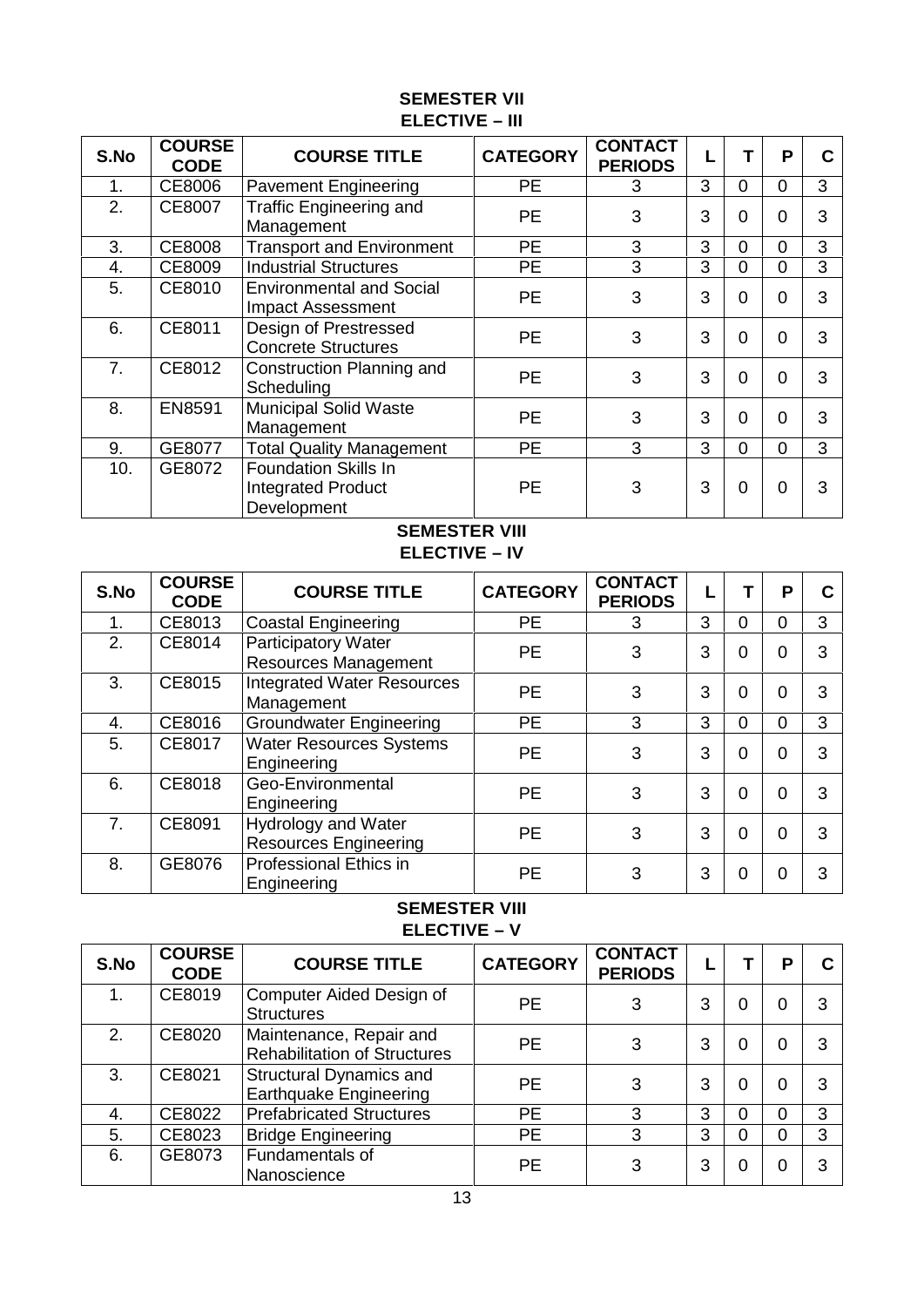## SEMESTER VII
### ELECTIVE – III

| S.No | COURSE CODE | COURSE TITLE | CATEGORY | CONTACT PERIODS | L | T | P | C |
|---|---|---|---|---|---|---|---|---|
| 1. | CE8006 | Pavement Engineering | PE | 3 | 3 | 0 | 0 | 3 |
| 2. | CE8007 | Traffic Engineering and Management | PE | 3 | 3 | 0 | 0 | 3 |
| 3. | CE8008 | Transport and Environment | PE | 3 | 3 | 0 | 0 | 3 |
| 4. | CE8009 | Industrial Structures | PE | 3 | 3 | 0 | 0 | 3 |
| 5. | CE8010 | Environmental and Social Impact Assessment | PE | 3 | 3 | 0 | 0 | 3 |
| 6. | CE8011 | Design of Prestressed Concrete Structures | PE | 3 | 3 | 0 | 0 | 3 |
| 7. | CE8012 | Construction Planning and Scheduling | PE | 3 | 3 | 0 | 0 | 3 |
| 8. | EN8591 | Municipal Solid Waste Management | PE | 3 | 3 | 0 | 0 | 3 |
| 9. | GE8077 | Total Quality Management | PE | 3 | 3 | 0 | 0 | 3 |
| 10. | GE8072 | Foundation Skills In Integrated Product Development | PE | 3 | 3 | 0 | 0 | 3 |

## SEMESTER VIII
### ELECTIVE – IV

| S.No | COURSE CODE | COURSE TITLE | CATEGORY | CONTACT PERIODS | L | T | P | C |
|---|---|---|---|---|---|---|---|---|
| 1. | CE8013 | Coastal Engineering | PE | 3 | 3 | 0 | 0 | 3 |
| 2. | CE8014 | Participatory Water Resources Management | PE | 3 | 3 | 0 | 0 | 3 |
| 3. | CE8015 | Integrated Water Resources Management | PE | 3 | 3 | 0 | 0 | 3 |
| 4. | CE8016 | Groundwater Engineering | PE | 3 | 3 | 0 | 0 | 3 |
| 5. | CE8017 | Water Resources Systems Engineering | PE | 3 | 3 | 0 | 0 | 3 |
| 6. | CE8018 | Geo-Environmental Engineering | PE | 3 | 3 | 0 | 0 | 3 |
| 7. | CE8091 | Hydrology and Water Resources Engineering | PE | 3 | 3 | 0 | 0 | 3 |
| 8. | GE8076 | Professional Ethics in Engineering | PE | 3 | 3 | 0 | 0 | 3 |

## SEMESTER VIII
### ELECTIVE – V

| S.No | COURSE CODE | COURSE TITLE | CATEGORY | CONTACT PERIODS | L | T | P | C |
|---|---|---|---|---|---|---|---|---|
| 1. | CE8019 | Computer Aided Design of Structures | PE | 3 | 3 | 0 | 0 | 3 |
| 2. | CE8020 | Maintenance, Repair and Rehabilitation of Structures | PE | 3 | 3 | 0 | 0 | 3 |
| 3. | CE8021 | Structural Dynamics and Earthquake Engineering | PE | 3 | 3 | 0 | 0 | 3 |
| 4. | CE8022 | Prefabricated Structures | PE | 3 | 3 | 0 | 0 | 3 |
| 5. | CE8023 | Bridge Engineering | PE | 3 | 3 | 0 | 0 | 3 |
| 6. | GE8073 | Fundamentals of Nanoscience | PE | 3 | 3 | 0 | 0 | 3 |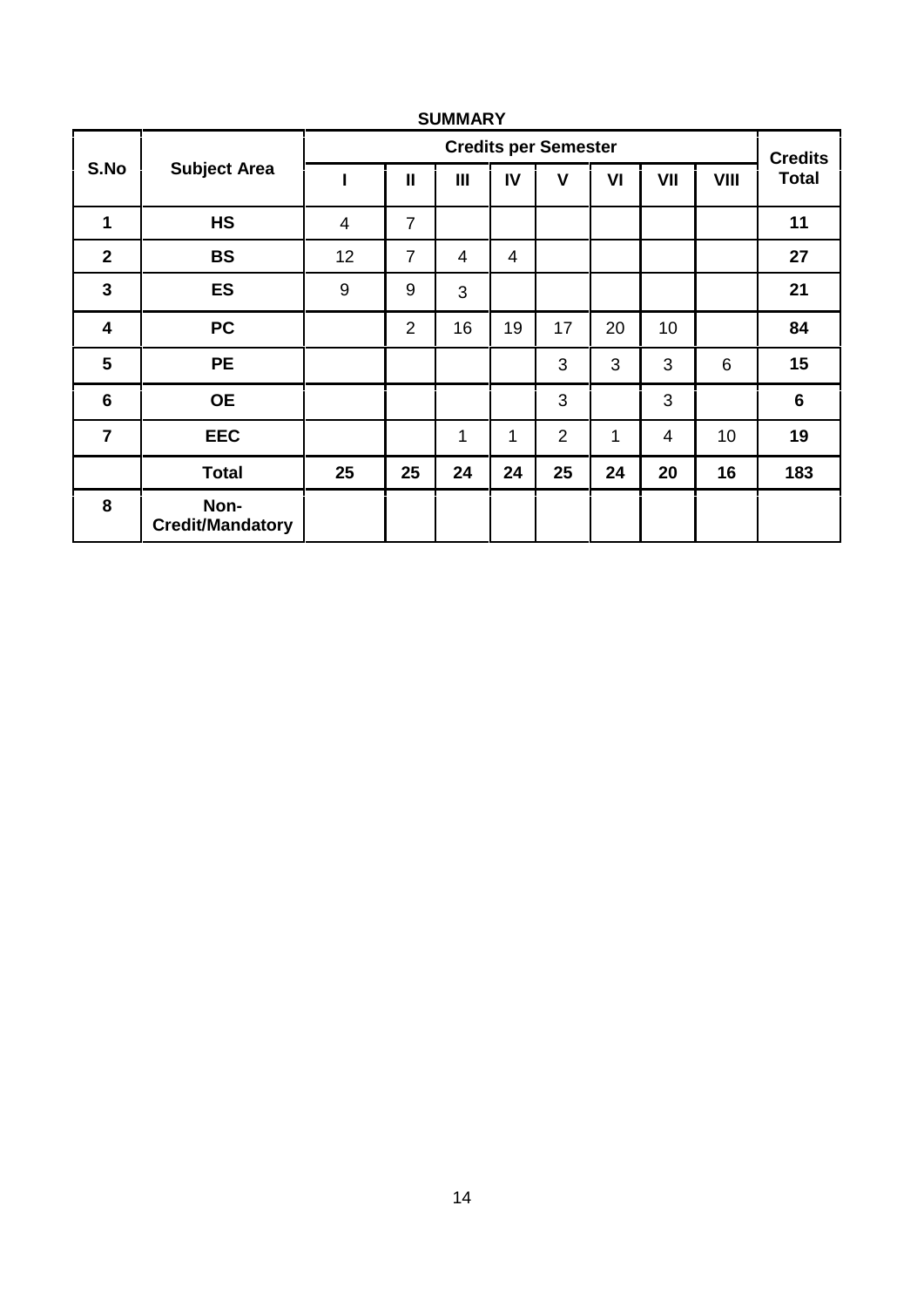**SUMMARY**

| S.No | Subject Area | Credits per Semester | | | | | | | | Credits Total |
|---|---|---|---|---|---|---|---|---|---|---|
| | | I | II | III | IV | V | VI | VII | VIII | |
| 1 | HS | 4 | 7 | | | | | | | 11 |
| 2 | BS | 12 | 7 | 4 | 4 | | | | | 27 |
| 3 | ES | 9 | 9 | 3 | | | | | | 21 |
| 4 | PC | | 2 | 16 | 19 | 17 | 20 | 10 | | 84 |
| 5 | PE | | | | | 3 | 3 | 3 | 6 | 15 |
| 6 | OE | | | | | 3 | | 3 | | 6 |
| 7 | EEC | | | 1 | 1 | 2 | 1 | 4 | 10 | 19 |
| | Total | 25 | 25 | 24 | 24 | 25 | 24 | 20 | 16 | 183 |
| 8 | Non-Credit/Mandatory | | | | | | | | | |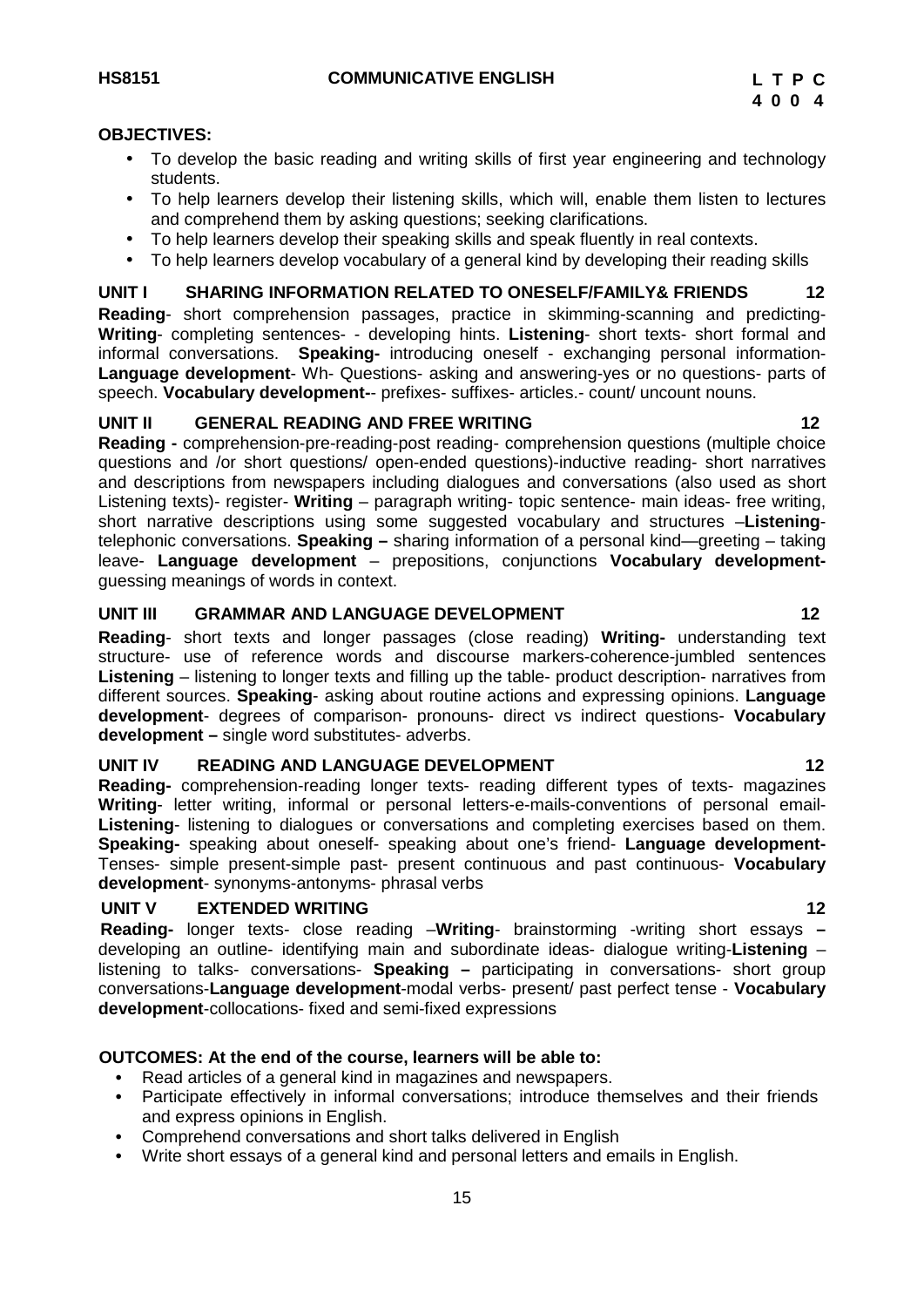**HS8151 COMMUNICATIVE ENGLISH**

| L | T | P | C |
|---|---|---|---|
| 4 | 0 | 0 | 4 |

**OBJECTIVES:**

- To develop the basic reading and writing skills of first year engineering and technology students.
- To help learners develop their listening skills, which will, enable them listen to lectures and comprehend them by asking questions; seeking clarifications.
- To help learners develop their speaking skills and speak fluently in real contexts.
- To help learners develop vocabulary of a general kind by developing their reading skills

**UNIT I SHARING INFORMATION RELATED TO ONESELF/FAMILY& FRIENDS 12**

**Reading**- short comprehension passages, practice in skimming-scanning and predicting- **Writing**- completing sentences- - developing hints. **Listening**- short texts- short formal and informal conversations. **Speaking-** introducing oneself - exchanging personal information- **Language development**- Wh- Questions- asking and answering-yes or no questions- parts of speech. **Vocabulary development-**- prefixes- suffixes- articles.- count/ uncount nouns.

**UNIT II GENERAL READING AND FREE WRITING 12**

**Reading -** comprehension-pre-reading-post reading- comprehension questions (multiple choice questions and /or short questions/ open-ended questions)-inductive reading- short narratives and descriptions from newspapers including dialogues and conversations (also used as short Listening texts)- register- **Writing** – paragraph writing- topic sentence- main ideas- free writing, short narrative descriptions using some suggested vocabulary and structures –**Listening**- telephonic conversations. **Speaking –** sharing information of a personal kind—greeting – taking leave- **Language development** – prepositions, conjunctions **Vocabulary development-** guessing meanings of words in context.

**UNIT III GRAMMAR AND LANGUAGE DEVELOPMENT 12**

**Reading**- short texts and longer passages (close reading) **Writing-** understanding text structure- use of reference words and discourse markers-coherence-jumbled sentences **Listening** – listening to longer texts and filling up the table- product description- narratives from different sources. **Speaking**- asking about routine actions and expressing opinions. **Language development**- degrees of comparison- pronouns- direct vs indirect questions- **Vocabulary development –** single word substitutes- adverbs.

**UNIT IV READING AND LANGUAGE DEVELOPMENT 12**

**Reading-** comprehension-reading longer texts- reading different types of texts- magazines **Writing**- letter writing, informal or personal letters-e-mails-conventions of personal email- **Listening**- listening to dialogues or conversations and completing exercises based on them. **Speaking-** speaking about oneself- speaking about one's friend- **Language development-** Tenses- simple present-simple past- present continuous and past continuous- **Vocabulary development**- synonyms-antonyms- phrasal verbs

**UNIT V EXTENDED WRITING 12**

**Reading-** longer texts- close reading –**Writing**- brainstorming -writing short essays **–** developing an outline- identifying main and subordinate ideas- dialogue writing-**Listening** – listening to talks- conversations- **Speaking –** participating in conversations- short group conversations-**Language development**-modal verbs- present/ past perfect tense - **Vocabulary development**-collocations- fixed and semi-fixed expressions

**OUTCOMES: At the end of the course, learners will be able to:**

- Read articles of a general kind in magazines and newspapers.
- Participate effectively in informal conversations; introduce themselves and their friends and express opinions in English.
- Comprehend conversations and short talks delivered in English
- Write short essays of a general kind and personal letters and emails in English.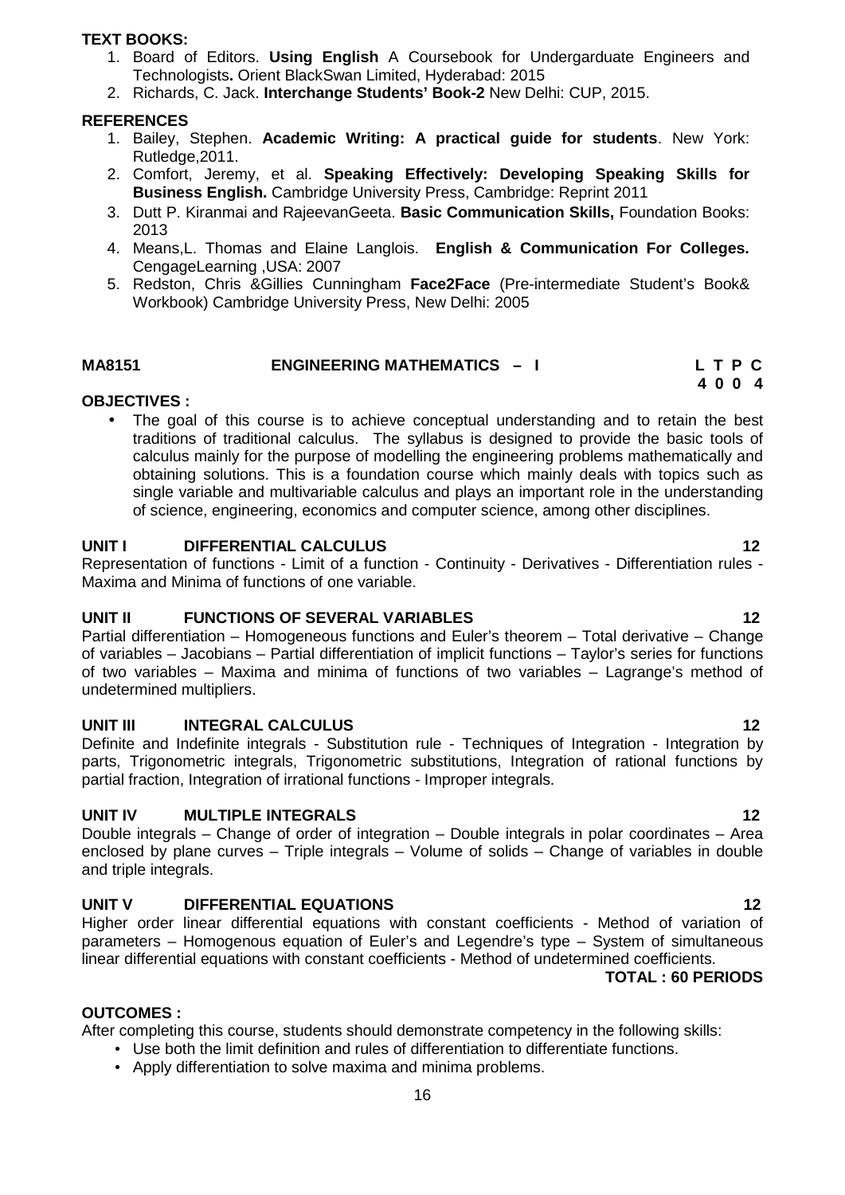**TEXT BOOKS:**

1. Board of Editors. **Using English** A Coursebook for Undergarduate Engineers and Technologists**.** Orient BlackSwan Limited, Hyderabad: 2015
2. Richards, C. Jack. **Interchange Students' Book-2** New Delhi: CUP, 2015.

**REFERENCES**

1. Bailey, Stephen. **Academic Writing: A practical guide for students**. New York: Rutledge,2011.
2. Comfort, Jeremy, et al. **Speaking Effectively: Developing Speaking Skills for Business English.** Cambridge University Press, Cambridge: Reprint 2011
3. Dutt P. Kiranmai and RajeevanGeeta. **Basic Communication Skills,** Foundation Books: 2013
4. Means,L. Thomas and Elaine Langlois. **English & Communication For Colleges.** CengageLearning ,USA: 2007
5. Redston, Chris &Gillies Cunningham **Face2Face** (Pre-intermediate Student's Book& Workbook) Cambridge University Press, New Delhi: 2005

## MA8151 ENGINEERING MATHEMATICS – I

| L | T | P | C |
|---|---|---|---|
| 4 | 0 | 0 | 4 |

**OBJECTIVES :**

- The goal of this course is to achieve conceptual understanding and to retain the best traditions of traditional calculus. The syllabus is designed to provide the basic tools of calculus mainly for the purpose of modelling the engineering problems mathematically and obtaining solutions. This is a foundation course which mainly deals with topics such as single variable and multivariable calculus and plays an important role in the understanding of science, engineering, economics and computer science, among other disciplines.

**UNIT I DIFFERENTIAL CALCULUS 12**

Representation of functions - Limit of a function - Continuity - Derivatives - Differentiation rules - Maxima and Minima of functions of one variable.

**UNIT II FUNCTIONS OF SEVERAL VARIABLES 12**

Partial differentiation – Homogeneous functions and Euler's theorem – Total derivative – Change of variables – Jacobians – Partial differentiation of implicit functions – Taylor's series for functions of two variables – Maxima and minima of functions of two variables – Lagrange's method of undetermined multipliers.

**UNIT III INTEGRAL CALCULUS 12**

Definite and Indefinite integrals - Substitution rule - Techniques of Integration - Integration by parts, Trigonometric integrals, Trigonometric substitutions, Integration of rational functions by partial fraction, Integration of irrational functions - Improper integrals.

**UNIT IV MULTIPLE INTEGRALS 12**

Double integrals – Change of order of integration – Double integrals in polar coordinates – Area enclosed by plane curves – Triple integrals – Volume of solids – Change of variables in double and triple integrals.

**UNIT V DIFFERENTIAL EQUATIONS 12**

Higher order linear differential equations with constant coefficients - Method of variation of parameters – Homogenous equation of Euler's and Legendre's type – System of simultaneous linear differential equations with constant coefficients - Method of undetermined coefficients.

**TOTAL : 60 PERIODS**

**OUTCOMES :**

After completing this course, students should demonstrate competency in the following skills:

- Use both the limit definition and rules of differentiation to differentiate functions.
- Apply differentiation to solve maxima and minima problems.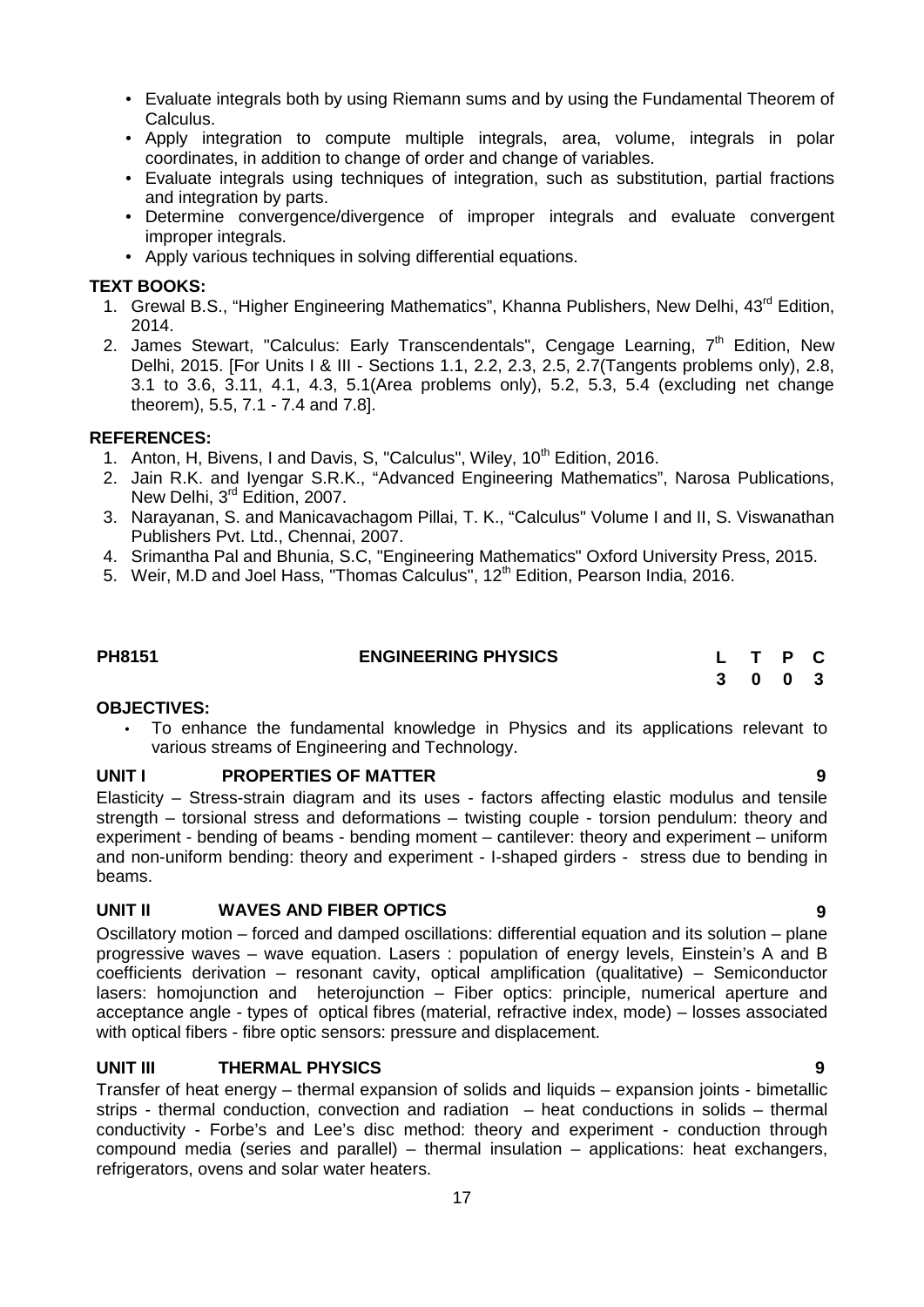- Evaluate integrals both by using Riemann sums and by using the Fundamental Theorem of Calculus.
- Apply integration to compute multiple integrals, area, volume, integrals in polar coordinates, in addition to change of order and change of variables.
- Evaluate integrals using techniques of integration, such as substitution, partial fractions and integration by parts.
- Determine convergence/divergence of improper integrals and evaluate convergent improper integrals.
- Apply various techniques in solving differential equations.

**TEXT BOOKS:**

1. Grewal B.S., "Higher Engineering Mathematics", Khanna Publishers, New Delhi, 43rd Edition, 2014.
2. James Stewart, "Calculus: Early Transcendentals", Cengage Learning, 7th Edition, New Delhi, 2015. [For Units I & III - Sections 1.1, 2.2, 2.3, 2.5, 2.7(Tangents problems only), 2.8, 3.1 to 3.6, 3.11, 4.1, 4.3, 5.1(Area problems only), 5.2, 5.3, 5.4 (excluding net change theorem), 5.5, 7.1 - 7.4 and 7.8].

**REFERENCES:**

1. Anton, H, Bivens, I and Davis, S, "Calculus", Wiley, 10th Edition, 2016.
2. Jain R.K. and Iyengar S.R.K., "Advanced Engineering Mathematics", Narosa Publications, New Delhi, 3rd Edition, 2007.
3. Narayanan, S. and Manicavachagom Pillai, T. K., "Calculus" Volume I and II, S. Viswanathan Publishers Pvt. Ltd., Chennai, 2007.
4. Srimantha Pal and Bhunia, S.C, "Engineering Mathematics" Oxford University Press, 2015.
5. Weir, M.D and Joel Hass, "Thomas Calculus", 12th Edition, Pearson India, 2016.

| PH8151 | ENGINEERING PHYSICS | L | T | P | C |
|---|---|---|---|---|---|
| | | 3 | 0 | 0 | 3 |

**OBJECTIVES:**

- To enhance the fundamental knowledge in Physics and its applications relevant to various streams of Engineering and Technology.

**UNIT I PROPERTIES OF MATTER 9**

Elasticity – Stress-strain diagram and its uses - factors affecting elastic modulus and tensile strength – torsional stress and deformations – twisting couple - torsion pendulum: theory and experiment - bending of beams - bending moment – cantilever: theory and experiment – uniform and non-uniform bending: theory and experiment - I-shaped girders - stress due to bending in beams.

**UNIT II WAVES AND FIBER OPTICS 9**

Oscillatory motion – forced and damped oscillations: differential equation and its solution – plane progressive waves – wave equation. Lasers : population of energy levels, Einstein's A and B coefficients derivation – resonant cavity, optical amplification (qualitative) – Semiconductor lasers: homojunction and heterojunction – Fiber optics: principle, numerical aperture and acceptance angle - types of optical fibres (material, refractive index, mode) – losses associated with optical fibers - fibre optic sensors: pressure and displacement.

**UNIT III THERMAL PHYSICS 9**

Transfer of heat energy – thermal expansion of solids and liquids – expansion joints - bimetallic strips - thermal conduction, convection and radiation – heat conductions in solids – thermal conductivity - Forbe's and Lee's disc method: theory and experiment - conduction through compound media (series and parallel) – thermal insulation – applications: heat exchangers, refrigerators, ovens and solar water heaters.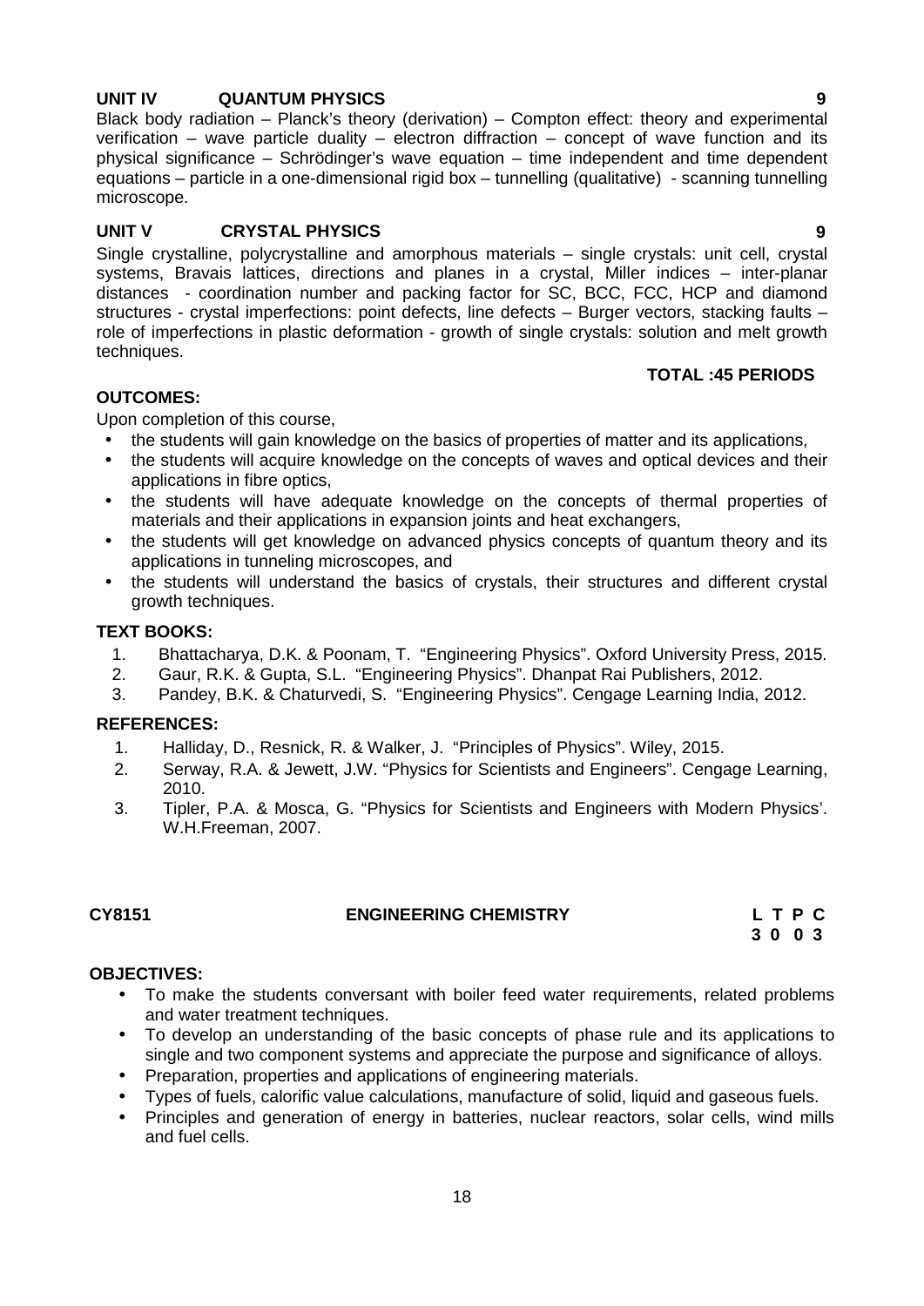**UNIT IV QUANTUM PHYSICS 9**

Black body radiation – Planck's theory (derivation) – Compton effect: theory and experimental verification – wave particle duality – electron diffraction – concept of wave function and its physical significance – Schrödinger's wave equation – time independent and time dependent equations – particle in a one-dimensional rigid box – tunnelling (qualitative) - scanning tunnelling microscope.

**UNIT V CRYSTAL PHYSICS 9**

Single crystalline, polycrystalline and amorphous materials – single crystals: unit cell, crystal systems, Bravais lattices, directions and planes in a crystal, Miller indices – inter-planar distances - coordination number and packing factor for SC, BCC, FCC, HCP and diamond structures - crystal imperfections: point defects, line defects – Burger vectors, stacking faults – role of imperfections in plastic deformation - growth of single crystals: solution and melt growth techniques.

**TOTAL :45 PERIODS**

**OUTCOMES:**

Upon completion of this course,

- the students will gain knowledge on the basics of properties of matter and its applications,
- the students will acquire knowledge on the concepts of waves and optical devices and their applications in fibre optics,
- the students will have adequate knowledge on the concepts of thermal properties of materials and their applications in expansion joints and heat exchangers,
- the students will get knowledge on advanced physics concepts of quantum theory and its applications in tunneling microscopes, and
- the students will understand the basics of crystals, their structures and different crystal growth techniques.

**TEXT BOOKS:**

1. Bhattacharya, D.K. & Poonam, T. "Engineering Physics". Oxford University Press, 2015.
2. Gaur, R.K. & Gupta, S.L. "Engineering Physics". Dhanpat Rai Publishers, 2012.
3. Pandey, B.K. & Chaturvedi, S. "Engineering Physics". Cengage Learning India, 2012.

**REFERENCES:**

1. Halliday, D., Resnick, R. & Walker, J. "Principles of Physics". Wiley, 2015.
2. Serway, R.A. & Jewett, J.W. "Physics for Scientists and Engineers". Cengage Learning, 2010.
3. Tipler, P.A. & Mosca, G. "Physics for Scientists and Engineers with Modern Physics'. W.H.Freeman, 2007.

**CY8151 ENGINEERING CHEMISTRY L T P C**
**3 0 0 3**

**OBJECTIVES:**

- To make the students conversant with boiler feed water requirements, related problems and water treatment techniques.
- To develop an understanding of the basic concepts of phase rule and its applications to single and two component systems and appreciate the purpose and significance of alloys.
- Preparation, properties and applications of engineering materials.
- Types of fuels, calorific value calculations, manufacture of solid, liquid and gaseous fuels.
- Principles and generation of energy in batteries, nuclear reactors, solar cells, wind mills and fuel cells.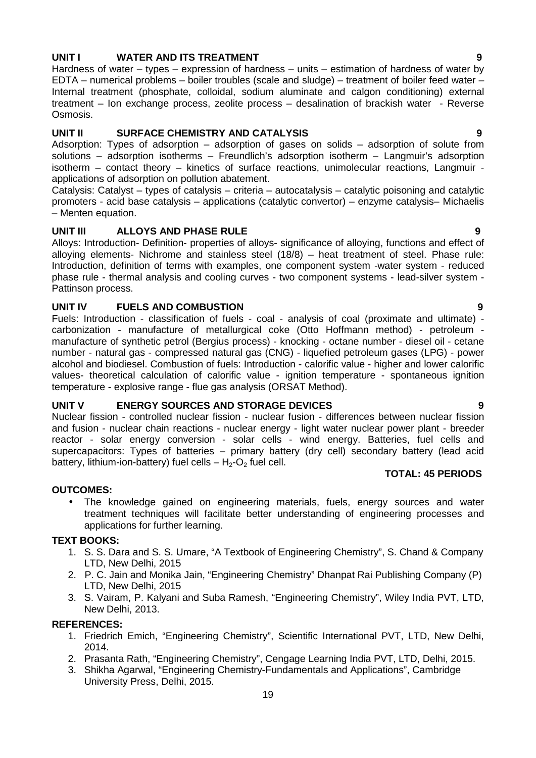**UNIT I WATER AND ITS TREATMENT 9**

Hardness of water – types – expression of hardness – units – estimation of hardness of water by EDTA – numerical problems – boiler troubles (scale and sludge) – treatment of boiler feed water – Internal treatment (phosphate, colloidal, sodium aluminate and calgon conditioning) external treatment – Ion exchange process, zeolite process – desalination of brackish water - Reverse Osmosis.

**UNIT II SURFACE CHEMISTRY AND CATALYSIS 9**

Adsorption: Types of adsorption – adsorption of gases on solids – adsorption of solute from solutions – adsorption isotherms – Freundlich's adsorption isotherm – Langmuir's adsorption isotherm – contact theory – kinetics of surface reactions, unimolecular reactions, Langmuir - applications of adsorption on pollution abatement.

Catalysis: Catalyst – types of catalysis – criteria – autocatalysis – catalytic poisoning and catalytic promoters - acid base catalysis – applications (catalytic convertor) – enzyme catalysis– Michaelis – Menten equation.

**UNIT III ALLOYS AND PHASE RULE 9**

Alloys: Introduction- Definition- properties of alloys- significance of alloying, functions and effect of alloying elements- Nichrome and stainless steel (18/8) – heat treatment of steel. Phase rule: Introduction, definition of terms with examples, one component system -water system - reduced phase rule - thermal analysis and cooling curves - two component systems - lead-silver system - Pattinson process.

**UNIT IV FUELS AND COMBUSTION 9**

Fuels: Introduction - classification of fuels - coal - analysis of coal (proximate and ultimate) - carbonization - manufacture of metallurgical coke (Otto Hoffmann method) - petroleum - manufacture of synthetic petrol (Bergius process) - knocking - octane number - diesel oil - cetane number - natural gas - compressed natural gas (CNG) - liquefied petroleum gases (LPG) - power alcohol and biodiesel. Combustion of fuels: Introduction - calorific value - higher and lower calorific values- theoretical calculation of calorific value - ignition temperature - spontaneous ignition temperature - explosive range - flue gas analysis (ORSAT Method).

**UNIT V ENERGY SOURCES AND STORAGE DEVICES 9**

Nuclear fission - controlled nuclear fission - nuclear fusion - differences between nuclear fission and fusion - nuclear chain reactions - nuclear energy - light water nuclear power plant - breeder reactor - solar energy conversion - solar cells - wind energy. Batteries, fuel cells and supercapacitors: Types of batteries – primary battery (dry cell) secondary battery (lead acid battery, lithium-ion-battery) fuel cells – $H_2$-$O_2$ fuel cell.

**TOTAL: 45 PERIODS**

**OUTCOMES:**

- The knowledge gained on engineering materials, fuels, energy sources and water treatment techniques will facilitate better understanding of engineering processes and applications for further learning.

**TEXT BOOKS:**

1. S. S. Dara and S. S. Umare, "A Textbook of Engineering Chemistry", S. Chand & Company LTD, New Delhi, 2015
2. P. C. Jain and Monika Jain, "Engineering Chemistry" Dhanpat Rai Publishing Company (P) LTD, New Delhi, 2015
3. S. Vairam, P. Kalyani and Suba Ramesh, "Engineering Chemistry", Wiley India PVT, LTD, New Delhi, 2013.

**REFERENCES:**

1. Friedrich Emich, "Engineering Chemistry", Scientific International PVT, LTD, New Delhi, 2014.
2. Prasanta Rath, "Engineering Chemistry", Cengage Learning India PVT, LTD, Delhi, 2015.
3. Shikha Agarwal, "Engineering Chemistry-Fundamentals and Applications", Cambridge University Press, Delhi, 2015.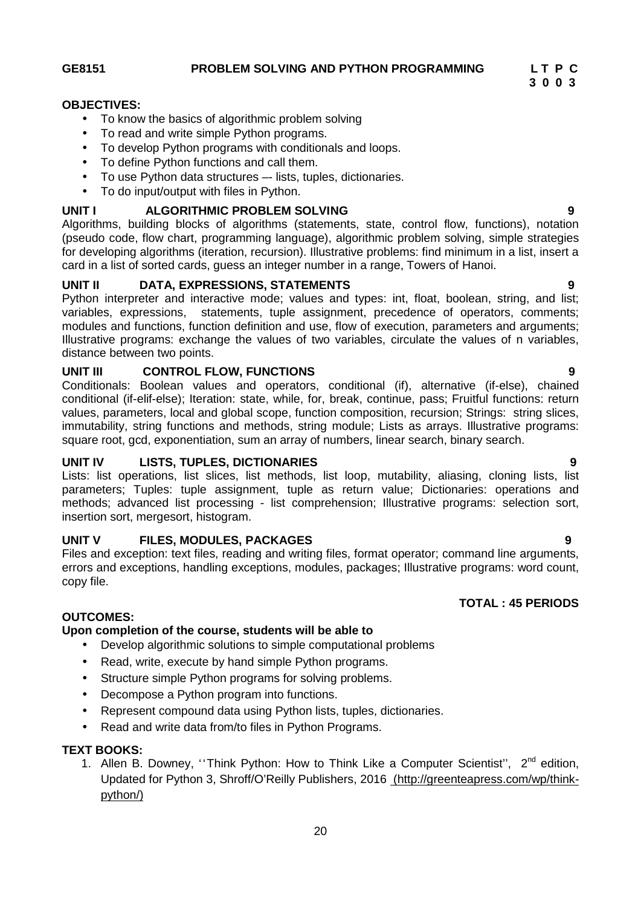**GE8151 PROBLEM SOLVING AND PYTHON PROGRAMMING** **L T P C**
**3 0 0 3**

**OBJECTIVES:**

- To know the basics of algorithmic problem solving
- To read and write simple Python programs.
- To develop Python programs with conditionals and loops.
- To define Python functions and call them.
- To use Python data structures –- lists, tuples, dictionaries.
- To do input/output with files in Python.

**UNIT I ALGORITHMIC PROBLEM SOLVING 9**

Algorithms, building blocks of algorithms (statements, state, control flow, functions), notation (pseudo code, flow chart, programming language), algorithmic problem solving, simple strategies for developing algorithms (iteration, recursion). Illustrative problems: find minimum in a list, insert a card in a list of sorted cards, guess an integer number in a range, Towers of Hanoi.

**UNIT II DATA, EXPRESSIONS, STATEMENTS 9**

Python interpreter and interactive mode; values and types: int, float, boolean, string, and list; variables, expressions, statements, tuple assignment, precedence of operators, comments; modules and functions, function definition and use, flow of execution, parameters and arguments; Illustrative programs: exchange the values of two variables, circulate the values of n variables, distance between two points.

**UNIT III CONTROL FLOW, FUNCTIONS 9**

Conditionals: Boolean values and operators, conditional (if), alternative (if-else), chained conditional (if-elif-else); Iteration: state, while, for, break, continue, pass; Fruitful functions: return values, parameters, local and global scope, function composition, recursion; Strings: string slices, immutability, string functions and methods, string module; Lists as arrays. Illustrative programs: square root, gcd, exponentiation, sum an array of numbers, linear search, binary search.

**UNIT IV LISTS, TUPLES, DICTIONARIES 9**

Lists: list operations, list slices, list methods, list loop, mutability, aliasing, cloning lists, list parameters; Tuples: tuple assignment, tuple as return value; Dictionaries: operations and methods; advanced list processing - list comprehension; Illustrative programs: selection sort, insertion sort, mergesort, histogram.

**UNIT V FILES, MODULES, PACKAGES 9**

Files and exception: text files, reading and writing files, format operator; command line arguments, errors and exceptions, handling exceptions, modules, packages; Illustrative programs: word count, copy file.

**TOTAL : 45 PERIODS**

**OUTCOMES:**

**Upon completion of the course, students will be able to**

- Develop algorithmic solutions to simple computational problems
- Read, write, execute by hand simple Python programs.
- Structure simple Python programs for solving problems.
- Decompose a Python program into functions.
- Represent compound data using Python lists, tuples, dictionaries.
- Read and write data from/to files in Python Programs.

**TEXT BOOKS:**

1. Allen B. Downey, ''Think Python: How to Think Like a Computer Scientist'', 2nd edition, Updated for Python 3, Shroff/O'Reilly Publishers, 2016 (http://greenteapress.com/wp/think-python/)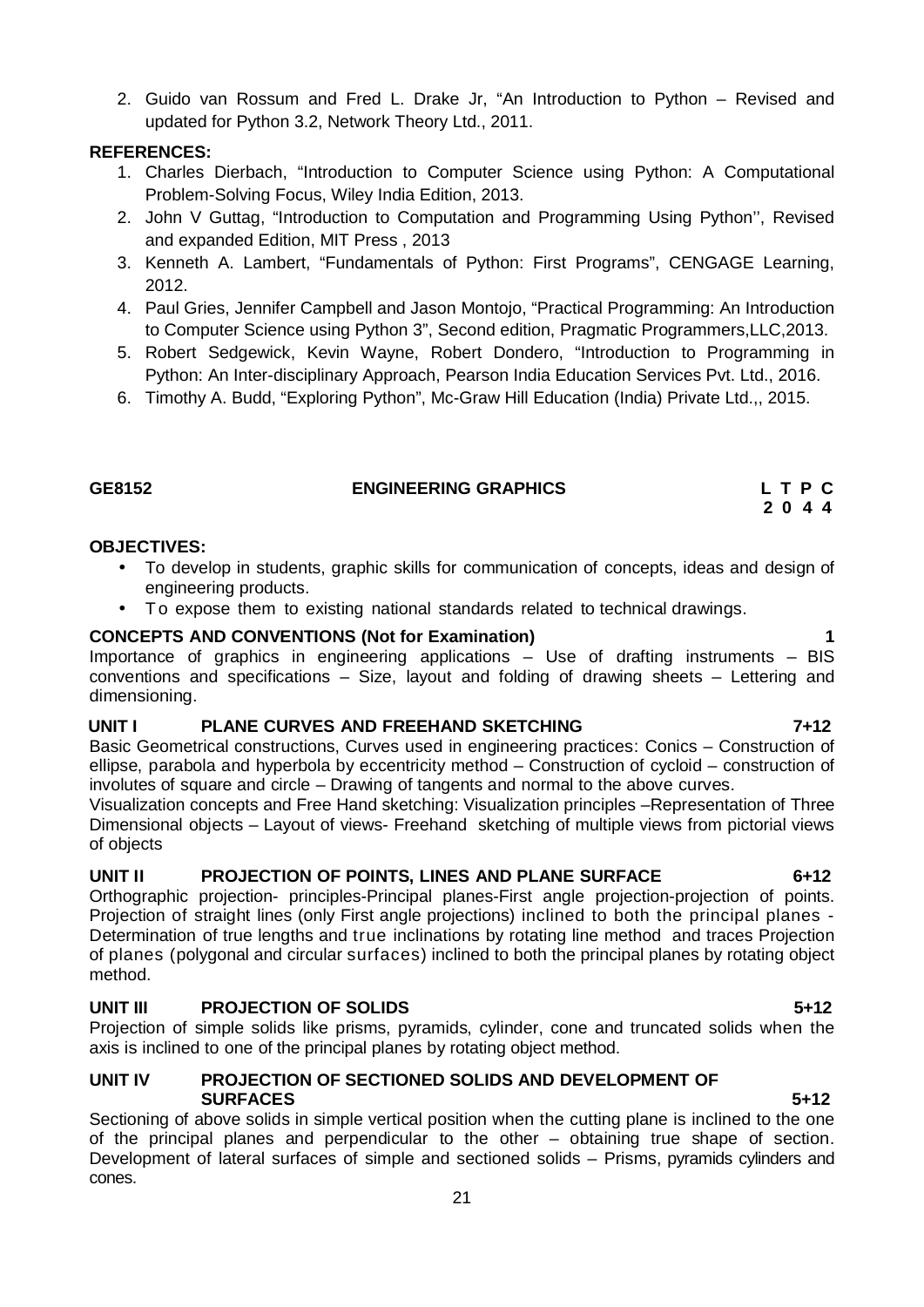2. Guido van Rossum and Fred L. Drake Jr, "An Introduction to Python – Revised and updated for Python 3.2, Network Theory Ltd., 2011.

**REFERENCES:**

1. Charles Dierbach, "Introduction to Computer Science using Python: A Computational Problem-Solving Focus, Wiley India Edition, 2013.
2. John V Guttag, "Introduction to Computation and Programming Using Python'', Revised and expanded Edition, MIT Press , 2013
3. Kenneth A. Lambert, "Fundamentals of Python: First Programs", CENGAGE Learning, 2012.
4. Paul Gries, Jennifer Campbell and Jason Montojo, "Practical Programming: An Introduction to Computer Science using Python 3", Second edition, Pragmatic Programmers,LLC,2013.
5. Robert Sedgewick, Kevin Wayne, Robert Dondero, "Introduction to Programming in Python: An Inter-disciplinary Approach, Pearson India Education Services Pvt. Ltd., 2016.
6. Timothy A. Budd, "Exploring Python", Mc-Graw Hill Education (India) Private Ltd.,, 2015.

## GE8152 ENGINEERING GRAPHICS

| L | T | P | C |
|---|---|---|---|
| 2 | 0 | 4 | 4 |

**OBJECTIVES:**

- To develop in students, graphic skills for communication of concepts, ideas and design of engineering products.
- To expose them to existing national standards related to technical drawings.

**CONCEPTS AND CONVENTIONS (Not for Examination) 1**

Importance of graphics in engineering applications – Use of drafting instruments – BIS conventions and specifications – Size, layout and folding of drawing sheets – Lettering and dimensioning.

**UNIT I PLANE CURVES AND FREEHAND SKETCHING 7+12**

Basic Geometrical constructions, Curves used in engineering practices: Conics – Construction of ellipse, parabola and hyperbola by eccentricity method – Construction of cycloid – construction of involutes of square and circle – Drawing of tangents and normal to the above curves.

Visualization concepts and Free Hand sketching: Visualization principles –Representation of Three Dimensional objects – Layout of views- Freehand sketching of multiple views from pictorial views of objects

**UNIT II PROJECTION OF POINTS, LINES AND PLANE SURFACE 6+12**

Orthographic projection- principles-Principal planes-First angle projection-projection of points. Projection of straight lines (only First angle projections) inclined to both the principal planes - Determination of true lengths and true inclinations by rotating line method and traces Projection of planes (polygonal and circular surfaces) inclined to both the principal planes by rotating object method.

**UNIT III PROJECTION OF SOLIDS 5+12**

Projection of simple solids like prisms, pyramids, cylinder, cone and truncated solids when the axis is inclined to one of the principal planes by rotating object method.

**UNIT IV PROJECTION OF SECTIONED SOLIDS AND DEVELOPMENT OF SURFACES 5+12**

Sectioning of above solids in simple vertical position when the cutting plane is inclined to the one of the principal planes and perpendicular to the other – obtaining true shape of section. Development of lateral surfaces of simple and sectioned solids – Prisms, pyramids cylinders and cones.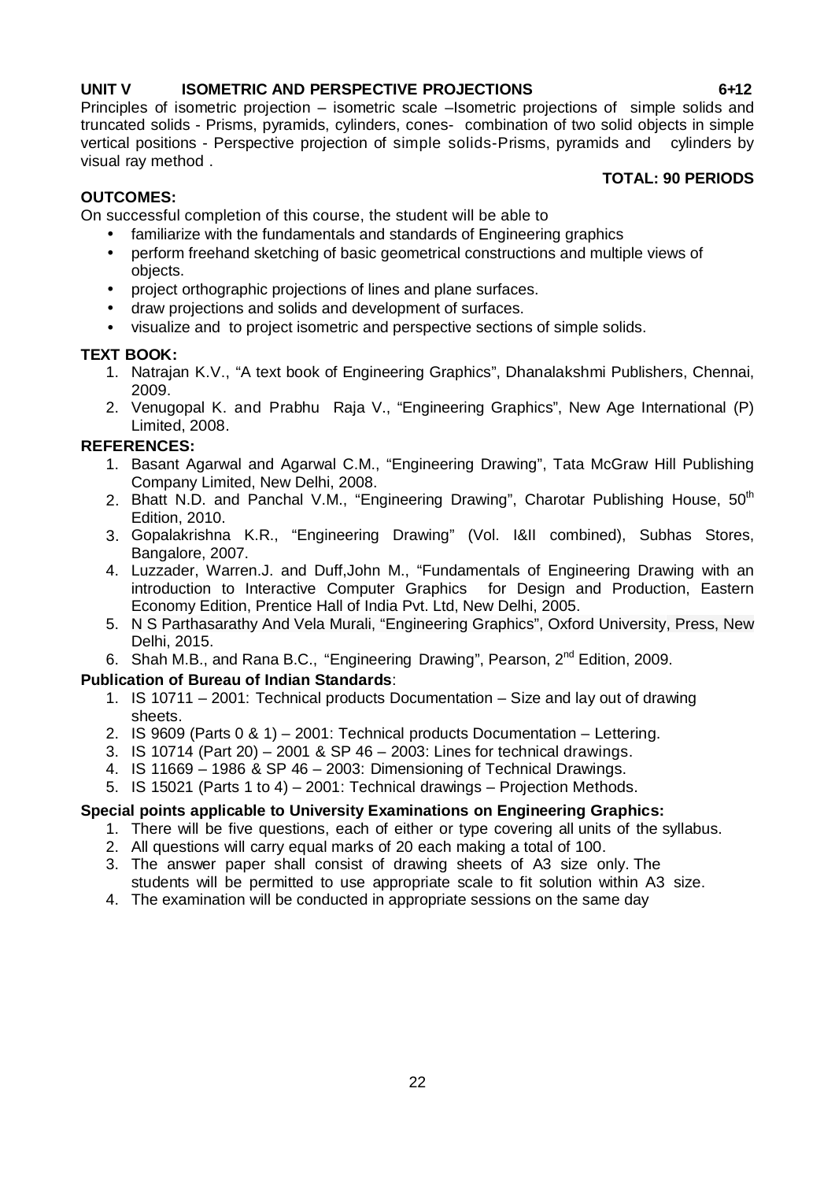**UNIT V ISOMETRIC AND PERSPECTIVE PROJECTIONS 6+12**

Principles of isometric projection – isometric scale –Isometric projections of simple solids and truncated solids - Prisms, pyramids, cylinders, cones- combination of two solid objects in simple vertical positions - Perspective projection of simple solids-Prisms, pyramids and cylinders by visual ray method .

**TOTAL: 90 PERIODS**

**OUTCOMES:**

On successful completion of this course, the student will be able to

- familiarize with the fundamentals and standards of Engineering graphics
- perform freehand sketching of basic geometrical constructions and multiple views of objects.
- project orthographic projections of lines and plane surfaces.
- draw projections and solids and development of surfaces.
- visualize and to project isometric and perspective sections of simple solids.

**TEXT BOOK:**

1. Natrajan K.V., "A text book of Engineering Graphics", Dhanalakshmi Publishers, Chennai, 2009.
2. Venugopal K. and Prabhu Raja V., "Engineering Graphics", New Age International (P) Limited, 2008.

**REFERENCES:**

1. Basant Agarwal and Agarwal C.M., "Engineering Drawing", Tata McGraw Hill Publishing Company Limited, New Delhi, 2008.
2. Bhatt N.D. and Panchal V.M., "Engineering Drawing", Charotar Publishing House, 50th Edition, 2010.
3. Gopalakrishna K.R., "Engineering Drawing" (Vol. I&II combined), Subhas Stores, Bangalore, 2007.
4. Luzzader, Warren.J. and Duff,John M., "Fundamentals of Engineering Drawing with an introduction to Interactive Computer Graphics for Design and Production, Eastern Economy Edition, Prentice Hall of India Pvt. Ltd, New Delhi, 2005.
5. N S Parthasarathy And Vela Murali, "Engineering Graphics", Oxford University, Press, New Delhi, 2015.
6. Shah M.B., and Rana B.C., "Engineering Drawing", Pearson, 2nd Edition, 2009.

**Publication of Bureau of Indian Standards**:

1. IS 10711 – 2001: Technical products Documentation – Size and lay out of drawing sheets.
2. IS 9609 (Parts 0 & 1) – 2001: Technical products Documentation – Lettering.
3. IS 10714 (Part 20) – 2001 & SP 46 – 2003: Lines for technical drawings.
4. IS 11669 – 1986 & SP 46 – 2003: Dimensioning of Technical Drawings.
5. IS 15021 (Parts 1 to 4) – 2001: Technical drawings – Projection Methods.

**Special points applicable to University Examinations on Engineering Graphics:**

1. There will be five questions, each of either or type covering all units of the syllabus.
2. All questions will carry equal marks of 20 each making a total of 100.
3. The answer paper shall consist of drawing sheets of A3 size only. The students will be permitted to use appropriate scale to fit solution within A3 size.
4. The examination will be conducted in appropriate sessions on the same day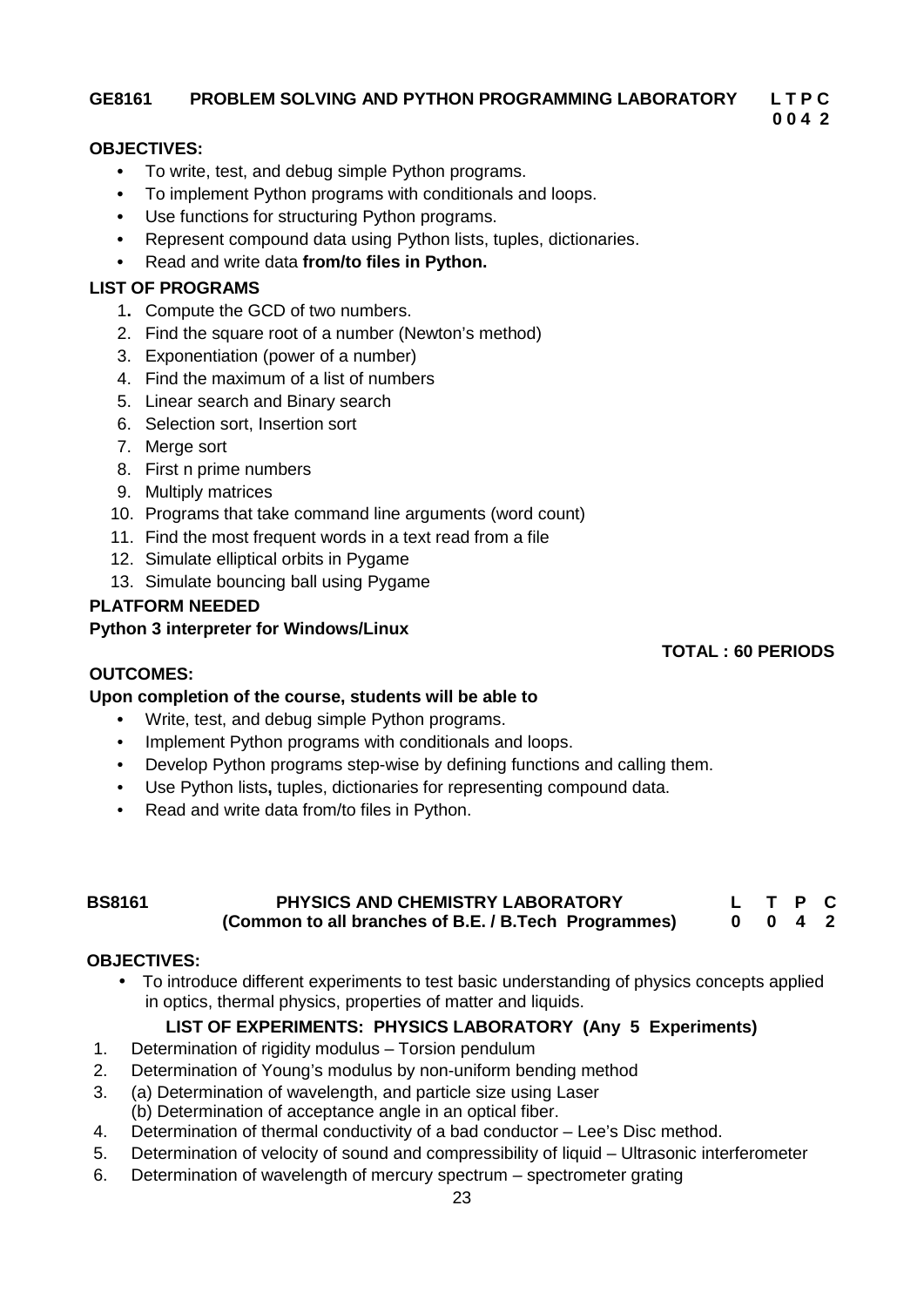## GE8161 PROBLEM SOLVING AND PYTHON PROGRAMMING LABORATORY

**L T P C**
**0 0 4 2**

**OBJECTIVES:**

- To write, test, and debug simple Python programs.
- To implement Python programs with conditionals and loops.
- Use functions for structuring Python programs.
- Represent compound data using Python lists, tuples, dictionaries.
- Read and write data **from/to files in Python.**

**LIST OF PROGRAMS**

1. Compute the GCD of two numbers.
2. Find the square root of a number (Newton's method)
3. Exponentiation (power of a number)
4. Find the maximum of a list of numbers
5. Linear search and Binary search
6. Selection sort, Insertion sort
7. Merge sort
8. First n prime numbers
9. Multiply matrices
10. Programs that take command line arguments (word count)
11. Find the most frequent words in a text read from a file
12. Simulate elliptical orbits in Pygame
13. Simulate bouncing ball using Pygame

**PLATFORM NEEDED**

**Python 3 interpreter for Windows/Linux**

**TOTAL : 60 PERIODS**

**OUTCOMES:**

**Upon completion of the course, students will be able to**

- Write, test, and debug simple Python programs.
- Implement Python programs with conditionals and loops.
- Develop Python programs step-wise by defining functions and calling them.
- Use Python lists**,** tuples, dictionaries for representing compound data.
- Read and write data from/to files in Python.

## BS8161 PHYSICS AND CHEMISTRY LABORATORY

**(Common to all branches of B.E. / B.Tech Programmes)**

**L T P C**
**0 0 4 2**

**OBJECTIVES:**

- To introduce different experiments to test basic understanding of physics concepts applied in optics, thermal physics, properties of matter and liquids.

**LIST OF EXPERIMENTS: PHYSICS LABORATORY (Any 5 Experiments)**

1. Determination of rigidity modulus – Torsion pendulum
2. Determination of Young's modulus by non-uniform bending method
3. (a) Determination of wavelength, and particle size using Laser
   (b) Determination of acceptance angle in an optical fiber.
4. Determination of thermal conductivity of a bad conductor – Lee's Disc method.
5. Determination of velocity of sound and compressibility of liquid – Ultrasonic interferometer
6. Determination of wavelength of mercury spectrum – spectrometer grating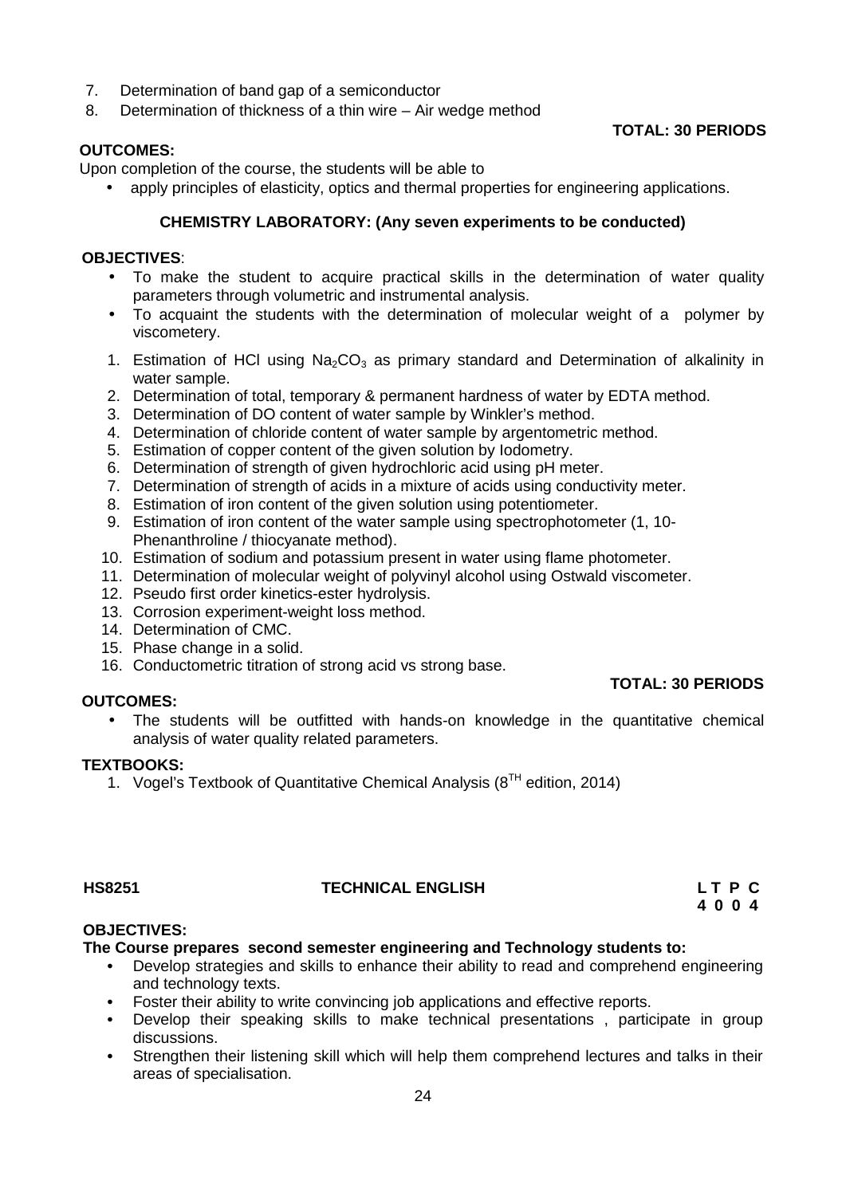7. Determination of band gap of a semiconductor
8. Determination of thickness of a thin wire – Air wedge method

**TOTAL: 30 PERIODS**

**OUTCOMES:**

Upon completion of the course, the students will be able to

- apply principles of elasticity, optics and thermal properties for engineering applications.

**CHEMISTRY LABORATORY: (Any seven experiments to be conducted)**

**OBJECTIVES**:

- To make the student to acquire practical skills in the determination of water quality parameters through volumetric and instrumental analysis.
- To acquaint the students with the determination of molecular weight of a polymer by viscometery.

1. Estimation of HCl using $Na_2CO_3$ as primary standard and Determination of alkalinity in water sample.
2. Determination of total, temporary & permanent hardness of water by EDTA method.
3. Determination of DO content of water sample by Winkler's method.
4. Determination of chloride content of water sample by argentometric method.
5. Estimation of copper content of the given solution by Iodometry.
6. Determination of strength of given hydrochloric acid using pH meter.
7. Determination of strength of acids in a mixture of acids using conductivity meter.
8. Estimation of iron content of the given solution using potentiometer.
9. Estimation of iron content of the water sample using spectrophotometer (1, 10-Phenanthroline / thiocyanate method).
10. Estimation of sodium and potassium present in water using flame photometer.
11. Determination of molecular weight of polyvinyl alcohol using Ostwald viscometer.
12. Pseudo first order kinetics-ester hydrolysis.
13. Corrosion experiment-weight loss method.
14. Determination of CMC.
15. Phase change in a solid.
16. Conductometric titration of strong acid vs strong base.

**TOTAL: 30 PERIODS**

**OUTCOMES:**

- The students will be outfitted with hands-on knowledge in the quantitative chemical analysis of water quality related parameters.

**TEXTBOOKS:**

1. Vogel's Textbook of Quantitative Chemical Analysis ($8^{TH}$ edition, 2014)

## HS8251 TECHNICAL ENGLISH

**L T P C**
**4 0 0 4**

**OBJECTIVES:**

**The Course prepares second semester engineering and Technology students to:**

- Develop strategies and skills to enhance their ability to read and comprehend engineering and technology texts.
- Foster their ability to write convincing job applications and effective reports.
- Develop their speaking skills to make technical presentations , participate in group discussions.
- Strengthen their listening skill which will help them comprehend lectures and talks in their areas of specialisation.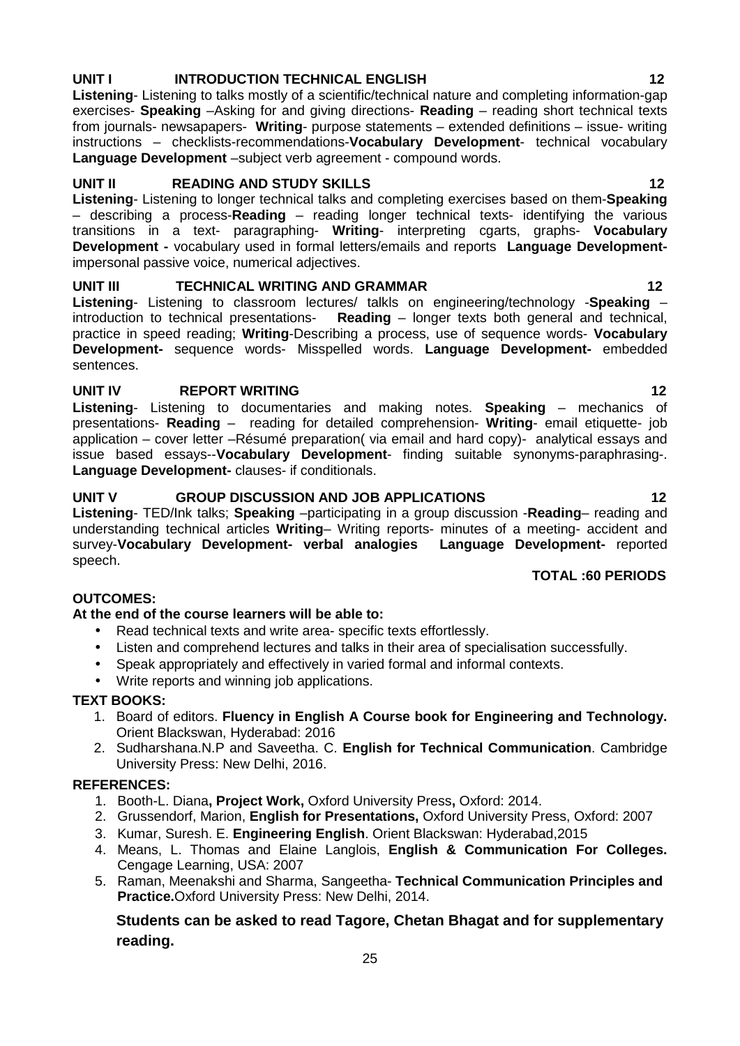**UNIT I INTRODUCTION TECHNICAL ENGLISH 12**

**Listening**- Listening to talks mostly of a scientific/technical nature and completing information-gap exercises- **Speaking** –Asking for and giving directions- **Reading** – reading short technical texts from journals- newsapapers- **Writing**- purpose statements – extended definitions – issue- writing instructions – checklists-recommendations-**Vocabulary Development**- technical vocabulary **Language Development** –subject verb agreement - compound words.

**UNIT II READING AND STUDY SKILLS 12**

**Listening**- Listening to longer technical talks and completing exercises based on them-**Speaking** – describing a process-**Reading** – reading longer technical texts- identifying the various transitions in a text- paragraphing- **Writing**- interpreting cgarts, graphs- **Vocabulary Development -** vocabulary used in formal letters/emails and reports **Language Development-** impersonal passive voice, numerical adjectives.

**UNIT III TECHNICAL WRITING AND GRAMMAR 12**

**Listening**- Listening to classroom lectures/ talkls on engineering/technology -**Speaking** – introduction to technical presentations- **Reading** – longer texts both general and technical, practice in speed reading; **Writing**-Describing a process, use of sequence words- **Vocabulary Development-** sequence words- Misspelled words. **Language Development-** embedded sentences.

**UNIT IV REPORT WRITING 12**

**Listening**- Listening to documentaries and making notes. **Speaking** – mechanics of presentations- **Reading** – reading for detailed comprehension- **Writing**- email etiquette- job application – cover letter –Résumé preparation( via email and hard copy)- analytical essays and issue based essays--**Vocabulary Development**- finding suitable synonyms-paraphrasing-. **Language Development-** clauses- if conditionals.

**UNIT V GROUP DISCUSSION AND JOB APPLICATIONS 12**

**Listening**- TED/Ink talks; **Speaking** –participating in a group discussion -**Reading**– reading and understanding technical articles **Writing**– Writing reports- minutes of a meeting- accident and survey-**Vocabulary Development- verbal analogies Language Development-** reported speech.

**TOTAL :60 PERIODS**

**OUTCOMES:**

**At the end of the course learners will be able to:**

- Read technical texts and write area- specific texts effortlessly.
- Listen and comprehend lectures and talks in their area of specialisation successfully.
- Speak appropriately and effectively in varied formal and informal contexts.
- Write reports and winning job applications.

**TEXT BOOKS:**

1. Board of editors. **Fluency in English A Course book for Engineering and Technology.** Orient Blackswan, Hyderabad: 2016
2. Sudharshana.N.P and Saveetha. C. **English for Technical Communication**. Cambridge University Press: New Delhi, 2016.

**REFERENCES:**

1. Booth-L. Diana**, Project Work,** Oxford University Press**,** Oxford: 2014.
2. Grussendorf, Marion, **English for Presentations,** Oxford University Press, Oxford: 2007
3. Kumar, Suresh. E. **Engineering English**. Orient Blackswan: Hyderabad,2015
4. Means, L. Thomas and Elaine Langlois, **English & Communication For Colleges.** Cengage Learning, USA: 2007
5. Raman, Meenakshi and Sharma, Sangeetha- **Technical Communication Principles and Practice.**Oxford University Press: New Delhi, 2014.

**Students can be asked to read Tagore, Chetan Bhagat and for supplementary reading.**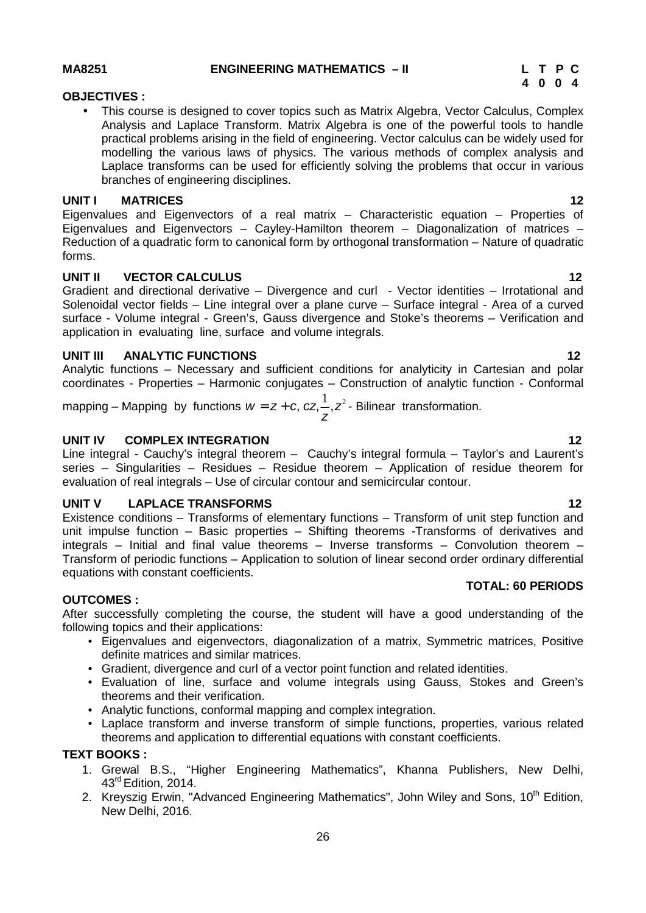**MA8251 ENGINEERING MATHEMATICS – II**

**L T P C**
**4 0 0 4**

**OBJECTIVES :**

- This course is designed to cover topics such as Matrix Algebra, Vector Calculus, Complex Analysis and Laplace Transform. Matrix Algebra is one of the powerful tools to handle practical problems arising in the field of engineering. Vector calculus can be widely used for modelling the various laws of physics. The various methods of complex analysis and Laplace transforms can be used for efficiently solving the problems that occur in various branches of engineering disciplines.

**UNIT I MATRICES 12**

Eigenvalues and Eigenvectors of a real matrix – Characteristic equation – Properties of Eigenvalues and Eigenvectors – Cayley-Hamilton theorem – Diagonalization of matrices – Reduction of a quadratic form to canonical form by orthogonal transformation – Nature of quadratic forms.

**UNIT II VECTOR CALCULUS 12**

Gradient and directional derivative – Divergence and curl - Vector identities – Irrotational and Solenoidal vector fields – Line integral over a plane curve – Surface integral - Area of a curved surface - Volume integral - Green's, Gauss divergence and Stoke's theorems – Verification and application in evaluating line, surface and volume integrals.

**UNIT III ANALYTIC FUNCTIONS 12**

Analytic functions – Necessary and sufficient conditions for analyticity in Cartesian and polar coordinates - Properties – Harmonic conjugates – Construction of analytic function - Conformal mapping – Mapping by functions $w = z + c, cz, \frac{1}{z}, z^2$ - Bilinear transformation.

**UNIT IV COMPLEX INTEGRATION 12**

Line integral - Cauchy's integral theorem – Cauchy's integral formula – Taylor's and Laurent's series – Singularities – Residues – Residue theorem – Application of residue theorem for evaluation of real integrals – Use of circular contour and semicircular contour.

**UNIT V LAPLACE TRANSFORMS 12**

Existence conditions – Transforms of elementary functions – Transform of unit step function and unit impulse function – Basic properties – Shifting theorems -Transforms of derivatives and integrals – Initial and final value theorems – Inverse transforms – Convolution theorem – Transform of periodic functions – Application to solution of linear second order ordinary differential equations with constant coefficients.

**TOTAL: 60 PERIODS**

**OUTCOMES :**

After successfully completing the course, the student will have a good understanding of the following topics and their applications:

- Eigenvalues and eigenvectors, diagonalization of a matrix, Symmetric matrices, Positive definite matrices and similar matrices.
- Gradient, divergence and curl of a vector point function and related identities.
- Evaluation of line, surface and volume integrals using Gauss, Stokes and Green's theorems and their verification.
- Analytic functions, conformal mapping and complex integration.
- Laplace transform and inverse transform of simple functions, properties, various related theorems and application to differential equations with constant coefficients.

**TEXT BOOKS :**

1. Grewal B.S., "Higher Engineering Mathematics", Khanna Publishers, New Delhi, 43rd Edition, 2014.
2. Kreyszig Erwin, "Advanced Engineering Mathematics", John Wiley and Sons, 10th Edition, New Delhi, 2016.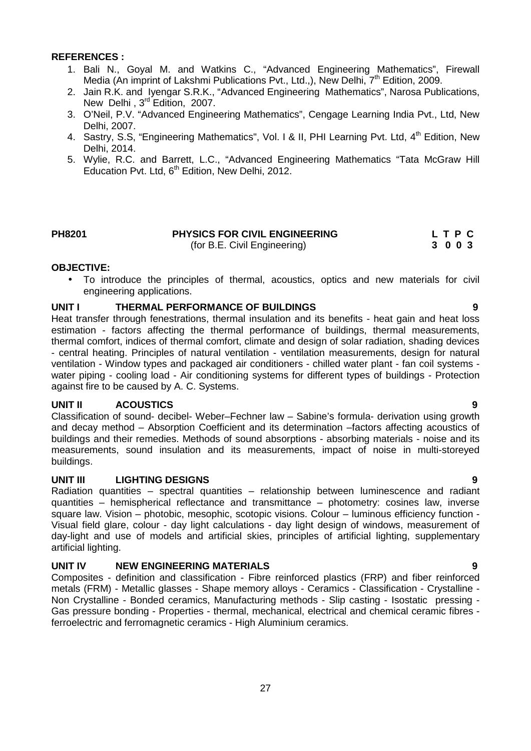**REFERENCES :**

1. Bali N., Goyal M. and Watkins C., "Advanced Engineering Mathematics", Firewall Media (An imprint of Lakshmi Publications Pvt., Ltd.,), New Delhi, 7th Edition, 2009.
2. Jain R.K. and Iyengar S.R.K., "Advanced Engineering Mathematics", Narosa Publications, New Delhi , 3rd Edition, 2007.
3. O'Neil, P.V. "Advanced Engineering Mathematics", Cengage Learning India Pvt., Ltd, New Delhi, 2007.
4. Sastry, S.S, "Engineering Mathematics", Vol. I & II, PHI Learning Pvt. Ltd, 4th Edition, New Delhi, 2014.
5. Wylie, R.C. and Barrett, L.C., "Advanced Engineering Mathematics "Tata McGraw Hill Education Pvt. Ltd, 6th Edition, New Delhi, 2012.

**PH8201 PHYSICS FOR CIVIL ENGINEERING** **L T P C**
(for B.E. Civil Engineering) **3 0 0 3**

**OBJECTIVE:**

- To introduce the principles of thermal, acoustics, optics and new materials for civil engineering applications.

**UNIT I THERMAL PERFORMANCE OF BUILDINGS 9**

Heat transfer through fenestrations, thermal insulation and its benefits - heat gain and heat loss estimation - factors affecting the thermal performance of buildings, thermal measurements, thermal comfort, indices of thermal comfort, climate and design of solar radiation, shading devices - central heating. Principles of natural ventilation - ventilation measurements, design for natural ventilation - Window types and packaged air conditioners - chilled water plant - fan coil systems - water piping - cooling load - Air conditioning systems for different types of buildings - Protection against fire to be caused by A. C. Systems.

**UNIT II ACOUSTICS 9**

Classification of sound- decibel- Weber–Fechner law – Sabine's formula- derivation using growth and decay method – Absorption Coefficient and its determination –factors affecting acoustics of buildings and their remedies. Methods of sound absorptions - absorbing materials - noise and its measurements, sound insulation and its measurements, impact of noise in multi-storeyed buildings.

**UNIT III LIGHTING DESIGNS 9**

Radiation quantities – spectral quantities – relationship between luminescence and radiant quantities – hemispherical reflectance and transmittance – photometry: cosines law, inverse square law. Vision – photobic, mesophic, scotopic visions. Colour – luminous efficiency function - Visual field glare, colour - day light calculations - day light design of windows, measurement of day-light and use of models and artificial skies, principles of artificial lighting, supplementary artificial lighting.

**UNIT IV NEW ENGINEERING MATERIALS 9**

Composites - definition and classification - Fibre reinforced plastics (FRP) and fiber reinforced metals (FRM) - Metallic glasses - Shape memory alloys - Ceramics - Classification - Crystalline - Non Crystalline - Bonded ceramics, Manufacturing methods - Slip casting - Isostatic pressing - Gas pressure bonding - Properties - thermal, mechanical, electrical and chemical ceramic fibres - ferroelectric and ferromagnetic ceramics - High Aluminium ceramics.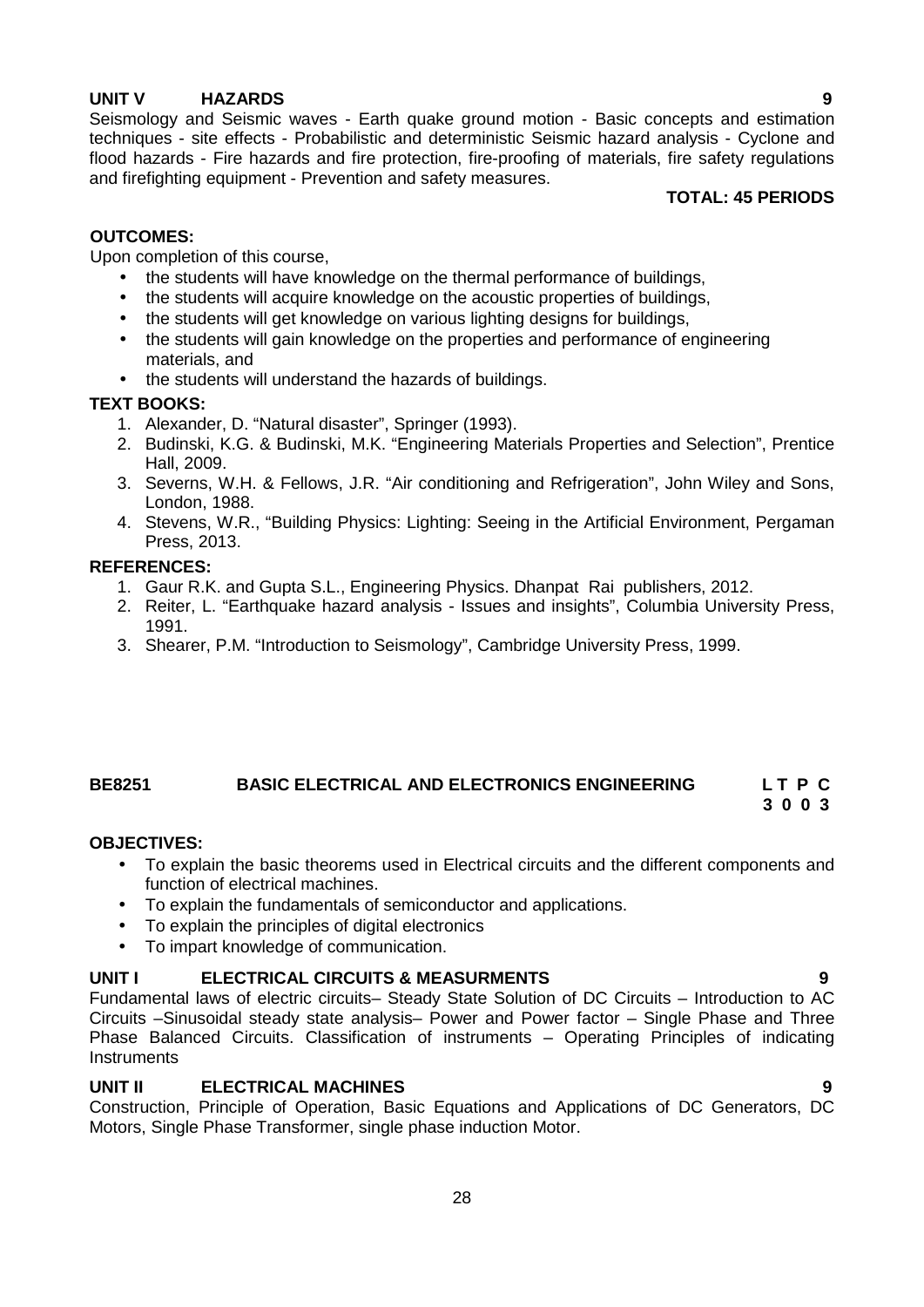**UNIT V HAZARDS 9**

Seismology and Seismic waves - Earth quake ground motion - Basic concepts and estimation techniques - site effects - Probabilistic and deterministic Seismic hazard analysis - Cyclone and flood hazards - Fire hazards and fire protection, fire-proofing of materials, fire safety regulations and firefighting equipment - Prevention and safety measures.

**TOTAL: 45 PERIODS**

**OUTCOMES:**

Upon completion of this course,

- the students will have knowledge on the thermal performance of buildings,
- the students will acquire knowledge on the acoustic properties of buildings,
- the students will get knowledge on various lighting designs for buildings,
- the students will gain knowledge on the properties and performance of engineering materials, and
- the students will understand the hazards of buildings.

**TEXT BOOKS:**

1. Alexander, D. "Natural disaster", Springer (1993).
2. Budinski, K.G. & Budinski, M.K. "Engineering Materials Properties and Selection", Prentice Hall, 2009.
3. Severns, W.H. & Fellows, J.R. "Air conditioning and Refrigeration", John Wiley and Sons, London, 1988.
4. Stevens, W.R., "Building Physics: Lighting: Seeing in the Artificial Environment, Pergaman Press, 2013.

**REFERENCES:**

1. Gaur R.K. and Gupta S.L., Engineering Physics. Dhanpat Rai publishers, 2012.
2. Reiter, L. "Earthquake hazard analysis - Issues and insights", Columbia University Press, 1991.
3. Shearer, P.M. "Introduction to Seismology", Cambridge University Press, 1999.

## BE8251 BASIC ELECTRICAL AND ELECTRONICS ENGINEERING

**L T P C**
**3 0 0 3**

**OBJECTIVES:**

- To explain the basic theorems used in Electrical circuits and the different components and function of electrical machines.
- To explain the fundamentals of semiconductor and applications.
- To explain the principles of digital electronics
- To impart knowledge of communication.

**UNIT I ELECTRICAL CIRCUITS & MEASURMENTS 9**

Fundamental laws of electric circuits– Steady State Solution of DC Circuits – Introduction to AC Circuits –Sinusoidal steady state analysis– Power and Power factor – Single Phase and Three Phase Balanced Circuits. Classification of instruments – Operating Principles of indicating Instruments

**UNIT II ELECTRICAL MACHINES 9**

Construction, Principle of Operation, Basic Equations and Applications of DC Generators, DC Motors, Single Phase Transformer, single phase induction Motor.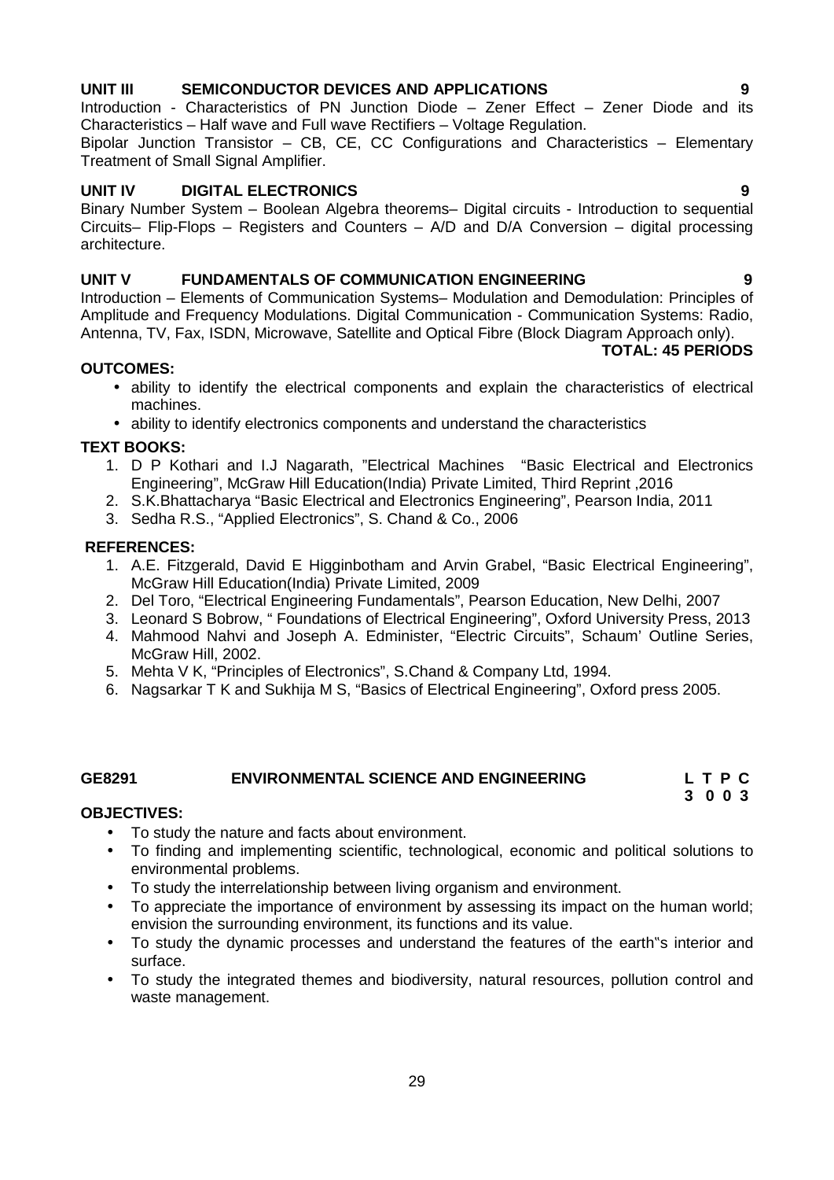**UNIT III SEMICONDUCTOR DEVICES AND APPLICATIONS 9**

Introduction - Characteristics of PN Junction Diode – Zener Effect – Zener Diode and its Characteristics – Half wave and Full wave Rectifiers – Voltage Regulation.

Bipolar Junction Transistor – CB, CE, CC Configurations and Characteristics – Elementary Treatment of Small Signal Amplifier.

**UNIT IV DIGITAL ELECTRONICS 9**

Binary Number System – Boolean Algebra theorems– Digital circuits - Introduction to sequential Circuits– Flip-Flops – Registers and Counters – A/D and D/A Conversion – digital processing architecture.

**UNIT V FUNDAMENTALS OF COMMUNICATION ENGINEERING 9**

Introduction – Elements of Communication Systems– Modulation and Demodulation: Principles of Amplitude and Frequency Modulations. Digital Communication - Communication Systems: Radio, Antenna, TV, Fax, ISDN, Microwave, Satellite and Optical Fibre (Block Diagram Approach only).

**TOTAL: 45 PERIODS**

**OUTCOMES:**

- ability to identify the electrical components and explain the characteristics of electrical machines.
- ability to identify electronics components and understand the characteristics

**TEXT BOOKS:**

1. D P Kothari and I.J Nagarath, "Electrical Machines "Basic Electrical and Electronics Engineering", McGraw Hill Education(India) Private Limited, Third Reprint ,2016
2. S.K.Bhattacharya "Basic Electrical and Electronics Engineering", Pearson India, 2011
3. Sedha R.S., "Applied Electronics", S. Chand & Co., 2006

**REFERENCES:**

1. A.E. Fitzgerald, David E Higginbotham and Arvin Grabel, "Basic Electrical Engineering", McGraw Hill Education(India) Private Limited, 2009
2. Del Toro, "Electrical Engineering Fundamentals", Pearson Education, New Delhi, 2007
3. Leonard S Bobrow, " Foundations of Electrical Engineering", Oxford University Press, 2013
4. Mahmood Nahvi and Joseph A. Edminister, "Electric Circuits", Schaum' Outline Series, McGraw Hill, 2002.
5. Mehta V K, "Principles of Electronics", S.Chand & Company Ltd, 1994.
6. Nagsarkar T K and Sukhija M S, "Basics of Electrical Engineering", Oxford press 2005.

## GE8291 ENVIRONMENTAL SCIENCE AND ENGINEERING

**L T P C**
**3 0 0 3**

**OBJECTIVES:**

- To study the nature and facts about environment.
- To finding and implementing scientific, technological, economic and political solutions to environmental problems.
- To study the interrelationship between living organism and environment.
- To appreciate the importance of environment by assessing its impact on the human world; envision the surrounding environment, its functions and its value.
- To study the dynamic processes and understand the features of the earth"s interior and surface.
- To study the integrated themes and biodiversity, natural resources, pollution control and waste management.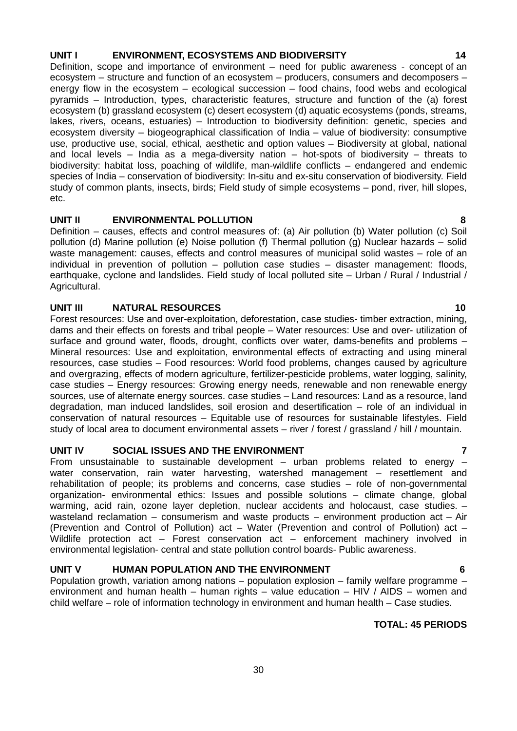**UNIT I ENVIRONMENT, ECOSYSTEMS AND BIODIVERSITY 14**

Definition, scope and importance of environment – need for public awareness - concept of an ecosystem – structure and function of an ecosystem – producers, consumers and decomposers – energy flow in the ecosystem – ecological succession – food chains, food webs and ecological pyramids – Introduction, types, characteristic features, structure and function of the (a) forest ecosystem (b) grassland ecosystem (c) desert ecosystem (d) aquatic ecosystems (ponds, streams, lakes, rivers, oceans, estuaries) – Introduction to biodiversity definition: genetic, species and ecosystem diversity – biogeographical classification of India – value of biodiversity: consumptive use, productive use, social, ethical, aesthetic and option values – Biodiversity at global, national and local levels – India as a mega-diversity nation – hot-spots of biodiversity – threats to biodiversity: habitat loss, poaching of wildlife, man-wildlife conflicts – endangered and endemic species of India – conservation of biodiversity: In-situ and ex-situ conservation of biodiversity. Field study of common plants, insects, birds; Field study of simple ecosystems – pond, river, hill slopes, etc.

**UNIT II ENVIRONMENTAL POLLUTION 8**

Definition – causes, effects and control measures of: (a) Air pollution (b) Water pollution (c) Soil pollution (d) Marine pollution (e) Noise pollution (f) Thermal pollution (g) Nuclear hazards – solid waste management: causes, effects and control measures of municipal solid wastes – role of an individual in prevention of pollution – pollution case studies – disaster management: floods, earthquake, cyclone and landslides. Field study of local polluted site – Urban / Rural / Industrial / Agricultural.

**UNIT III NATURAL RESOURCES 10**

Forest resources: Use and over-exploitation, deforestation, case studies- timber extraction, mining, dams and their effects on forests and tribal people – Water resources: Use and over- utilization of surface and ground water, floods, drought, conflicts over water, dams-benefits and problems – Mineral resources: Use and exploitation, environmental effects of extracting and using mineral resources, case studies – Food resources: World food problems, changes caused by agriculture and overgrazing, effects of modern agriculture, fertilizer-pesticide problems, water logging, salinity, case studies – Energy resources: Growing energy needs, renewable and non renewable energy sources, use of alternate energy sources. case studies – Land resources: Land as a resource, land degradation, man induced landslides, soil erosion and desertification – role of an individual in conservation of natural resources – Equitable use of resources for sustainable lifestyles. Field study of local area to document environmental assets – river / forest / grassland / hill / mountain.

**UNIT IV SOCIAL ISSUES AND THE ENVIRONMENT 7**

From unsustainable to sustainable development – urban problems related to energy – water conservation, rain water harvesting, watershed management – resettlement and rehabilitation of people; its problems and concerns, case studies – role of non-governmental organization- environmental ethics: Issues and possible solutions – climate change, global warming, acid rain, ozone layer depletion, nuclear accidents and holocaust, case studies. – wasteland reclamation – consumerism and waste products – environment production act – Air (Prevention and Control of Pollution) act – Water (Prevention and control of Pollution) act – Wildlife protection act – Forest conservation act – enforcement machinery involved in environmental legislation- central and state pollution control boards- Public awareness.

**UNIT V HUMAN POPULATION AND THE ENVIRONMENT 6**

Population growth, variation among nations – population explosion – family welfare programme – environment and human health – human rights – value education – HIV / AIDS – women and child welfare – role of information technology in environment and human health – Case studies.

**TOTAL: 45 PERIODS**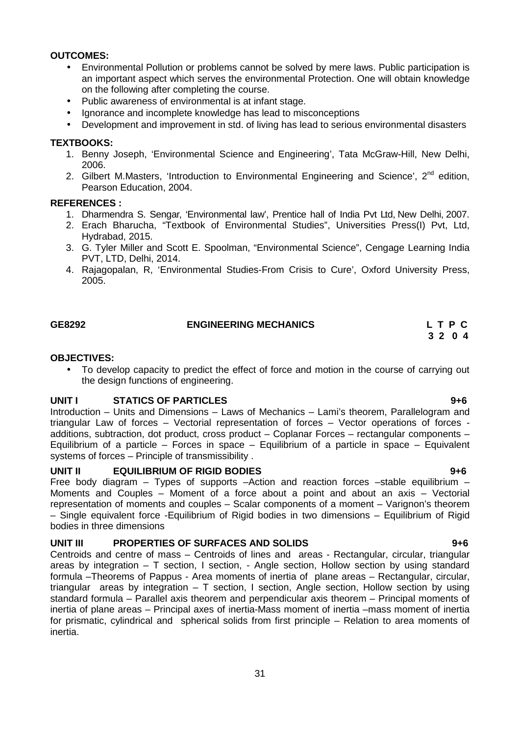**OUTCOMES:**

- Environmental Pollution or problems cannot be solved by mere laws. Public participation is an important aspect which serves the environmental Protection. One will obtain knowledge on the following after completing the course.
- Public awareness of environmental is at infant stage.
- Ignorance and incomplete knowledge has lead to misconceptions
- Development and improvement in std. of living has lead to serious environmental disasters

**TEXTBOOKS:**

1. Benny Joseph, 'Environmental Science and Engineering', Tata McGraw-Hill, New Delhi, 2006.
2. Gilbert M.Masters, 'Introduction to Environmental Engineering and Science', 2nd edition, Pearson Education, 2004.

**REFERENCES :**

1. Dharmendra S. Sengar, 'Environmental law', Prentice hall of India Pvt Ltd, New Delhi, 2007.
2. Erach Bharucha, "Textbook of Environmental Studies", Universities Press(I) Pvt, Ltd, Hydrabad, 2015.
3. G. Tyler Miller and Scott E. Spoolman, "Environmental Science", Cengage Learning India PVT, LTD, Delhi, 2014.
4. Rajagopalan, R, 'Environmental Studies-From Crisis to Cure', Oxford University Press, 2005.

## GE8292 ENGINEERING MECHANICS

| L | T | P | C |
|---|---|---|---|
| 3 | 2 | 0 | 4 |

**OBJECTIVES:**

- To develop capacity to predict the effect of force and motion in the course of carrying out the design functions of engineering.

**UNIT I STATICS OF PARTICLES 9+6**

Introduction – Units and Dimensions – Laws of Mechanics – Lami's theorem, Parallelogram and triangular Law of forces – Vectorial representation of forces – Vector operations of forces - additions, subtraction, dot product, cross product – Coplanar Forces – rectangular components – Equilibrium of a particle – Forces in space – Equilibrium of a particle in space – Equivalent systems of forces – Principle of transmissibility .

**UNIT II EQUILIBRIUM OF RIGID BODIES 9+6**

Free body diagram – Types of supports –Action and reaction forces –stable equilibrium – Moments and Couples – Moment of a force about a point and about an axis – Vectorial representation of moments and couples – Scalar components of a moment – Varignon's theorem – Single equivalent force -Equilibrium of Rigid bodies in two dimensions – Equilibrium of Rigid bodies in three dimensions

**UNIT III PROPERTIES OF SURFACES AND SOLIDS 9+6**

Centroids and centre of mass – Centroids of lines and areas - Rectangular, circular, triangular areas by integration – T section, I section, - Angle section, Hollow section by using standard formula –Theorems of Pappus - Area moments of inertia of plane areas – Rectangular, circular, triangular areas by integration – T section, I section, Angle section, Hollow section by using standard formula – Parallel axis theorem and perpendicular axis theorem – Principal moments of inertia of plane areas – Principal axes of inertia-Mass moment of inertia –mass moment of inertia for prismatic, cylindrical and spherical solids from first principle – Relation to area moments of inertia.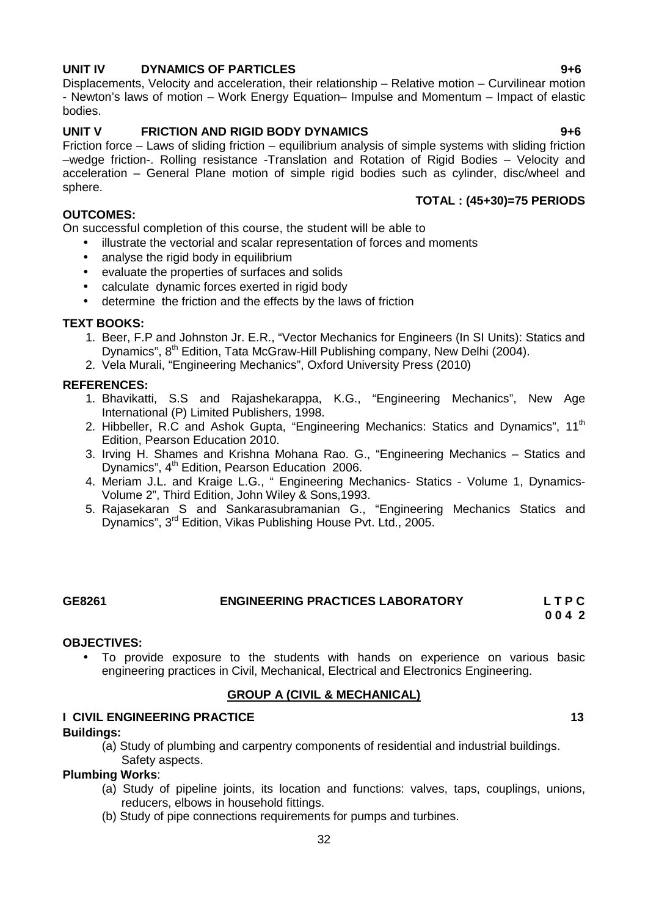**UNIT IV DYNAMICS OF PARTICLES 9+6**

Displacements, Velocity and acceleration, their relationship – Relative motion – Curvilinear motion - Newton's laws of motion – Work Energy Equation– Impulse and Momentum – Impact of elastic bodies.

**UNIT V FRICTION AND RIGID BODY DYNAMICS 9+6**

Friction force – Laws of sliding friction – equilibrium analysis of simple systems with sliding friction –wedge friction-. Rolling resistance -Translation and Rotation of Rigid Bodies – Velocity and acceleration – General Plane motion of simple rigid bodies such as cylinder, disc/wheel and sphere.

**TOTAL : (45+30)=75 PERIODS**

**OUTCOMES:**

On successful completion of this course, the student will be able to

- illustrate the vectorial and scalar representation of forces and moments
- analyse the rigid body in equilibrium
- evaluate the properties of surfaces and solids
- calculate dynamic forces exerted in rigid body
- determine the friction and the effects by the laws of friction

**TEXT BOOKS:**

1. Beer, F.P and Johnston Jr. E.R., "Vector Mechanics for Engineers (In SI Units): Statics and Dynamics", 8th Edition, Tata McGraw-Hill Publishing company, New Delhi (2004).
2. Vela Murali, "Engineering Mechanics", Oxford University Press (2010)

**REFERENCES:**

1. Bhavikatti, S.S and Rajashekarappa, K.G., "Engineering Mechanics", New Age International (P) Limited Publishers, 1998.
2. Hibbeller, R.C and Ashok Gupta, "Engineering Mechanics: Statics and Dynamics", 11th Edition, Pearson Education 2010.
3. Irving H. Shames and Krishna Mohana Rao. G., "Engineering Mechanics – Statics and Dynamics", 4th Edition, Pearson Education 2006.
4. Meriam J.L. and Kraige L.G., " Engineering Mechanics- Statics - Volume 1, Dynamics- Volume 2", Third Edition, John Wiley & Sons,1993.
5. Rajasekaran S and Sankarasubramanian G., "Engineering Mechanics Statics and Dynamics", 3rd Edition, Vikas Publishing House Pvt. Ltd., 2005.

**GE8261 ENGINEERING PRACTICES LABORATORY L T P C**
**0 0 4 2**

**OBJECTIVES:**

- To provide exposure to the students with hands on experience on various basic engineering practices in Civil, Mechanical, Electrical and Electronics Engineering.

**GROUP A (CIVIL & MECHANICAL)**

**I CIVIL ENGINEERING PRACTICE 13**

**Buildings:**

(a) Study of plumbing and carpentry components of residential and industrial buildings. Safety aspects.

**Plumbing Works**:

(a) Study of pipeline joints, its location and functions: valves, taps, couplings, unions, reducers, elbows in household fittings.
(b) Study of pipe connections requirements for pumps and turbines.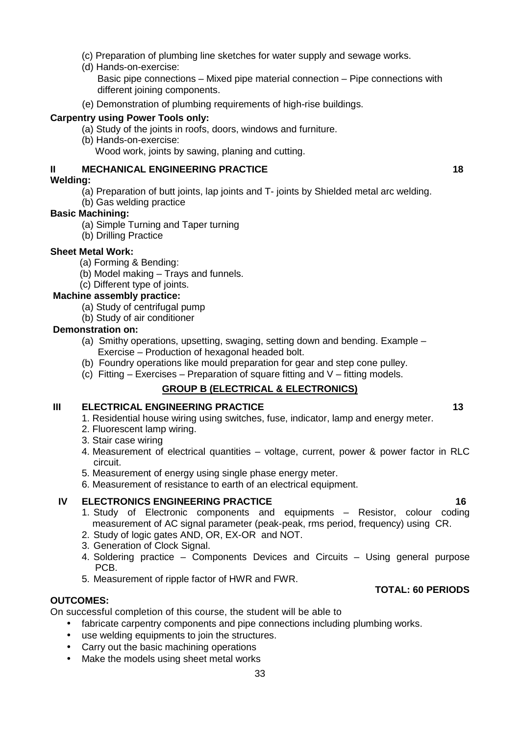(c) Preparation of plumbing line sketches for water supply and sewage works.

(d) Hands-on-exercise:

Basic pipe connections – Mixed pipe material connection – Pipe connections with different joining components.

(e) Demonstration of plumbing requirements of high-rise buildings.

**Carpentry using Power Tools only:**

(a) Study of the joints in roofs, doors, windows and furniture.

(b) Hands-on-exercise:

Wood work, joints by sawing, planing and cutting.

## II MECHANICAL ENGINEERING PRACTICE 18

**Welding:**

(a) Preparation of butt joints, lap joints and T- joints by Shielded metal arc welding.

(b) Gas welding practice

**Basic Machining:**

(a) Simple Turning and Taper turning

(b) Drilling Practice

**Sheet Metal Work:**

(a) Forming & Bending:

(b) Model making – Trays and funnels.

(c) Different type of joints.

**Machine assembly practice:**

(a) Study of centrifugal pump

(b) Study of air conditioner

**Demonstration on:**

(a) Smithy operations, upsetting, swaging, setting down and bending. Example – Exercise – Production of hexagonal headed bolt.

(b) Foundry operations like mould preparation for gear and step cone pulley.

(c) Fitting – Exercises – Preparation of square fitting and V – fitting models.

## GROUP B (ELECTRICAL & ELECTRONICS)

## III ELECTRICAL ENGINEERING PRACTICE 13

1. Residential house wiring using switches, fuse, indicator, lamp and energy meter.
2. Fluorescent lamp wiring.
3. Stair case wiring
4. Measurement of electrical quantities – voltage, current, power & power factor in RLC circuit.
5. Measurement of energy using single phase energy meter.
6. Measurement of resistance to earth of an electrical equipment.

## IV ELECTRONICS ENGINEERING PRACTICE 16

1. Study of Electronic components and equipments – Resistor, colour coding measurement of AC signal parameter (peak-peak, rms period, frequency) using CR.
2. Study of logic gates AND, OR, EX-OR and NOT.
3. Generation of Clock Signal.
4. Soldering practice – Components Devices and Circuits – Using general purpose PCB.
5. Measurement of ripple factor of HWR and FWR.

**TOTAL: 60 PERIODS**

**OUTCOMES:**

On successful completion of this course, the student will be able to

- fabricate carpentry components and pipe connections including plumbing works.
- use welding equipments to join the structures.
- Carry out the basic machining operations
- Make the models using sheet metal works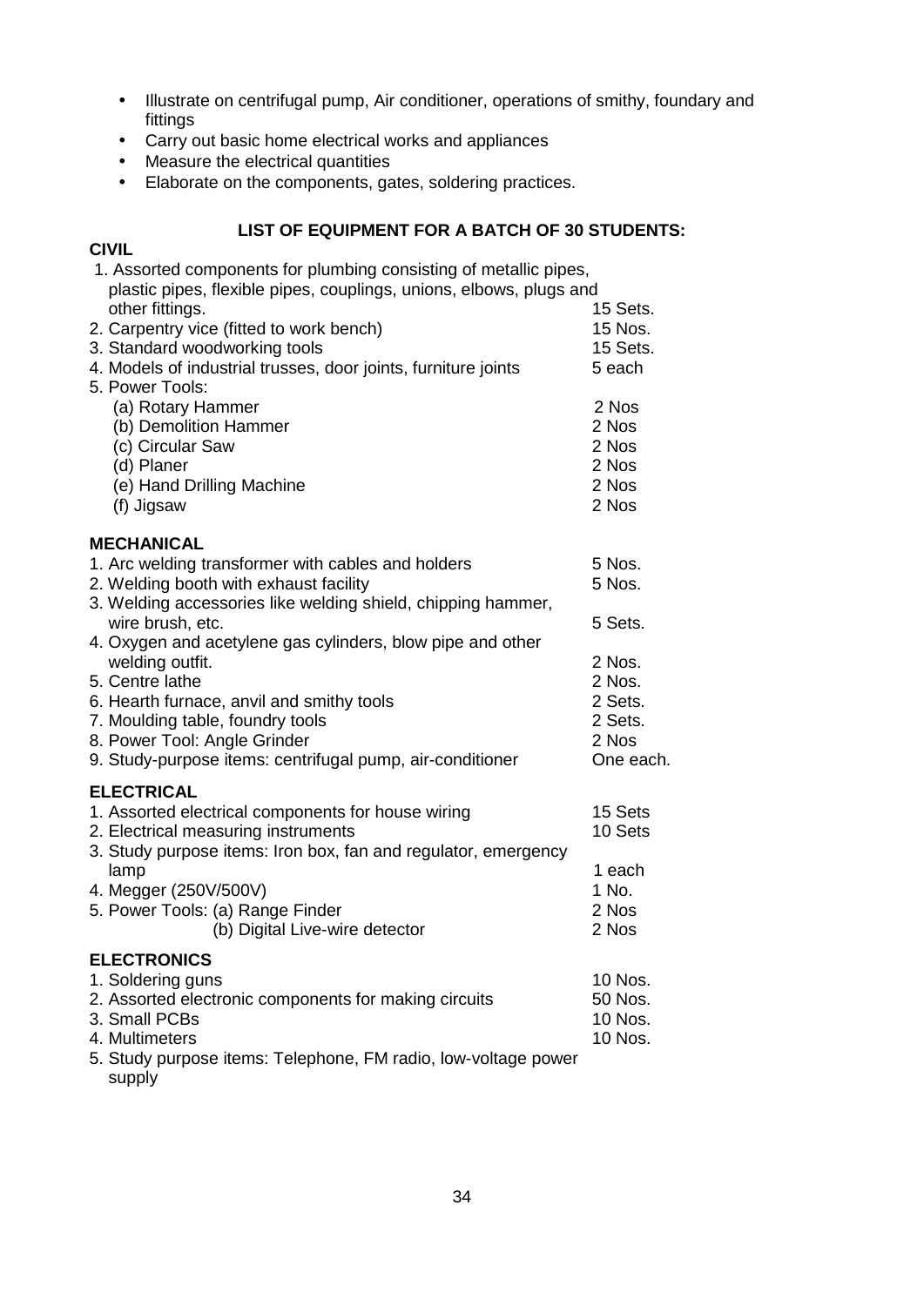- Illustrate on centrifugal pump, Air conditioner, operations of smithy, foundary and fittings
- Carry out basic home electrical works and appliances
- Measure the electrical quantities
- Elaborate on the components, gates, soldering practices.

## LIST OF EQUIPMENT FOR A BATCH OF 30 STUDENTS:

**CIVIL**

| | |
|---|---|
| 1. Assorted components for plumbing consisting of metallic pipes, plastic pipes, flexible pipes, couplings, unions, elbows, plugs and other fittings. | 15 Sets. |
| 2. Carpentry vice (fitted to work bench) | 15 Nos. |
| 3. Standard woodworking tools | 15 Sets. |
| 4. Models of industrial trusses, door joints, furniture joints | 5 each |
| 5. Power Tools: | |
| (a) Rotary Hammer | 2 Nos |
| (b) Demolition Hammer | 2 Nos |
| (c) Circular Saw | 2 Nos |
| (d) Planer | 2 Nos |
| (e) Hand Drilling Machine | 2 Nos |
| (f) Jigsaw | 2 Nos |

**MECHANICAL**

| | |
|---|---|
| 1. Arc welding transformer with cables and holders | 5 Nos. |
| 2. Welding booth with exhaust facility | 5 Nos. |
| 3. Welding accessories like welding shield, chipping hammer, wire brush, etc. | 5 Sets. |
| 4. Oxygen and acetylene gas cylinders, blow pipe and other welding outfit. | 2 Nos. |
| 5. Centre lathe | 2 Nos. |
| 6. Hearth furnace, anvil and smithy tools | 2 Sets. |
| 7. Moulding table, foundry tools | 2 Sets. |
| 8. Power Tool: Angle Grinder | 2 Nos |
| 9. Study-purpose items: centrifugal pump, air-conditioner | One each. |

**ELECTRICAL**

| | |
|---|---|
| 1. Assorted electrical components for house wiring | 15 Sets |
| 2. Electrical measuring instruments | 10 Sets |
| 3. Study purpose items: Iron box, fan and regulator, emergency lamp | 1 each |
| 4. Megger (250V/500V) | 1 No. |
| 5. Power Tools: (a) Range Finder | 2 Nos |
| (b) Digital Live-wire detector | 2 Nos |

**ELECTRONICS**

| | |
|---|---|
| 1. Soldering guns | 10 Nos. |
| 2. Assorted electronic components for making circuits | 50 Nos. |
| 3. Small PCBs | 10 Nos. |
| 4. Multimeters | 10 Nos. |
| 5. Study purpose items: Telephone, FM radio, low-voltage power supply | |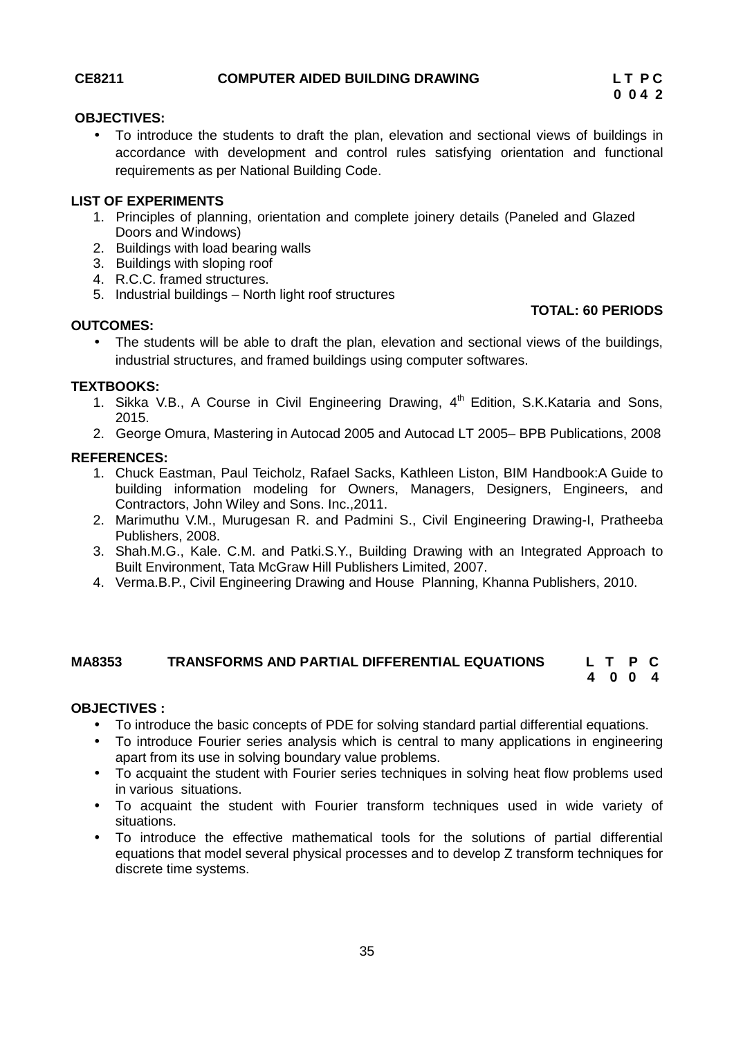**CE8211 COMPUTER AIDED BUILDING DRAWING**

| L | T | P | C |
|---|---|---|---|
| 0 | 0 | 4 | 2 |

**OBJECTIVES:**

- To introduce the students to draft the plan, elevation and sectional views of buildings in accordance with development and control rules satisfying orientation and functional requirements as per National Building Code.

**LIST OF EXPERIMENTS**

1. Principles of planning, orientation and complete joinery details (Paneled and Glazed Doors and Windows)
2. Buildings with load bearing walls
3. Buildings with sloping roof
4. R.C.C. framed structures.
5. Industrial buildings – North light roof structures

**TOTAL: 60 PERIODS**

**OUTCOMES:**

- The students will be able to draft the plan, elevation and sectional views of the buildings, industrial structures, and framed buildings using computer softwares.

**TEXTBOOKS:**

1. Sikka V.B., A Course in Civil Engineering Drawing, 4th Edition, S.K.Kataria and Sons, 2015.
2. George Omura, Mastering in Autocad 2005 and Autocad LT 2005– BPB Publications, 2008

**REFERENCES:**

1. Chuck Eastman, Paul Teicholz, Rafael Sacks, Kathleen Liston, BIM Handbook:A Guide to building information modeling for Owners, Managers, Designers, Engineers, and Contractors, John Wiley and Sons. Inc.,2011.
2. Marimuthu V.M., Murugesan R. and Padmini S., Civil Engineering Drawing-I, Pratheeba Publishers, 2008.
3. Shah.M.G., Kale. C.M. and Patki.S.Y., Building Drawing with an Integrated Approach to Built Environment, Tata McGraw Hill Publishers Limited, 2007.
4. Verma.B.P., Civil Engineering Drawing and House Planning, Khanna Publishers, 2010.

**MA8353 TRANSFORMS AND PARTIAL DIFFERENTIAL EQUATIONS**

| L | T | P | C |
|---|---|---|---|
| 4 | 0 | 0 | 4 |

**OBJECTIVES :**

- To introduce the basic concepts of PDE for solving standard partial differential equations.
- To introduce Fourier series analysis which is central to many applications in engineering apart from its use in solving boundary value problems.
- To acquaint the student with Fourier series techniques in solving heat flow problems used in various situations.
- To acquaint the student with Fourier transform techniques used in wide variety of situations.
- To introduce the effective mathematical tools for the solutions of partial differential equations that model several physical processes and to develop Z transform techniques for discrete time systems.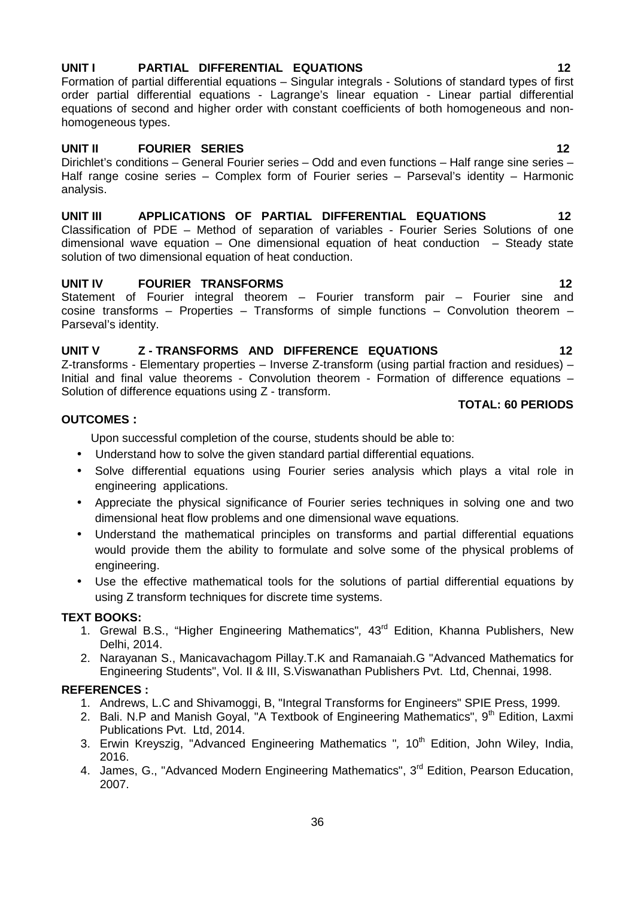**UNIT I PARTIAL DIFFERENTIAL EQUATIONS 12**

Formation of partial differential equations – Singular integrals - Solutions of standard types of first order partial differential equations - Lagrange's linear equation - Linear partial differential equations of second and higher order with constant coefficients of both homogeneous and non-homogeneous types.

**UNIT II FOURIER SERIES 12**

Dirichlet's conditions – General Fourier series – Odd and even functions – Half range sine series – Half range cosine series – Complex form of Fourier series – Parseval's identity – Harmonic analysis.

**UNIT III APPLICATIONS OF PARTIAL DIFFERENTIAL EQUATIONS 12**

Classification of PDE – Method of separation of variables - Fourier Series Solutions of one dimensional wave equation – One dimensional equation of heat conduction – Steady state solution of two dimensional equation of heat conduction.

**UNIT IV FOURIER TRANSFORMS 12**

Statement of Fourier integral theorem – Fourier transform pair – Fourier sine and cosine transforms – Properties – Transforms of simple functions – Convolution theorem – Parseval's identity.

**UNIT V Z - TRANSFORMS AND DIFFERENCE EQUATIONS 12**

Z-transforms - Elementary properties – Inverse Z-transform (using partial fraction and residues) – Initial and final value theorems - Convolution theorem - Formation of difference equations – Solution of difference equations using Z - transform.

**TOTAL: 60 PERIODS**

**OUTCOMES :**

Upon successful completion of the course, students should be able to:

- Understand how to solve the given standard partial differential equations.
- Solve differential equations using Fourier series analysis which plays a vital role in engineering applications.
- Appreciate the physical significance of Fourier series techniques in solving one and two dimensional heat flow problems and one dimensional wave equations.
- Understand the mathematical principles on transforms and partial differential equations would provide them the ability to formulate and solve some of the physical problems of engineering.
- Use the effective mathematical tools for the solutions of partial differential equations by using Z transform techniques for discrete time systems.

**TEXT BOOKS:**

1. Grewal B.S., "Higher Engineering Mathematics", 43rd Edition, Khanna Publishers, New Delhi, 2014.
2. Narayanan S., Manicavachagom Pillay.T.K and Ramanaiah.G "Advanced Mathematics for Engineering Students", Vol. II & III, S.Viswanathan Publishers Pvt. Ltd, Chennai, 1998.

**REFERENCES :**

1. Andrews, L.C and Shivamoggi, B, "Integral Transforms for Engineers" SPIE Press, 1999.
2. Bali. N.P and Manish Goyal, "A Textbook of Engineering Mathematics", 9th Edition, Laxmi Publications Pvt. Ltd, 2014.
3. Erwin Kreyszig, "Advanced Engineering Mathematics ", 10th Edition, John Wiley, India, 2016.
4. James, G., "Advanced Modern Engineering Mathematics", 3rd Edition, Pearson Education, 2007.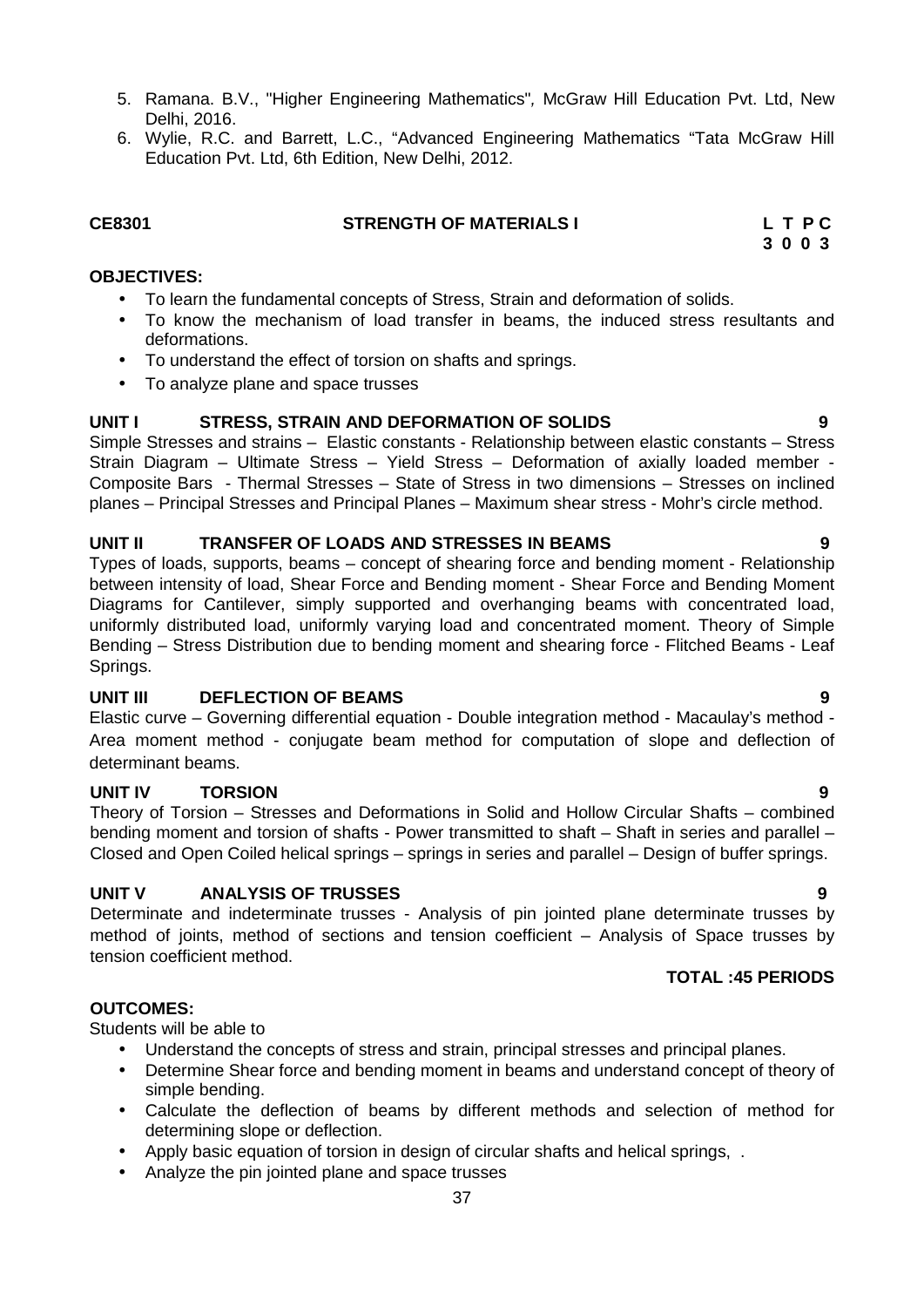5. Ramana. B.V., "Higher Engineering Mathematics", McGraw Hill Education Pvt. Ltd, New Delhi, 2016.
6. Wylie, R.C. and Barrett, L.C., "Advanced Engineering Mathematics "Tata McGraw Hill Education Pvt. Ltd, 6th Edition, New Delhi, 2012.

| CE8301 | STRENGTH OF MATERIALS I | L T P C |
|---|---|---|
| | | 3 0 0 3 |

**OBJECTIVES:**

- To learn the fundamental concepts of Stress, Strain and deformation of solids.
- To know the mechanism of load transfer in beams, the induced stress resultants and deformations.
- To understand the effect of torsion on shafts and springs.
- To analyze plane and space trusses

**UNIT I STRESS, STRAIN AND DEFORMATION OF SOLIDS 9**

Simple Stresses and strains – Elastic constants - Relationship between elastic constants – Stress Strain Diagram – Ultimate Stress – Yield Stress – Deformation of axially loaded member - Composite Bars - Thermal Stresses – State of Stress in two dimensions – Stresses on inclined planes – Principal Stresses and Principal Planes – Maximum shear stress - Mohr's circle method.

**UNIT II TRANSFER OF LOADS AND STRESSES IN BEAMS 9**

Types of loads, supports, beams – concept of shearing force and bending moment - Relationship between intensity of load, Shear Force and Bending moment - Shear Force and Bending Moment Diagrams for Cantilever, simply supported and overhanging beams with concentrated load, uniformly distributed load, uniformly varying load and concentrated moment. Theory of Simple Bending – Stress Distribution due to bending moment and shearing force - Flitched Beams - Leaf Springs.

**UNIT III DEFLECTION OF BEAMS 9**

Elastic curve – Governing differential equation - Double integration method - Macaulay's method - Area moment method - conjugate beam method for computation of slope and deflection of determinant beams.

**UNIT IV TORSION 9**

Theory of Torsion – Stresses and Deformations in Solid and Hollow Circular Shafts – combined bending moment and torsion of shafts - Power transmitted to shaft – Shaft in series and parallel – Closed and Open Coiled helical springs – springs in series and parallel – Design of buffer springs.

**UNIT V ANALYSIS OF TRUSSES 9**

Determinate and indeterminate trusses - Analysis of pin jointed plane determinate trusses by method of joints, method of sections and tension coefficient – Analysis of Space trusses by tension coefficient method.

**TOTAL :45 PERIODS**

**OUTCOMES:**

Students will be able to

- Understand the concepts of stress and strain, principal stresses and principal planes.
- Determine Shear force and bending moment in beams and understand concept of theory of simple bending.
- Calculate the deflection of beams by different methods and selection of method for determining slope or deflection.
- Apply basic equation of torsion in design of circular shafts and helical springs, .
- Analyze the pin jointed plane and space trusses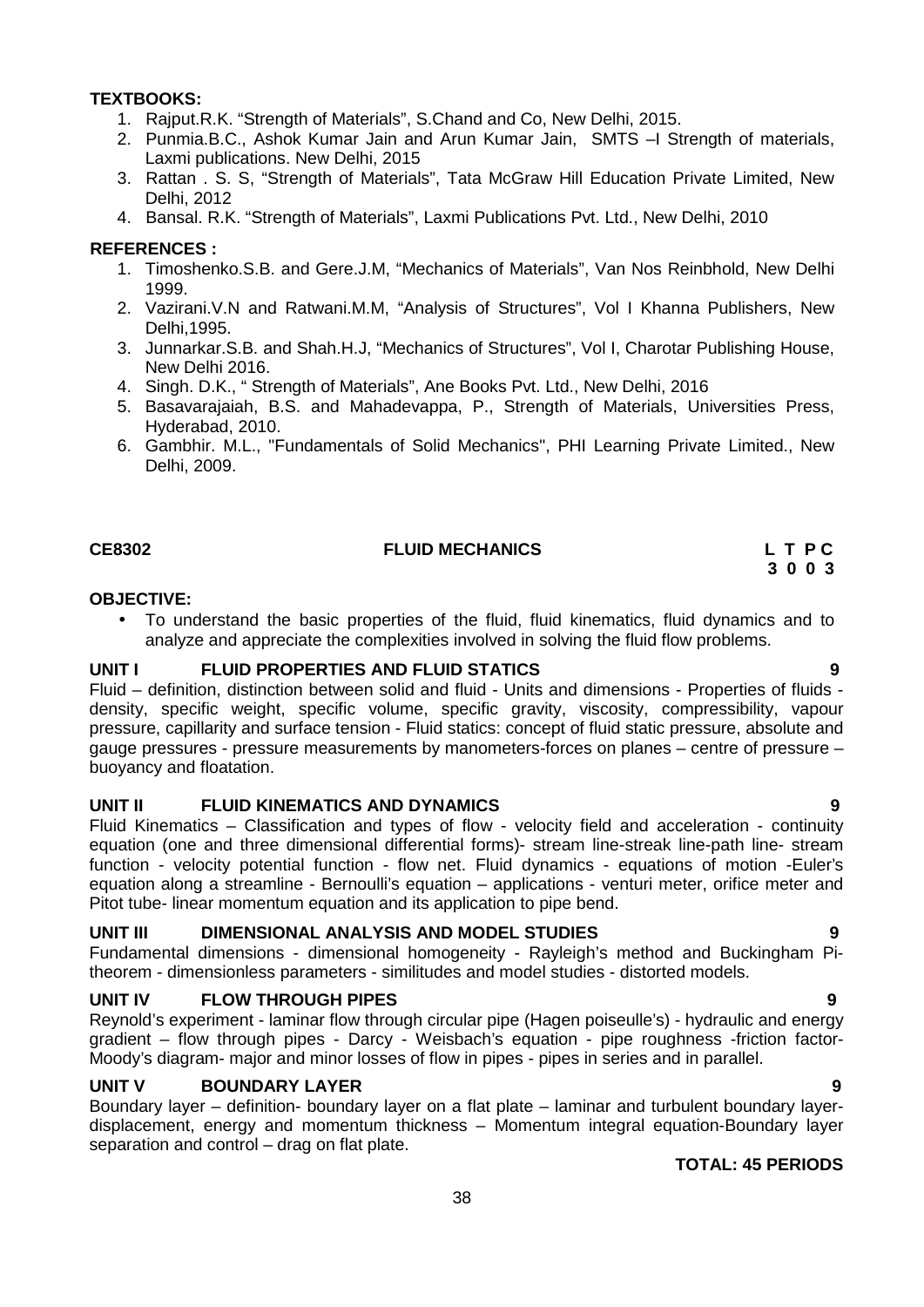**TEXTBOOKS:**

1. Rajput.R.K. “Strength of Materials”, S.Chand and Co, New Delhi, 2015.
2. Punmia.B.C., Ashok Kumar Jain and Arun Kumar Jain, SMTS –I Strength of materials, Laxmi publications. New Delhi, 2015
3. Rattan . S. S, “Strength of Materials”, Tata McGraw Hill Education Private Limited, New Delhi, 2012
4. Bansal. R.K. “Strength of Materials”, Laxmi Publications Pvt. Ltd., New Delhi, 2010

**REFERENCES :**

1. Timoshenko.S.B. and Gere.J.M, “Mechanics of Materials”, Van Nos Reinbhold, New Delhi 1999.
2. Vazirani.V.N and Ratwani.M.M, “Analysis of Structures”, Vol I Khanna Publishers, New Delhi,1995.
3. Junnarkar.S.B. and Shah.H.J, “Mechanics of Structures”, Vol I, Charotar Publishing House, New Delhi 2016.
4. Singh. D.K., “ Strength of Materials”, Ane Books Pvt. Ltd., New Delhi, 2016
5. Basavarajaiah, B.S. and Mahadevappa, P., Strength of Materials, Universities Press, Hyderabad, 2010.
6. Gambhir. M.L., "Fundamentals of Solid Mechanics", PHI Learning Private Limited., New Delhi, 2009.

## CE8302 FLUID MECHANICS

| L | T | P | C |
|---|---|---|---|
| 3 | 0 | 0 | 3 |

**OBJECTIVE:**

- To understand the basic properties of the fluid, fluid kinematics, fluid dynamics and to analyze and appreciate the complexities involved in solving the fluid flow problems.

**UNIT I FLUID PROPERTIES AND FLUID STATICS 9**

Fluid – definition, distinction between solid and fluid - Units and dimensions - Properties of fluids - density, specific weight, specific volume, specific gravity, viscosity, compressibility, vapour pressure, capillarity and surface tension - Fluid statics: concept of fluid static pressure, absolute and gauge pressures - pressure measurements by manometers-forces on planes – centre of pressure – buoyancy and floatation.

**UNIT II FLUID KINEMATICS AND DYNAMICS 9**

Fluid Kinematics – Classification and types of flow - velocity field and acceleration - continuity equation (one and three dimensional differential forms)- stream line-streak line-path line- stream function - velocity potential function - flow net. Fluid dynamics - equations of motion -Euler's equation along a streamline - Bernoulli's equation – applications - venturi meter, orifice meter and Pitot tube- linear momentum equation and its application to pipe bend.

**UNIT III DIMENSIONAL ANALYSIS AND MODEL STUDIES 9**

Fundamental dimensions - dimensional homogeneity - Rayleigh's method and Buckingham Pi-theorem - dimensionless parameters - similitudes and model studies - distorted models.

**UNIT IV FLOW THROUGH PIPES 9**

Reynold's experiment - laminar flow through circular pipe (Hagen poiseulle's) - hydraulic and energy gradient – flow through pipes - Darcy - Weisbach's equation - pipe roughness -friction factor- Moody's diagram- major and minor losses of flow in pipes - pipes in series and in parallel.

**UNIT V BOUNDARY LAYER 9**

Boundary layer – definition- boundary layer on a flat plate – laminar and turbulent boundary layer-displacement, energy and momentum thickness – Momentum integral equation-Boundary layer separation and control – drag on flat plate.

**TOTAL: 45 PERIODS**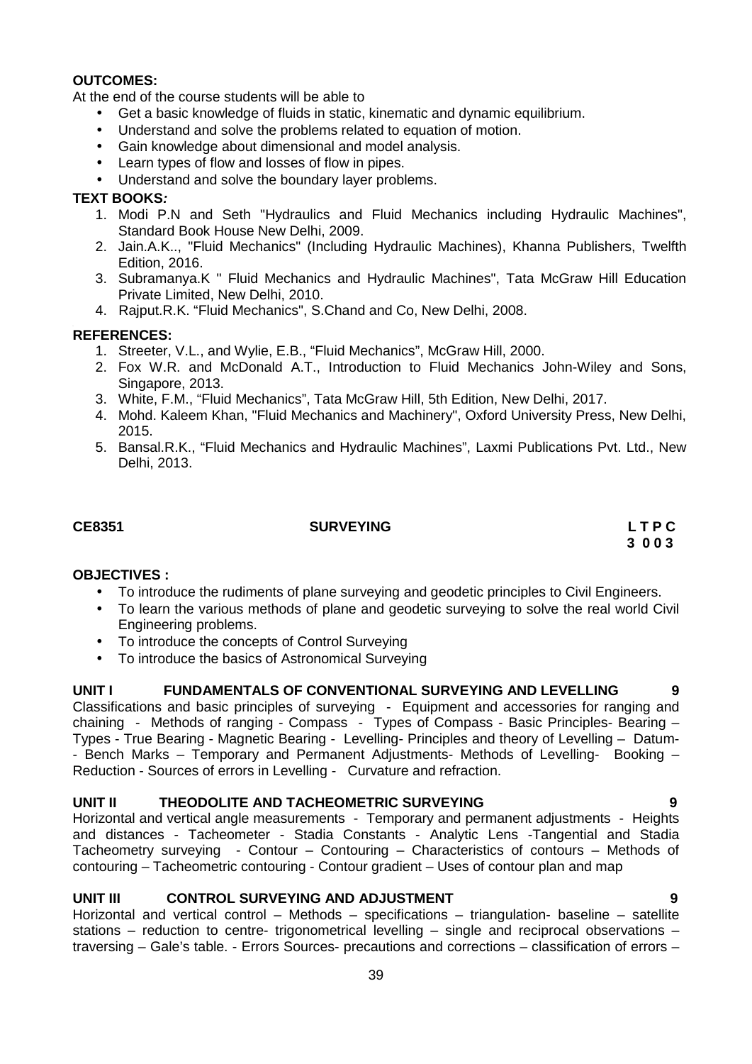**OUTCOMES:**

At the end of the course students will be able to

- Get a basic knowledge of fluids in static, kinematic and dynamic equilibrium.
- Understand and solve the problems related to equation of motion.
- Gain knowledge about dimensional and model analysis.
- Learn types of flow and losses of flow in pipes.
- Understand and solve the boundary layer problems.

**TEXT BOOKS*:***

1. Modi P.N and Seth "Hydraulics and Fluid Mechanics including Hydraulic Machines", Standard Book House New Delhi, 2009.
2. Jain.A.K.., "Fluid Mechanics" (Including Hydraulic Machines), Khanna Publishers, Twelfth Edition, 2016.
3. Subramanya.K " Fluid Mechanics and Hydraulic Machines", Tata McGraw Hill Education Private Limited, New Delhi, 2010.
4. Rajput.R.K. "Fluid Mechanics", S.Chand and Co, New Delhi, 2008.

**REFERENCES:**

1. Streeter, V.L., and Wylie, E.B., "Fluid Mechanics", McGraw Hill, 2000.
2. Fox W.R. and McDonald A.T., Introduction to Fluid Mechanics John-Wiley and Sons, Singapore, 2013.
3. White, F.M., "Fluid Mechanics", Tata McGraw Hill, 5th Edition, New Delhi, 2017.
4. Mohd. Kaleem Khan, "Fluid Mechanics and Machinery", Oxford University Press, New Delhi, 2015.
5. Bansal.R.K., "Fluid Mechanics and Hydraulic Machines", Laxmi Publications Pvt. Ltd., New Delhi, 2013.

## CE8351 SURVEYING

**L T P C**
**3 0 0 3**

**OBJECTIVES :**

- To introduce the rudiments of plane surveying and geodetic principles to Civil Engineers.
- To learn the various methods of plane and geodetic surveying to solve the real world Civil Engineering problems.
- To introduce the concepts of Control Surveying
- To introduce the basics of Astronomical Surveying

**UNIT I FUNDAMENTALS OF CONVENTIONAL SURVEYING AND LEVELLING 9**

Classifications and basic principles of surveying - Equipment and accessories for ranging and chaining - Methods of ranging - Compass - Types of Compass - Basic Principles- Bearing – Types - True Bearing - Magnetic Bearing - Levelling- Principles and theory of Levelling – Datum- - Bench Marks – Temporary and Permanent Adjustments- Methods of Levelling- Booking – Reduction - Sources of errors in Levelling - Curvature and refraction.

**UNIT II THEODOLITE AND TACHEOMETRIC SURVEYING 9**

Horizontal and vertical angle measurements - Temporary and permanent adjustments - Heights and distances - Tacheometer - Stadia Constants - Analytic Lens -Tangential and Stadia Tacheometry surveying - Contour – Contouring – Characteristics of contours – Methods of contouring – Tacheometric contouring - Contour gradient – Uses of contour plan and map

**UNIT III CONTROL SURVEYING AND ADJUSTMENT 9**

Horizontal and vertical control – Methods – specifications – triangulation- baseline – satellite stations – reduction to centre- trigonometrical levelling – single and reciprocal observations – traversing – Gale's table. - Errors Sources- precautions and corrections – classification of errors –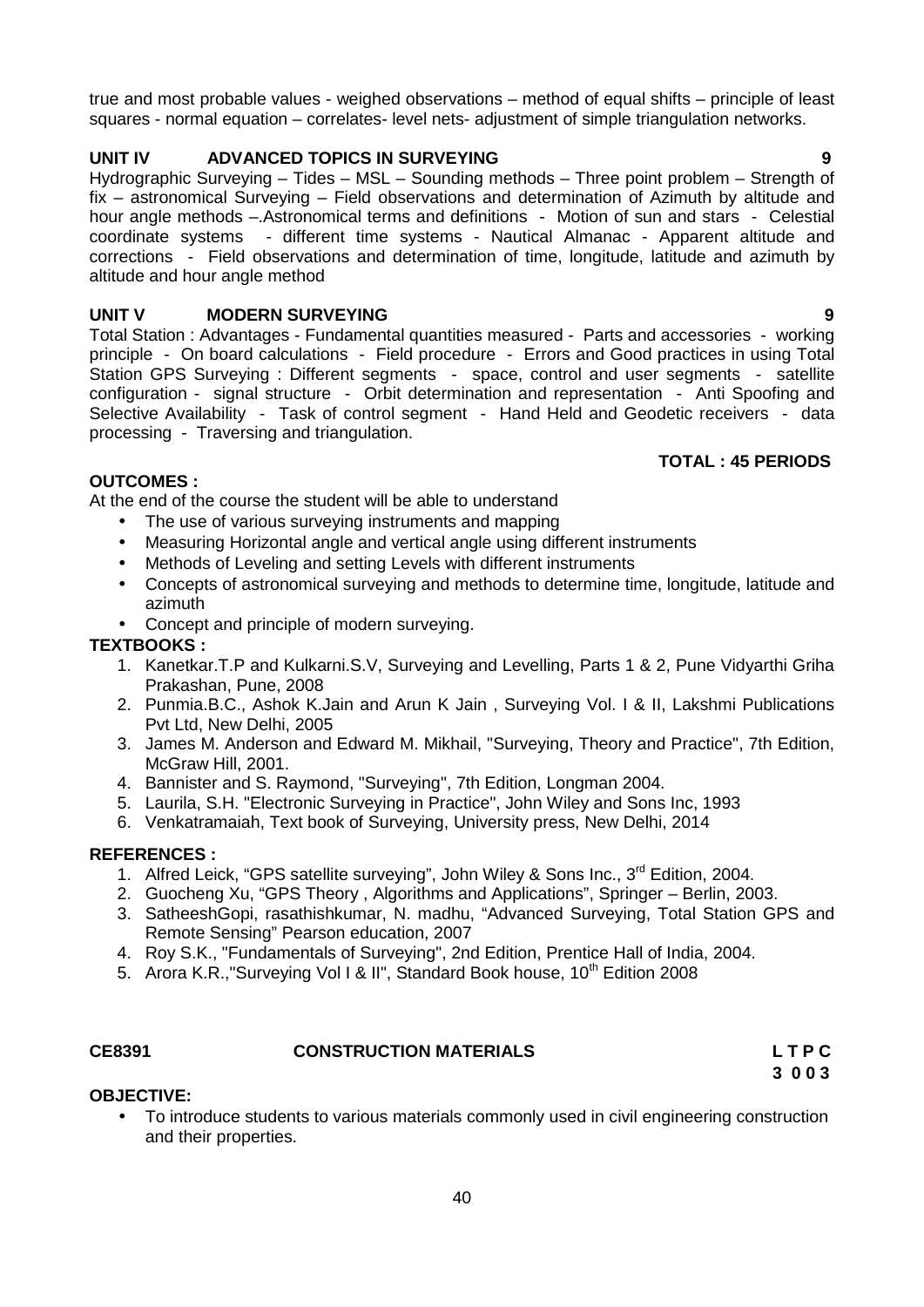true and most probable values - weighed observations – method of equal shifts – principle of least squares - normal equation – correlates- level nets- adjustment of simple triangulation networks.

**UNIT IV ADVANCED TOPICS IN SURVEYING 9**

Hydrographic Surveying – Tides – MSL – Sounding methods – Three point problem – Strength of fix – astronomical Surveying – Field observations and determination of Azimuth by altitude and hour angle methods –.Astronomical terms and definitions - Motion of sun and stars - Celestial coordinate systems - different time systems - Nautical Almanac - Apparent altitude and corrections - Field observations and determination of time, longitude, latitude and azimuth by altitude and hour angle method

**UNIT V MODERN SURVEYING 9**

Total Station : Advantages - Fundamental quantities measured - Parts and accessories - working principle - On board calculations - Field procedure - Errors and Good practices in using Total Station GPS Surveying : Different segments - space, control and user segments - satellite configuration - signal structure - Orbit determination and representation - Anti Spoofing and Selective Availability - Task of control segment - Hand Held and Geodetic receivers - data processing - Traversing and triangulation.

**TOTAL : 45 PERIODS**

**OUTCOMES :**

At the end of the course the student will be able to understand

- The use of various surveying instruments and mapping
- Measuring Horizontal angle and vertical angle using different instruments
- Methods of Leveling and setting Levels with different instruments
- Concepts of astronomical surveying and methods to determine time, longitude, latitude and azimuth
- Concept and principle of modern surveying.

**TEXTBOOKS :**

1. Kanetkar.T.P and Kulkarni.S.V, Surveying and Levelling, Parts 1 & 2, Pune Vidyarthi Griha Prakashan, Pune, 2008
2. Punmia.B.C., Ashok K.Jain and Arun K Jain , Surveying Vol. I & II, Lakshmi Publications Pvt Ltd, New Delhi, 2005
3. James M. Anderson and Edward M. Mikhail, "Surveying, Theory and Practice", 7th Edition, McGraw Hill, 2001.
4. Bannister and S. Raymond, "Surveying", 7th Edition, Longman 2004.
5. Laurila, S.H. "Electronic Surveying in Practice", John Wiley and Sons Inc, 1993
6. Venkatramaiah, Text book of Surveying, University press, New Delhi, 2014

**REFERENCES :**

1. Alfred Leick, "GPS satellite surveying", John Wiley & Sons Inc., 3rd Edition, 2004.
2. Guocheng Xu, "GPS Theory , Algorithms and Applications", Springer – Berlin, 2003.
3. SatheeshGopi, rasathishkumar, N. madhu, "Advanced Surveying, Total Station GPS and Remote Sensing" Pearson education, 2007
4. Roy S.K., "Fundamentals of Surveying", 2nd Edition, Prentice Hall of India, 2004.
5. Arora K.R.,"Surveying Vol I & II", Standard Book house, 10th Edition 2008

**CE8391 CONSTRUCTION MATERIALS L T P C**
**3 0 0 3**

**OBJECTIVE:**

- To introduce students to various materials commonly used in civil engineering construction and their properties.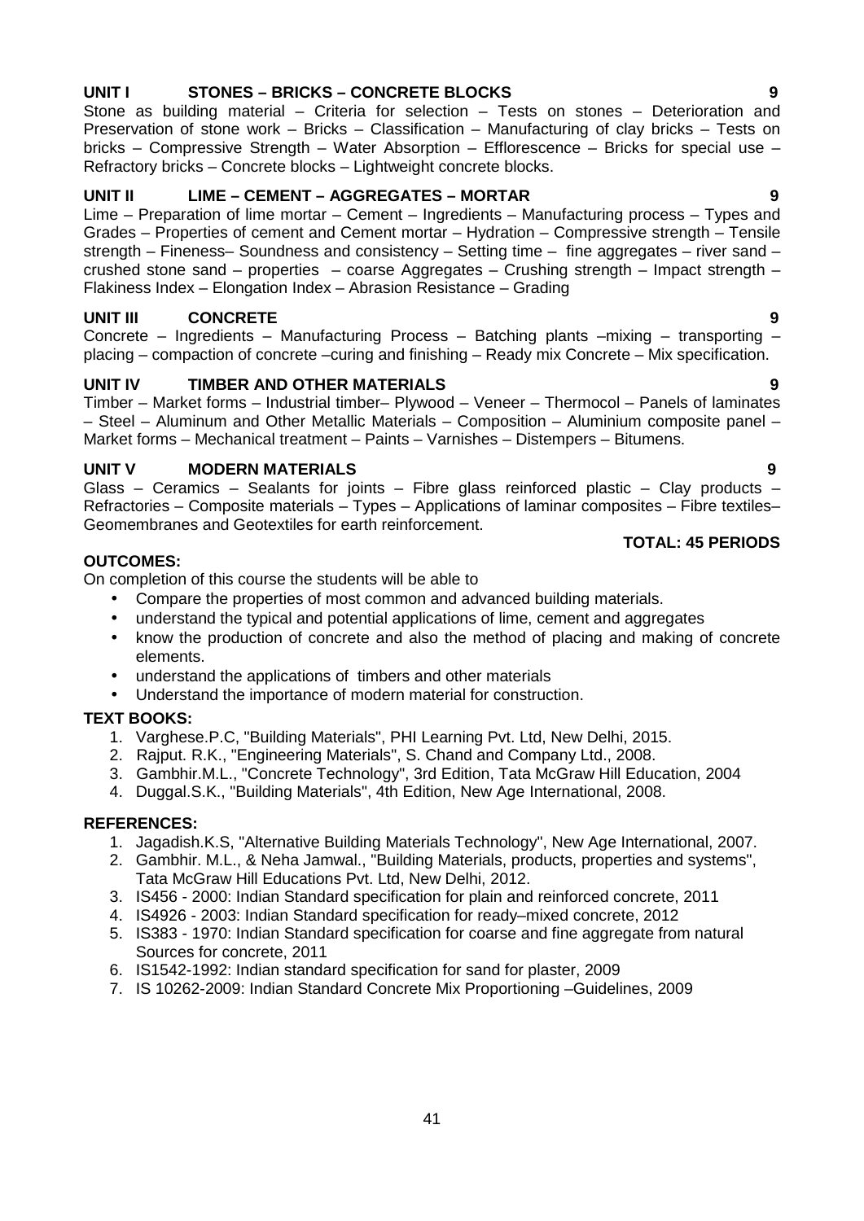**UNIT I STONES – BRICKS – CONCRETE BLOCKS 9**

Stone as building material – Criteria for selection – Tests on stones – Deterioration and Preservation of stone work – Bricks – Classification – Manufacturing of clay bricks – Tests on bricks – Compressive Strength – Water Absorption – Efflorescence – Bricks for special use – Refractory bricks – Concrete blocks – Lightweight concrete blocks.

**UNIT II LIME – CEMENT – AGGREGATES – MORTAR 9**

Lime – Preparation of lime mortar – Cement – Ingredients – Manufacturing process – Types and Grades – Properties of cement and Cement mortar – Hydration – Compressive strength – Tensile strength – Fineness– Soundness and consistency – Setting time – fine aggregates – river sand – crushed stone sand – properties – coarse Aggregates – Crushing strength – Impact strength – Flakiness Index – Elongation Index – Abrasion Resistance – Grading

**UNIT III CONCRETE 9**

Concrete – Ingredients – Manufacturing Process – Batching plants –mixing – transporting – placing – compaction of concrete –curing and finishing – Ready mix Concrete – Mix specification.

**UNIT IV TIMBER AND OTHER MATERIALS 9**

Timber – Market forms – Industrial timber– Plywood – Veneer – Thermocol – Panels of laminates – Steel – Aluminum and Other Metallic Materials – Composition – Aluminium composite panel – Market forms – Mechanical treatment – Paints – Varnishes – Distempers – Bitumens.

**UNIT V MODERN MATERIALS 9**

Glass – Ceramics – Sealants for joints – Fibre glass reinforced plastic – Clay products – Refractories – Composite materials – Types – Applications of laminar composites – Fibre textiles– Geomembranes and Geotextiles for earth reinforcement.

**TOTAL: 45 PERIODS**

**OUTCOMES:**

On completion of this course the students will be able to

- Compare the properties of most common and advanced building materials.
- understand the typical and potential applications of lime, cement and aggregates
- know the production of concrete and also the method of placing and making of concrete elements.
- understand the applications of timbers and other materials
- Understand the importance of modern material for construction.

**TEXT BOOKS:**

1. Varghese.P.C, "Building Materials", PHI Learning Pvt. Ltd, New Delhi, 2015.
2. Rajput. R.K., "Engineering Materials", S. Chand and Company Ltd., 2008.
3. Gambhir.M.L., "Concrete Technology", 3rd Edition, Tata McGraw Hill Education, 2004
4. Duggal.S.K., "Building Materials", 4th Edition, New Age International, 2008.

**REFERENCES:**

1. Jagadish.K.S, "Alternative Building Materials Technology", New Age International, 2007.
2. Gambhir. M.L., & Neha Jamwal., "Building Materials, products, properties and systems", Tata McGraw Hill Educations Pvt. Ltd, New Delhi, 2012.
3. IS456 - 2000: Indian Standard specification for plain and reinforced concrete, 2011
4. IS4926 - 2003: Indian Standard specification for ready–mixed concrete, 2012
5. IS383 - 1970: Indian Standard specification for coarse and fine aggregate from natural Sources for concrete, 2011
6. IS1542-1992: Indian standard specification for sand for plaster, 2009
7. IS 10262-2009: Indian Standard Concrete Mix Proportioning –Guidelines, 2009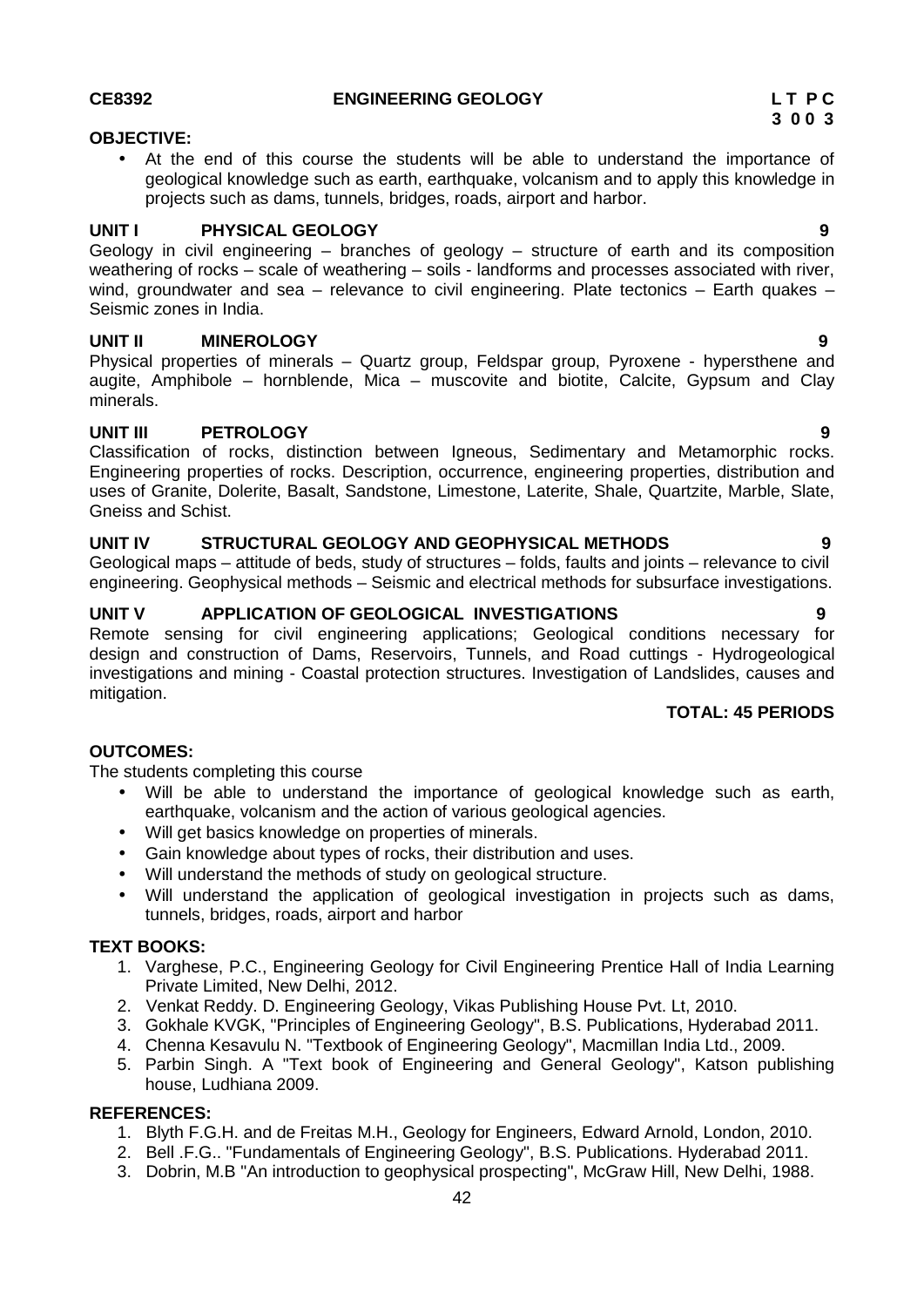**CE8392 ENGINEERING GEOLOGY L T P C**
**3 0 0 3**

**OBJECTIVE:**

- At the end of this course the students will be able to understand the importance of geological knowledge such as earth, earthquake, volcanism and to apply this knowledge in projects such as dams, tunnels, bridges, roads, airport and harbor.

**UNIT I PHYSICAL GEOLOGY 9**

Geology in civil engineering – branches of geology – structure of earth and its composition weathering of rocks – scale of weathering – soils - landforms and processes associated with river, wind, groundwater and sea – relevance to civil engineering. Plate tectonics – Earth quakes – Seismic zones in India.

**UNIT II MINEROLOGY 9**

Physical properties of minerals – Quartz group, Feldspar group, Pyroxene - hypersthene and augite, Amphibole – hornblende, Mica – muscovite and biotite, Calcite, Gypsum and Clay minerals.

**UNIT III PETROLOGY 9**

Classification of rocks, distinction between Igneous, Sedimentary and Metamorphic rocks. Engineering properties of rocks. Description, occurrence, engineering properties, distribution and uses of Granite, Dolerite, Basalt, Sandstone, Limestone, Laterite, Shale, Quartzite, Marble, Slate, Gneiss and Schist.

**UNIT IV STRUCTURAL GEOLOGY AND GEOPHYSICAL METHODS 9**

Geological maps – attitude of beds, study of structures – folds, faults and joints – relevance to civil engineering. Geophysical methods – Seismic and electrical methods for subsurface investigations.

**UNIT V APPLICATION OF GEOLOGICAL INVESTIGATIONS 9**

Remote sensing for civil engineering applications; Geological conditions necessary for design and construction of Dams, Reservoirs, Tunnels, and Road cuttings - Hydrogeological investigations and mining - Coastal protection structures. Investigation of Landslides, causes and mitigation.

**TOTAL: 45 PERIODS**

**OUTCOMES:**

The students completing this course

- Will be able to understand the importance of geological knowledge such as earth, earthquake, volcanism and the action of various geological agencies.
- Will get basics knowledge on properties of minerals.
- Gain knowledge about types of rocks, their distribution and uses.
- Will understand the methods of study on geological structure.
- Will understand the application of geological investigation in projects such as dams, tunnels, bridges, roads, airport and harbor

**TEXT BOOKS:**

1. Varghese, P.C., Engineering Geology for Civil Engineering Prentice Hall of India Learning Private Limited, New Delhi, 2012.
2. Venkat Reddy. D. Engineering Geology, Vikas Publishing House Pvt. Lt, 2010.
3. Gokhale KVGK, "Principles of Engineering Geology", B.S. Publications, Hyderabad 2011.
4. Chenna Kesavulu N. "Textbook of Engineering Geology", Macmillan India Ltd., 2009.
5. Parbin Singh. A "Text book of Engineering and General Geology", Katson publishing house, Ludhiana 2009.

**REFERENCES:**

1. Blyth F.G.H. and de Freitas M.H., Geology for Engineers, Edward Arnold, London, 2010.
2. Bell .F.G.. "Fundamentals of Engineering Geology", B.S. Publications. Hyderabad 2011.
3. Dobrin, M.B "An introduction to geophysical prospecting", McGraw Hill, New Delhi, 1988.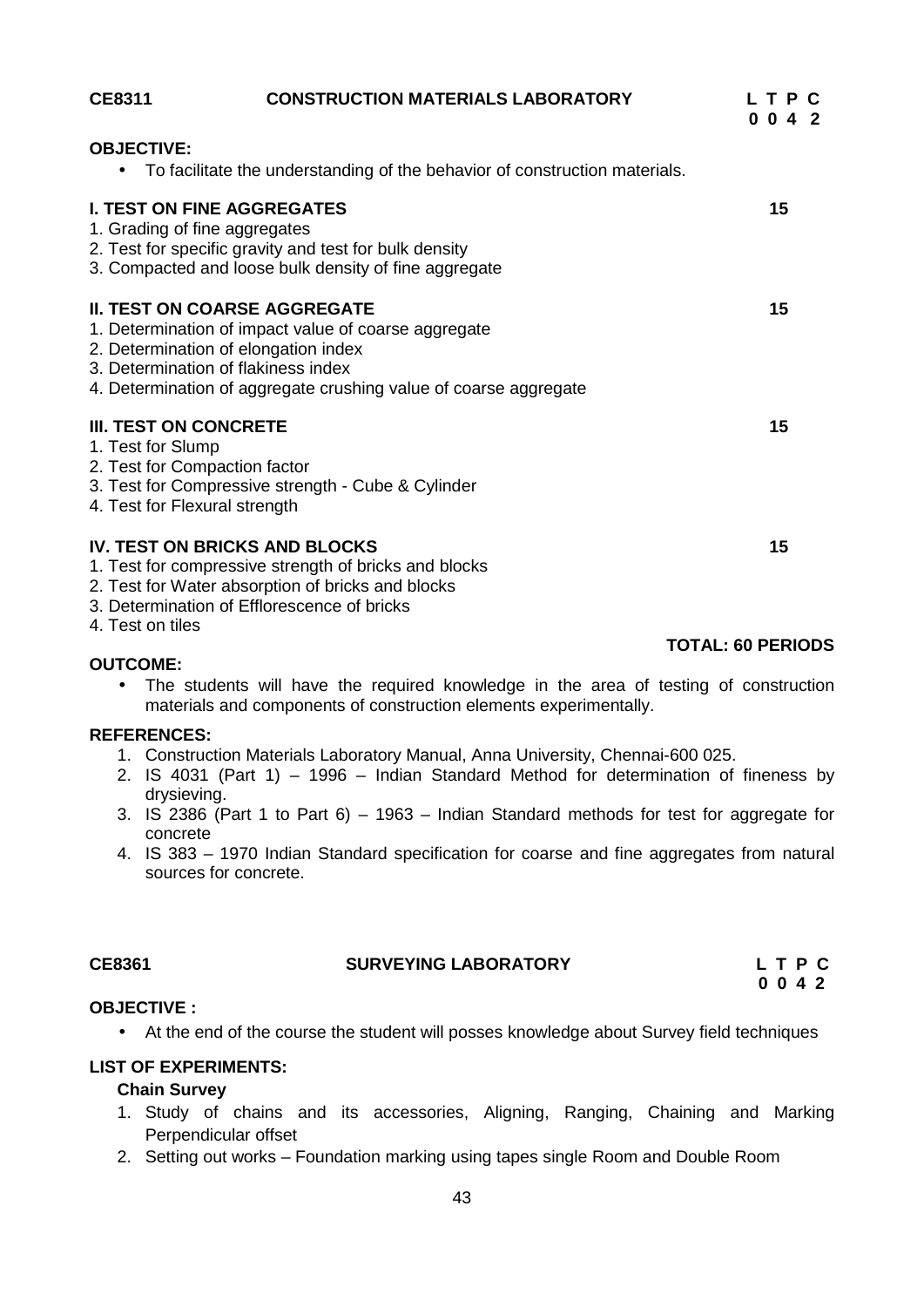**CE8311 CONSTRUCTION MATERIALS LABORATORY** **L T P C**
**0 0 4 2**

**OBJECTIVE:**

- To facilitate the understanding of the behavior of construction materials.

**I. TEST ON FINE AGGREGATES** **15**

1. Grading of fine aggregates
2. Test for specific gravity and test for bulk density
3. Compacted and loose bulk density of fine aggregate

**II. TEST ON COARSE AGGREGATE** **15**

1. Determination of impact value of coarse aggregate
2. Determination of elongation index
3. Determination of flakiness index
4. Determination of aggregate crushing value of coarse aggregate

**III. TEST ON CONCRETE** **15**

1. Test for Slump
2. Test for Compaction factor
3. Test for Compressive strength - Cube & Cylinder
4. Test for Flexural strength

**IV. TEST ON BRICKS AND BLOCKS** **15**

1. Test for compressive strength of bricks and blocks
2. Test for Water absorption of bricks and blocks
3. Determination of Efflorescence of bricks
4. Test on tiles

**TOTAL: 60 PERIODS**

**OUTCOME:**

- The students will have the required knowledge in the area of testing of construction materials and components of construction elements experimentally.

**REFERENCES:**

1. Construction Materials Laboratory Manual, Anna University, Chennai-600 025.
2. IS 4031 (Part 1) – 1996 – Indian Standard Method for determination of fineness by drysieving.
3. IS 2386 (Part 1 to Part 6) – 1963 – Indian Standard methods for test for aggregate for concrete
4. IS 383 – 1970 Indian Standard specification for coarse and fine aggregates from natural sources for concrete.

**CE8361 SURVEYING LABORATORY** **L T P C**
**0 0 4 2**

**OBJECTIVE :**

- At the end of the course the student will posses knowledge about Survey field techniques

**LIST OF EXPERIMENTS:**

**Chain Survey**

1. Study of chains and its accessories, Aligning, Ranging, Chaining and Marking Perpendicular offset
2. Setting out works – Foundation marking using tapes single Room and Double Room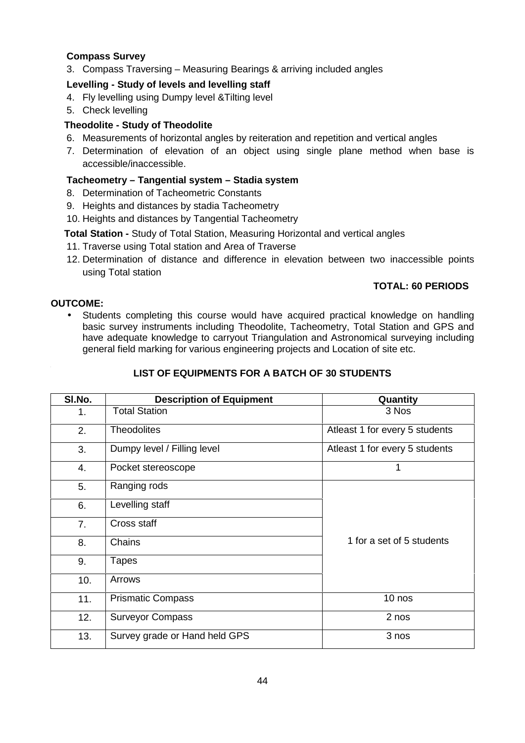**Compass Survey**

3. Compass Traversing – Measuring Bearings & arriving included angles

**Levelling - Study of levels and levelling staff**

4. Fly levelling using Dumpy level &Tilting level
5. Check levelling

**Theodolite - Study of Theodolite**

6. Measurements of horizontal angles by reiteration and repetition and vertical angles
7. Determination of elevation of an object using single plane method when base is accessible/inaccessible.

**Tacheometry – Tangential system – Stadia system**

8. Determination of Tacheometric Constants
9. Heights and distances by stadia Tacheometry
10. Heights and distances by Tangential Tacheometry

**Total Station -** Study of Total Station, Measuring Horizontal and vertical angles

11. Traverse using Total station and Area of Traverse
12. Determination of distance and difference in elevation between two inaccessible points using Total station

**TOTAL: 60 PERIODS**

**OUTCOME:**

- Students completing this course would have acquired practical knowledge on handling basic survey instruments including Theodolite, Tacheometry, Total Station and GPS and have adequate knowledge to carryout Triangulation and Astronomical surveying including general field marking for various engineering projects and Location of site etc.

**LIST OF EQUIPMENTS FOR A BATCH OF 30 STUDENTS**

| Sl.No. | Description of Equipment | Quantity |
|---|---|---|
| 1. | Total Station | 3 Nos |
| 2. | Theodolites | Atleast 1 for every 5 students |
| 3. | Dumpy level / Filling level | Atleast 1 for every 5 students |
| 4. | Pocket stereoscope | 1 |
| 5. | Ranging rods | 1 for a set of 5 students |
| 6. | Levelling staff | |
| 7. | Cross staff | |
| 8. | Chains | |
| 9. | Tapes | |
| 10. | Arrows | |
| 11. | Prismatic Compass | 10 nos |
| 12. | Surveyor Compass | 2 nos |
| 13. | Survey grade or Hand held GPS | 3 nos |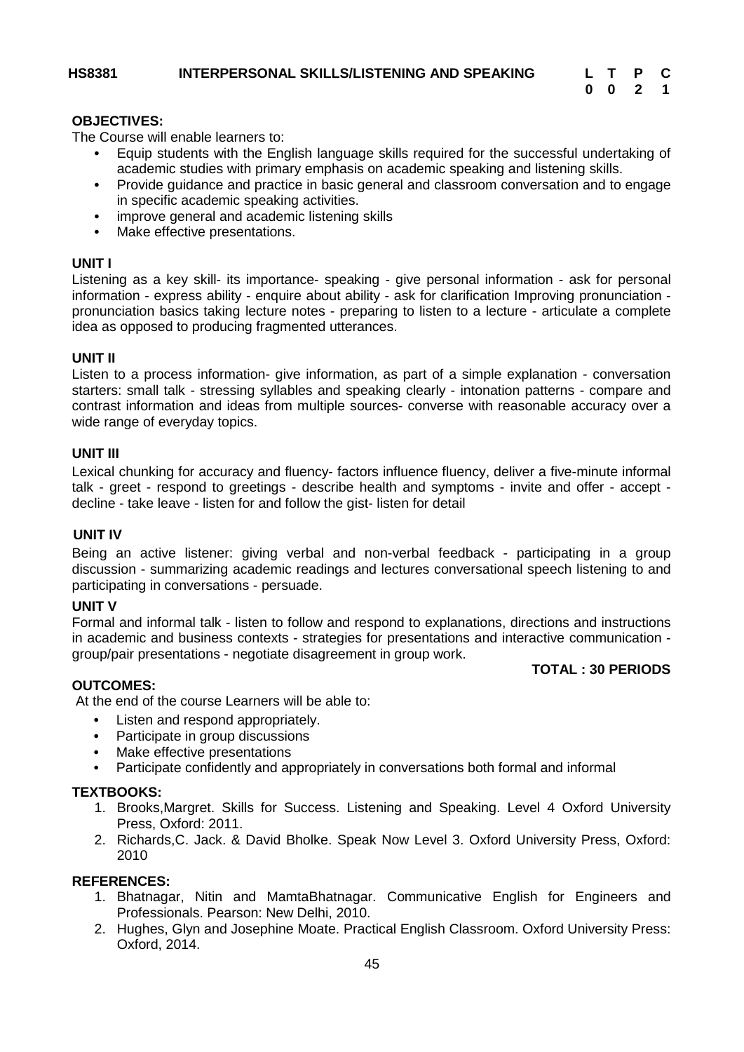**HS8381 INTERPERSONAL SKILLS/LISTENING AND SPEAKING**

| L | T | P | C |
|---|---|---|---|
| 0 | 0 | 2 | 1 |

**OBJECTIVES:**

The Course will enable learners to:

- Equip students with the English language skills required for the successful undertaking of academic studies with primary emphasis on academic speaking and listening skills.
- Provide guidance and practice in basic general and classroom conversation and to engage in specific academic speaking activities.
- improve general and academic listening skills
- Make effective presentations.

**UNIT I**

Listening as a key skill- its importance- speaking - give personal information - ask for personal information - express ability - enquire about ability - ask for clarification Improving pronunciation - pronunciation basics taking lecture notes - preparing to listen to a lecture - articulate a complete idea as opposed to producing fragmented utterances.

**UNIT II**

Listen to a process information- give information, as part of a simple explanation - conversation starters: small talk - stressing syllables and speaking clearly - intonation patterns - compare and contrast information and ideas from multiple sources- converse with reasonable accuracy over a wide range of everyday topics.

**UNIT III**

Lexical chunking for accuracy and fluency- factors influence fluency, deliver a five-minute informal talk - greet - respond to greetings - describe health and symptoms - invite and offer - accept - decline - take leave - listen for and follow the gist- listen for detail

**UNIT IV**

Being an active listener: giving verbal and non-verbal feedback - participating in a group discussion - summarizing academic readings and lectures conversational speech listening to and participating in conversations - persuade.

**UNIT V**

Formal and informal talk - listen to follow and respond to explanations, directions and instructions in academic and business contexts - strategies for presentations and interactive communication - group/pair presentations - negotiate disagreement in group work.

**TOTAL : 30 PERIODS**

**OUTCOMES:**

At the end of the course Learners will be able to:

- Listen and respond appropriately.
- Participate in group discussions
- Make effective presentations
- Participate confidently and appropriately in conversations both formal and informal

**TEXTBOOKS:**

1. Brooks,Margret. Skills for Success. Listening and Speaking. Level 4 Oxford University Press, Oxford: 2011.
2. Richards,C. Jack. & David Bholke. Speak Now Level 3. Oxford University Press, Oxford: 2010

**REFERENCES:**

1. Bhatnagar, Nitin and MamtaBhatnagar. Communicative English for Engineers and Professionals. Pearson: New Delhi, 2010.
2. Hughes, Glyn and Josephine Moate. Practical English Classroom. Oxford University Press: Oxford, 2014.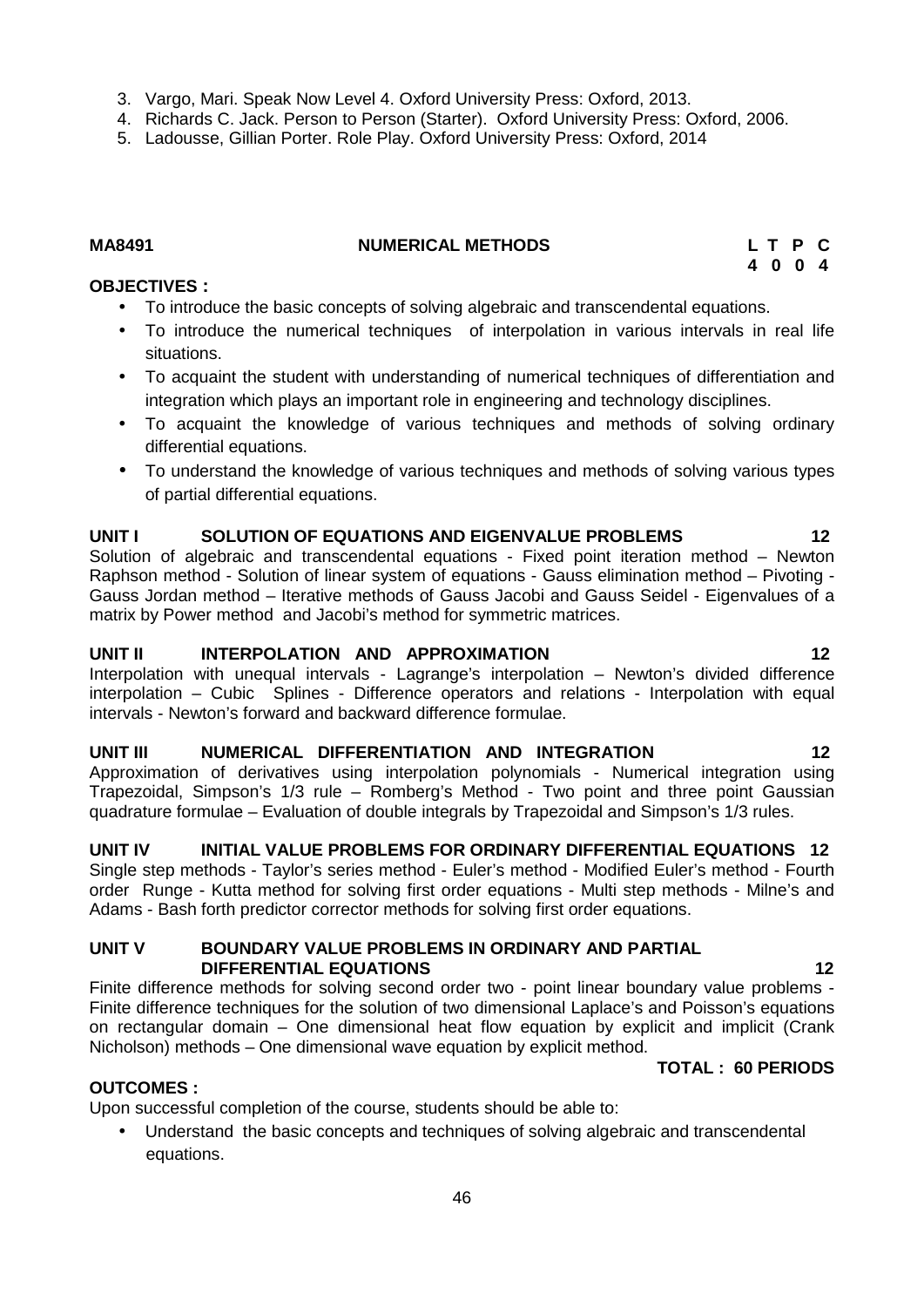3. Vargo, Mari. Speak Now Level 4. Oxford University Press: Oxford, 2013.
4. Richards C. Jack. Person to Person (Starter). Oxford University Press: Oxford, 2006.
5. Ladousse, Gillian Porter. Role Play. Oxford University Press: Oxford, 2014

**MA8491 NUMERICAL METHODS**

| L | T | P | C |
|---|---|---|---|
| 4 | 0 | 0 | 4 |

**OBJECTIVES :**

- To introduce the basic concepts of solving algebraic and transcendental equations.
- To introduce the numerical techniques of interpolation in various intervals in real life situations.
- To acquaint the student with understanding of numerical techniques of differentiation and integration which plays an important role in engineering and technology disciplines.
- To acquaint the knowledge of various techniques and methods of solving ordinary differential equations.
- To understand the knowledge of various techniques and methods of solving various types of partial differential equations.

**UNIT I SOLUTION OF EQUATIONS AND EIGENVALUE PROBLEMS 12**

Solution of algebraic and transcendental equations - Fixed point iteration method – Newton Raphson method - Solution of linear system of equations - Gauss elimination method – Pivoting - Gauss Jordan method – Iterative methods of Gauss Jacobi and Gauss Seidel - Eigenvalues of a matrix by Power method and Jacobi's method for symmetric matrices.

**UNIT II INTERPOLATION AND APPROXIMATION 12**

Interpolation with unequal intervals - Lagrange's interpolation – Newton's divided difference interpolation – Cubic Splines - Difference operators and relations - Interpolation with equal intervals - Newton's forward and backward difference formulae.

**UNIT III NUMERICAL DIFFERENTIATION AND INTEGRATION 12**

Approximation of derivatives using interpolation polynomials - Numerical integration using Trapezoidal, Simpson's 1/3 rule – Romberg's Method - Two point and three point Gaussian quadrature formulae – Evaluation of double integrals by Trapezoidal and Simpson's 1/3 rules.

**UNIT IV INITIAL VALUE PROBLEMS FOR ORDINARY DIFFERENTIAL EQUATIONS 12**

Single step methods - Taylor's series method - Euler's method - Modified Euler's method - Fourth order Runge - Kutta method for solving first order equations - Multi step methods - Milne's and Adams - Bash forth predictor corrector methods for solving first order equations.

**UNIT V BOUNDARY VALUE PROBLEMS IN ORDINARY AND PARTIAL DIFFERENTIAL EQUATIONS 12**

Finite difference methods for solving second order two - point linear boundary value problems - Finite difference techniques for the solution of two dimensional Laplace's and Poisson's equations on rectangular domain – One dimensional heat flow equation by explicit and implicit (Crank Nicholson) methods – One dimensional wave equation by explicit method.

**TOTAL : 60 PERIODS**

**OUTCOMES :**

Upon successful completion of the course, students should be able to:

- Understand the basic concepts and techniques of solving algebraic and transcendental equations.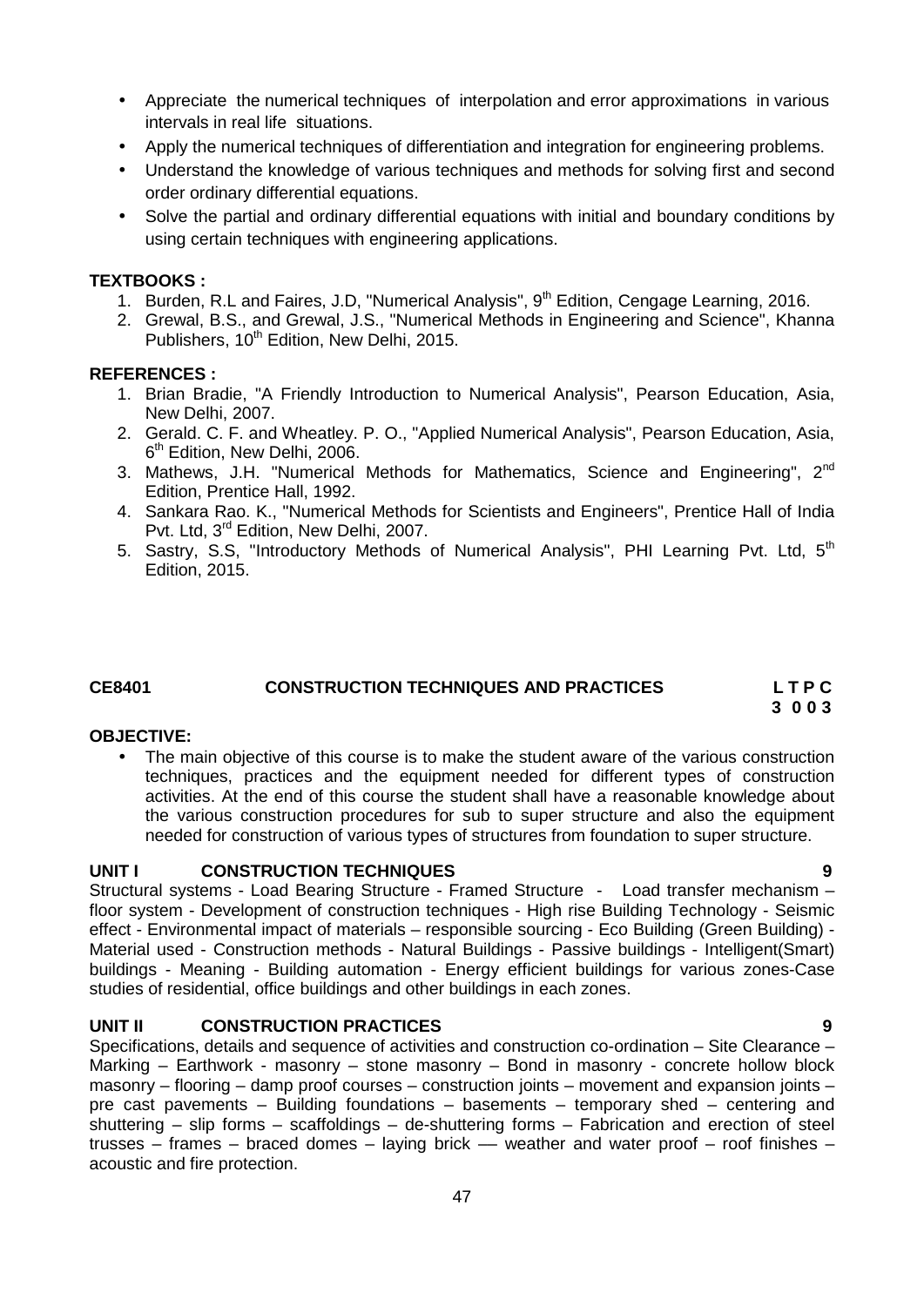- Appreciate the numerical techniques of interpolation and error approximations in various intervals in real life situations.
- Apply the numerical techniques of differentiation and integration for engineering problems.
- Understand the knowledge of various techniques and methods for solving first and second order ordinary differential equations.
- Solve the partial and ordinary differential equations with initial and boundary conditions by using certain techniques with engineering applications.

**TEXTBOOKS :**

1. Burden, R.L and Faires, J.D, "Numerical Analysis", 9th Edition, Cengage Learning, 2016.
2. Grewal, B.S., and Grewal, J.S., "Numerical Methods in Engineering and Science", Khanna Publishers, 10th Edition, New Delhi, 2015.

**REFERENCES :**

1. Brian Bradie, "A Friendly Introduction to Numerical Analysis", Pearson Education, Asia, New Delhi, 2007.
2. Gerald. C. F. and Wheatley. P. O., "Applied Numerical Analysis", Pearson Education, Asia, 6th Edition, New Delhi, 2006.
3. Mathews, J.H. "Numerical Methods for Mathematics, Science and Engineering", 2nd Edition, Prentice Hall, 1992.
4. Sankara Rao. K., "Numerical Methods for Scientists and Engineers", Prentice Hall of India Pvt. Ltd, 3rd Edition, New Delhi, 2007.
5. Sastry, S.S, "Introductory Methods of Numerical Analysis", PHI Learning Pvt. Ltd, 5th Edition, 2015.

## CE8401 CONSTRUCTION TECHNIQUES AND PRACTICES

**L T P C**
**3 0 0 3**

**OBJECTIVE:**

- The main objective of this course is to make the student aware of the various construction techniques, practices and the equipment needed for different types of construction activities. At the end of this course the student shall have a reasonable knowledge about the various construction procedures for sub to super structure and also the equipment needed for construction of various types of structures from foundation to super structure.

**UNIT I CONSTRUCTION TECHNIQUES 9**

Structural systems - Load Bearing Structure - Framed Structure - Load transfer mechanism – floor system - Development of construction techniques - High rise Building Technology - Seismic effect - Environmental impact of materials – responsible sourcing - Eco Building (Green Building) - Material used - Construction methods - Natural Buildings - Passive buildings - Intelligent(Smart) buildings - Meaning - Building automation - Energy efficient buildings for various zones-Case studies of residential, office buildings and other buildings in each zones.

**UNIT II CONSTRUCTION PRACTICES 9**

Specifications, details and sequence of activities and construction co-ordination – Site Clearance – Marking – Earthwork - masonry – stone masonry – Bond in masonry - concrete hollow block masonry – flooring – damp proof courses – construction joints – movement and expansion joints – pre cast pavements – Building foundations – basements – temporary shed – centering and shuttering – slip forms – scaffoldings – de-shuttering forms – Fabrication and erection of steel trusses – frames – braced domes – laying brick –– weather and water proof – roof finishes – acoustic and fire protection.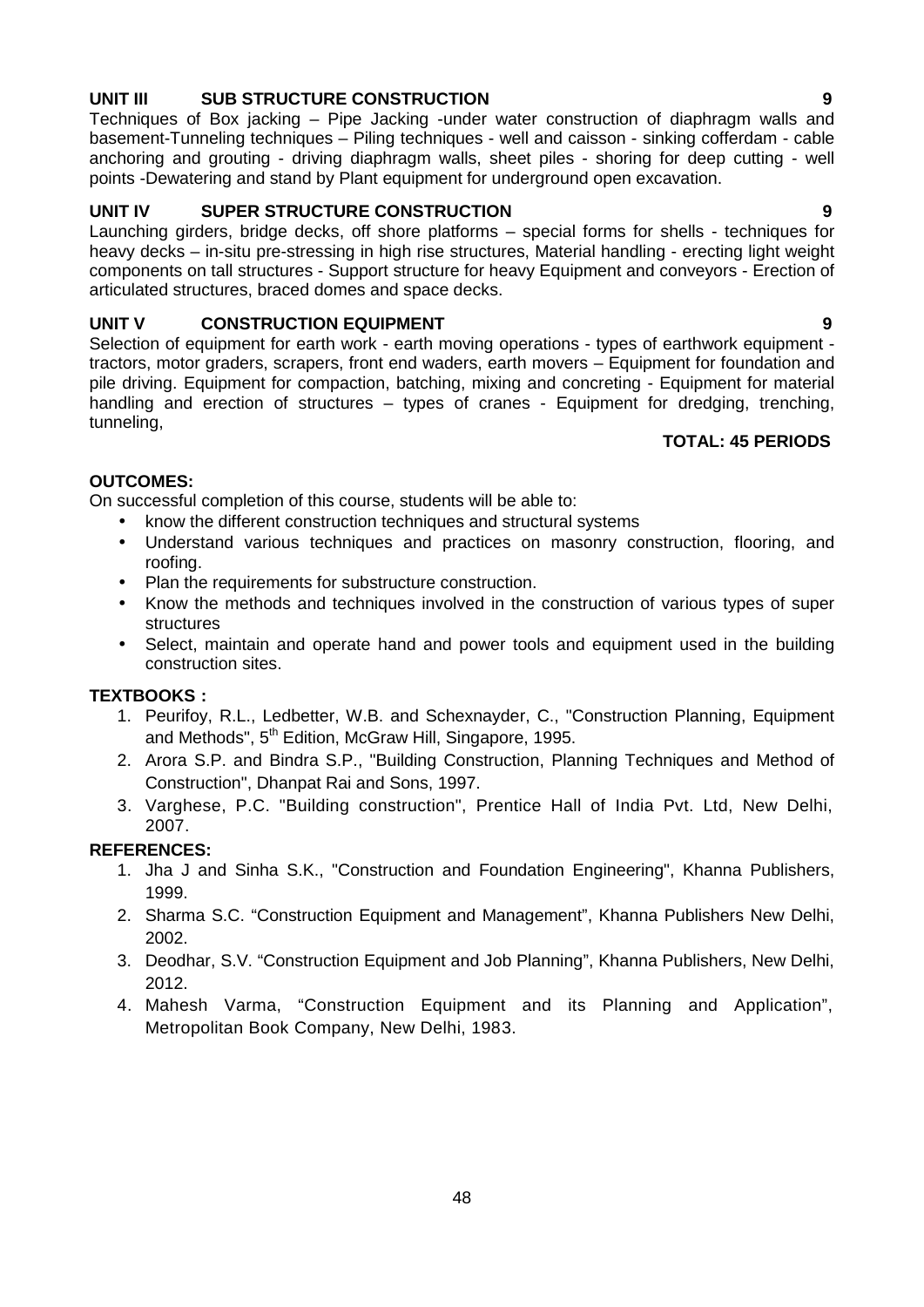**UNIT III SUB STRUCTURE CONSTRUCTION 9**

Techniques of Box jacking – Pipe Jacking -under water construction of diaphragm walls and basement-Tunneling techniques – Piling techniques - well and caisson - sinking cofferdam - cable anchoring and grouting - driving diaphragm walls, sheet piles - shoring for deep cutting - well points -Dewatering and stand by Plant equipment for underground open excavation.

**UNIT IV SUPER STRUCTURE CONSTRUCTION 9**

Launching girders, bridge decks, off shore platforms – special forms for shells - techniques for heavy decks – in-situ pre-stressing in high rise structures, Material handling - erecting light weight components on tall structures - Support structure for heavy Equipment and conveyors - Erection of articulated structures, braced domes and space decks.

**UNIT V CONSTRUCTION EQUIPMENT 9**

Selection of equipment for earth work - earth moving operations - types of earthwork equipment - tractors, motor graders, scrapers, front end waders, earth movers – Equipment for foundation and pile driving. Equipment for compaction, batching, mixing and concreting - Equipment for material handling and erection of structures – types of cranes - Equipment for dredging, trenching, tunneling,

**TOTAL: 45 PERIODS**

**OUTCOMES:**

On successful completion of this course, students will be able to:

- know the different construction techniques and structural systems
- Understand various techniques and practices on masonry construction, flooring, and roofing.
- Plan the requirements for substructure construction.
- Know the methods and techniques involved in the construction of various types of super structures
- Select, maintain and operate hand and power tools and equipment used in the building construction sites.

**TEXTBOOKS :**

1. Peurifoy, R.L., Ledbetter, W.B. and Schexnayder, C., "Construction Planning, Equipment and Methods", 5th Edition, McGraw Hill, Singapore, 1995.
2. Arora S.P. and Bindra S.P., "Building Construction, Planning Techniques and Method of Construction", Dhanpat Rai and Sons, 1997.
3. Varghese, P.C. "Building construction", Prentice Hall of India Pvt. Ltd, New Delhi, 2007.

**REFERENCES:**

1. Jha J and Sinha S.K., "Construction and Foundation Engineering", Khanna Publishers, 1999.
2. Sharma S.C. "Construction Equipment and Management", Khanna Publishers New Delhi, 2002.
3. Deodhar, S.V. "Construction Equipment and Job Planning", Khanna Publishers, New Delhi, 2012.
4. Mahesh Varma, "Construction Equipment and its Planning and Application", Metropolitan Book Company, New Delhi, 1983.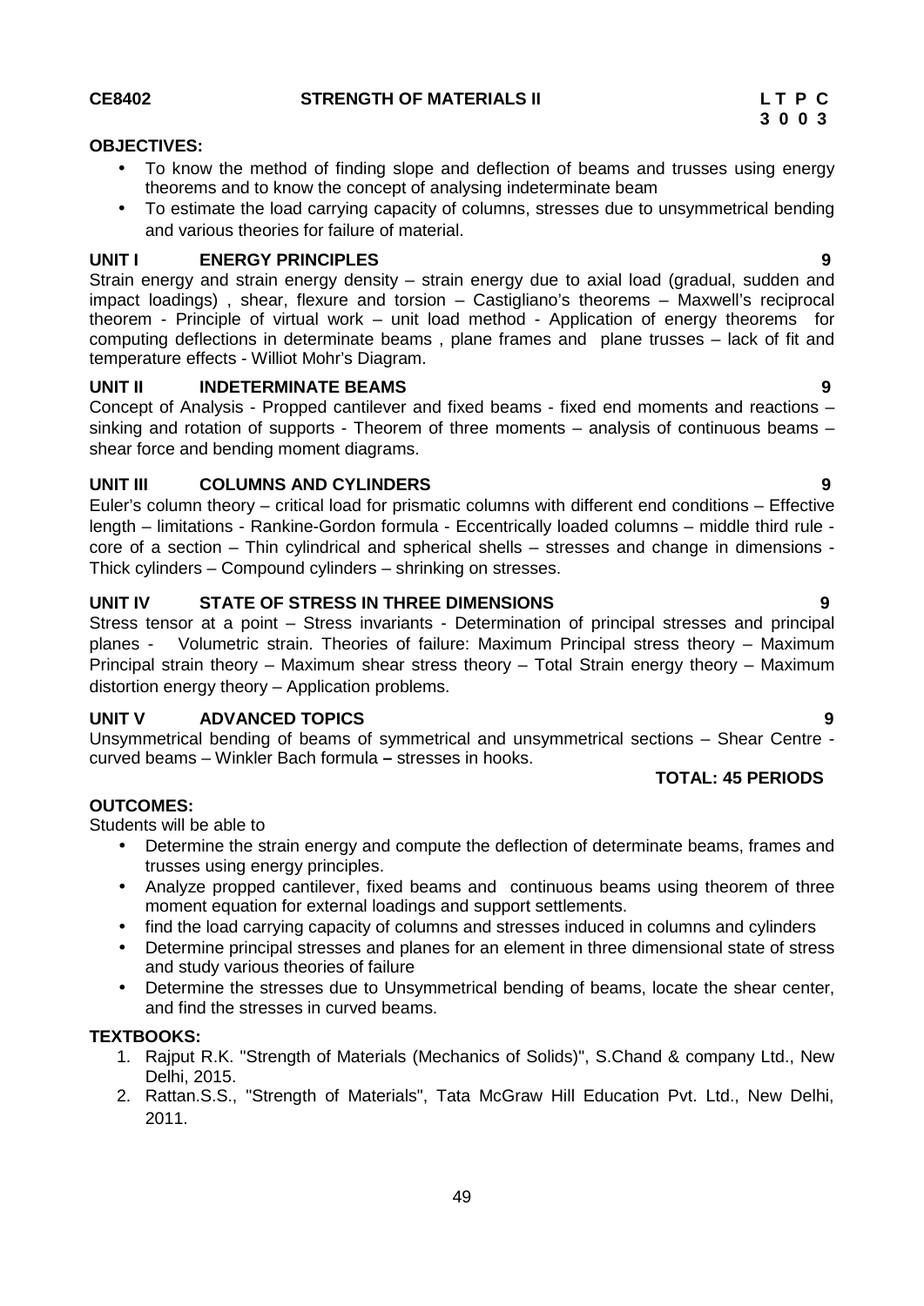**CE8402 STRENGTH OF MATERIALS II**

| L | T | P | C |
|---|---|---|---|
| 3 | 0 | 0 | 3 |

**OBJECTIVES:**

- To know the method of finding slope and deflection of beams and trusses using energy theorems and to know the concept of analysing indeterminate beam
- To estimate the load carrying capacity of columns, stresses due to unsymmetrical bending and various theories for failure of material.

**UNIT I ENERGY PRINCIPLES 9**

Strain energy and strain energy density – strain energy due to axial load (gradual, sudden and impact loadings) , shear, flexure and torsion – Castigliano's theorems – Maxwell's reciprocal theorem - Principle of virtual work – unit load method - Application of energy theorems for computing deflections in determinate beams , plane frames and plane trusses – lack of fit and temperature effects - Williot Mohr's Diagram.

**UNIT II INDETERMINATE BEAMS 9**

Concept of Analysis - Propped cantilever and fixed beams - fixed end moments and reactions – sinking and rotation of supports - Theorem of three moments – analysis of continuous beams – shear force and bending moment diagrams.

**UNIT III COLUMNS AND CYLINDERS 9**

Euler's column theory – critical load for prismatic columns with different end conditions – Effective length – limitations - Rankine-Gordon formula - Eccentrically loaded columns – middle third rule - core of a section – Thin cylindrical and spherical shells – stresses and change in dimensions - Thick cylinders – Compound cylinders – shrinking on stresses.

**UNIT IV STATE OF STRESS IN THREE DIMENSIONS 9**

Stress tensor at a point – Stress invariants - Determination of principal stresses and principal planes - Volumetric strain. Theories of failure: Maximum Principal stress theory – Maximum Principal strain theory – Maximum shear stress theory – Total Strain energy theory – Maximum distortion energy theory – Application problems.

**UNIT V ADVANCED TOPICS 9**

Unsymmetrical bending of beams of symmetrical and unsymmetrical sections – Shear Centre - curved beams – Winkler Bach formula **–** stresses in hooks.

**TOTAL: 45 PERIODS**

**OUTCOMES:**

Students will be able to

- Determine the strain energy and compute the deflection of determinate beams, frames and trusses using energy principles.
- Analyze propped cantilever, fixed beams and continuous beams using theorem of three moment equation for external loadings and support settlements.
- find the load carrying capacity of columns and stresses induced in columns and cylinders
- Determine principal stresses and planes for an element in three dimensional state of stress and study various theories of failure
- Determine the stresses due to Unsymmetrical bending of beams, locate the shear center, and find the stresses in curved beams.

**TEXTBOOKS:**

1. Rajput R.K. "Strength of Materials (Mechanics of Solids)", S.Chand & company Ltd., New Delhi, 2015.
2. Rattan.S.S., "Strength of Materials", Tata McGraw Hill Education Pvt. Ltd., New Delhi, 2011.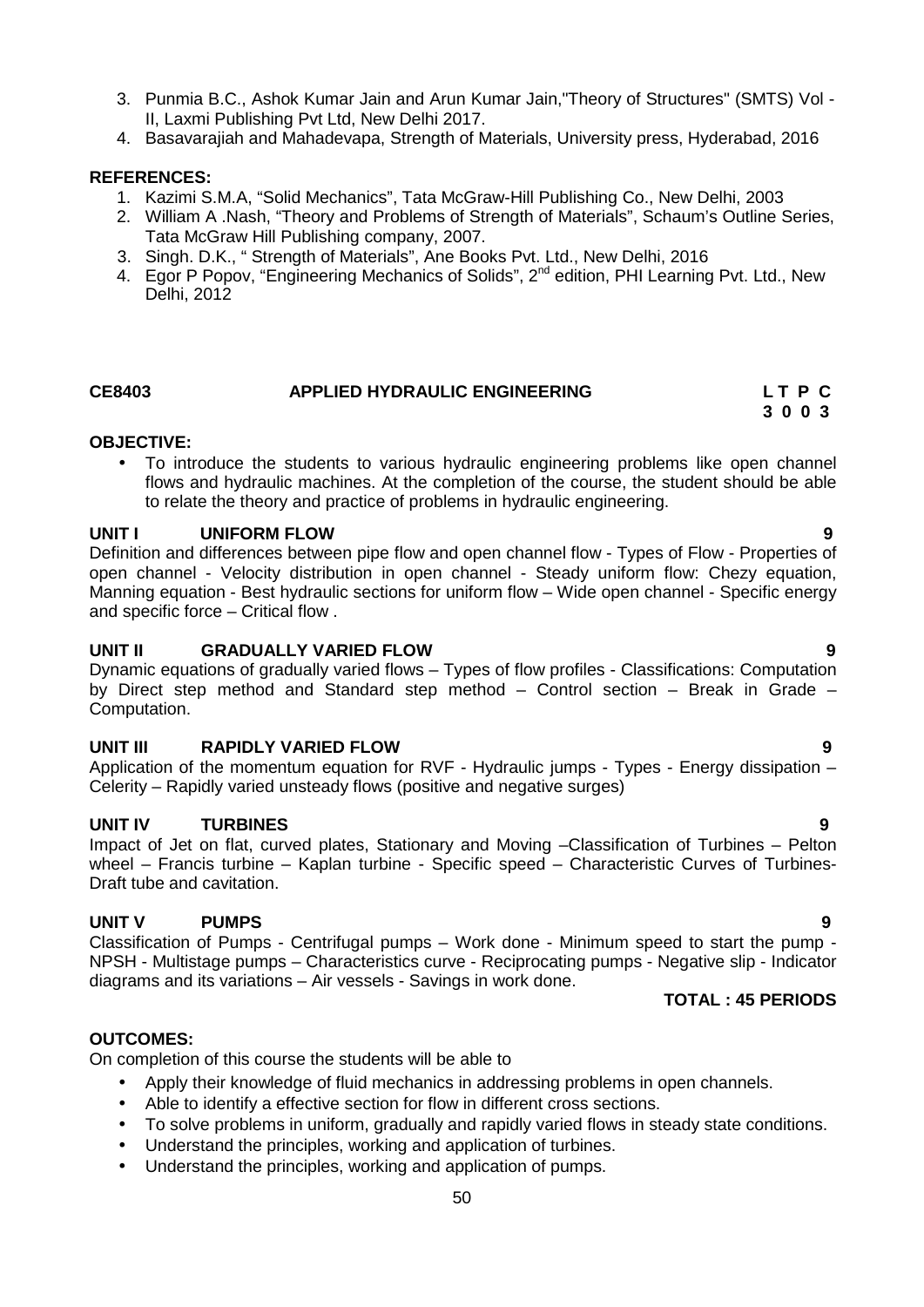3. Punmia B.C., Ashok Kumar Jain and Arun Kumar Jain,"Theory of Structures" (SMTS) Vol - II, Laxmi Publishing Pvt Ltd, New Delhi 2017.
4. Basavarajiah and Mahadevapa, Strength of Materials, University press, Hyderabad, 2016

**REFERENCES:**

1. Kazimi S.M.A, "Solid Mechanics", Tata McGraw-Hill Publishing Co., New Delhi, 2003
2. William A .Nash, "Theory and Problems of Strength of Materials", Schaum's Outline Series, Tata McGraw Hill Publishing company, 2007.
3. Singh. D.K., " Strength of Materials", Ane Books Pvt. Ltd., New Delhi, 2016
4. Egor P Popov, "Engineering Mechanics of Solids", 2nd edition, PHI Learning Pvt. Ltd., New Delhi, 2012

## CE8403 APPLIED HYDRAULIC ENGINEERING

**L T P C**
**3 0 0 3**

**OBJECTIVE:**

- To introduce the students to various hydraulic engineering problems like open channel flows and hydraulic machines. At the completion of the course, the student should be able to relate the theory and practice of problems in hydraulic engineering.

**UNIT I UNIFORM FLOW 9**

Definition and differences between pipe flow and open channel flow - Types of Flow - Properties of open channel - Velocity distribution in open channel - Steady uniform flow: Chezy equation, Manning equation - Best hydraulic sections for uniform flow – Wide open channel - Specific energy and specific force – Critical flow .

**UNIT II GRADUALLY VARIED FLOW 9**

Dynamic equations of gradually varied flows – Types of flow profiles - Classifications: Computation by Direct step method and Standard step method – Control section – Break in Grade – Computation.

**UNIT III RAPIDLY VARIED FLOW 9**

Application of the momentum equation for RVF - Hydraulic jumps - Types - Energy dissipation – Celerity – Rapidly varied unsteady flows (positive and negative surges)

**UNIT IV TURBINES 9**

Impact of Jet on flat, curved plates, Stationary and Moving –Classification of Turbines – Pelton wheel – Francis turbine – Kaplan turbine - Specific speed – Characteristic Curves of Turbines- Draft tube and cavitation.

**UNIT V PUMPS 9**

Classification of Pumps - Centrifugal pumps – Work done - Minimum speed to start the pump - NPSH - Multistage pumps – Characteristics curve - Reciprocating pumps - Negative slip - Indicator diagrams and its variations – Air vessels - Savings in work done.

**TOTAL : 45 PERIODS**

**OUTCOMES:**

On completion of this course the students will be able to

- Apply their knowledge of fluid mechanics in addressing problems in open channels.
- Able to identify a effective section for flow in different cross sections.
- To solve problems in uniform, gradually and rapidly varied flows in steady state conditions.
- Understand the principles, working and application of turbines.
- Understand the principles, working and application of pumps.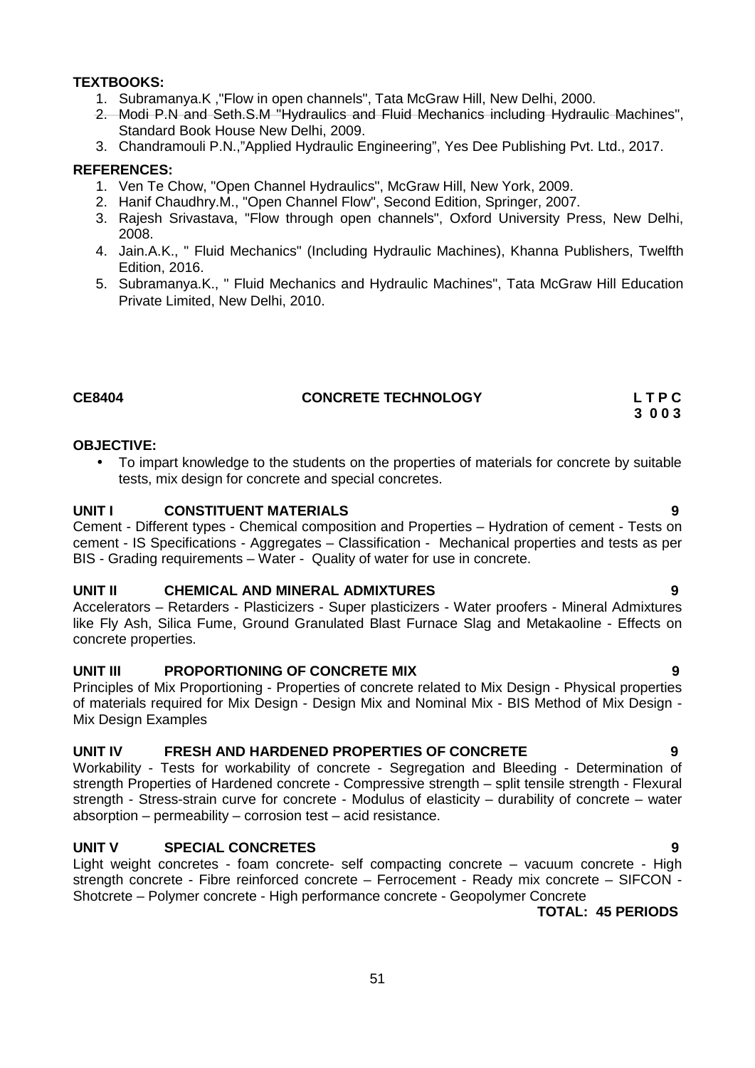**TEXTBOOKS:**

1. Subramanya.K ,"Flow in open channels", Tata McGraw Hill, New Delhi, 2000.
2. Modi P.N and Seth.S.M "Hydraulics and Fluid Mechanics including Hydraulic Machines", Standard Book House New Delhi, 2009.
3. Chandramouli P.N.,"Applied Hydraulic Engineering", Yes Dee Publishing Pvt. Ltd., 2017.

**REFERENCES:**

1. Ven Te Chow, "Open Channel Hydraulics", McGraw Hill, New York, 2009.
2. Hanif Chaudhry.M., "Open Channel Flow", Second Edition, Springer, 2007.
3. Rajesh Srivastava, "Flow through open channels", Oxford University Press, New Delhi, 2008.
4. Jain.A.K., " Fluid Mechanics" (Including Hydraulic Machines), Khanna Publishers, Twelfth Edition, 2016.
5. Subramanya.K., " Fluid Mechanics and Hydraulic Machines", Tata McGraw Hill Education Private Limited, New Delhi, 2010.

**CE8404 CONCRETE TECHNOLOGY L T P C**
**3 0 0 3**

**OBJECTIVE:**

- To impart knowledge to the students on the properties of materials for concrete by suitable tests, mix design for concrete and special concretes.

**UNIT I CONSTITUENT MATERIALS 9**

Cement - Different types - Chemical composition and Properties – Hydration of cement - Tests on cement - IS Specifications - Aggregates – Classification - Mechanical properties and tests as per BIS - Grading requirements – Water - Quality of water for use in concrete.

**UNIT II CHEMICAL AND MINERAL ADMIXTURES 9**

Accelerators – Retarders - Plasticizers - Super plasticizers - Water proofers - Mineral Admixtures like Fly Ash, Silica Fume, Ground Granulated Blast Furnace Slag and Metakaoline - Effects on concrete properties.

**UNIT III PROPORTIONING OF CONCRETE MIX 9**

Principles of Mix Proportioning - Properties of concrete related to Mix Design - Physical properties of materials required for Mix Design - Design Mix and Nominal Mix - BIS Method of Mix Design - Mix Design Examples

**UNIT IV FRESH AND HARDENED PROPERTIES OF CONCRETE 9**

Workability - Tests for workability of concrete - Segregation and Bleeding - Determination of strength Properties of Hardened concrete - Compressive strength – split tensile strength - Flexural strength - Stress-strain curve for concrete - Modulus of elasticity – durability of concrete – water absorption – permeability – corrosion test – acid resistance.

**UNIT V SPECIAL CONCRETES 9**

Light weight concretes - foam concrete- self compacting concrete – vacuum concrete - High strength concrete - Fibre reinforced concrete – Ferrocement - Ready mix concrete – SIFCON - Shotcrete – Polymer concrete - High performance concrete - Geopolymer Concrete

**TOTAL: 45 PERIODS**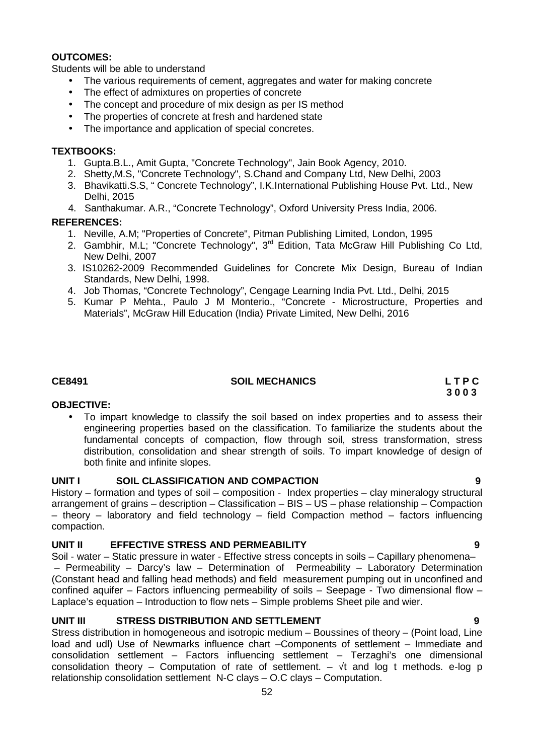**OUTCOMES:**

Students will be able to understand

- The various requirements of cement, aggregates and water for making concrete
- The effect of admixtures on properties of concrete
- The concept and procedure of mix design as per IS method
- The properties of concrete at fresh and hardened state
- The importance and application of special concretes.

**TEXTBOOKS:**

1. Gupta.B.L., Amit Gupta, "Concrete Technology", Jain Book Agency, 2010.
2. Shetty,M.S, "Concrete Technology", S.Chand and Company Ltd, New Delhi, 2003
3. Bhavikatti.S.S, " Concrete Technology", I.K.International Publishing House Pvt. Ltd., New Delhi, 2015
4. Santhakumar. A.R., "Concrete Technology", Oxford University Press India, 2006.

**REFERENCES:**

1. Neville, A.M; "Properties of Concrete", Pitman Publishing Limited, London, 1995
2. Gambhir, M.L; "Concrete Technology", 3rd Edition, Tata McGraw Hill Publishing Co Ltd, New Delhi, 2007
3. IS10262-2009 Recommended Guidelines for Concrete Mix Design, Bureau of Indian Standards, New Delhi, 1998.
4. Job Thomas, "Concrete Technology", Cengage Learning India Pvt. Ltd., Delhi, 2015
5. Kumar P Mehta., Paulo J M Monterio., "Concrete - Microstructure, Properties and Materials", McGraw Hill Education (India) Private Limited, New Delhi, 2016

## CE8491 SOIL MECHANICS

**L T P C**
**3 0 0 3**

**OBJECTIVE:**

- To impart knowledge to classify the soil based on index properties and to assess their engineering properties based on the classification. To familiarize the students about the fundamental concepts of compaction, flow through soil, stress transformation, stress distribution, consolidation and shear strength of soils. To impart knowledge of design of both finite and infinite slopes.

**UNIT I SOIL CLASSIFICATION AND COMPACTION 9**

History – formation and types of soil – composition - Index properties – clay mineralogy structural arrangement of grains – description – Classification – BIS – US – phase relationship – Compaction – theory – laboratory and field technology – field Compaction method – factors influencing compaction.

**UNIT II EFFECTIVE STRESS AND PERMEABILITY 9**

Soil - water – Static pressure in water - Effective stress concepts in soils – Capillary phenomena– – Permeability – Darcy's law – Determination of Permeability – Laboratory Determination (Constant head and falling head methods) and field measurement pumping out in unconfined and confined aquifer – Factors influencing permeability of soils – Seepage - Two dimensional flow – Laplace's equation – Introduction to flow nets – Simple problems Sheet pile and wier.

**UNIT III STRESS DISTRIBUTION AND SETTLEMENT 9**

Stress distribution in homogeneous and isotropic medium – Boussines of theory – (Point load, Line load and udl) Use of Newmarks influence chart –Components of settlement – Immediate and consolidation settlement – Factors influencing settlement – Terzaghi's one dimensional consolidation theory – Computation of rate of settlement. – $\sqrt{t}$ and log t methods. e-log p relationship consolidation settlement N-C clays – O.C clays – Computation.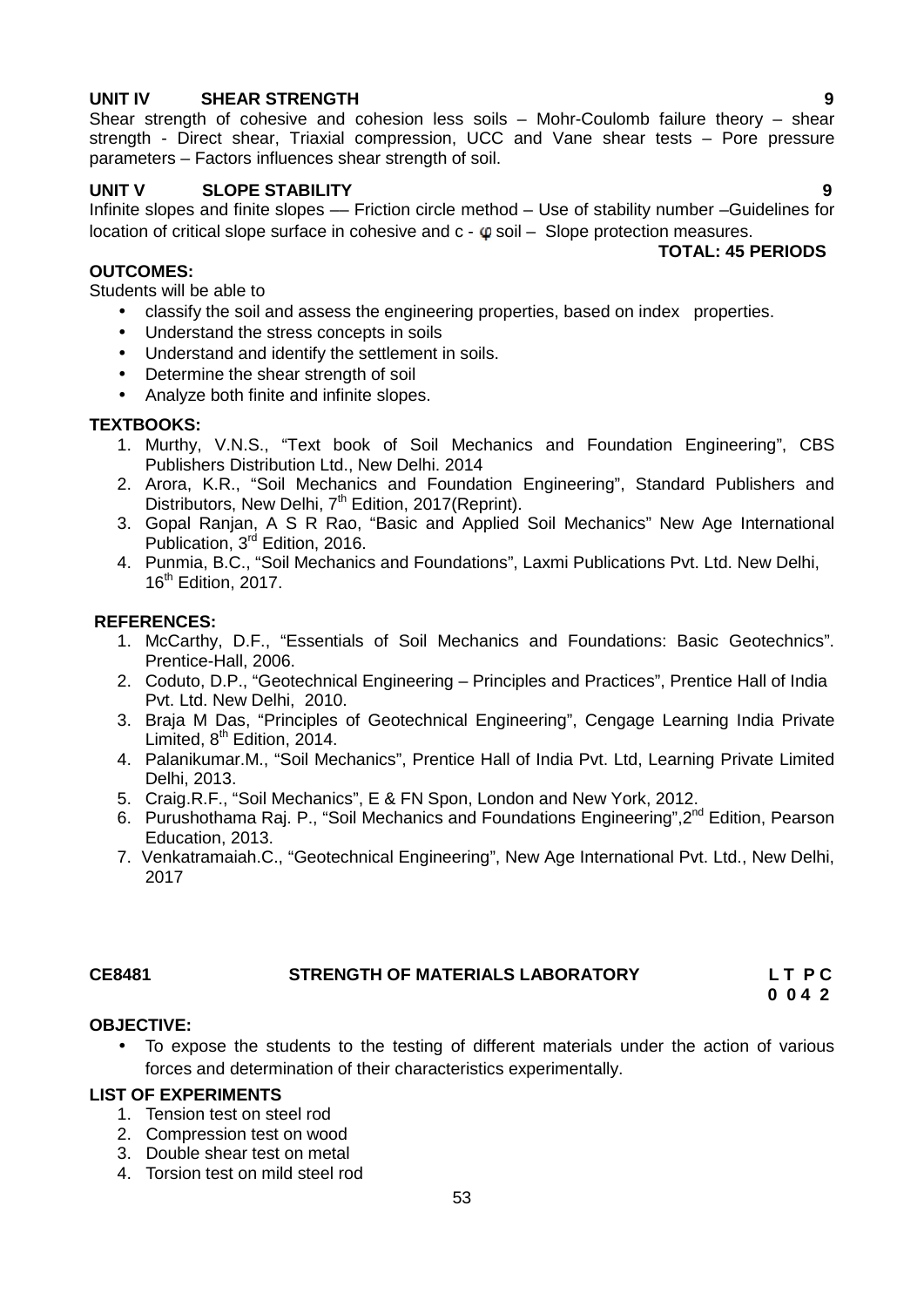**UNIT IV SHEAR STRENGTH 9**

Shear strength of cohesive and cohesion less soils – Mohr-Coulomb failure theory – shear strength - Direct shear, Triaxial compression, UCC and Vane shear tests – Pore pressure parameters – Factors influences shear strength of soil.

**UNIT V SLOPE STABILITY 9**

Infinite slopes and finite slopes –– Friction circle method – Use of stability number –Guidelines for location of critical slope surface in cohesive and c - $\varphi$ soil – Slope protection measures.

**TOTAL: 45 PERIODS**

**OUTCOMES:**

Students will be able to

- classify the soil and assess the engineering properties, based on index properties.
- Understand the stress concepts in soils
- Understand and identify the settlement in soils.
- Determine the shear strength of soil
- Analyze both finite and infinite slopes.

**TEXTBOOKS:**

1. Murthy, V.N.S., "Text book of Soil Mechanics and Foundation Engineering", CBS Publishers Distribution Ltd., New Delhi. 2014
2. Arora, K.R., "Soil Mechanics and Foundation Engineering", Standard Publishers and Distributors, New Delhi, 7th Edition, 2017(Reprint).
3. Gopal Ranjan, A S R Rao, "Basic and Applied Soil Mechanics" New Age International Publication, 3rd Edition, 2016.
4. Punmia, B.C., "Soil Mechanics and Foundations", Laxmi Publications Pvt. Ltd. New Delhi, 16th Edition, 2017.

**REFERENCES:**

1. McCarthy, D.F., "Essentials of Soil Mechanics and Foundations: Basic Geotechnics". Prentice-Hall, 2006.
2. Coduto, D.P., "Geotechnical Engineering – Principles and Practices", Prentice Hall of India Pvt. Ltd. New Delhi, 2010.
3. Braja M Das, "Principles of Geotechnical Engineering", Cengage Learning India Private Limited, 8th Edition, 2014.
4. Palanikumar.M., "Soil Mechanics", Prentice Hall of India Pvt. Ltd, Learning Private Limited Delhi, 2013.
5. Craig.R.F., "Soil Mechanics", E & FN Spon, London and New York, 2012.
6. Purushothama Raj. P., "Soil Mechanics and Foundations Engineering",2nd Edition, Pearson Education, 2013.
7. Venkatramaiah.C., "Geotechnical Engineering", New Age International Pvt. Ltd., New Delhi, 2017

**CE8481 STRENGTH OF MATERIALS LABORATORY L T P C**
**0 0 4 2**

**OBJECTIVE:**

- To expose the students to the testing of different materials under the action of various forces and determination of their characteristics experimentally.

**LIST OF EXPERIMENTS**

1. Tension test on steel rod
2. Compression test on wood
3. Double shear test on metal
4. Torsion test on mild steel rod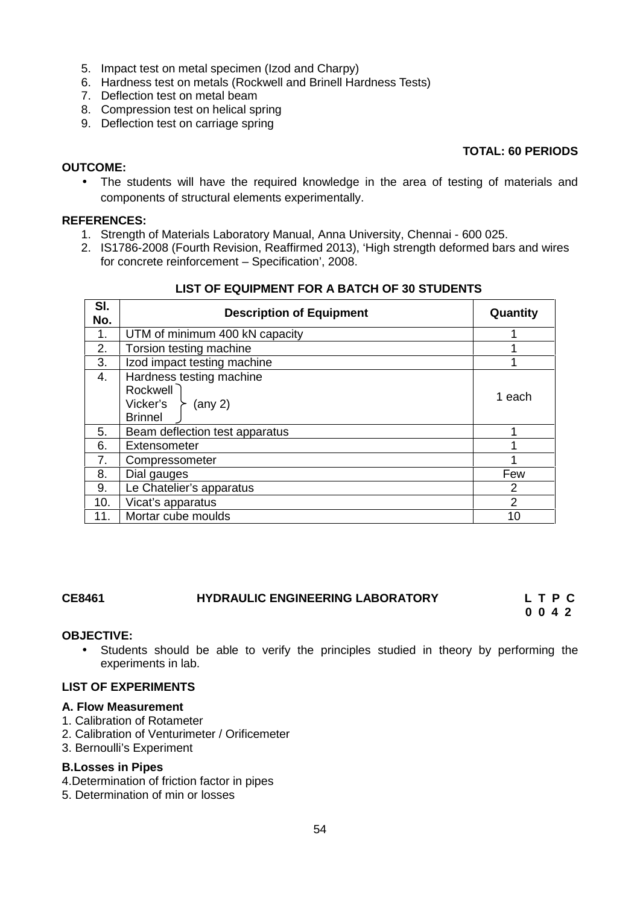5. Impact test on metal specimen (Izod and Charpy)
6. Hardness test on metals (Rockwell and Brinell Hardness Tests)
7. Deflection test on metal beam
8. Compression test on helical spring
9. Deflection test on carriage spring

**TOTAL: 60 PERIODS**

**OUTCOME:**

- The students will have the required knowledge in the area of testing of materials and components of structural elements experimentally.

**REFERENCES:**

1. Strength of Materials Laboratory Manual, Anna University, Chennai - 600 025.
2. IS1786-2008 (Fourth Revision, Reaffirmed 2013), 'High strength deformed bars and wires for concrete reinforcement – Specification', 2008.

**LIST OF EQUIPMENT FOR A BATCH OF 30 STUDENTS**

| Sl. No. | Description of Equipment | Quantity |
|---|---|---|
| 1. | UTM of minimum 400 kN capacity | 1 |
| 2. | Torsion testing machine | 1 |
| 3. | Izod impact testing machine | 1 |
| 4. | Hardness testing machine<br>Rockwell, Vicker's, Brinnel (any 2) | 1 each |
| 5. | Beam deflection test apparatus | 1 |
| 6. | Extensometer | 1 |
| 7. | Compressometer | 1 |
| 8. | Dial gauges | Few |
| 9. | Le Chatelier's apparatus | 2 |
| 10. | Vicat's apparatus | 2 |
| 11. | Mortar cube moulds | 10 |

## CE8461 HYDRAULIC ENGINEERING LABORATORY

**L T P C**
**0 0 4 2**

**OBJECTIVE:**

- Students should be able to verify the principles studied in theory by performing the experiments in lab.

**LIST OF EXPERIMENTS**

**A. Flow Measurement**

1. Calibration of Rotameter
2. Calibration of Venturimeter / Orificemeter
3. Bernoulli's Experiment

**B.Losses in Pipes**

4.Determination of friction factor in pipes
5. Determination of min or losses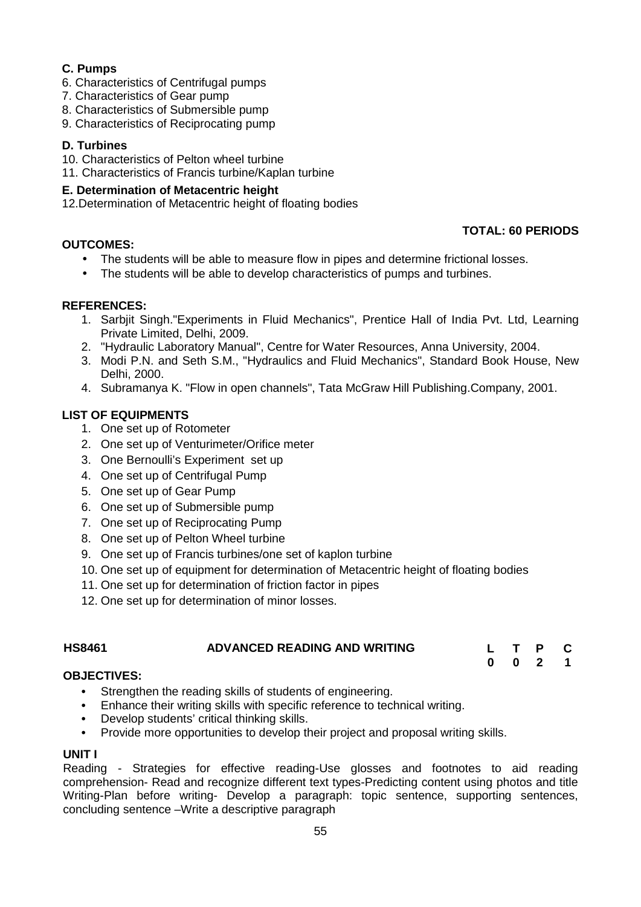**C. Pumps**

6. Characteristics of Centrifugal pumps
7. Characteristics of Gear pump
8. Characteristics of Submersible pump
9. Characteristics of Reciprocating pump

**D. Turbines**

10. Characteristics of Pelton wheel turbine
11. Characteristics of Francis turbine/Kaplan turbine

**E. Determination of Metacentric height**

12.Determination of Metacentric height of floating bodies

**TOTAL: 60 PERIODS**

**OUTCOMES:**

- The students will be able to measure flow in pipes and determine frictional losses.
- The students will be able to develop characteristics of pumps and turbines.

**REFERENCES:**

1. Sarbjit Singh."Experiments in Fluid Mechanics", Prentice Hall of India Pvt. Ltd, Learning Private Limited, Delhi, 2009.
2. "Hydraulic Laboratory Manual", Centre for Water Resources, Anna University, 2004.
3. Modi P.N. and Seth S.M., "Hydraulics and Fluid Mechanics", Standard Book House, New Delhi, 2000.
4. Subramanya K. "Flow in open channels", Tata McGraw Hill Publishing.Company, 2001.

**LIST OF EQUIPMENTS**

1. One set up of Rotometer
2. One set up of Venturimeter/Orifice meter
3. One Bernoulli's Experiment set up
4. One set up of Centrifugal Pump
5. One set up of Gear Pump
6. One set up of Submersible pump
7. One set up of Reciprocating Pump
8. One set up of Pelton Wheel turbine
9. One set up of Francis turbines/one set of kaplon turbine
10. One set up of equipment for determination of Metacentric height of floating bodies
11. One set up for determination of friction factor in pipes
12. One set up for determination of minor losses.

| **HS8461** | **ADVANCED READING AND WRITING** | **L** | **T** | **P** | **C** |
|---|---|---|---|---|---|
| | | **0** | **0** | **2** | **1** |

**OBJECTIVES:**

- Strengthen the reading skills of students of engineering.
- Enhance their writing skills with specific reference to technical writing.
- Develop students' critical thinking skills.
- Provide more opportunities to develop their project and proposal writing skills.

**UNIT I**

Reading - Strategies for effective reading-Use glosses and footnotes to aid reading comprehension- Read and recognize different text types-Predicting content using photos and title Writing-Plan before writing- Develop a paragraph: topic sentence, supporting sentences, concluding sentence –Write a descriptive paragraph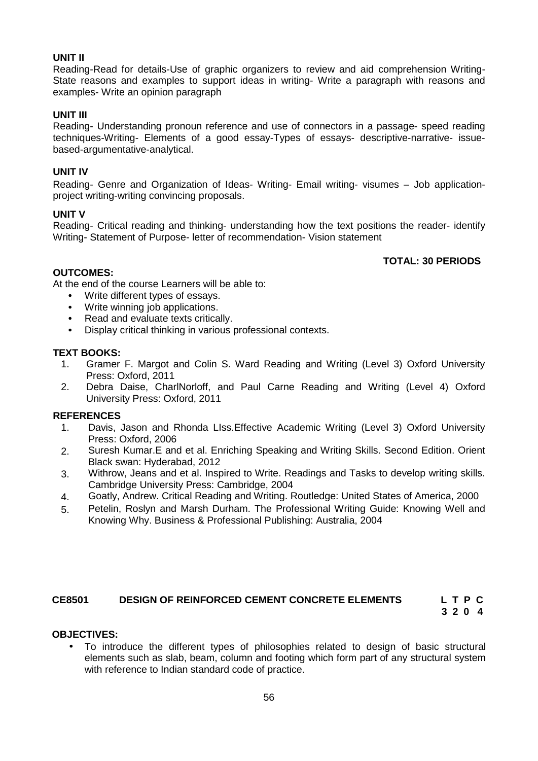**UNIT II**

Reading-Read for details-Use of graphic organizers to review and aid comprehension Writing-State reasons and examples to support ideas in writing- Write a paragraph with reasons and examples- Write an opinion paragraph

**UNIT III**

Reading- Understanding pronoun reference and use of connectors in a passage- speed reading techniques-Writing- Elements of a good essay-Types of essays- descriptive-narrative- issue-based-argumentative-analytical.

**UNIT IV**

Reading- Genre and Organization of Ideas- Writing- Email writing- visumes – Job application-project writing-writing convincing proposals.

**UNIT V**

Reading- Critical reading and thinking- understanding how the text positions the reader- identify Writing- Statement of Purpose- letter of recommendation- Vision statement

**TOTAL: 30 PERIODS**

**OUTCOMES:**

At the end of the course Learners will be able to:

- Write different types of essays.
- Write winning job applications.
- Read and evaluate texts critically.
- Display critical thinking in various professional contexts.

**TEXT BOOKS:**

1. Gramer F. Margot and Colin S. Ward Reading and Writing (Level 3) Oxford University Press: Oxford, 2011
2. Debra Daise, CharlNorloff, and Paul Carne Reading and Writing (Level 4) Oxford University Press: Oxford, 2011

**REFERENCES**

1. Davis, Jason and Rhonda LIss.Effective Academic Writing (Level 3) Oxford University Press: Oxford, 2006
2. Suresh Kumar.E and et al. Enriching Speaking and Writing Skills. Second Edition. Orient Black swan: Hyderabad, 2012
3. Withrow, Jeans and et al. Inspired to Write. Readings and Tasks to develop writing skills. Cambridge University Press: Cambridge, 2004
4. Goatly, Andrew. Critical Reading and Writing. Routledge: United States of America, 2000
5. Petelin, Roslyn and Marsh Durham. The Professional Writing Guide: Knowing Well and Knowing Why. Business & Professional Publishing: Australia, 2004

## CE8501 DESIGN OF REINFORCED CEMENT CONCRETE ELEMENTS

| L | T | P | C |
|---|---|---|---|
| 3 | 2 | 0 | 4 |

**OBJECTIVES:**

- To introduce the different types of philosophies related to design of basic structural elements such as slab, beam, column and footing which form part of any structural system with reference to Indian standard code of practice.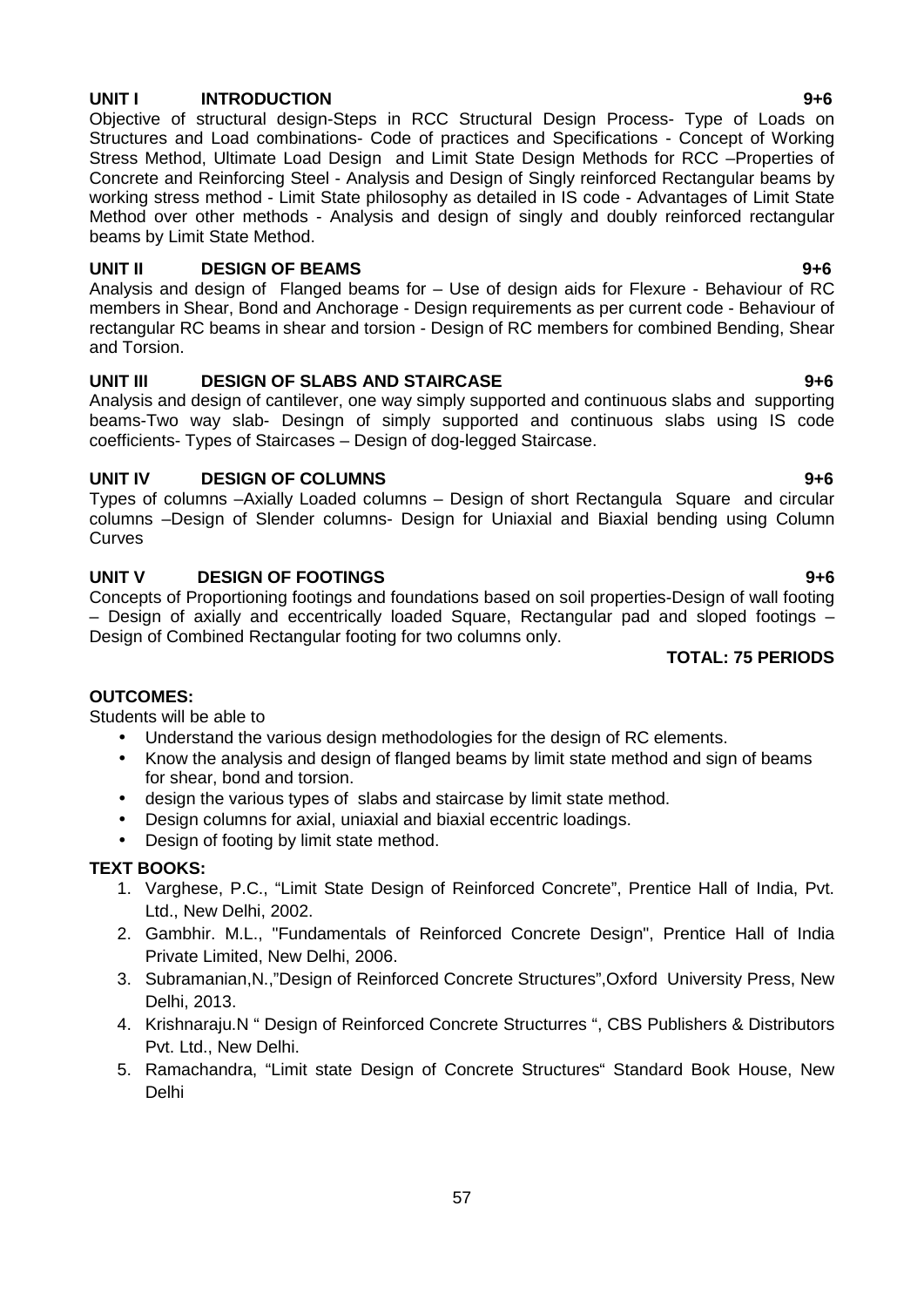**UNIT I INTRODUCTION 9+6**

Objective of structural design-Steps in RCC Structural Design Process- Type of Loads on Structures and Load combinations- Code of practices and Specifications - Concept of Working Stress Method, Ultimate Load Design and Limit State Design Methods for RCC –Properties of Concrete and Reinforcing Steel - Analysis and Design of Singly reinforced Rectangular beams by working stress method - Limit State philosophy as detailed in IS code - Advantages of Limit State Method over other methods - Analysis and design of singly and doubly reinforced rectangular beams by Limit State Method.

**UNIT II DESIGN OF BEAMS 9+6**

Analysis and design of Flanged beams for – Use of design aids for Flexure - Behaviour of RC members in Shear, Bond and Anchorage - Design requirements as per current code - Behaviour of rectangular RC beams in shear and torsion - Design of RC members for combined Bending, Shear and Torsion.

**UNIT III DESIGN OF SLABS AND STAIRCASE 9+6**

Analysis and design of cantilever, one way simply supported and continuous slabs and supporting beams-Two way slab- Desingn of simply supported and continuous slabs using IS code coefficients- Types of Staircases – Design of dog-legged Staircase.

**UNIT IV DESIGN OF COLUMNS 9+6**

Types of columns –Axially Loaded columns – Design of short Rectangula Square and circular columns –Design of Slender columns- Design for Uniaxial and Biaxial bending using Column Curves

**UNIT V DESIGN OF FOOTINGS 9+6**

Concepts of Proportioning footings and foundations based on soil properties-Design of wall footing – Design of axially and eccentrically loaded Square, Rectangular pad and sloped footings – Design of Combined Rectangular footing for two columns only.

**TOTAL: 75 PERIODS**

**OUTCOMES:**

Students will be able to

- Understand the various design methodologies for the design of RC elements.
- Know the analysis and design of flanged beams by limit state method and sign of beams for shear, bond and torsion.
- design the various types of slabs and staircase by limit state method.
- Design columns for axial, uniaxial and biaxial eccentric loadings.
- Design of footing by limit state method.

**TEXT BOOKS:**

1. Varghese, P.C., "Limit State Design of Reinforced Concrete", Prentice Hall of India, Pvt. Ltd., New Delhi, 2002.
2. Gambhir. M.L., "Fundamentals of Reinforced Concrete Design", Prentice Hall of India Private Limited, New Delhi, 2006.
3. Subramanian,N.,"Design of Reinforced Concrete Structures",Oxford University Press, New Delhi, 2013.
4. Krishnaraju.N " Design of Reinforced Concrete Structurres ", CBS Publishers & Distributors Pvt. Ltd., New Delhi.
5. Ramachandra, "Limit state Design of Concrete Structures" Standard Book House, New Delhi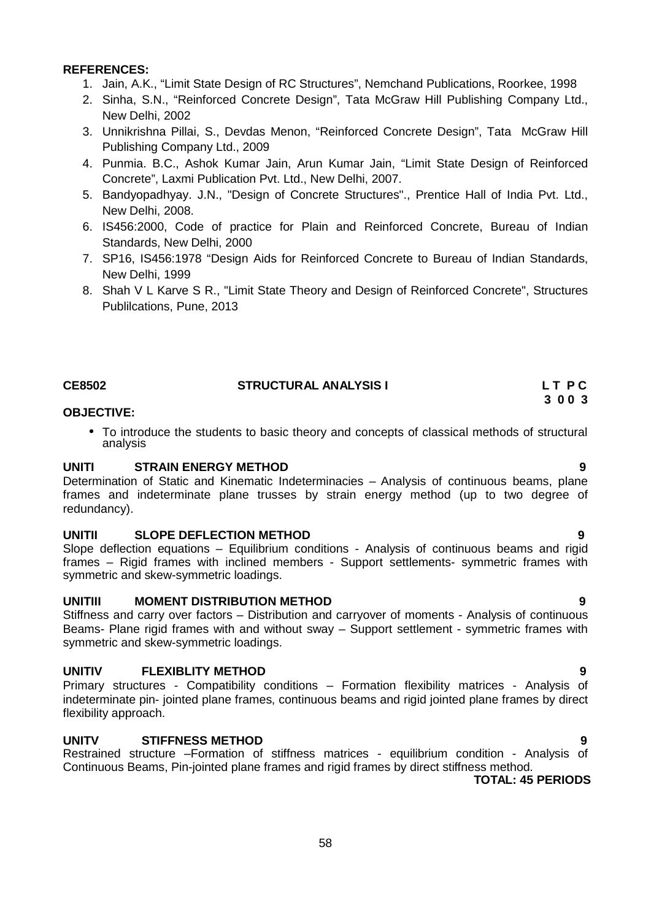**REFERENCES:**

1. Jain, A.K., "Limit State Design of RC Structures", Nemchand Publications, Roorkee, 1998
2. Sinha, S.N., "Reinforced Concrete Design", Tata McGraw Hill Publishing Company Ltd., New Delhi, 2002
3. Unnikrishna Pillai, S., Devdas Menon, "Reinforced Concrete Design", Tata McGraw Hill Publishing Company Ltd., 2009
4. Punmia. B.C., Ashok Kumar Jain, Arun Kumar Jain, "Limit State Design of Reinforced Concrete", Laxmi Publication Pvt. Ltd., New Delhi, 2007.
5. Bandyopadhyay. J.N., "Design of Concrete Structures"., Prentice Hall of India Pvt. Ltd., New Delhi, 2008.
6. IS456:2000, Code of practice for Plain and Reinforced Concrete, Bureau of Indian Standards, New Delhi, 2000
7. SP16, IS456:1978 "Design Aids for Reinforced Concrete to Bureau of Indian Standards, New Delhi, 1999
8. Shah V L Karve S R., "Limit State Theory and Design of Reinforced Concrete", Structures Publilcations, Pune, 2013

**CE8502 STRUCTURAL ANALYSIS I** **L T P C**
**3 0 0 3**

**OBJECTIVE:**

- To introduce the students to basic theory and concepts of classical methods of structural analysis

**UNITI STRAIN ENERGY METHOD** **9**

Determination of Static and Kinematic Indeterminacies – Analysis of continuous beams, plane frames and indeterminate plane trusses by strain energy method (up to two degree of redundancy).

**UNITII SLOPE DEFLECTION METHOD** **9**

Slope deflection equations – Equilibrium conditions - Analysis of continuous beams and rigid frames – Rigid frames with inclined members - Support settlements- symmetric frames with symmetric and skew-symmetric loadings.

**UNITIII MOMENT DISTRIBUTION METHOD** **9**

Stiffness and carry over factors – Distribution and carryover of moments - Analysis of continuous Beams- Plane rigid frames with and without sway – Support settlement - symmetric frames with symmetric and skew-symmetric loadings.

**UNITIV FLEXIBLITY METHOD** **9**

Primary structures - Compatibility conditions – Formation flexibility matrices - Analysis of indeterminate pin- jointed plane frames, continuous beams and rigid jointed plane frames by direct flexibility approach.

**UNITV STIFFNESS METHOD** **9**

Restrained structure –Formation of stiffness matrices - equilibrium condition - Analysis of Continuous Beams, Pin-jointed plane frames and rigid frames by direct stiffness method.

**TOTAL: 45 PERIODS**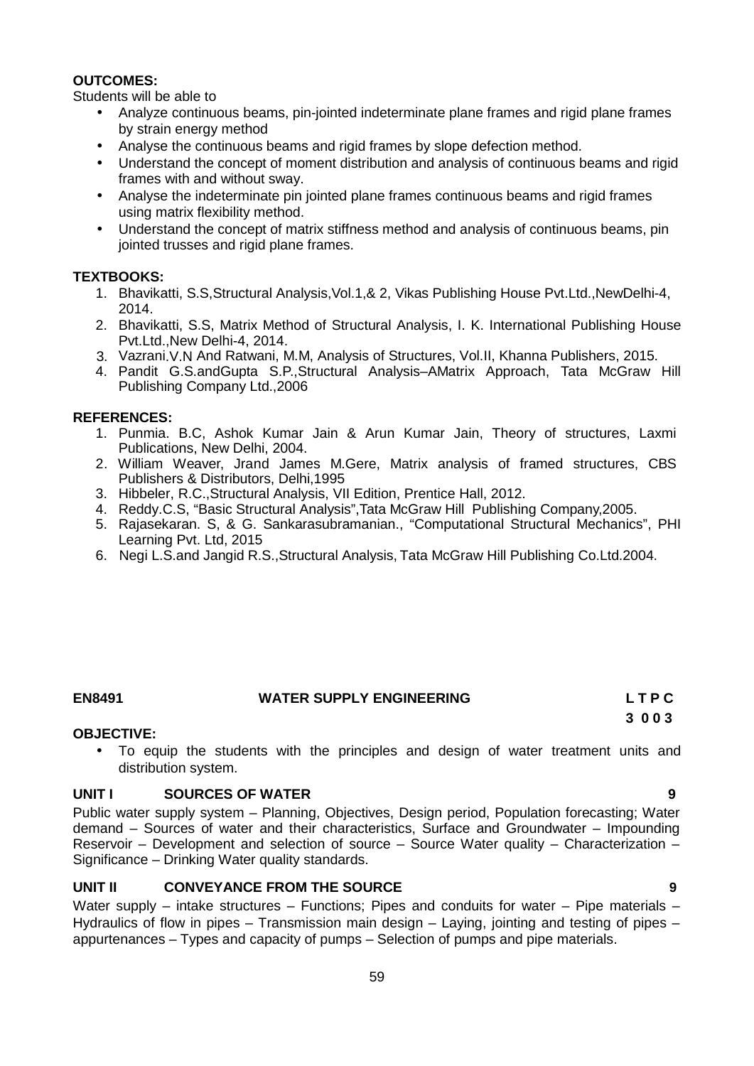**OUTCOMES:**

Students will be able to

- Analyze continuous beams, pin-jointed indeterminate plane frames and rigid plane frames by strain energy method
- Analyse the continuous beams and rigid frames by slope defection method.
- Understand the concept of moment distribution and analysis of continuous beams and rigid frames with and without sway.
- Analyse the indeterminate pin jointed plane frames continuous beams and rigid frames using matrix flexibility method.
- Understand the concept of matrix stiffness method and analysis of continuous beams, pin jointed trusses and rigid plane frames.

**TEXTBOOKS:**

1. Bhavikatti, S.S,Structural Analysis,Vol.1,& 2, Vikas Publishing House Pvt.Ltd.,NewDelhi-4, 2014.
2. Bhavikatti, S.S, Matrix Method of Structural Analysis, I. K. International Publishing House Pvt.Ltd.,New Delhi-4, 2014.
3. Vazrani.V.N And Ratwani, M.M, Analysis of Structures, Vol.II, Khanna Publishers, 2015.
4. Pandit G.S.andGupta S.P.,Structural Analysis–AMatrix Approach, Tata McGraw Hill Publishing Company Ltd.,2006

**REFERENCES:**

1. Punmia. B.C, Ashok Kumar Jain & Arun Kumar Jain, Theory of structures, Laxmi Publications, New Delhi, 2004.
2. William Weaver, Jrand James M.Gere, Matrix analysis of framed structures, CBS Publishers & Distributors, Delhi,1995
3. Hibbeler, R.C.,Structural Analysis, VII Edition, Prentice Hall, 2012.
4. Reddy.C.S, "Basic Structural Analysis",Tata McGraw Hill Publishing Company,2005.
5. Rajasekaran. S, & G. Sankarasubramanian., "Computational Structural Mechanics", PHI Learning Pvt. Ltd, 2015
6. Negi L.S.and Jangid R.S.,Structural Analysis, Tata McGraw Hill Publishing Co.Ltd.2004.

## EN8491 WATER SUPPLY ENGINEERING

**L T P C**
**3 0 0 3**

**OBJECTIVE:**

- To equip the students with the principles and design of water treatment units and distribution system.

**UNIT I SOURCES OF WATER 9**

Public water supply system – Planning, Objectives, Design period, Population forecasting; Water demand – Sources of water and their characteristics, Surface and Groundwater – Impounding Reservoir – Development and selection of source – Source Water quality – Characterization – Significance – Drinking Water quality standards.

**UNIT II CONVEYANCE FROM THE SOURCE 9**

Water supply – intake structures – Functions; Pipes and conduits for water – Pipe materials – Hydraulics of flow in pipes – Transmission main design – Laying, jointing and testing of pipes – appurtenances – Types and capacity of pumps – Selection of pumps and pipe materials.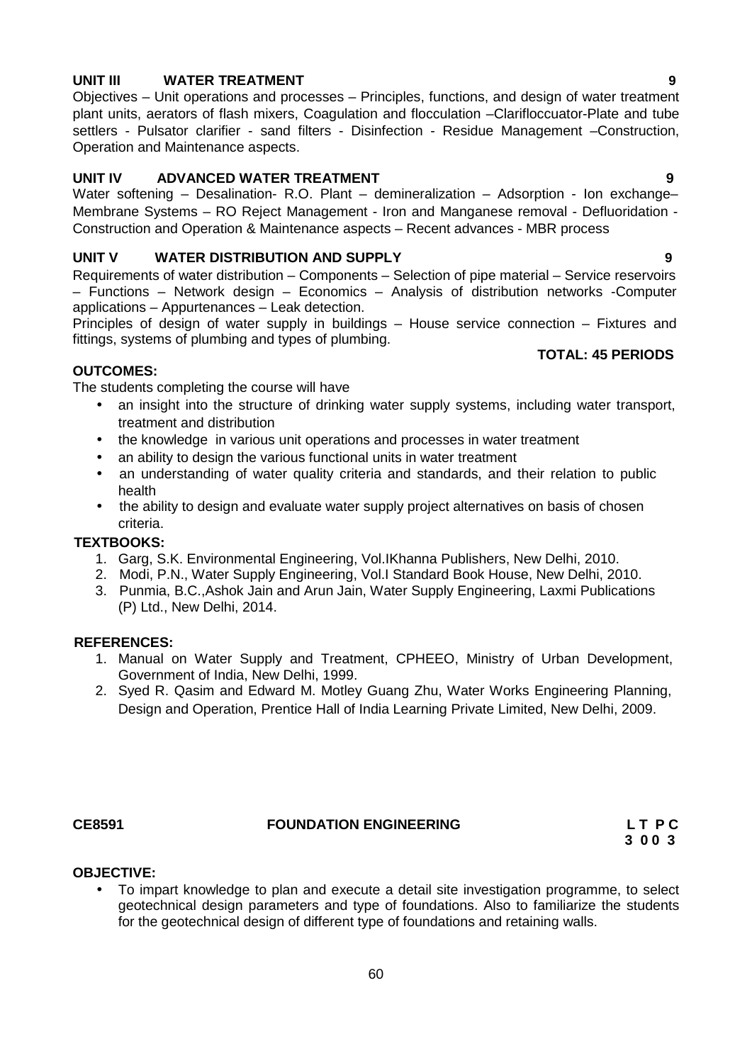**UNIT III WATER TREATMENT 9**

Objectives – Unit operations and processes – Principles, functions, and design of water treatment plant units, aerators of flash mixers, Coagulation and flocculation –Clarifloccuator-Plate and tube settlers - Pulsator clarifier - sand filters - Disinfection - Residue Management –Construction, Operation and Maintenance aspects.

**UNIT IV ADVANCED WATER TREATMENT 9**

Water softening – Desalination- R.O. Plant – demineralization – Adsorption - Ion exchange– Membrane Systems – RO Reject Management - Iron and Manganese removal - Defluoridation - Construction and Operation & Maintenance aspects – Recent advances - MBR process

**UNIT V WATER DISTRIBUTION AND SUPPLY 9**

Requirements of water distribution – Components – Selection of pipe material – Service reservoirs – Functions – Network design – Economics – Analysis of distribution networks -Computer applications – Appurtenances – Leak detection.

Principles of design of water supply in buildings – House service connection – Fixtures and fittings, systems of plumbing and types of plumbing.

**TOTAL: 45 PERIODS**

**OUTCOMES:**

The students completing the course will have

- an insight into the structure of drinking water supply systems, including water transport, treatment and distribution
- the knowledge in various unit operations and processes in water treatment
- an ability to design the various functional units in water treatment
- an understanding of water quality criteria and standards, and their relation to public health
- the ability to design and evaluate water supply project alternatives on basis of chosen criteria.

**TEXTBOOKS:**

1. Garg, S.K. Environmental Engineering, Vol.IKhanna Publishers, New Delhi, 2010.
2. Modi, P.N., Water Supply Engineering, Vol.I Standard Book House, New Delhi, 2010.
3. Punmia, B.C.,Ashok Jain and Arun Jain, Water Supply Engineering, Laxmi Publications (P) Ltd., New Delhi, 2014.

**REFERENCES:**

1. Manual on Water Supply and Treatment, CPHEEO, Ministry of Urban Development, Government of India, New Delhi, 1999.
2. Syed R. Qasim and Edward M. Motley Guang Zhu, Water Works Engineering Planning, Design and Operation, Prentice Hall of India Learning Private Limited, New Delhi, 2009.

**CE8591 FOUNDATION ENGINEERING L T P C**
**3 0 0 3**

**OBJECTIVE:**

- To impart knowledge to plan and execute a detail site investigation programme, to select geotechnical design parameters and type of foundations. Also to familiarize the students for the geotechnical design of different type of foundations and retaining walls.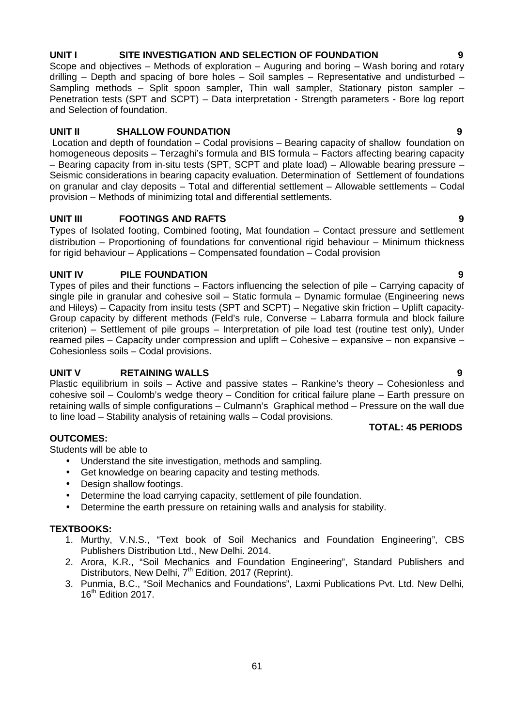**UNIT I SITE INVESTIGATION AND SELECTION OF FOUNDATION 9**

Scope and objectives – Methods of exploration – Auguring and boring – Wash boring and rotary drilling – Depth and spacing of bore holes – Soil samples – Representative and undisturbed – Sampling methods – Split spoon sampler, Thin wall sampler, Stationary piston sampler – Penetration tests (SPT and SCPT) – Data interpretation - Strength parameters - Bore log report and Selection of foundation.

**UNIT II SHALLOW FOUNDATION 9**

Location and depth of foundation – Codal provisions – Bearing capacity of shallow foundation on homogeneous deposits – Terzaghi's formula and BIS formula – Factors affecting bearing capacity – Bearing capacity from in-situ tests (SPT, SCPT and plate load) – Allowable bearing pressure – Seismic considerations in bearing capacity evaluation. Determination of Settlement of foundations on granular and clay deposits – Total and differential settlement – Allowable settlements – Codal provision – Methods of minimizing total and differential settlements.

**UNIT III FOOTINGS AND RAFTS 9**

Types of Isolated footing, Combined footing, Mat foundation – Contact pressure and settlement distribution – Proportioning of foundations for conventional rigid behaviour – Minimum thickness for rigid behaviour – Applications – Compensated foundation – Codal provision

**UNIT IV PILE FOUNDATION 9**

Types of piles and their functions – Factors influencing the selection of pile – Carrying capacity of single pile in granular and cohesive soil – Static formula – Dynamic formulae (Engineering news and Hileys) – Capacity from insitu tests (SPT and SCPT) – Negative skin friction – Uplift capacity- Group capacity by different methods (Feld's rule, Converse – Labarra formula and block failure criterion) – Settlement of pile groups – Interpretation of pile load test (routine test only), Under reamed piles – Capacity under compression and uplift – Cohesive – expansive – non expansive – Cohesionless soils – Codal provisions.

**UNIT V RETAINING WALLS 9**

Plastic equilibrium in soils – Active and passive states – Rankine's theory – Cohesionless and cohesive soil – Coulomb's wedge theory – Condition for critical failure plane – Earth pressure on retaining walls of simple configurations – Culmann's Graphical method – Pressure on the wall due to line load – Stability analysis of retaining walls – Codal provisions.

**TOTAL: 45 PERIODS**

**OUTCOMES:**

Students will be able to

- Understand the site investigation, methods and sampling.
- Get knowledge on bearing capacity and testing methods.
- Design shallow footings.
- Determine the load carrying capacity, settlement of pile foundation.
- Determine the earth pressure on retaining walls and analysis for stability.

**TEXTBOOKS:**

1. Murthy, V.N.S., "Text book of Soil Mechanics and Foundation Engineering", CBS Publishers Distribution Ltd., New Delhi. 2014.
2. Arora, K.R., "Soil Mechanics and Foundation Engineering", Standard Publishers and Distributors, New Delhi, 7th Edition, 2017 (Reprint).
3. Punmia, B.C., "Soil Mechanics and Foundations", Laxmi Publications Pvt. Ltd. New Delhi, 16th Edition 2017.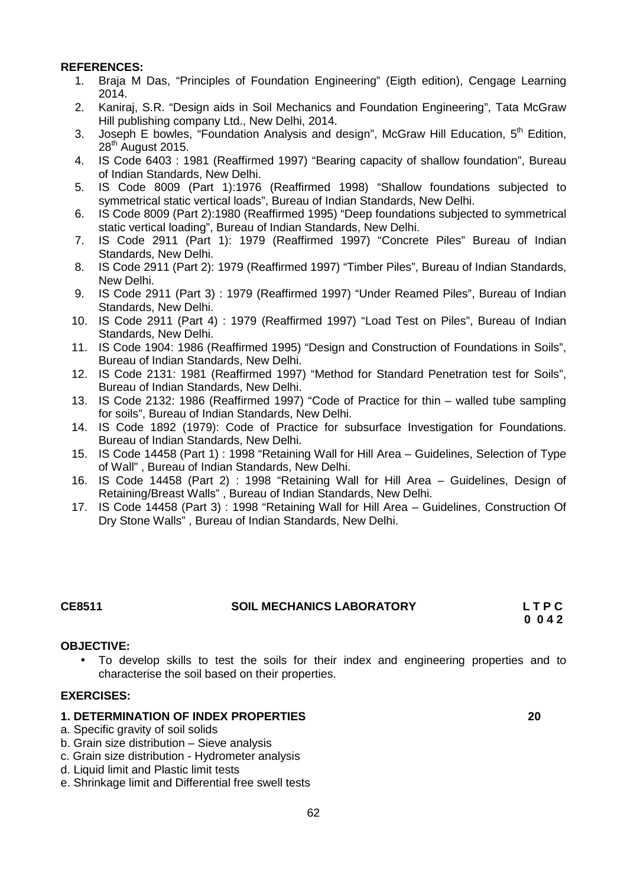**REFERENCES:**

1. Braja M Das, “Principles of Foundation Engineering” (Eigth edition), Cengage Learning 2014.
2. Kaniraj, S.R. “Design aids in Soil Mechanics and Foundation Engineering”, Tata McGraw Hill publishing company Ltd., New Delhi, 2014.
3. Joseph E bowles, “Foundation Analysis and design”, McGraw Hill Education, 5th Edition, 28th August 2015.
4. IS Code 6403 : 1981 (Reaffirmed 1997) “Bearing capacity of shallow foundation”, Bureau of Indian Standards, New Delhi.
5. IS Code 8009 (Part 1):1976 (Reaffirmed 1998) “Shallow foundations subjected to symmetrical static vertical loads”, Bureau of Indian Standards, New Delhi.
6. IS Code 8009 (Part 2):1980 (Reaffirmed 1995) “Deep foundations subjected to symmetrical static vertical loading”, Bureau of Indian Standards, New Delhi.
7. IS Code 2911 (Part 1): 1979 (Reaffirmed 1997) “Concrete Piles” Bureau of Indian Standards, New Delhi.
8. IS Code 2911 (Part 2): 1979 (Reaffirmed 1997) “Timber Piles”, Bureau of Indian Standards, New Delhi.
9. IS Code 2911 (Part 3) : 1979 (Reaffirmed 1997) “Under Reamed Piles”, Bureau of Indian Standards, New Delhi.
10. IS Code 2911 (Part 4) : 1979 (Reaffirmed 1997) “Load Test on Piles”, Bureau of Indian Standards, New Delhi.
11. IS Code 1904: 1986 (Reaffirmed 1995) “Design and Construction of Foundations in Soils”, Bureau of Indian Standards, New Delhi.
12. IS Code 2131: 1981 (Reaffirmed 1997) “Method for Standard Penetration test for Soils”, Bureau of Indian Standards, New Delhi.
13. IS Code 2132: 1986 (Reaffirmed 1997) “Code of Practice for thin – walled tube sampling for soils”, Bureau of Indian Standards, New Delhi.
14. IS Code 1892 (1979): Code of Practice for subsurface Investigation for Foundations. Bureau of Indian Standards, New Delhi.
15. IS Code 14458 (Part 1) : 1998 “Retaining Wall for Hill Area – Guidelines, Selection of Type of Wall” , Bureau of Indian Standards, New Delhi.
16. IS Code 14458 (Part 2) : 1998 “Retaining Wall for Hill Area – Guidelines, Design of Retaining/Breast Walls” , Bureau of Indian Standards, New Delhi.
17. IS Code 14458 (Part 3) : 1998 “Retaining Wall for Hill Area – Guidelines, Construction Of Dry Stone Walls” , Bureau of Indian Standards, New Delhi.

**CE8511 SOIL MECHANICS LABORATORY** **L T P C**
**0 0 4 2**

**OBJECTIVE:**

- To develop skills to test the soils for their index and engineering properties and to characterise the soil based on their properties.

**EXERCISES:**

**1. DETERMINATION OF INDEX PROPERTIES** **20**

a. Specific gravity of soil solids
b. Grain size distribution – Sieve analysis
c. Grain size distribution - Hydrometer analysis
d. Liquid limit and Plastic limit tests
e. Shrinkage limit and Differential free swell tests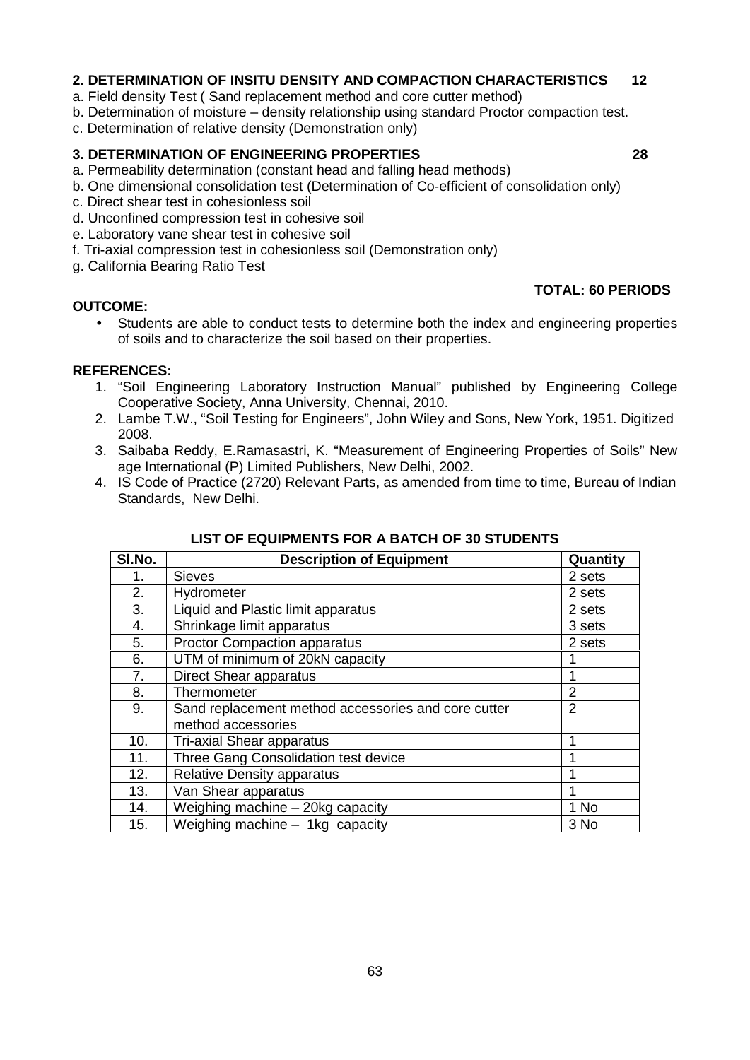**2. DETERMINATION OF INSITU DENSITY AND COMPACTION CHARACTERISTICS 12**

a. Field density Test ( Sand replacement method and core cutter method)
b. Determination of moisture – density relationship using standard Proctor compaction test.
c. Determination of relative density (Demonstration only)

**3. DETERMINATION OF ENGINEERING PROPERTIES 28**

a. Permeability determination (constant head and falling head methods)
b. One dimensional consolidation test (Determination of Co-efficient of consolidation only)
c. Direct shear test in cohesionless soil
d. Unconfined compression test in cohesive soil
e. Laboratory vane shear test in cohesive soil
f. Tri-axial compression test in cohesionless soil (Demonstration only)
g. California Bearing Ratio Test

**TOTAL: 60 PERIODS**

**OUTCOME:**

- Students are able to conduct tests to determine both the index and engineering properties of soils and to characterize the soil based on their properties.

**REFERENCES:**

1. "Soil Engineering Laboratory Instruction Manual" published by Engineering College Cooperative Society, Anna University, Chennai, 2010.
2. Lambe T.W., "Soil Testing for Engineers", John Wiley and Sons, New York, 1951. Digitized 2008.
3. Saibaba Reddy, E.Ramasastri, K. "Measurement of Engineering Properties of Soils" New age International (P) Limited Publishers, New Delhi, 2002.
4. IS Code of Practice (2720) Relevant Parts, as amended from time to time, Bureau of Indian Standards, New Delhi.

**LIST OF EQUIPMENTS FOR A BATCH OF 30 STUDENTS**

| Sl.No. | Description of Equipment | Quantity |
|---|---|---|
| 1. | Sieves | 2 sets |
| 2. | Hydrometer | 2 sets |
| 3. | Liquid and Plastic limit apparatus | 2 sets |
| 4. | Shrinkage limit apparatus | 3 sets |
| 5. | Proctor Compaction apparatus | 2 sets |
| 6. | UTM of minimum of 20kN capacity | 1 |
| 7. | Direct Shear apparatus | 1 |
| 8. | Thermometer | 2 |
| 9. | Sand replacement method accessories and core cutter method accessories | 2 |
| 10. | Tri-axial Shear apparatus | 1 |
| 11. | Three Gang Consolidation test device | 1 |
| 12. | Relative Density apparatus | 1 |
| 13. | Van Shear apparatus | 1 |
| 14. | Weighing machine – 20kg capacity | 1 No |
| 15. | Weighing machine – 1kg capacity | 3 No |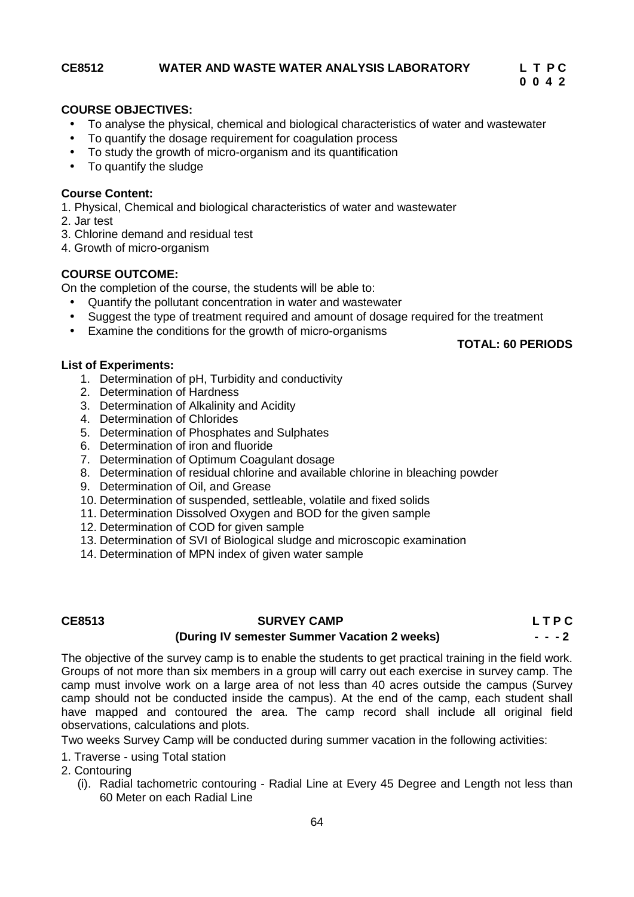**CE8512 WATER AND WASTE WATER ANALYSIS LABORATORY**

| L | T | P | C |
|---|---|---|---|
| 0 | 0 | 4 | 2 |

**COURSE OBJECTIVES:**

- To analyse the physical, chemical and biological characteristics of water and wastewater
- To quantify the dosage requirement for coagulation process
- To study the growth of micro-organism and its quantification
- To quantify the sludge

**Course Content:**

1. Physical, Chemical and biological characteristics of water and wastewater
2. Jar test
3. Chlorine demand and residual test
4. Growth of micro-organism

**COURSE OUTCOME:**

On the completion of the course, the students will be able to:

- Quantify the pollutant concentration in water and wastewater
- Suggest the type of treatment required and amount of dosage required for the treatment
- Examine the conditions for the growth of micro-organisms

**TOTAL: 60 PERIODS**

**List of Experiments:**

1. Determination of pH, Turbidity and conductivity
2. Determination of Hardness
3. Determination of Alkalinity and Acidity
4. Determination of Chlorides
5. Determination of Phosphates and Sulphates
6. Determination of iron and fluoride
7. Determination of Optimum Coagulant dosage
8. Determination of residual chlorine and available chlorine in bleaching powder
9. Determination of Oil, and Grease
10. Determination of suspended, settleable, volatile and fixed solids
11. Determination Dissolved Oxygen and BOD for the given sample
12. Determination of COD for given sample
13. Determination of SVI of Biological sludge and microscopic examination
14. Determination of MPN index of given water sample

**CE8513 SURVEY CAMP**

**(During IV semester Summer Vacation 2 weeks)**

| L | T | P | C |
|---|---|---|---|
| - | - | - | 2 |

The objective of the survey camp is to enable the students to get practical training in the field work. Groups of not more than six members in a group will carry out each exercise in survey camp. The camp must involve work on a large area of not less than 40 acres outside the campus (Survey camp should not be conducted inside the campus). At the end of the camp, each student shall have mapped and contoured the area. The camp record shall include all original field observations, calculations and plots.

Two weeks Survey Camp will be conducted during summer vacation in the following activities:

1. Traverse - using Total station
2. Contouring
   (i). Radial tachometric contouring - Radial Line at Every 45 Degree and Length not less than 60 Meter on each Radial Line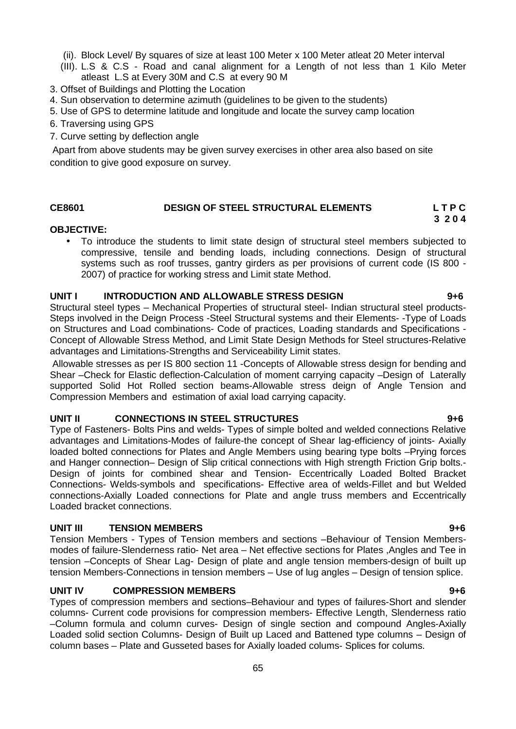(ii). Block Level/ By squares of size at least 100 Meter x 100 Meter atleat 20 Meter interval

(III). L.S & C.S - Road and canal alignment for a Length of not less than 1 Kilo Meter atleast L.S at Every 30M and C.S at every 90 M

3. Offset of Buildings and Plotting the Location
4. Sun observation to determine azimuth (guidelines to be given to the students)
5. Use of GPS to determine latitude and longitude and locate the survey camp location
6. Traversing using GPS
7. Curve setting by deflection angle

Apart from above students may be given survey exercises in other area also based on site condition to give good exposure on survey.

## CE8601 DESIGN OF STEEL STRUCTURAL ELEMENTS L T P C 3 2 0 4

**OBJECTIVE:**

- To introduce the students to limit state design of structural steel members subjected to compressive, tensile and bending loads, including connections. Design of structural systems such as roof trusses, gantry girders as per provisions of current code (IS 800 - 2007) of practice for working stress and Limit state Method.

### UNIT I INTRODUCTION AND ALLOWABLE STRESS DESIGN 9+6

Structural steel types – Mechanical Properties of structural steel- Indian structural steel products- Steps involved in the Deign Process -Steel Structural systems and their Elements- -Type of Loads on Structures and Load combinations- Code of practices, Loading standards and Specifications - Concept of Allowable Stress Method, and Limit State Design Methods for Steel structures-Relative advantages and Limitations-Strengths and Serviceability Limit states.

Allowable stresses as per IS 800 section 11 -Concepts of Allowable stress design for bending and Shear –Check for Elastic deflection-Calculation of moment carrying capacity –Design of Laterally supported Solid Hot Rolled section beams-Allowable stress deign of Angle Tension and Compression Members and estimation of axial load carrying capacity.

### UNIT II CONNECTIONS IN STEEL STRUCTURES 9+6

Type of Fasteners- Bolts Pins and welds- Types of simple bolted and welded connections Relative advantages and Limitations-Modes of failure-the concept of Shear lag-efficiency of joints- Axially loaded bolted connections for Plates and Angle Members using bearing type bolts –Prying forces and Hanger connection– Design of Slip critical connections with High strength Friction Grip bolts.- Design of joints for combined shear and Tension- Eccentrically Loaded Bolted Bracket Connections- Welds-symbols and specifications- Effective area of welds-Fillet and but Welded connections-Axially Loaded connections for Plate and angle truss members and Eccentrically Loaded bracket connections.

### UNIT III TENSION MEMBERS 9+6

Tension Members - Types of Tension members and sections –Behaviour of Tension Members- modes of failure-Slenderness ratio- Net area – Net effective sections for Plates ,Angles and Tee in tension –Concepts of Shear Lag- Design of plate and angle tension members-design of built up tension Members-Connections in tension members – Use of lug angles – Design of tension splice.

### UNIT IV COMPRESSION MEMBERS 9+6

Types of compression members and sections–Behaviour and types of failures-Short and slender columns- Current code provisions for compression members- Effective Length, Slenderness ratio –Column formula and column curves- Design of single section and compound Angles-Axially Loaded solid section Columns- Design of Built up Laced and Battened type columns – Design of column bases – Plate and Gusseted bases for Axially loaded colums- Splices for colums.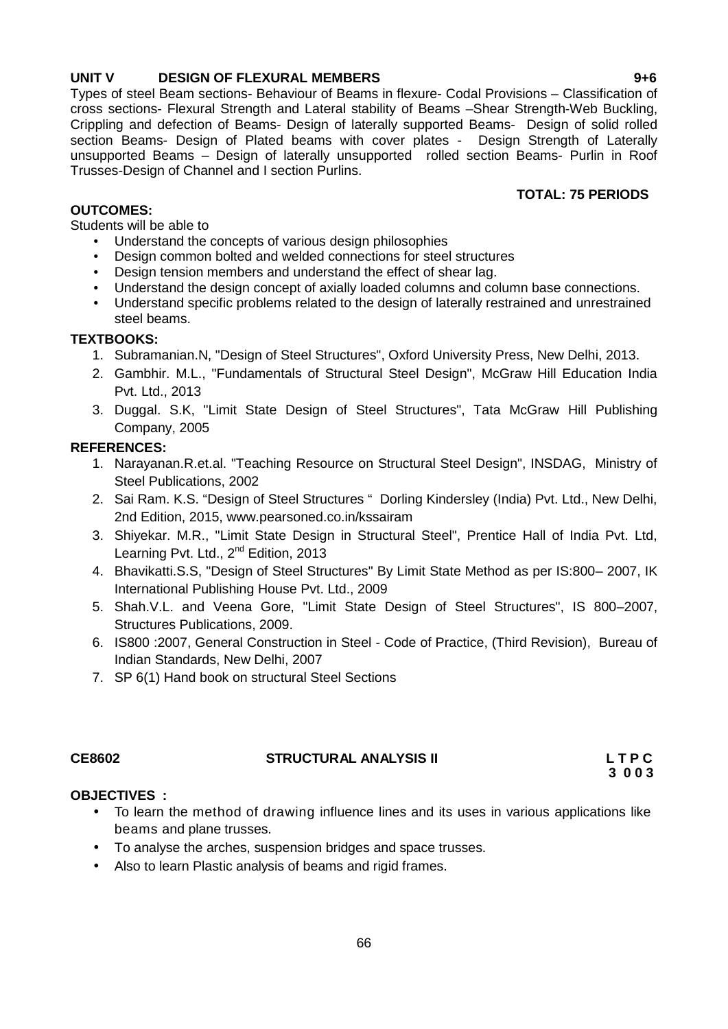**UNIT V DESIGN OF FLEXURAL MEMBERS 9+6**

Types of steel Beam sections- Behaviour of Beams in flexure- Codal Provisions – Classification of cross sections- Flexural Strength and Lateral stability of Beams –Shear Strength-Web Buckling, Crippling and defection of Beams- Design of laterally supported Beams- Design of solid rolled section Beams- Design of Plated beams with cover plates - Design Strength of Laterally unsupported Beams – Design of laterally unsupported rolled section Beams- Purlin in Roof Trusses-Design of Channel and I section Purlins.

**TOTAL: 75 PERIODS**

**OUTCOMES:**

Students will be able to

- Understand the concepts of various design philosophies
- Design common bolted and welded connections for steel structures
- Design tension members and understand the effect of shear lag.
- Understand the design concept of axially loaded columns and column base connections.
- Understand specific problems related to the design of laterally restrained and unrestrained steel beams.

**TEXTBOOKS:**

1. Subramanian.N, "Design of Steel Structures", Oxford University Press, New Delhi, 2013.
2. Gambhir. M.L., "Fundamentals of Structural Steel Design", McGraw Hill Education India Pvt. Ltd., 2013
3. Duggal. S.K, "Limit State Design of Steel Structures", Tata McGraw Hill Publishing Company, 2005

**REFERENCES:**

1. Narayanan.R.et.al. "Teaching Resource on Structural Steel Design", INSDAG, Ministry of Steel Publications, 2002
2. Sai Ram. K.S. "Design of Steel Structures " Dorling Kindersley (India) Pvt. Ltd., New Delhi, 2nd Edition, 2015, www.pearsoned.co.in/kssairam
3. Shiyekar. M.R., "Limit State Design in Structural Steel", Prentice Hall of India Pvt. Ltd, Learning Pvt. Ltd., 2nd Edition, 2013
4. Bhavikatti.S.S, "Design of Steel Structures" By Limit State Method as per IS:800– 2007, IK International Publishing House Pvt. Ltd., 2009
5. Shah.V.L. and Veena Gore, "Limit State Design of Steel Structures", IS 800–2007, Structures Publications, 2009.
6. IS800 :2007, General Construction in Steel - Code of Practice, (Third Revision), Bureau of Indian Standards, New Delhi, 2007
7. SP 6(1) Hand book on structural Steel Sections

**CE8602 STRUCTURAL ANALYSIS II L T P C**
**3 0 0 3**

**OBJECTIVES :**

- To learn the method of drawing influence lines and its uses in various applications like beams and plane trusses.
- To analyse the arches, suspension bridges and space trusses.
- Also to learn Plastic analysis of beams and rigid frames.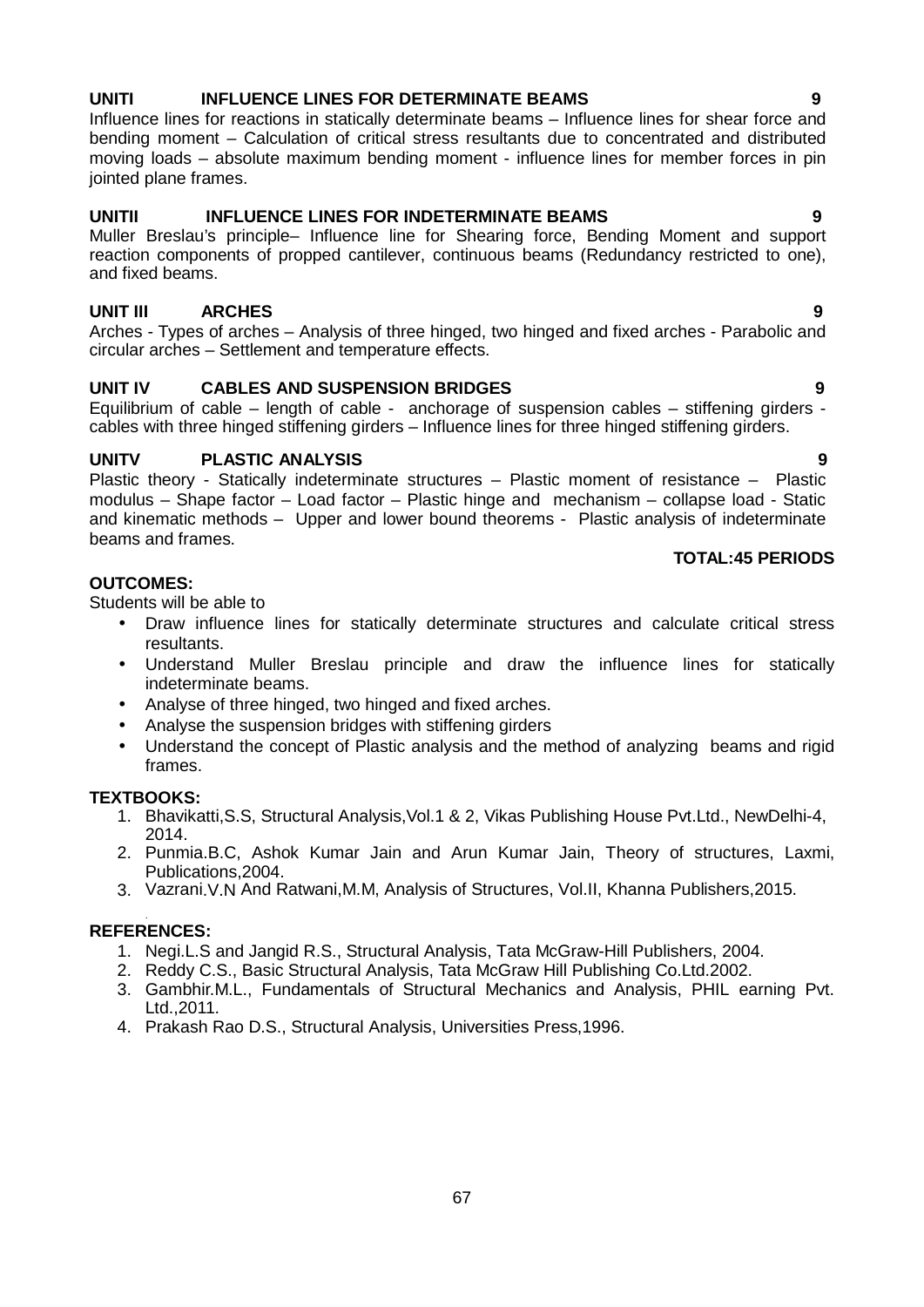**UNITI INFLUENCE LINES FOR DETERMINATE BEAMS 9**

Influence lines for reactions in statically determinate beams – Influence lines for shear force and bending moment – Calculation of critical stress resultants due to concentrated and distributed moving loads – absolute maximum bending moment - influence lines for member forces in pin jointed plane frames.

**UNITII INFLUENCE LINES FOR INDETERMINATE BEAMS 9**

Muller Breslau's principle– Influence line for Shearing force, Bending Moment and support reaction components of propped cantilever, continuous beams (Redundancy restricted to one), and fixed beams.

**UNIT III ARCHES 9**

Arches - Types of arches – Analysis of three hinged, two hinged and fixed arches - Parabolic and circular arches – Settlement and temperature effects.

**UNIT IV CABLES AND SUSPENSION BRIDGES 9**

Equilibrium of cable – length of cable - anchorage of suspension cables – stiffening girders - cables with three hinged stiffening girders – Influence lines for three hinged stiffening girders.

**UNITV PLASTIC ANALYSIS 9**

Plastic theory - Statically indeterminate structures – Plastic moment of resistance – Plastic modulus – Shape factor – Load factor – Plastic hinge and mechanism – collapse load - Static and kinematic methods – Upper and lower bound theorems - Plastic analysis of indeterminate beams and frames.

**TOTAL:45 PERIODS**

**OUTCOMES:**

Students will be able to

- Draw influence lines for statically determinate structures and calculate critical stress resultants.
- Understand Muller Breslau principle and draw the influence lines for statically indeterminate beams.
- Analyse of three hinged, two hinged and fixed arches.
- Analyse the suspension bridges with stiffening girders
- Understand the concept of Plastic analysis and the method of analyzing beams and rigid frames.

**TEXTBOOKS:**

1. Bhavikatti,S.S, Structural Analysis,Vol.1 & 2, Vikas Publishing House Pvt.Ltd., NewDelhi-4, 2014.
2. Punmia.B.C, Ashok Kumar Jain and Arun Kumar Jain, Theory of structures, Laxmi, Publications,2004.
3. Vazrani.V.N And Ratwani,M.M, Analysis of Structures, Vol.II, Khanna Publishers,2015.

**REFERENCES:**

1. Negi.L.S and Jangid R.S., Structural Analysis, Tata McGraw-Hill Publishers, 2004.
2. Reddy C.S., Basic Structural Analysis, Tata McGraw Hill Publishing Co.Ltd.2002.
3. Gambhir.M.L., Fundamentals of Structural Mechanics and Analysis, PHIL earning Pvt. Ltd.,2011.
4. Prakash Rao D.S., Structural Analysis, Universities Press,1996.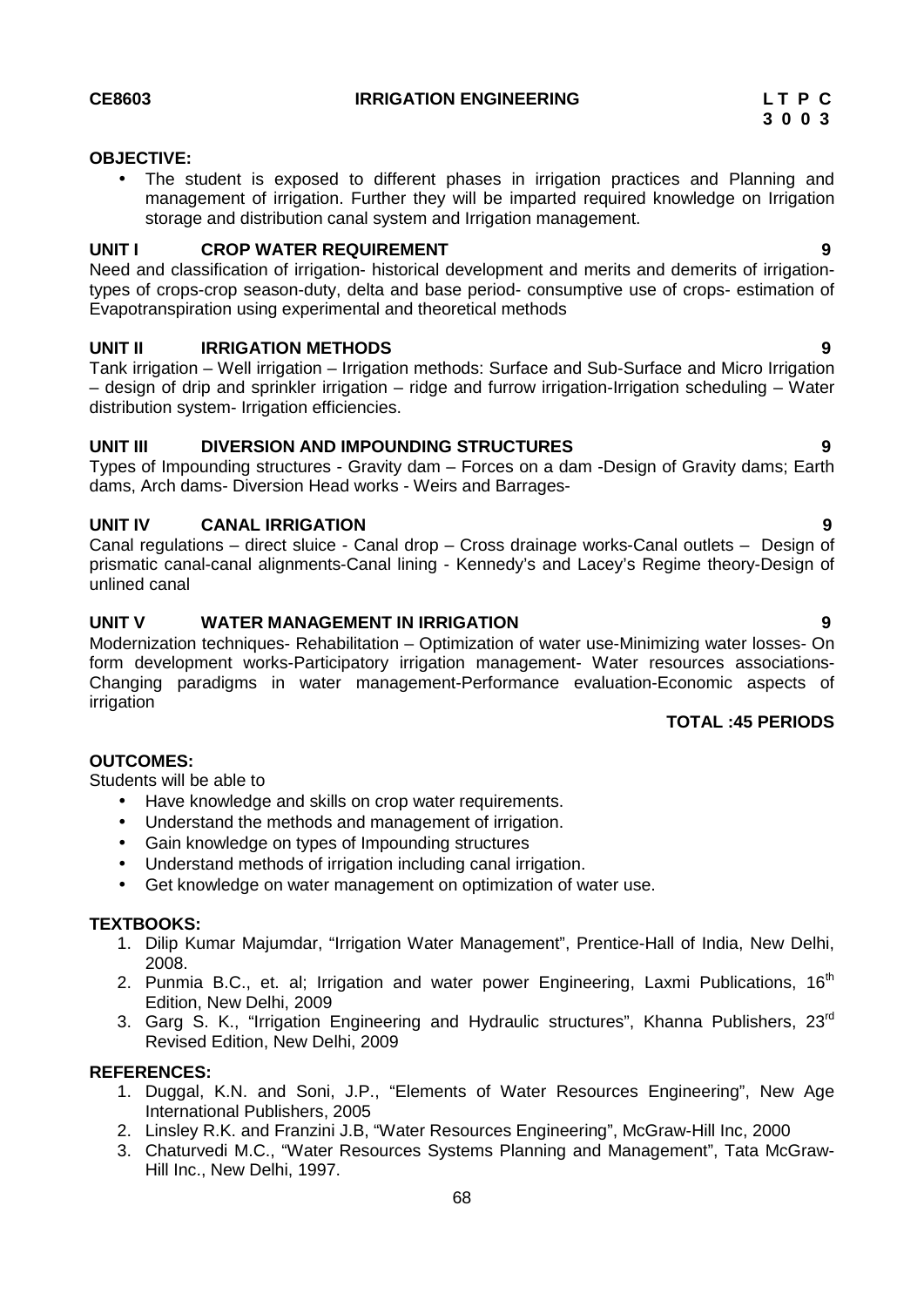**CE8603 IRRIGATION ENGINEERING L T P C**
**3 0 0 3**

**OBJECTIVE:**

- The student is exposed to different phases in irrigation practices and Planning and management of irrigation. Further they will be imparted required knowledge on Irrigation storage and distribution canal system and Irrigation management.

**UNIT I CROP WATER REQUIREMENT 9**

Need and classification of irrigation- historical development and merits and demerits of irrigation-types of crops-crop season-duty, delta and base period- consumptive use of crops- estimation of Evapotranspiration using experimental and theoretical methods

**UNIT II IRRIGATION METHODS 9**

Tank irrigation – Well irrigation – Irrigation methods: Surface and Sub-Surface and Micro Irrigation – design of drip and sprinkler irrigation – ridge and furrow irrigation-Irrigation scheduling – Water distribution system- Irrigation efficiencies.

**UNIT III DIVERSION AND IMPOUNDING STRUCTURES 9**

Types of Impounding structures - Gravity dam – Forces on a dam -Design of Gravity dams; Earth dams, Arch dams- Diversion Head works - Weirs and Barrages-

**UNIT IV CANAL IRRIGATION 9**

Canal regulations – direct sluice - Canal drop – Cross drainage works-Canal outlets – Design of prismatic canal-canal alignments-Canal lining - Kennedy's and Lacey's Regime theory-Design of unlined canal

**UNIT V WATER MANAGEMENT IN IRRIGATION 9**

Modernization techniques- Rehabilitation – Optimization of water use-Minimizing water losses- On form development works-Participatory irrigation management- Water resources associations-Changing paradigms in water management-Performance evaluation-Economic aspects of irrigation

**TOTAL :45 PERIODS**

**OUTCOMES:**

Students will be able to

- Have knowledge and skills on crop water requirements.
- Understand the methods and management of irrigation.
- Gain knowledge on types of Impounding structures
- Understand methods of irrigation including canal irrigation.
- Get knowledge on water management on optimization of water use.

**TEXTBOOKS:**

1. Dilip Kumar Majumdar, "Irrigation Water Management", Prentice-Hall of India, New Delhi, 2008.
2. Punmia B.C., et. al; Irrigation and water power Engineering, Laxmi Publications, 16th Edition, New Delhi, 2009
3. Garg S. K., "Irrigation Engineering and Hydraulic structures", Khanna Publishers, 23rd Revised Edition, New Delhi, 2009

**REFERENCES:**

1. Duggal, K.N. and Soni, J.P., "Elements of Water Resources Engineering", New Age International Publishers, 2005
2. Linsley R.K. and Franzini J.B, "Water Resources Engineering", McGraw-Hill Inc, 2000
3. Chaturvedi M.C., "Water Resources Systems Planning and Management", Tata McGraw-Hill Inc., New Delhi, 1997.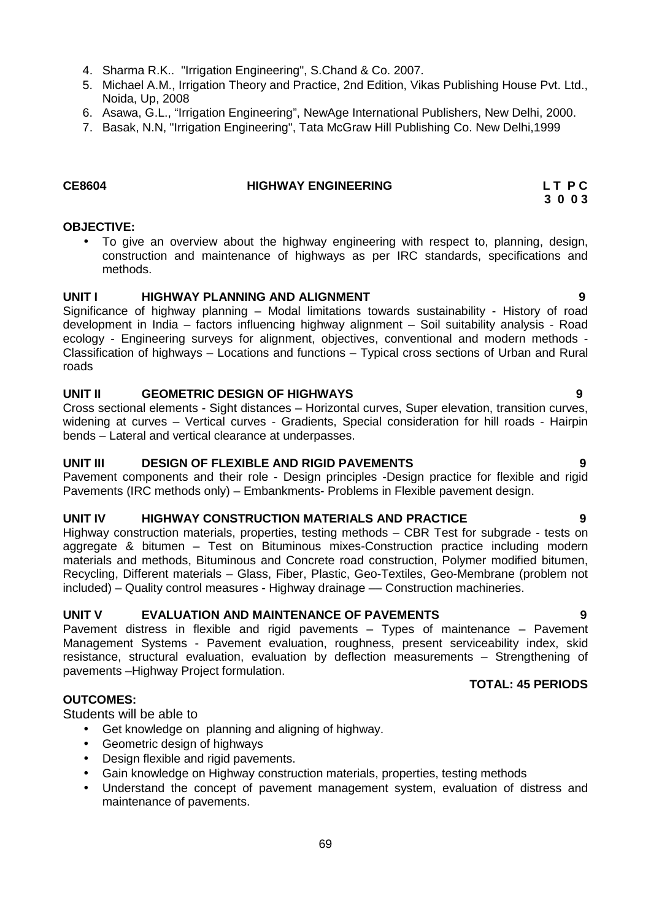4. Sharma R.K.. "Irrigation Engineering", S.Chand & Co. 2007.
5. Michael A.M., Irrigation Theory and Practice, 2nd Edition, Vikas Publishing House Pvt. Ltd., Noida, Up, 2008
6. Asawa, G.L., "Irrigation Engineering", NewAge International Publishers, New Delhi, 2000.
7. Basak, N.N, "Irrigation Engineering", Tata McGraw Hill Publishing Co. New Delhi,1999

**CE8604 HIGHWAY ENGINEERING L T P C**
**3 0 0 3**

**OBJECTIVE:**

- To give an overview about the highway engineering with respect to, planning, design, construction and maintenance of highways as per IRC standards, specifications and methods.

**UNIT I HIGHWAY PLANNING AND ALIGNMENT 9**

Significance of highway planning – Modal limitations towards sustainability - History of road development in India – factors influencing highway alignment – Soil suitability analysis - Road ecology - Engineering surveys for alignment, objectives, conventional and modern methods - Classification of highways – Locations and functions – Typical cross sections of Urban and Rural roads

**UNIT II GEOMETRIC DESIGN OF HIGHWAYS 9**

Cross sectional elements - Sight distances – Horizontal curves, Super elevation, transition curves, widening at curves – Vertical curves - Gradients, Special consideration for hill roads - Hairpin bends – Lateral and vertical clearance at underpasses.

**UNIT III DESIGN OF FLEXIBLE AND RIGID PAVEMENTS 9**

Pavement components and their role - Design principles -Design practice for flexible and rigid Pavements (IRC methods only) – Embankments- Problems in Flexible pavement design.

**UNIT IV HIGHWAY CONSTRUCTION MATERIALS AND PRACTICE 9**

Highway construction materials, properties, testing methods – CBR Test for subgrade - tests on aggregate & bitumen – Test on Bituminous mixes-Construction practice including modern materials and methods, Bituminous and Concrete road construction, Polymer modified bitumen, Recycling, Different materials – Glass, Fiber, Plastic, Geo-Textiles, Geo-Membrane (problem not included) – Quality control measures - Highway drainage –– Construction machineries.

**UNIT V EVALUATION AND MAINTENANCE OF PAVEMENTS 9**

Pavement distress in flexible and rigid pavements – Types of maintenance – Pavement Management Systems - Pavement evaluation, roughness, present serviceability index, skid resistance, structural evaluation, evaluation by deflection measurements – Strengthening of pavements –Highway Project formulation.

**TOTAL: 45 PERIODS**

**OUTCOMES:**

Students will be able to

- Get knowledge on planning and aligning of highway.
- Geometric design of highways
- Design flexible and rigid pavements.
- Gain knowledge on Highway construction materials, properties, testing methods
- Understand the concept of pavement management system, evaluation of distress and maintenance of pavements.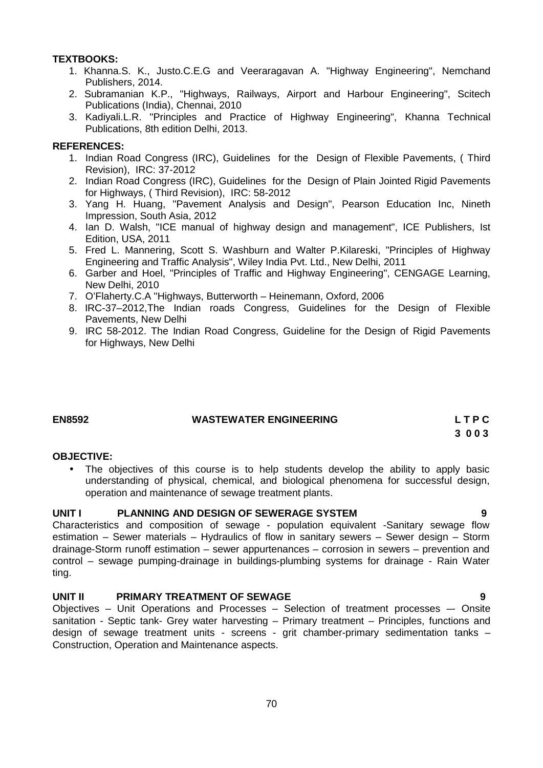**TEXTBOOKS:**

1. Khanna.S. K., Justo.C.E.G and Veeraragavan A. "Highway Engineering", Nemchand Publishers, 2014.
2. Subramanian K.P., "Highways, Railways, Airport and Harbour Engineering", Scitech Publications (India), Chennai, 2010
3. Kadiyali.L.R. "Principles and Practice of Highway Engineering", Khanna Technical Publications, 8th edition Delhi, 2013.

**REFERENCES:**

1. Indian Road Congress (IRC), Guidelines for the Design of Flexible Pavements, ( Third Revision), IRC: 37-2012
2. Indian Road Congress (IRC), Guidelines for the Design of Plain Jointed Rigid Pavements for Highways, ( Third Revision), IRC: 58-2012
3. Yang H. Huang, "Pavement Analysis and Design", Pearson Education Inc, Nineth Impression, South Asia, 2012
4. Ian D. Walsh, "ICE manual of highway design and management", ICE Publishers, Ist Edition, USA, 2011
5. Fred L. Mannering, Scott S. Washburn and Walter P.Kilareski, "Principles of Highway Engineering and Traffic Analysis", Wiley India Pvt. Ltd., New Delhi, 2011
6. Garber and Hoel, "Principles of Traffic and Highway Engineering", CENGAGE Learning, New Delhi, 2010
7. O'Flaherty.C.A "Highways, Butterworth – Heinemann, Oxford, 2006
8. IRC-37–2012,The Indian roads Congress, Guidelines for the Design of Flexible Pavements, New Delhi
9. IRC 58-2012. The Indian Road Congress, Guideline for the Design of Rigid Pavements for Highways, New Delhi

## EN8592 WASTEWATER ENGINEERING

**L T P C**
**3 0 0 3**

**OBJECTIVE:**

- The objectives of this course is to help students develop the ability to apply basic understanding of physical, chemical, and biological phenomena for successful design, operation and maintenance of sewage treatment plants.

**UNIT I PLANNING AND DESIGN OF SEWERAGE SYSTEM 9**

Characteristics and composition of sewage - population equivalent -Sanitary sewage flow estimation – Sewer materials – Hydraulics of flow in sanitary sewers – Sewer design – Storm drainage-Storm runoff estimation – sewer appurtenances – corrosion in sewers – prevention and control – sewage pumping-drainage in buildings-plumbing systems for drainage - Rain Water ting.

**UNIT II PRIMARY TREATMENT OF SEWAGE 9**

Objectives – Unit Operations and Processes – Selection of treatment processes –- Onsite sanitation - Septic tank- Grey water harvesting – Primary treatment – Principles, functions and design of sewage treatment units - screens - grit chamber-primary sedimentation tanks – Construction, Operation and Maintenance aspects.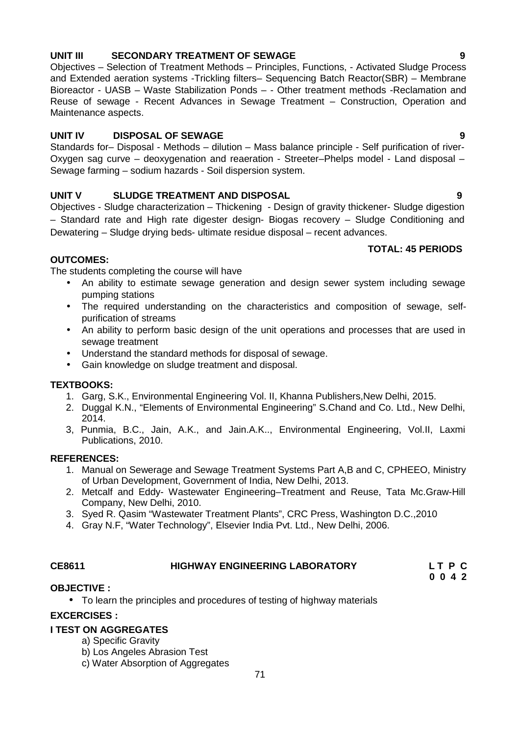**UNIT III SECONDARY TREATMENT OF SEWAGE 9**

Objectives – Selection of Treatment Methods – Principles, Functions, - Activated Sludge Process and Extended aeration systems -Trickling filters– Sequencing Batch Reactor(SBR) – Membrane Bioreactor - UASB – Waste Stabilization Ponds – - Other treatment methods -Reclamation and Reuse of sewage - Recent Advances in Sewage Treatment – Construction, Operation and Maintenance aspects.

**UNIT IV DISPOSAL OF SEWAGE 9**

Standards for– Disposal - Methods – dilution – Mass balance principle - Self purification of river-Oxygen sag curve – deoxygenation and reaeration - Streeter–Phelps model - Land disposal – Sewage farming – sodium hazards - Soil dispersion system.

**UNIT V SLUDGE TREATMENT AND DISPOSAL 9**

Objectives - Sludge characterization – Thickening - Design of gravity thickener- Sludge digestion – Standard rate and High rate digester design- Biogas recovery – Sludge Conditioning and Dewatering – Sludge drying beds- ultimate residue disposal – recent advances.

**TOTAL: 45 PERIODS**

**OUTCOMES:**

The students completing the course will have

- An ability to estimate sewage generation and design sewer system including sewage pumping stations
- The required understanding on the characteristics and composition of sewage, self-purification of streams
- An ability to perform basic design of the unit operations and processes that are used in sewage treatment
- Understand the standard methods for disposal of sewage.
- Gain knowledge on sludge treatment and disposal.

**TEXTBOOKS:**

1. Garg, S.K., Environmental Engineering Vol. II, Khanna Publishers,New Delhi, 2015.
2. Duggal K.N., "Elements of Environmental Engineering" S.Chand and Co. Ltd., New Delhi, 2014.
3. Punmia, B.C., Jain, A.K., and Jain.A.K.., Environmental Engineering, Vol.II, Laxmi Publications, 2010.

**REFERENCES:**

1. Manual on Sewerage and Sewage Treatment Systems Part A,B and C, CPHEEO, Ministry of Urban Development, Government of India, New Delhi, 2013.
2. Metcalf and Eddy- Wastewater Engineering–Treatment and Reuse, Tata Mc.Graw-Hill Company, New Delhi, 2010.
3. Syed R. Qasim "Wastewater Treatment Plants", CRC Press, Washington D.C.,2010
4. Gray N.F, "Water Technology", Elsevier India Pvt. Ltd., New Delhi, 2006.

**CE8611 HIGHWAY ENGINEERING LABORATORY**

**L T P C**
**0 0 4 2**

**OBJECTIVE :**

- To learn the principles and procedures of testing of highway materials

**EXCERCISES :**

**I TEST ON AGGREGATES**

a) Specific Gravity
b) Los Angeles Abrasion Test
c) Water Absorption of Aggregates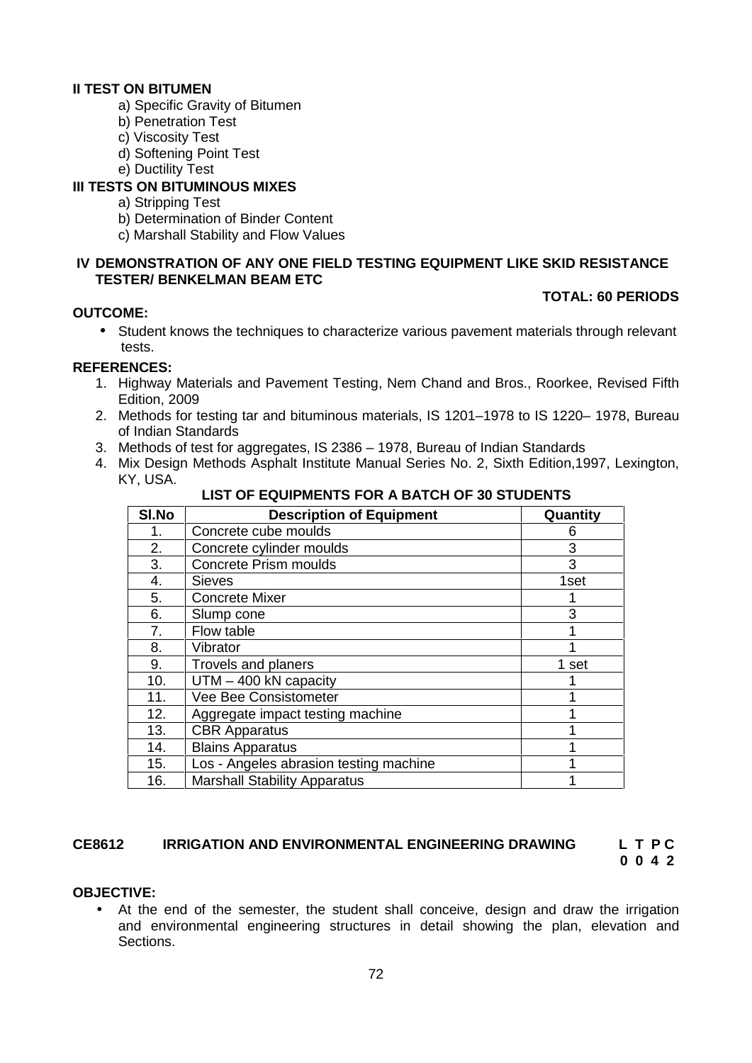**II TEST ON BITUMEN**

a) Specific Gravity of Bitumen
b) Penetration Test
c) Viscosity Test
d) Softening Point Test
e) Ductility Test

**III TESTS ON BITUMINOUS MIXES**

a) Stripping Test
b) Determination of Binder Content
c) Marshall Stability and Flow Values

**IV DEMONSTRATION OF ANY ONE FIELD TESTING EQUIPMENT LIKE SKID RESISTANCE TESTER/ BENKELMAN BEAM ETC**

**TOTAL: 60 PERIODS**

**OUTCOME:**

- Student knows the techniques to characterize various pavement materials through relevant tests.

**REFERENCES:**

1. Highway Materials and Pavement Testing, Nem Chand and Bros., Roorkee, Revised Fifth Edition, 2009
2. Methods for testing tar and bituminous materials, IS 1201–1978 to IS 1220– 1978, Bureau of Indian Standards
3. Methods of test for aggregates, IS 2386 – 1978, Bureau of Indian Standards
4. Mix Design Methods Asphalt Institute Manual Series No. 2, Sixth Edition,1997, Lexington, KY, USA.

**LIST OF EQUIPMENTS FOR A BATCH OF 30 STUDENTS**

| Sl.No | Description of Equipment | Quantity |
|---|---|---|
| 1. | Concrete cube moulds | 6 |
| 2. | Concrete cylinder moulds | 3 |
| 3. | Concrete Prism moulds | 3 |
| 4. | Sieves | 1set |
| 5. | Concrete Mixer | 1 |
| 6. | Slump cone | 3 |
| 7. | Flow table | 1 |
| 8. | Vibrator | 1 |
| 9. | Trovels and planers | 1 set |
| 10. | UTM – 400 kN capacity | 1 |
| 11. | Vee Bee Consistometer | 1 |
| 12. | Aggregate impact testing machine | 1 |
| 13. | CBR Apparatus | 1 |
| 14. | Blains Apparatus | 1 |
| 15. | Los - Angeles abrasion testing machine | 1 |
| 16. | Marshall Stability Apparatus | 1 |

## CE8612 IRRIGATION AND ENVIRONMENTAL ENGINEERING DRAWING

**L T P C**
**0 0 4 2**

**OBJECTIVE:**

- At the end of the semester, the student shall conceive, design and draw the irrigation and environmental engineering structures in detail showing the plan, elevation and Sections.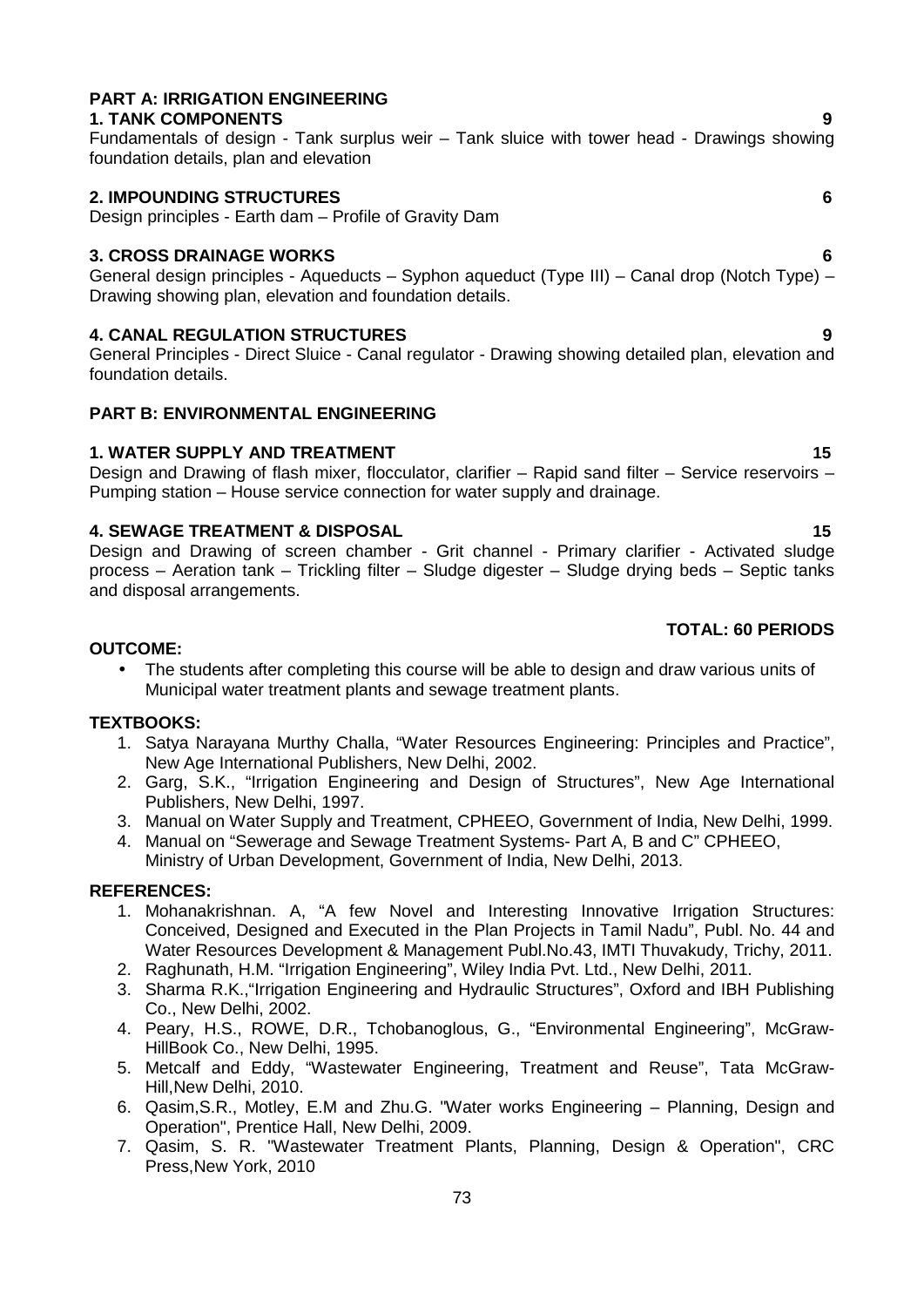**PART A: IRRIGATION ENGINEERING**

**1. TANK COMPONENTS** **9**

Fundamentals of design - Tank surplus weir – Tank sluice with tower head - Drawings showing foundation details, plan and elevation

**2. IMPOUNDING STRUCTURES** **6**

Design principles - Earth dam – Profile of Gravity Dam

**3. CROSS DRAINAGE WORKS** **6**

General design principles - Aqueducts – Syphon aqueduct (Type III) – Canal drop (Notch Type) – Drawing showing plan, elevation and foundation details.

**4. CANAL REGULATION STRUCTURES** **9**

General Principles - Direct Sluice - Canal regulator - Drawing showing detailed plan, elevation and foundation details.

**PART B: ENVIRONMENTAL ENGINEERING**

**1. WATER SUPPLY AND TREATMENT** **15**

Design and Drawing of flash mixer, flocculator, clarifier – Rapid sand filter – Service reservoirs – Pumping station – House service connection for water supply and drainage.

**4. SEWAGE TREATMENT & DISPOSAL** **15**

Design and Drawing of screen chamber - Grit channel - Primary clarifier - Activated sludge process – Aeration tank – Trickling filter – Sludge digester – Sludge drying beds – Septic tanks and disposal arrangements.

**TOTAL: 60 PERIODS**

**OUTCOME:**

- The students after completing this course will be able to design and draw various units of Municipal water treatment plants and sewage treatment plants.

**TEXTBOOKS:**

1. Satya Narayana Murthy Challa, "Water Resources Engineering: Principles and Practice", New Age International Publishers, New Delhi, 2002.
2. Garg, S.K., "Irrigation Engineering and Design of Structures", New Age International Publishers, New Delhi, 1997.
3. Manual on Water Supply and Treatment, CPHEEO, Government of India, New Delhi, 1999.
4. Manual on "Sewerage and Sewage Treatment Systems- Part A, B and C" CPHEEO, Ministry of Urban Development, Government of India, New Delhi, 2013.

**REFERENCES:**

1. Mohanakrishnan. A, "A few Novel and Interesting Innovative Irrigation Structures: Conceived, Designed and Executed in the Plan Projects in Tamil Nadu", Publ. No. 44 and Water Resources Development & Management Publ.No.43, IMTI Thuvakudy, Trichy, 2011.
2. Raghunath, H.M. "Irrigation Engineering", Wiley India Pvt. Ltd., New Delhi, 2011.
3. Sharma R.K.,"Irrigation Engineering and Hydraulic Structures", Oxford and IBH Publishing Co., New Delhi, 2002.
4. Peary, H.S., ROWE, D.R., Tchobanoglous, G., "Environmental Engineering", McGraw-HillBook Co., New Delhi, 1995.
5. Metcalf and Eddy, "Wastewater Engineering, Treatment and Reuse", Tata McGraw-Hill,New Delhi, 2010.
6. Qasim,S.R., Motley, E.M and Zhu.G. "Water works Engineering – Planning, Design and Operation", Prentice Hall, New Delhi, 2009.
7. Qasim, S. R. "Wastewater Treatment Plants, Planning, Design & Operation", CRC Press,New York, 2010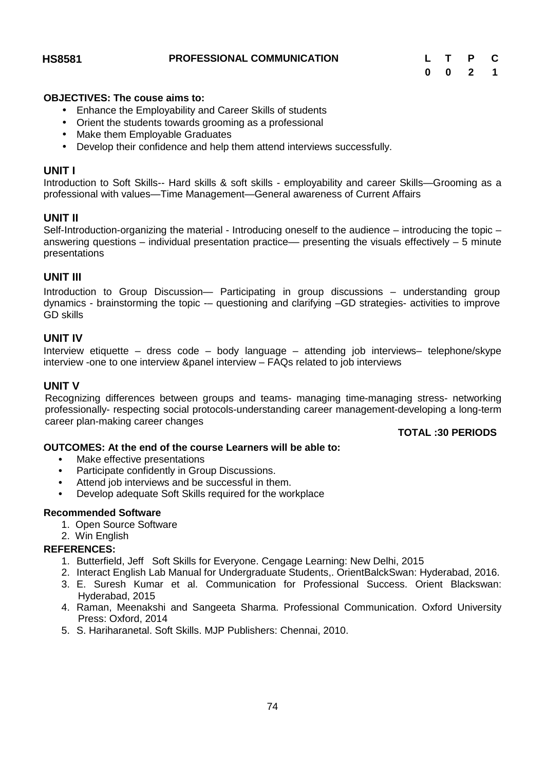| HS8581 | PROFESSIONAL COMMUNICATION | L | T | P | C |
|---|---|---|---|---|---|
| | | 0 | 0 | 2 | 1 |

**OBJECTIVES: The couse aims to:**

- Enhance the Employability and Career Skills of students
- Orient the students towards grooming as a professional
- Make them Employable Graduates
- Develop their confidence and help them attend interviews successfully.

### UNIT I

Introduction to Soft Skills-- Hard skills & soft skills - employability and career Skills—Grooming as a professional with values—Time Management—General awareness of Current Affairs

### UNIT II

Self-Introduction-organizing the material - Introducing oneself to the audience – introducing the topic – answering questions – individual presentation practice— presenting the visuals effectively – 5 minute presentations

### UNIT III

Introduction to Group Discussion— Participating in group discussions – understanding group dynamics - brainstorming the topic -– questioning and clarifying –GD strategies- activities to improve GD skills

### UNIT IV

Interview etiquette – dress code – body language – attending job interviews– telephone/skype interview -one to one interview &panel interview – FAQs related to job interviews

### UNIT V

Recognizing differences between groups and teams- managing time-managing stress- networking professionally- respecting social protocols-understanding career management-developing a long-term career plan-making career changes

**TOTAL :30 PERIODS**

**OUTCOMES: At the end of the course Learners will be able to:**

- Make effective presentations
- Participate confidently in Group Discussions.
- Attend job interviews and be successful in them.
- Develop adequate Soft Skills required for the workplace

**Recommended Software**

1. Open Source Software
2. Win English

**REFERENCES:**

1. Butterfield, Jeff Soft Skills for Everyone. Cengage Learning: New Delhi, 2015
2. Interact English Lab Manual for Undergraduate Students,. OrientBalckSwan: Hyderabad, 2016.
3. E. Suresh Kumar et al. Communication for Professional Success. Orient Blackswan: Hyderabad, 2015
4. Raman, Meenakshi and Sangeeta Sharma. Professional Communication. Oxford University Press: Oxford, 2014
5. S. Hariharanetal. Soft Skills. MJP Publishers: Chennai, 2010.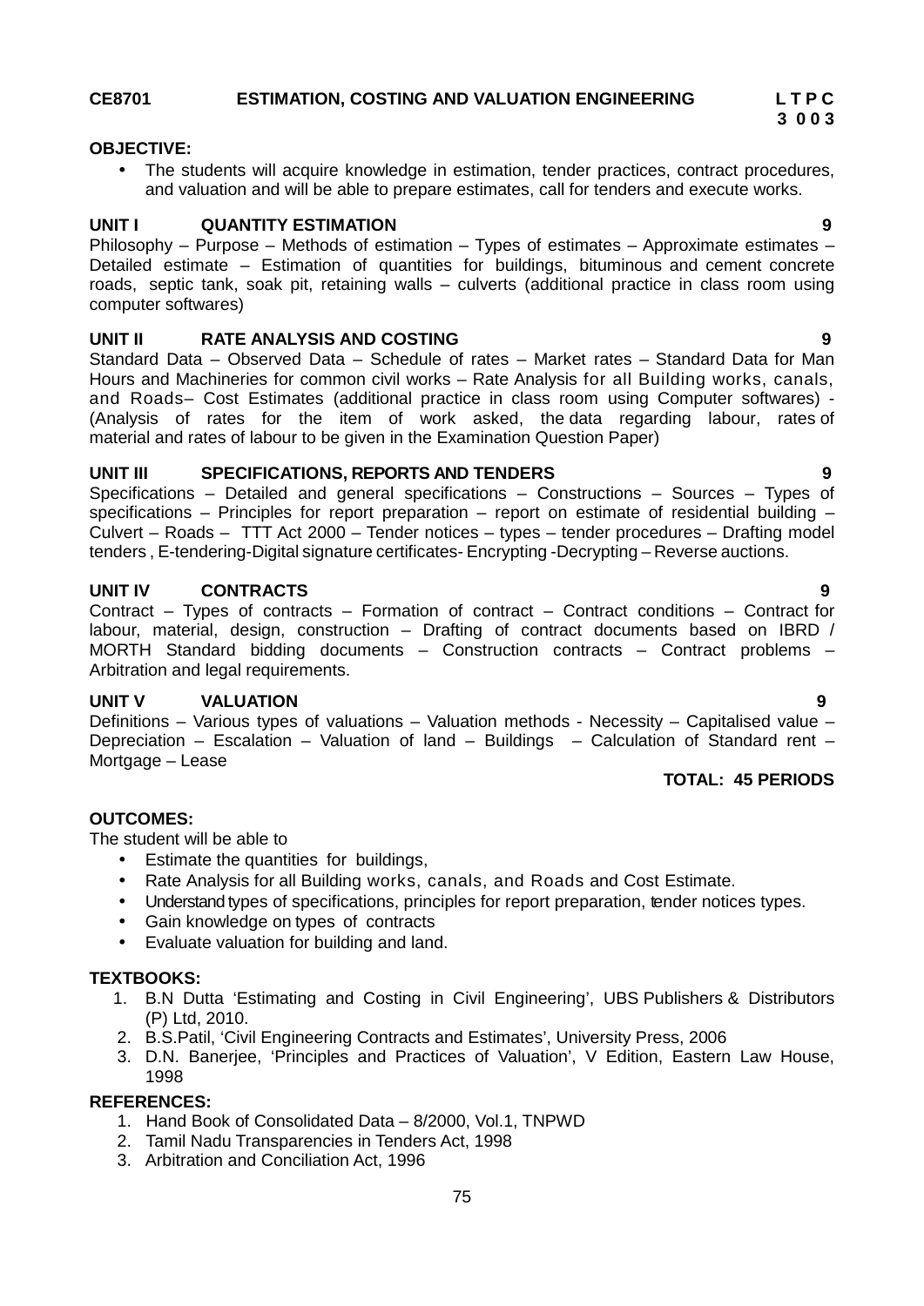**CE8701 ESTIMATION, COSTING AND VALUATION ENGINEERING**

**L T P C**
**3 0 0 3**

**OBJECTIVE:**

- The students will acquire knowledge in estimation, tender practices, contract procedures, and valuation and will be able to prepare estimates, call for tenders and execute works.

**UNIT I QUANTITY ESTIMATION 9**

Philosophy – Purpose – Methods of estimation – Types of estimates – Approximate estimates – Detailed estimate – Estimation of quantities for buildings, bituminous and cement concrete roads, septic tank, soak pit, retaining walls – culverts (additional practice in class room using computer softwares)

**UNIT II RATE ANALYSIS AND COSTING 9**

Standard Data – Observed Data – Schedule of rates – Market rates – Standard Data for Man Hours and Machineries for common civil works – Rate Analysis for all Building works, canals, and Roads– Cost Estimates (additional practice in class room using Computer softwares) - (Analysis of rates for the item of work asked, the data regarding labour, rates of material and rates of labour to be given in the Examination Question Paper)

**UNIT III SPECIFICATIONS, REPORTS AND TENDERS 9**

Specifications – Detailed and general specifications – Constructions – Sources – Types of specifications – Principles for report preparation – report on estimate of residential building – Culvert – Roads – TTT Act 2000 – Tender notices – types – tender procedures – Drafting model tenders , E-tendering-Digital signature certificates- Encrypting -Decrypting – Reverse auctions.

**UNIT IV CONTRACTS 9**

Contract – Types of contracts – Formation of contract – Contract conditions – Contract for labour, material, design, construction – Drafting of contract documents based on IBRD / MORTH Standard bidding documents – Construction contracts – Contract problems – Arbitration and legal requirements.

**UNIT V VALUATION 9**

Definitions – Various types of valuations – Valuation methods - Necessity – Capitalised value – Depreciation – Escalation – Valuation of land – Buildings – Calculation of Standard rent – Mortgage – Lease

**TOTAL: 45 PERIODS**

**OUTCOMES:**

The student will be able to

- Estimate the quantities for buildings,
- Rate Analysis for all Building works, canals, and Roads and Cost Estimate.
- Understand types of specifications, principles for report preparation, tender notices types.
- Gain knowledge on types of contracts
- Evaluate valuation for building and land.

**TEXTBOOKS:**

1. B.N Dutta 'Estimating and Costing in Civil Engineering', UBS Publishers & Distributors (P) Ltd, 2010.
2. B.S.Patil, 'Civil Engineering Contracts and Estimates', University Press, 2006
3. D.N. Banerjee, 'Principles and Practices of Valuation', V Edition, Eastern Law House, 1998

**REFERENCES:**

1. Hand Book of Consolidated Data – 8/2000, Vol.1, TNPWD
2. Tamil Nadu Transparencies in Tenders Act, 1998
3. Arbitration and Conciliation Act, 1996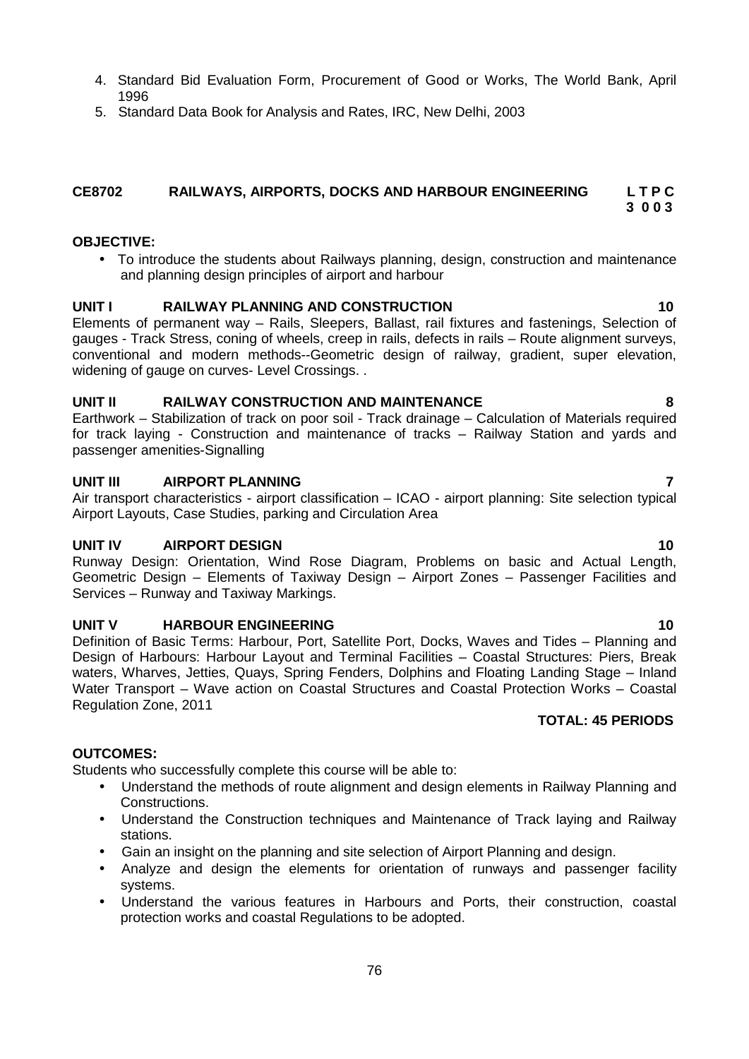4. Standard Bid Evaluation Form, Procurement of Good or Works, The World Bank, April 1996
5. Standard Data Book for Analysis and Rates, IRC, New Delhi, 2003

## CE8702 RAILWAYS, AIRPORTS, DOCKS AND HARBOUR ENGINEERING

**L T P C**
**3 0 0 3**

**OBJECTIVE:**

- To introduce the students about Railways planning, design, construction and maintenance and planning design principles of airport and harbour

**UNIT I RAILWAY PLANNING AND CONSTRUCTION 10**

Elements of permanent way – Rails, Sleepers, Ballast, rail fixtures and fastenings, Selection of gauges - Track Stress, coning of wheels, creep in rails, defects in rails – Route alignment surveys, conventional and modern methods--Geometric design of railway, gradient, super elevation, widening of gauge on curves- Level Crossings. .

**UNIT II RAILWAY CONSTRUCTION AND MAINTENANCE 8**

Earthwork – Stabilization of track on poor soil - Track drainage – Calculation of Materials required for track laying - Construction and maintenance of tracks – Railway Station and yards and passenger amenities-Signalling

**UNIT III AIRPORT PLANNING 7**

Air transport characteristics - airport classification – ICAO - airport planning: Site selection typical Airport Layouts, Case Studies, parking and Circulation Area

**UNIT IV AIRPORT DESIGN 10**

Runway Design: Orientation, Wind Rose Diagram, Problems on basic and Actual Length, Geometric Design – Elements of Taxiway Design – Airport Zones – Passenger Facilities and Services – Runway and Taxiway Markings.

**UNIT V HARBOUR ENGINEERING 10**

Definition of Basic Terms: Harbour, Port, Satellite Port, Docks, Waves and Tides – Planning and Design of Harbours: Harbour Layout and Terminal Facilities – Coastal Structures: Piers, Break waters, Wharves, Jetties, Quays, Spring Fenders, Dolphins and Floating Landing Stage – Inland Water Transport – Wave action on Coastal Structures and Coastal Protection Works – Coastal Regulation Zone, 2011

**TOTAL: 45 PERIODS**

**OUTCOMES:**

Students who successfully complete this course will be able to:

- Understand the methods of route alignment and design elements in Railway Planning and Constructions.
- Understand the Construction techniques and Maintenance of Track laying and Railway stations.
- Gain an insight on the planning and site selection of Airport Planning and design.
- Analyze and design the elements for orientation of runways and passenger facility systems.
- Understand the various features in Harbours and Ports, their construction, coastal protection works and coastal Regulations to be adopted.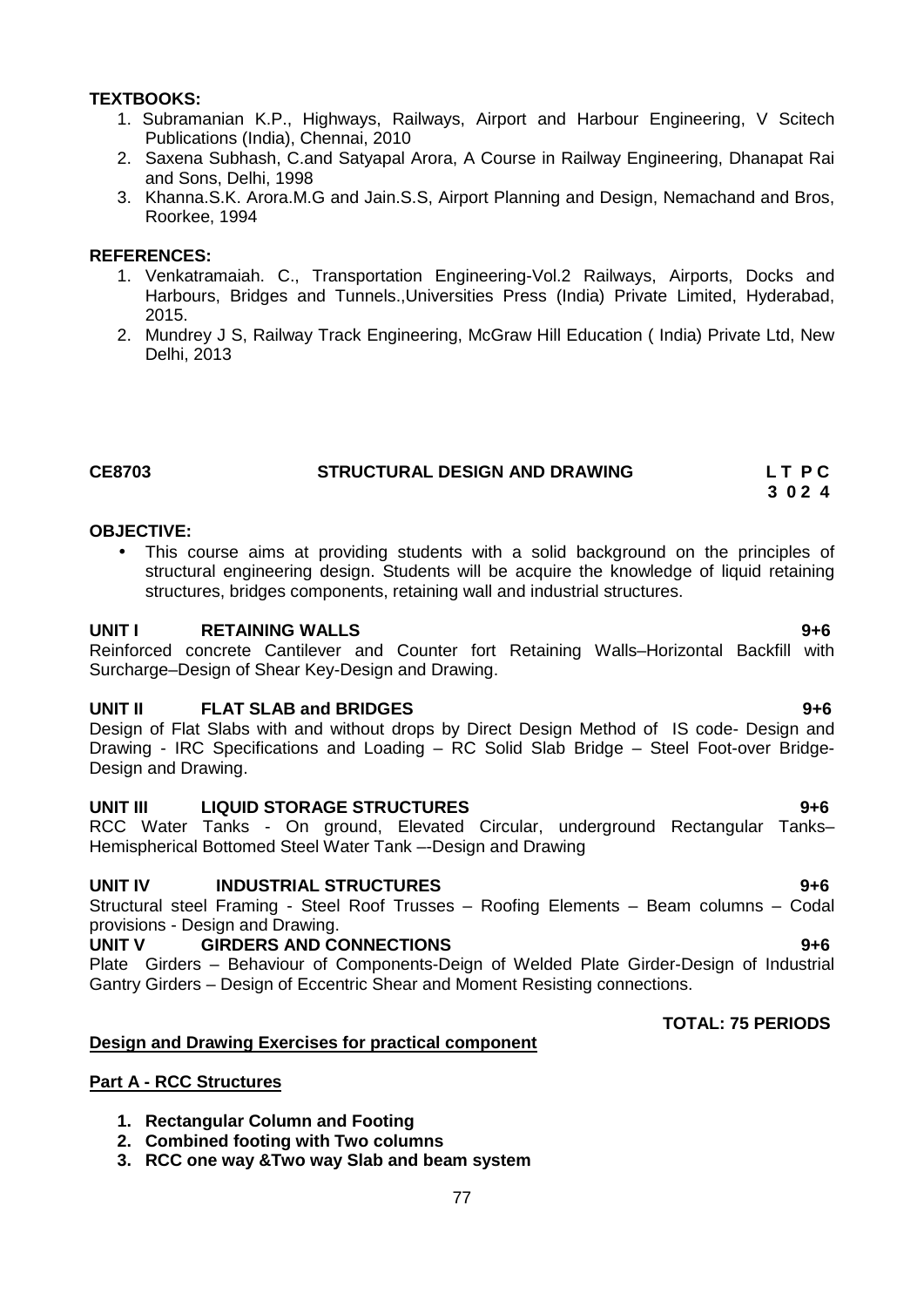**TEXTBOOKS:**

1. Subramanian K.P., Highways, Railways, Airport and Harbour Engineering, V Scitech Publications (India), Chennai, 2010
2. Saxena Subhash, C.and Satyapal Arora, A Course in Railway Engineering, Dhanapat Rai and Sons, Delhi, 1998
3. Khanna.S.K. Arora.M.G and Jain.S.S, Airport Planning and Design, Nemachand and Bros, Roorkee, 1994

**REFERENCES:**

1. Venkatramaiah. C., Transportation Engineering-Vol.2 Railways, Airports, Docks and Harbours, Bridges and Tunnels.,Universities Press (India) Private Limited, Hyderabad, 2015.
2. Mundrey J S, Railway Track Engineering, McGraw Hill Education ( India) Private Ltd, New Delhi, 2013

## CE8703 STRUCTURAL DESIGN AND DRAWING

| L | T | P | C |
|---|---|---|---|
| 3 | 0 | 2 | 4 |

**OBJECTIVE:**

- This course aims at providing students with a solid background on the principles of structural engineering design. Students will be acquire the knowledge of liquid retaining structures, bridges components, retaining wall and industrial structures.

**UNIT I RETAINING WALLS 9+6**

Reinforced concrete Cantilever and Counter fort Retaining Walls–Horizontal Backfill with Surcharge–Design of Shear Key-Design and Drawing.

**UNIT II FLAT SLAB and BRIDGES 9+6**

Design of Flat Slabs with and without drops by Direct Design Method of IS code- Design and Drawing - IRC Specifications and Loading – RC Solid Slab Bridge – Steel Foot-over Bridge-Design and Drawing.

**UNIT III LIQUID STORAGE STRUCTURES 9+6**

RCC Water Tanks - On ground, Elevated Circular, underground Rectangular Tanks– Hemispherical Bottomed Steel Water Tank –-Design and Drawing

**UNIT IV INDUSTRIAL STRUCTURES 9+6**

Structural steel Framing - Steel Roof Trusses – Roofing Elements – Beam columns – Codal provisions - Design and Drawing.

**UNIT V GIRDERS AND CONNECTIONS 9+6**

Plate Girders – Behaviour of Components-Deign of Welded Plate Girder-Design of Industrial Gantry Girders – Design of Eccentric Shear and Moment Resisting connections.

**TOTAL: 75 PERIODS**

**Design and Drawing Exercises for practical component**

**Part A - RCC Structures**

1. **Rectangular Column and Footing**
2. **Combined footing with Two columns**
3. **RCC one way &Two way Slab and beam system**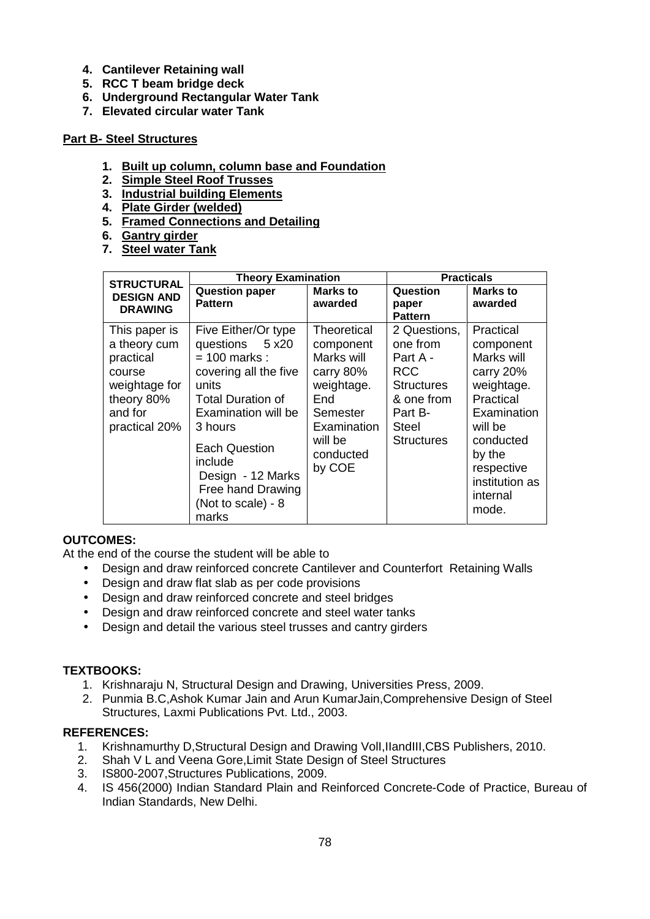4. **Cantilever Retaining wall**
5. **RCC T beam bridge deck**
6. **Underground Rectangular Water Tank**
7. **Elevated circular water Tank**

**Part B- Steel Structures**

1. **Built up column, column base and Foundation**
2. **Simple Steel Roof Trusses**
3. **Industrial building Elements**
4. **Plate Girder (welded)**
5. **Framed Connections and Detailing**
6. **Gantry girder**
7. **Steel water Tank**

| **STRUCTURAL DESIGN AND DRAWING** | **Theory Examination** | | **Practicals** | |
|---|---|---|---|---|
| | **Question paper Pattern** | **Marks to awarded** | **Question paper Pattern** | **Marks to awarded** |
| This paper is a theory cum practical course weightage for theory 80% and for practical 20% | Five Either/Or type questions 5 x20 = 100 marks : covering all the five units<br>Total Duration of Examination will be 3 hours<br>Each Question include<br>Design - 12 Marks<br>Free hand Drawing (Not to scale) - 8 marks | Theoretical component Marks will carry 80% weightage. End Semester Examination will be conducted by COE | 2 Questions, one from Part A - RCC Structures & one from Part B- Steel Structures | Practical component Marks will carry 20% weightage. Practical Examination will be conducted by the respective institution as internal mode. |

**OUTCOMES:**

At the end of the course the student will be able to

- Design and draw reinforced concrete Cantilever and Counterfort Retaining Walls
- Design and draw flat slab as per code provisions
- Design and draw reinforced concrete and steel bridges
- Design and draw reinforced concrete and steel water tanks
- Design and detail the various steel trusses and cantry girders

**TEXTBOOKS:**

1. Krishnaraju N, Structural Design and Drawing, Universities Press, 2009.
2. Punmia B.C,Ashok Kumar Jain and Arun KumarJain,Comprehensive Design of Steel Structures, Laxmi Publications Pvt. Ltd., 2003.

**REFERENCES:**

1. Krishnamurthy D,Structural Design and Drawing VolI,IIandIII,CBS Publishers, 2010.
2. Shah V L and Veena Gore,Limit State Design of Steel Structures
3. IS800-2007,Structures Publications, 2009.
4. IS 456(2000) Indian Standard Plain and Reinforced Concrete-Code of Practice, Bureau of Indian Standards, New Delhi.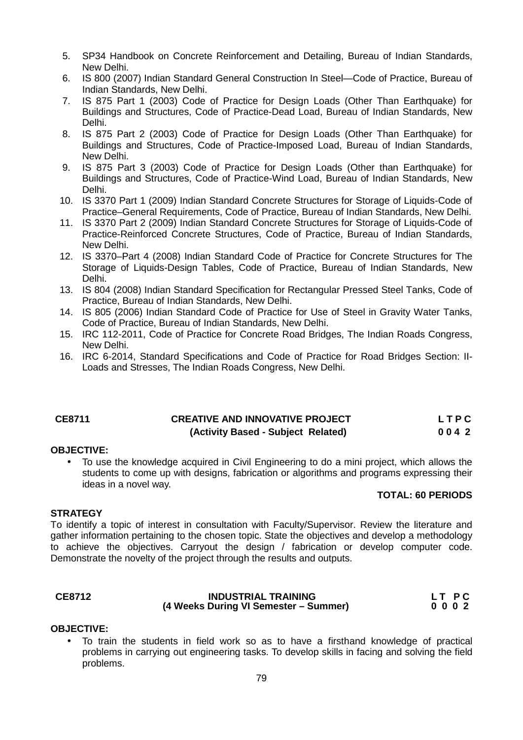5. SP34 Handbook on Concrete Reinforcement and Detailing, Bureau of Indian Standards, New Delhi.
6. IS 800 (2007) Indian Standard General Construction In Steel—Code of Practice, Bureau of Indian Standards, New Delhi.
7. IS 875 Part 1 (2003) Code of Practice for Design Loads (Other Than Earthquake) for Buildings and Structures, Code of Practice-Dead Load, Bureau of Indian Standards, New Delhi.
8. IS 875 Part 2 (2003) Code of Practice for Design Loads (Other Than Earthquake) for Buildings and Structures, Code of Practice-Imposed Load, Bureau of Indian Standards, New Delhi.
9. IS 875 Part 3 (2003) Code of Practice for Design Loads (Other than Earthquake) for Buildings and Structures, Code of Practice-Wind Load, Bureau of Indian Standards, New Delhi.
10. IS 3370 Part 1 (2009) Indian Standard Concrete Structures for Storage of Liquids-Code of Practice–General Requirements, Code of Practice, Bureau of Indian Standards, New Delhi.
11. IS 3370 Part 2 (2009) Indian Standard Concrete Structures for Storage of Liquids-Code of Practice-Reinforced Concrete Structures, Code of Practice, Bureau of Indian Standards, New Delhi.
12. IS 3370–Part 4 (2008) Indian Standard Code of Practice for Concrete Structures for The Storage of Liquids-Design Tables, Code of Practice, Bureau of Indian Standards, New Delhi.
13. IS 804 (2008) Indian Standard Specification for Rectangular Pressed Steel Tanks, Code of Practice, Bureau of Indian Standards, New Delhi.
14. IS 805 (2006) Indian Standard Code of Practice for Use of Steel in Gravity Water Tanks, Code of Practice, Bureau of Indian Standards, New Delhi.
15. IRC 112-2011, Code of Practice for Concrete Road Bridges, The Indian Roads Congress, New Delhi.
16. IRC 6-2014, Standard Specifications and Code of Practice for Road Bridges Section: II-Loads and Stresses, The Indian Roads Congress, New Delhi.

**CE8711 CREATIVE AND INNOVATIVE PROJECT (Activity Based - Subject Related)** **L T P C 0 0 4 2**

**OBJECTIVE:**

- To use the knowledge acquired in Civil Engineering to do a mini project, which allows the students to come up with designs, fabrication or algorithms and programs expressing their ideas in a novel way.

**TOTAL: 60 PERIODS**

**STRATEGY**

To identify a topic of interest in consultation with Faculty/Supervisor. Review the literature and gather information pertaining to the chosen topic. State the objectives and develop a methodology to achieve the objectives. Carryout the design / fabrication or develop computer code. Demonstrate the novelty of the project through the results and outputs.

**CE8712 INDUSTRIAL TRAINING (4 Weeks During VI Semester – Summer)** **L T P C 0 0 0 2**

**OBJECTIVE:**

- To train the students in field work so as to have a firsthand knowledge of practical problems in carrying out engineering tasks. To develop skills in facing and solving the field problems.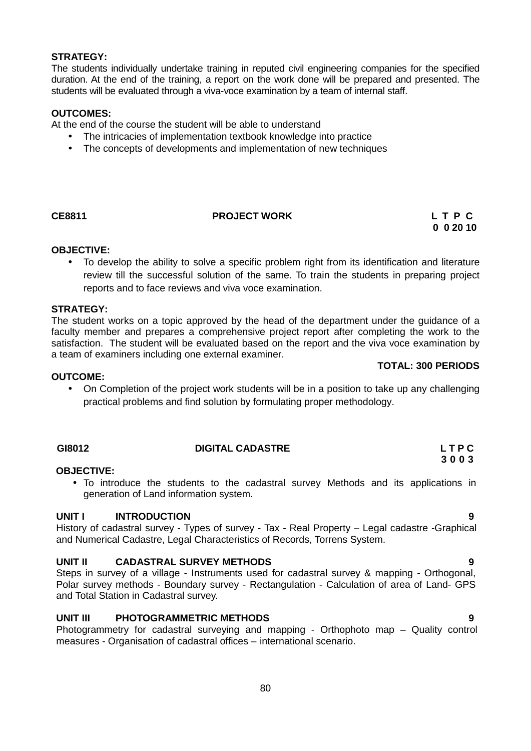**STRATEGY:**
The students individually undertake training in reputed civil engineering companies for the specified duration. At the end of the training, a report on the work done will be prepared and presented. The students will be evaluated through a viva-voce examination by a team of internal staff.

**OUTCOMES:**
At the end of the course the student will be able to understand

- The intricacies of implementation textbook knowledge into practice
- The concepts of developments and implementation of new techniques

**CE8811 PROJECT WORK L T P C**
**0 0 20 10**

**OBJECTIVE:**

- To develop the ability to solve a specific problem right from its identification and literature review till the successful solution of the same. To train the students in preparing project reports and to face reviews and viva voce examination.

**STRATEGY:**
The student works on a topic approved by the head of the department under the guidance of a faculty member and prepares a comprehensive project report after completing the work to the satisfaction. The student will be evaluated based on the report and the viva voce examination by a team of examiners including one external examiner.

**TOTAL: 300 PERIODS**

**OUTCOME:**

- On Completion of the project work students will be in a position to take up any challenging practical problems and find solution by formulating proper methodology.

**GI8012 DIGITAL CADASTRE L T P C**
**3 0 0 3**

**OBJECTIVE:**

- To introduce the students to the cadastral survey Methods and its applications in generation of Land information system.

**UNIT I INTRODUCTION 9**
History of cadastral survey - Types of survey - Tax - Real Property – Legal cadastre -Graphical and Numerical Cadastre, Legal Characteristics of Records, Torrens System.

**UNIT II CADASTRAL SURVEY METHODS 9**
Steps in survey of a village - Instruments used for cadastral survey & mapping - Orthogonal, Polar survey methods - Boundary survey - Rectangulation - Calculation of area of Land- GPS and Total Station in Cadastral survey.

**UNIT III PHOTOGRAMMETRIC METHODS 9**
Photogrammetry for cadastral surveying and mapping - Orthophoto map – Quality control measures - Organisation of cadastral offices – international scenario.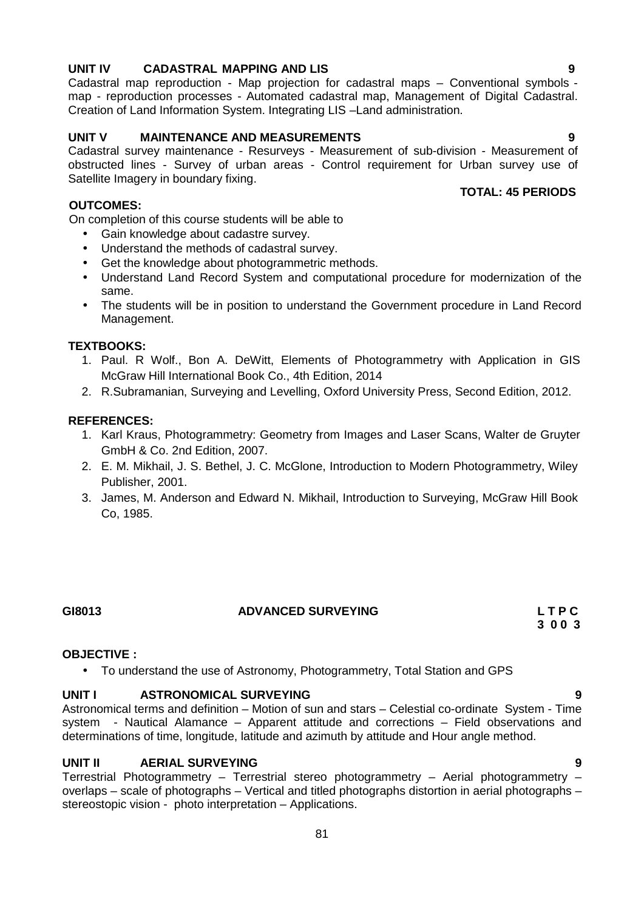**UNIT IV CADASTRAL MAPPING AND LIS 9**

Cadastral map reproduction - Map projection for cadastral maps – Conventional symbols - map - reproduction processes - Automated cadastral map, Management of Digital Cadastral. Creation of Land Information System. Integrating LIS –Land administration.

**UNIT V MAINTENANCE AND MEASUREMENTS 9**

Cadastral survey maintenance - Resurveys - Measurement of sub-division - Measurement of obstructed lines - Survey of urban areas - Control requirement for Urban survey use of Satellite Imagery in boundary fixing.

**TOTAL: 45 PERIODS**

**OUTCOMES:**

On completion of this course students will be able to

- Gain knowledge about cadastre survey.
- Understand the methods of cadastral survey.
- Get the knowledge about photogrammetric methods.
- Understand Land Record System and computational procedure for modernization of the same.
- The students will be in position to understand the Government procedure in Land Record Management.

**TEXTBOOKS:**

1. Paul. R Wolf., Bon A. DeWitt, Elements of Photogrammetry with Application in GIS McGraw Hill International Book Co., 4th Edition, 2014
2. R.Subramanian, Surveying and Levelling, Oxford University Press, Second Edition, 2012.

**REFERENCES:**

1. Karl Kraus, Photogrammetry: Geometry from Images and Laser Scans, Walter de Gruyter GmbH & Co. 2nd Edition, 2007.
2. E. M. Mikhail, J. S. Bethel, J. C. McGlone, Introduction to Modern Photogrammetry, Wiley Publisher, 2001.
3. James, M. Anderson and Edward N. Mikhail, Introduction to Surveying, McGraw Hill Book Co, 1985.

## GI8013 ADVANCED SURVEYING

**L T P C**
**3 0 0 3**

**OBJECTIVE :**

- To understand the use of Astronomy, Photogrammetry, Total Station and GPS

**UNIT I ASTRONOMICAL SURVEYING 9**

Astronomical terms and definition – Motion of sun and stars – Celestial co-ordinate System - Time system - Nautical Alamance – Apparent attitude and corrections – Field observations and determinations of time, longitude, latitude and azimuth by attitude and Hour angle method.

**UNIT II AERIAL SURVEYING 9**

Terrestrial Photogrammetry – Terrestrial stereo photogrammetry – Aerial photogrammetry – overlaps – scale of photographs – Vertical and titled photographs distortion in aerial photographs – stereostopic vision - photo interpretation – Applications.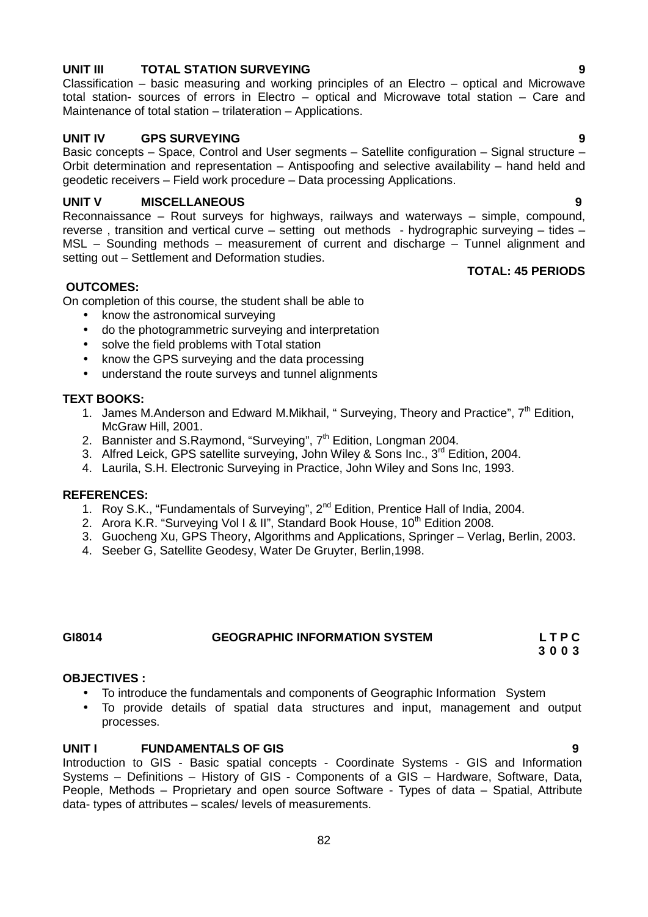### UNIT III TOTAL STATION SURVEYING 9

Classification – basic measuring and working principles of an Electro – optical and Microwave total station- sources of errors in Electro – optical and Microwave total station – Care and Maintenance of total station – trilateration – Applications.

### UNIT IV GPS SURVEYING 9

Basic concepts – Space, Control and User segments – Satellite configuration – Signal structure – Orbit determination and representation – Antispoofing and selective availability – hand held and geodetic receivers – Field work procedure – Data processing Applications.

### UNIT V MISCELLANEOUS 9

Reconnaissance – Rout surveys for highways, railways and waterways – simple, compound, reverse , transition and vertical curve – setting out methods - hydrographic surveying – tides – MSL – Sounding methods – measurement of current and discharge – Tunnel alignment and setting out – Settlement and Deformation studies.

**TOTAL: 45 PERIODS**

**OUTCOMES:**

On completion of this course, the student shall be able to

- know the astronomical surveying
- do the photogrammetric surveying and interpretation
- solve the field problems with Total station
- know the GPS surveying and the data processing
- understand the route surveys and tunnel alignments

**TEXT BOOKS:**

1. James M.Anderson and Edward M.Mikhail, " Surveying, Theory and Practice", 7th Edition, McGraw Hill, 2001.
2. Bannister and S.Raymond, "Surveying", 7th Edition, Longman 2004.
3. Alfred Leick, GPS satellite surveying, John Wiley & Sons Inc., 3rd Edition, 2004.
4. Laurila, S.H. Electronic Surveying in Practice, John Wiley and Sons Inc, 1993.

**REFERENCES:**

1. Roy S.K., "Fundamentals of Surveying", 2nd Edition, Prentice Hall of India, 2004.
2. Arora K.R. "Surveying Vol I & II", Standard Book House, 10th Edition 2008.
3. Guocheng Xu, GPS Theory, Algorithms and Applications, Springer – Verlag, Berlin, 2003.
4. Seeber G, Satellite Geodesy, Water De Gruyter, Berlin,1998.

## GI8014 GEOGRAPHIC INFORMATION SYSTEM

**L T P C**
**3 0 0 3**

**OBJECTIVES :**

- To introduce the fundamentals and components of Geographic Information System
- To provide details of spatial data structures and input, management and output processes.

### UNIT I FUNDAMENTALS OF GIS 9

Introduction to GIS - Basic spatial concepts - Coordinate Systems - GIS and Information Systems – Definitions – History of GIS - Components of a GIS – Hardware, Software, Data, People, Methods – Proprietary and open source Software - Types of data – Spatial, Attribute data- types of attributes – scales/ levels of measurements.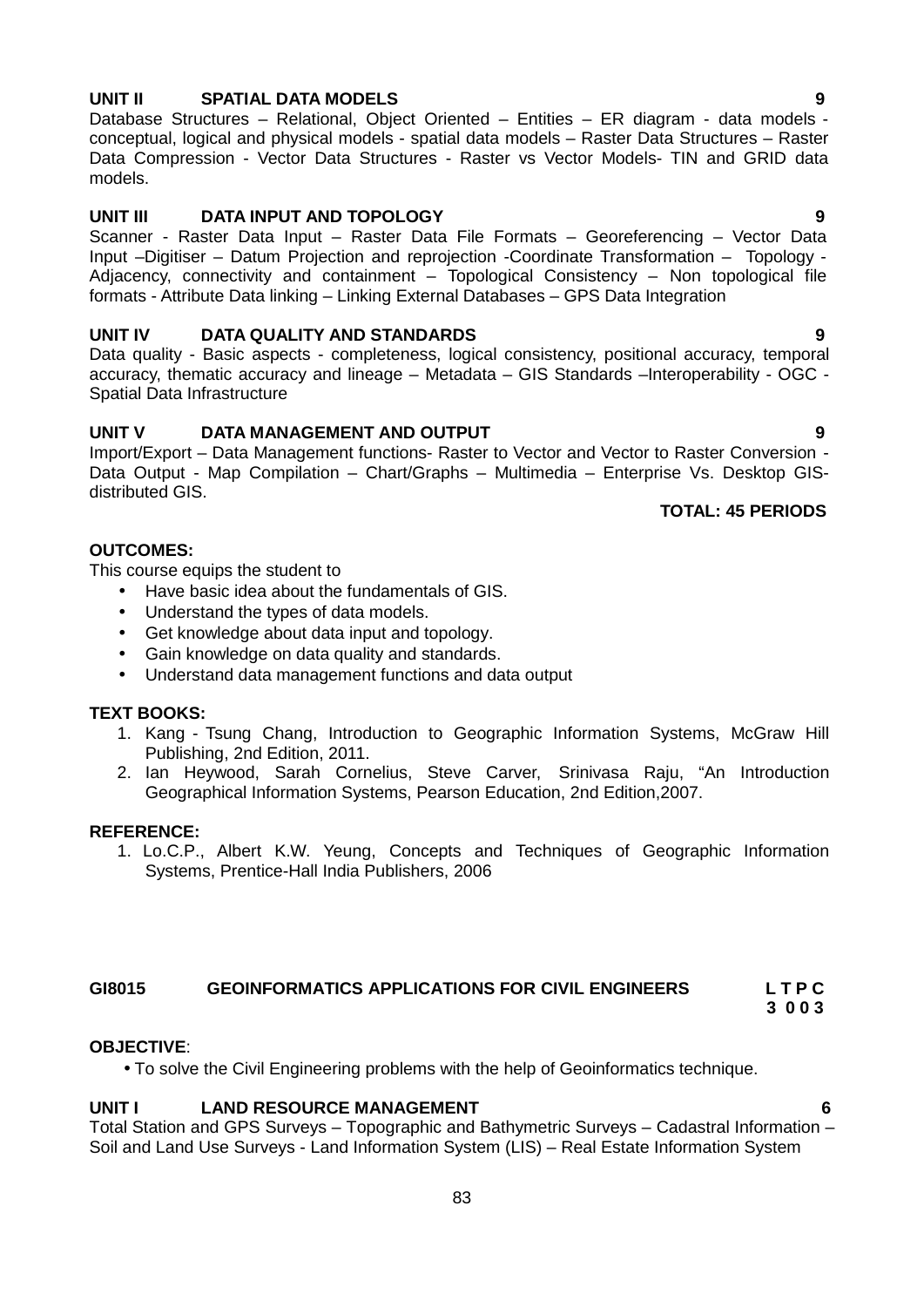**UNIT II SPATIAL DATA MODELS 9**

Database Structures – Relational, Object Oriented – Entities – ER diagram - data models - conceptual, logical and physical models - spatial data models – Raster Data Structures – Raster Data Compression - Vector Data Structures - Raster vs Vector Models- TIN and GRID data models.

**UNIT III DATA INPUT AND TOPOLOGY 9**

Scanner - Raster Data Input – Raster Data File Formats – Georeferencing – Vector Data Input –Digitiser – Datum Projection and reprojection -Coordinate Transformation – Topology - Adjacency, connectivity and containment – Topological Consistency – Non topological file formats - Attribute Data linking – Linking External Databases – GPS Data Integration

**UNIT IV DATA QUALITY AND STANDARDS 9**

Data quality - Basic aspects - completeness, logical consistency, positional accuracy, temporal accuracy, thematic accuracy and lineage – Metadata – GIS Standards –Interoperability - OGC - Spatial Data Infrastructure

**UNIT V DATA MANAGEMENT AND OUTPUT 9**

Import/Export – Data Management functions- Raster to Vector and Vector to Raster Conversion - Data Output - Map Compilation – Chart/Graphs – Multimedia – Enterprise Vs. Desktop GIS- distributed GIS.

**TOTAL: 45 PERIODS**

**OUTCOMES:**

This course equips the student to

- Have basic idea about the fundamentals of GIS.
- Understand the types of data models.
- Get knowledge about data input and topology.
- Gain knowledge on data quality and standards.
- Understand data management functions and data output

**TEXT BOOKS:**

1. Kang - Tsung Chang, Introduction to Geographic Information Systems, McGraw Hill Publishing, 2nd Edition, 2011.
2. Ian Heywood, Sarah Cornelius, Steve Carver, Srinivasa Raju, “An Introduction Geographical Information Systems, Pearson Education, 2nd Edition,2007.

**REFERENCE:**

1. Lo.C.P., Albert K.W. Yeung, Concepts and Techniques of Geographic Information Systems, Prentice-Hall India Publishers, 2006

**GI8015 GEOINFORMATICS APPLICATIONS FOR CIVIL ENGINEERS L T P C**
**3 0 0 3**

**OBJECTIVE**:

- To solve the Civil Engineering problems with the help of Geoinformatics technique.

**UNIT I LAND RESOURCE MANAGEMENT 6**

Total Station and GPS Surveys – Topographic and Bathymetric Surveys – Cadastral Information – Soil and Land Use Surveys - Land Information System (LIS) – Real Estate Information System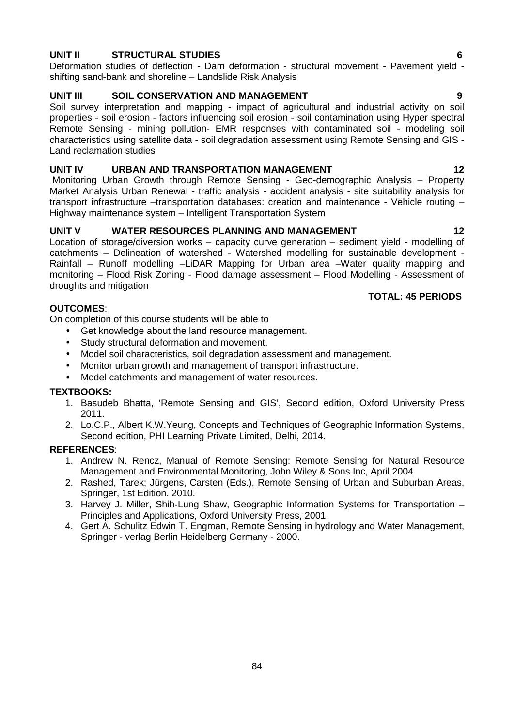**UNIT II STRUCTURAL STUDIES 6**

Deformation studies of deflection - Dam deformation - structural movement - Pavement yield - shifting sand-bank and shoreline – Landslide Risk Analysis

**UNIT III SOIL CONSERVATION AND MANAGEMENT 9**

Soil survey interpretation and mapping - impact of agricultural and industrial activity on soil properties - soil erosion - factors influencing soil erosion - soil contamination using Hyper spectral Remote Sensing - mining pollution- EMR responses with contaminated soil - modeling soil characteristics using satellite data - soil degradation assessment using Remote Sensing and GIS - Land reclamation studies

**UNIT IV URBAN AND TRANSPORTATION MANAGEMENT 12**

Monitoring Urban Growth through Remote Sensing - Geo-demographic Analysis – Property Market Analysis Urban Renewal - traffic analysis - accident analysis - site suitability analysis for transport infrastructure –transportation databases: creation and maintenance - Vehicle routing – Highway maintenance system – Intelligent Transportation System

**UNIT V WATER RESOURCES PLANNING AND MANAGEMENT 12**

Location of storage/diversion works – capacity curve generation – sediment yield - modelling of catchments – Delineation of watershed - Watershed modelling for sustainable development - Rainfall – Runoff modelling –LiDAR Mapping for Urban area –Water quality mapping and monitoring – Flood Risk Zoning - Flood damage assessment – Flood Modelling - Assessment of droughts and mitigation

**TOTAL: 45 PERIODS**

**OUTCOMES**:

On completion of this course students will be able to

- Get knowledge about the land resource management.
- Study structural deformation and movement.
- Model soil characteristics, soil degradation assessment and management.
- Monitor urban growth and management of transport infrastructure.
- Model catchments and management of water resources.

**TEXTBOOKS:**

1. Basudeb Bhatta, 'Remote Sensing and GIS', Second edition, Oxford University Press 2011.
2. Lo.C.P., Albert K.W.Yeung, Concepts and Techniques of Geographic Information Systems, Second edition, PHI Learning Private Limited, Delhi, 2014.

**REFERENCES**:

1. Andrew N. Rencz, Manual of Remote Sensing: Remote Sensing for Natural Resource Management and Environmental Monitoring, John Wiley & Sons Inc, April 2004
2. Rashed, Tarek; Jürgens, Carsten (Eds.), Remote Sensing of Urban and Suburban Areas, Springer, 1st Edition. 2010.
3. Harvey J. Miller, Shih-Lung Shaw, Geographic Information Systems for Transportation – Principles and Applications, Oxford University Press, 2001.
4. Gert A. Schulitz Edwin T. Engman, Remote Sensing in hydrology and Water Management, Springer - verlag Berlin Heidelberg Germany - 2000.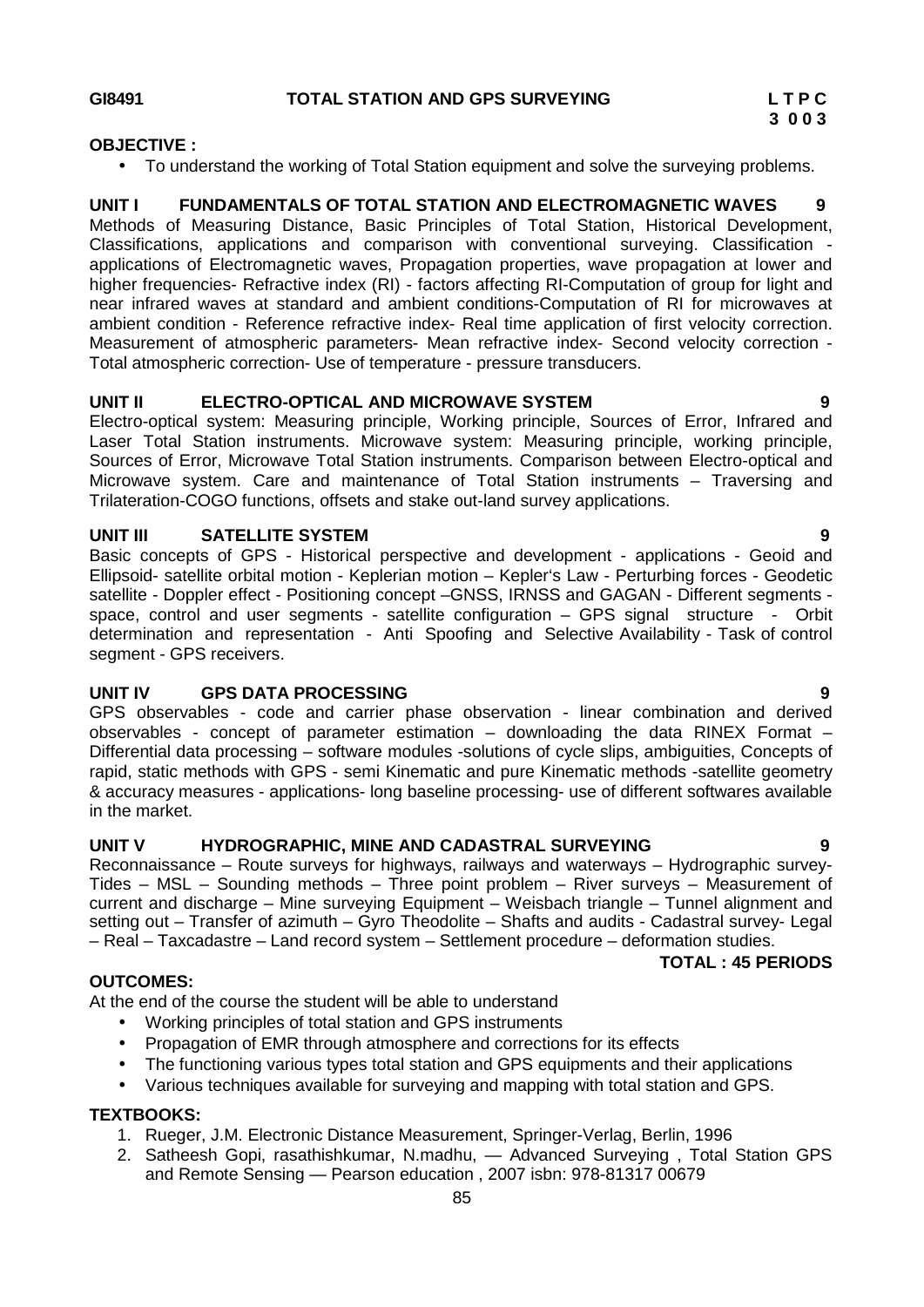**GI8491 TOTAL STATION AND GPS SURVEYING L T P C**
**3 0 0 3**

**OBJECTIVE :**

- To understand the working of Total Station equipment and solve the surveying problems.

**UNIT I FUNDAMENTALS OF TOTAL STATION AND ELECTROMAGNETIC WAVES 9**

Methods of Measuring Distance, Basic Principles of Total Station, Historical Development, Classifications, applications and comparison with conventional surveying. Classification - applications of Electromagnetic waves, Propagation properties, wave propagation at lower and higher frequencies- Refractive index (RI) - factors affecting RI-Computation of group for light and near infrared waves at standard and ambient conditions-Computation of RI for microwaves at ambient condition - Reference refractive index- Real time application of first velocity correction. Measurement of atmospheric parameters- Mean refractive index- Second velocity correction - Total atmospheric correction- Use of temperature - pressure transducers.

**UNIT II ELECTRO-OPTICAL AND MICROWAVE SYSTEM 9**

Electro-optical system: Measuring principle, Working principle, Sources of Error, Infrared and Laser Total Station instruments. Microwave system: Measuring principle, working principle, Sources of Error, Microwave Total Station instruments. Comparison between Electro-optical and Microwave system. Care and maintenance of Total Station instruments – Traversing and Trilateration-COGO functions, offsets and stake out-land survey applications.

**UNIT III SATELLITE SYSTEM 9**

Basic concepts of GPS - Historical perspective and development - applications - Geoid and Ellipsoid- satellite orbital motion - Keplerian motion – Kepler's Law - Perturbing forces - Geodetic satellite - Doppler effect - Positioning concept –GNSS, IRNSS and GAGAN - Different segments - space, control and user segments - satellite configuration – GPS signal structure - Orbit determination and representation - Anti Spoofing and Selective Availability - Task of control segment - GPS receivers.

**UNIT IV GPS DATA PROCESSING 9**

GPS observables - code and carrier phase observation - linear combination and derived observables - concept of parameter estimation – downloading the data RINEX Format – Differential data processing – software modules -solutions of cycle slips, ambiguities, Concepts of rapid, static methods with GPS - semi Kinematic and pure Kinematic methods -satellite geometry & accuracy measures - applications- long baseline processing- use of different softwares available in the market.

**UNIT V HYDROGRAPHIC, MINE AND CADASTRAL SURVEYING 9**

Reconnaissance – Route surveys for highways, railways and waterways – Hydrographic survey- Tides – MSL – Sounding methods – Three point problem – River surveys – Measurement of current and discharge – Mine surveying Equipment – Weisbach triangle – Tunnel alignment and setting out – Transfer of azimuth – Gyro Theodolite – Shafts and audits - Cadastral survey- Legal – Real – Taxcadastre – Land record system – Settlement procedure – deformation studies.

**TOTAL : 45 PERIODS**

**OUTCOMES:**

At the end of the course the student will be able to understand

- Working principles of total station and GPS instruments
- Propagation of EMR through atmosphere and corrections for its effects
- The functioning various types total station and GPS equipments and their applications
- Various techniques available for surveying and mapping with total station and GPS.

**TEXTBOOKS:**

1. Rueger, J.M. Electronic Distance Measurement, Springer-Verlag, Berlin, 1996
2. Satheesh Gopi, rasathishkumar, N.madhu, ― Advanced Surveying , Total Station GPS and Remote Sensing ― Pearson education , 2007 isbn: 978-81317 00679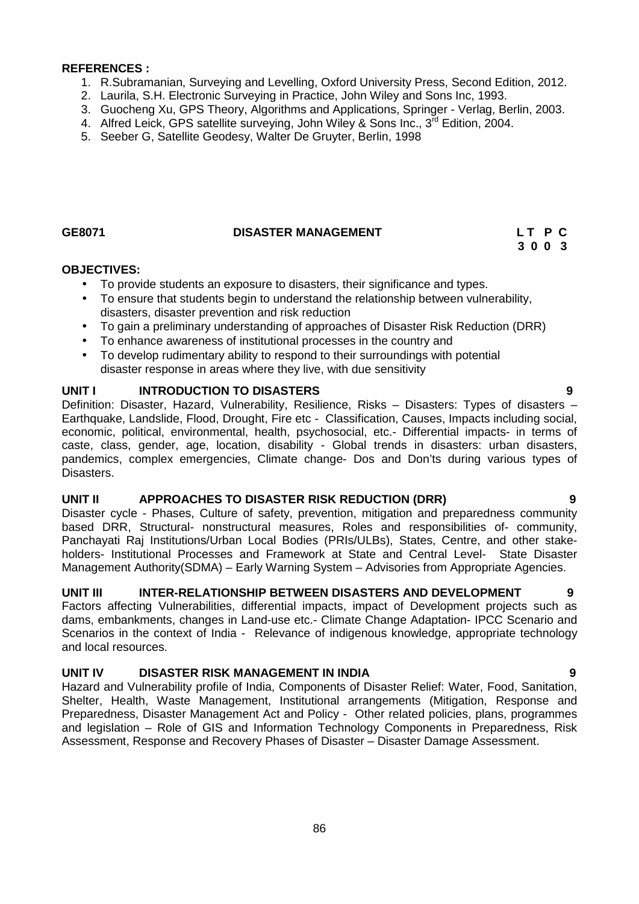**REFERENCES :**

1. R.Subramanian, Surveying and Levelling, Oxford University Press, Second Edition, 2012.
2. Laurila, S.H. Electronic Surveying in Practice, John Wiley and Sons Inc, 1993.
3. Guocheng Xu, GPS Theory, Algorithms and Applications, Springer - Verlag, Berlin, 2003.
4. Alfred Leick, GPS satellite surveying, John Wiley & Sons Inc., 3rd Edition, 2004.
5. Seeber G, Satellite Geodesy, Walter De Gruyter, Berlin, 1998

| GE8071 | DISASTER MANAGEMENT | L T P C |
|---|---|---|
| | | 3 0 0 3 |

**OBJECTIVES:**

- To provide students an exposure to disasters, their significance and types.
- To ensure that students begin to understand the relationship between vulnerability, disasters, disaster prevention and risk reduction
- To gain a preliminary understanding of approaches of Disaster Risk Reduction (DRR)
- To enhance awareness of institutional processes in the country and
- To develop rudimentary ability to respond to their surroundings with potential disaster response in areas where they live, with due sensitivity

**UNIT I INTRODUCTION TO DISASTERS 9**

Definition: Disaster, Hazard, Vulnerability, Resilience, Risks – Disasters: Types of disasters – Earthquake, Landslide, Flood, Drought, Fire etc - Classification, Causes, Impacts including social, economic, political, environmental, health, psychosocial, etc.- Differential impacts- in terms of caste, class, gender, age, location, disability - Global trends in disasters: urban disasters, pandemics, complex emergencies, Climate change- Dos and Don'ts during various types of Disasters.

**UNIT II APPROACHES TO DISASTER RISK REDUCTION (DRR) 9**

Disaster cycle - Phases, Culture of safety, prevention, mitigation and preparedness community based DRR, Structural- nonstructural measures, Roles and responsibilities of- community, Panchayati Raj Institutions/Urban Local Bodies (PRIs/ULBs), States, Centre, and other stake-holders- Institutional Processes and Framework at State and Central Level- State Disaster Management Authority(SDMA) – Early Warning System – Advisories from Appropriate Agencies.

**UNIT III INTER-RELATIONSHIP BETWEEN DISASTERS AND DEVELOPMENT 9**

Factors affecting Vulnerabilities, differential impacts, impact of Development projects such as dams, embankments, changes in Land-use etc.- Climate Change Adaptation- IPCC Scenario and Scenarios in the context of India - Relevance of indigenous knowledge, appropriate technology and local resources.

**UNIT IV DISASTER RISK MANAGEMENT IN INDIA 9**

Hazard and Vulnerability profile of India, Components of Disaster Relief: Water, Food, Sanitation, Shelter, Health, Waste Management, Institutional arrangements (Mitigation, Response and Preparedness, Disaster Management Act and Policy - Other related policies, plans, programmes and legislation – Role of GIS and Information Technology Components in Preparedness, Risk Assessment, Response and Recovery Phases of Disaster – Disaster Damage Assessment.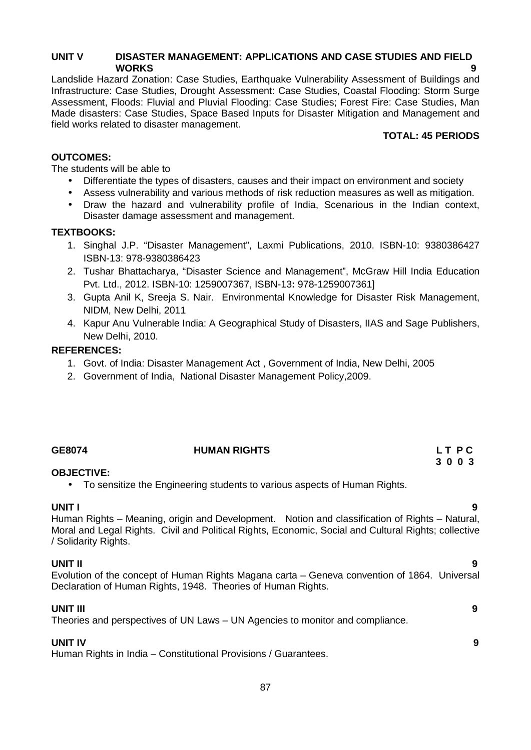**UNIT V DISASTER MANAGEMENT: APPLICATIONS AND CASE STUDIES AND FIELD WORKS 9**

Landslide Hazard Zonation: Case Studies, Earthquake Vulnerability Assessment of Buildings and Infrastructure: Case Studies, Drought Assessment: Case Studies, Coastal Flooding: Storm Surge Assessment, Floods: Fluvial and Pluvial Flooding: Case Studies; Forest Fire: Case Studies, Man Made disasters: Case Studies, Space Based Inputs for Disaster Mitigation and Management and field works related to disaster management.

**TOTAL: 45 PERIODS**

**OUTCOMES:**

The students will be able to

- Differentiate the types of disasters, causes and their impact on environment and society
- Assess vulnerability and various methods of risk reduction measures as well as mitigation.
- Draw the hazard and vulnerability profile of India, Scenarious in the Indian context, Disaster damage assessment and management.

**TEXTBOOKS:**

1. Singhal J.P. "Disaster Management", Laxmi Publications, 2010. ISBN-10: 9380386427 ISBN-13: 978-9380386423
2. Tushar Bhattacharya, "Disaster Science and Management", McGraw Hill India Education Pvt. Ltd., 2012. ISBN-10: 1259007367, ISBN-13**:** 978-1259007361]
3. Gupta Anil K, Sreeja S. Nair. Environmental Knowledge for Disaster Risk Management, NIDM, New Delhi, 2011
4. Kapur Anu Vulnerable India: A Geographical Study of Disasters, IIAS and Sage Publishers, New Delhi, 2010.

**REFERENCES:**

1. Govt. of India: Disaster Management Act , Government of India, New Delhi, 2005
2. Government of India, National Disaster Management Policy,2009.

**GE8074 HUMAN RIGHTS L T P C**
**3 0 0 3**

**OBJECTIVE:**

- To sensitize the Engineering students to various aspects of Human Rights.

**UNIT I 9**

Human Rights – Meaning, origin and Development. Notion and classification of Rights – Natural, Moral and Legal Rights. Civil and Political Rights, Economic, Social and Cultural Rights; collective / Solidarity Rights.

**UNIT II 9**

Evolution of the concept of Human Rights Magana carta – Geneva convention of 1864. Universal Declaration of Human Rights, 1948. Theories of Human Rights.

**UNIT III 9**

Theories and perspectives of UN Laws – UN Agencies to monitor and compliance.

**UNIT IV 9**

Human Rights in India – Constitutional Provisions / Guarantees.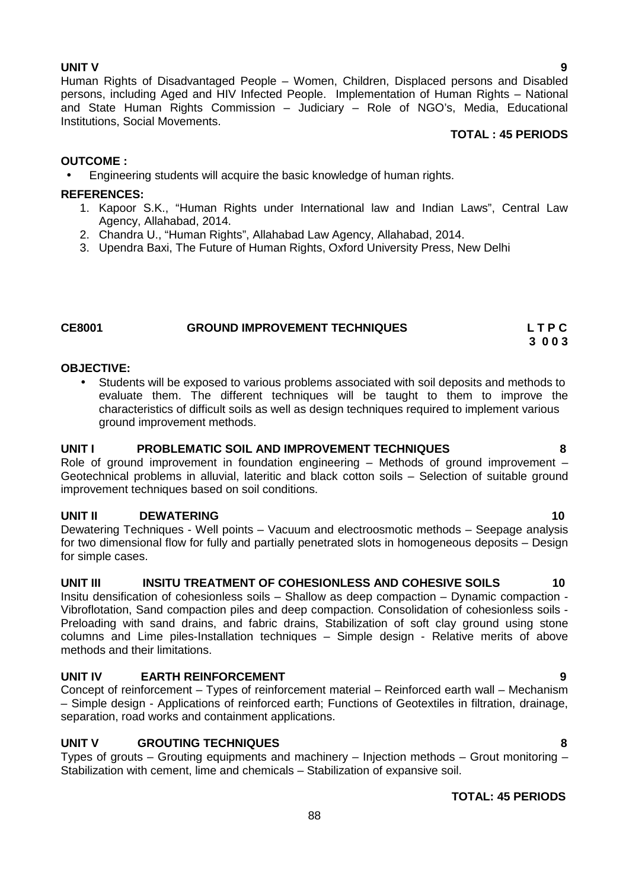**UNIT V** **9**

Human Rights of Disadvantaged People – Women, Children, Displaced persons and Disabled persons, including Aged and HIV Infected People. Implementation of Human Rights – National and State Human Rights Commission – Judiciary – Role of NGO's, Media, Educational Institutions, Social Movements.

**TOTAL : 45 PERIODS**

**OUTCOME :**

- Engineering students will acquire the basic knowledge of human rights.

**REFERENCES:**

1. Kapoor S.K., "Human Rights under International law and Indian Laws", Central Law Agency, Allahabad, 2014.
2. Chandra U., "Human Rights", Allahabad Law Agency, Allahabad, 2014.
3. Upendra Baxi, The Future of Human Rights, Oxford University Press, New Delhi

## CE8001 GROUND IMPROVEMENT TECHNIQUES

**L T P C**
**3 0 0 3**

**OBJECTIVE:**

- Students will be exposed to various problems associated with soil deposits and methods to evaluate them. The different techniques will be taught to them to improve the characteristics of difficult soils as well as design techniques required to implement various ground improvement methods.

**UNIT I PROBLEMATIC SOIL AND IMPROVEMENT TECHNIQUES** **8**

Role of ground improvement in foundation engineering – Methods of ground improvement – Geotechnical problems in alluvial, lateritic and black cotton soils – Selection of suitable ground improvement techniques based on soil conditions.

**UNIT II DEWATERING** **10**

Dewatering Techniques - Well points – Vacuum and electroosmotic methods – Seepage analysis for two dimensional flow for fully and partially penetrated slots in homogeneous deposits – Design for simple cases.

**UNIT III INSITU TREATMENT OF COHESIONLESS AND COHESIVE SOILS** **10**

Insitu densification of cohesionless soils – Shallow as deep compaction – Dynamic compaction - Vibroflotation, Sand compaction piles and deep compaction. Consolidation of cohesionless soils - Preloading with sand drains, and fabric drains, Stabilization of soft clay ground using stone columns and Lime piles-Installation techniques – Simple design - Relative merits of above methods and their limitations.

**UNIT IV EARTH REINFORCEMENT** **9**

Concept of reinforcement – Types of reinforcement material – Reinforced earth wall – Mechanism – Simple design - Applications of reinforced earth; Functions of Geotextiles in filtration, drainage, separation, road works and containment applications.

**UNIT V GROUTING TECHNIQUES** **8**

Types of grouts – Grouting equipments and machinery – Injection methods – Grout monitoring – Stabilization with cement, lime and chemicals – Stabilization of expansive soil.

**TOTAL: 45 PERIODS**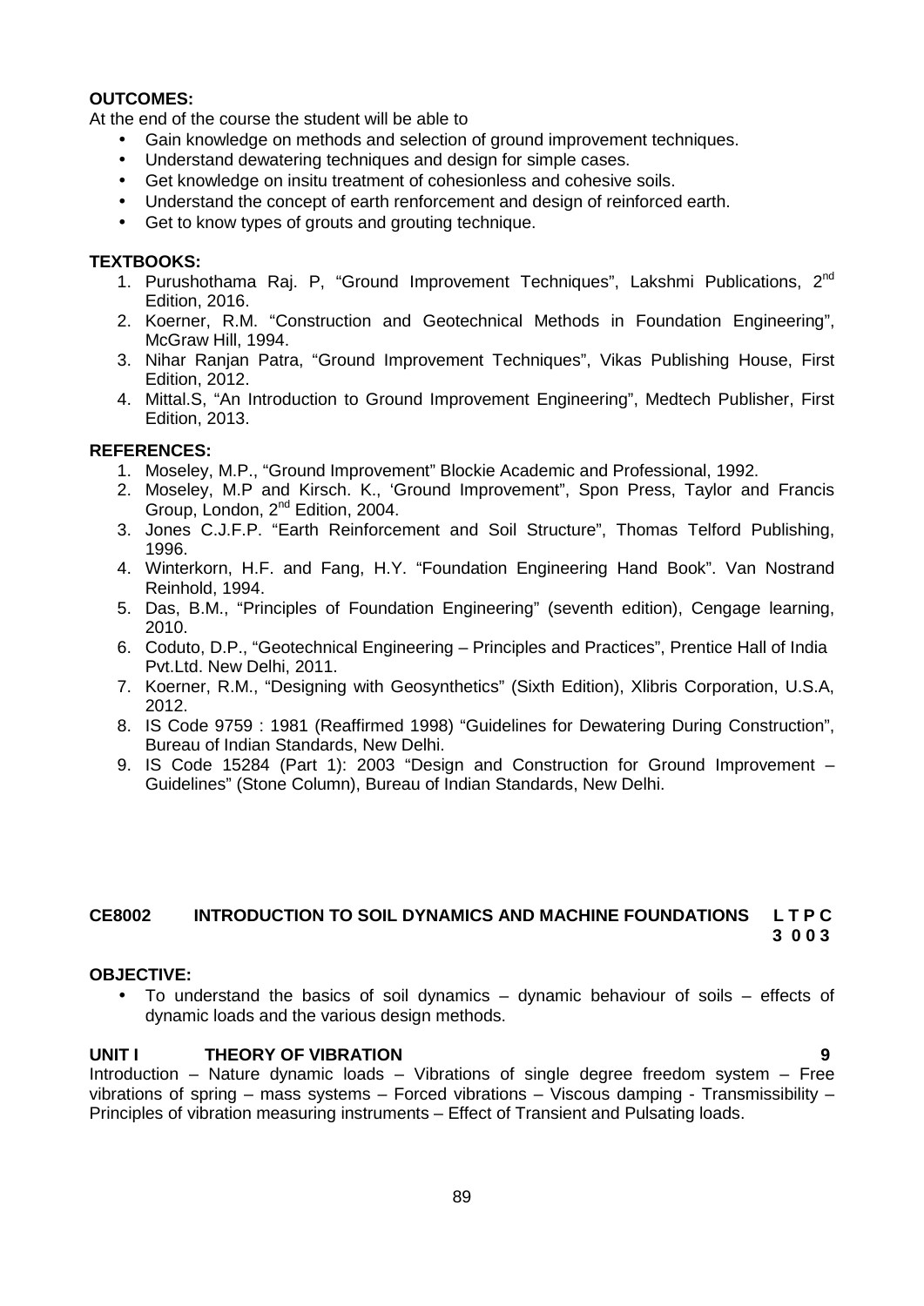**OUTCOMES:**

At the end of the course the student will be able to

- Gain knowledge on methods and selection of ground improvement techniques.
- Understand dewatering techniques and design for simple cases.
- Get knowledge on insitu treatment of cohesionless and cohesive soils.
- Understand the concept of earth renforcement and design of reinforced earth.
- Get to know types of grouts and grouting technique.

**TEXTBOOKS:**

1. Purushothama Raj. P, "Ground Improvement Techniques", Lakshmi Publications, 2nd Edition, 2016.
2. Koerner, R.M. "Construction and Geotechnical Methods in Foundation Engineering", McGraw Hill, 1994.
3. Nihar Ranjan Patra, "Ground Improvement Techniques", Vikas Publishing House, First Edition, 2012.
4. Mittal.S, "An Introduction to Ground Improvement Engineering", Medtech Publisher, First Edition, 2013.

**REFERENCES:**

1. Moseley, M.P., "Ground Improvement" Blockie Academic and Professional, 1992.
2. Moseley, M.P and Kirsch. K., 'Ground Improvement", Spon Press, Taylor and Francis Group, London, 2nd Edition, 2004.
3. Jones C.J.F.P. "Earth Reinforcement and Soil Structure", Thomas Telford Publishing, 1996.
4. Winterkorn, H.F. and Fang, H.Y. "Foundation Engineering Hand Book". Van Nostrand Reinhold, 1994.
5. Das, B.M., "Principles of Foundation Engineering" (seventh edition), Cengage learning, 2010.
6. Coduto, D.P., "Geotechnical Engineering – Principles and Practices", Prentice Hall of India Pvt.Ltd. New Delhi, 2011.
7. Koerner, R.M., "Designing with Geosynthetics" (Sixth Edition), Xlibris Corporation, U.S.A, 2012.
8. IS Code 9759 : 1981 (Reaffirmed 1998) "Guidelines for Dewatering During Construction", Bureau of Indian Standards, New Delhi.
9. IS Code 15284 (Part 1): 2003 "Design and Construction for Ground Improvement – Guidelines" (Stone Column), Bureau of Indian Standards, New Delhi.

## CE8002 INTRODUCTION TO SOIL DYNAMICS AND MACHINE FOUNDATIONS

**L T P C**
**3 0 0 3**

**OBJECTIVE:**

- To understand the basics of soil dynamics – dynamic behaviour of soils – effects of dynamic loads and the various design methods.

**UNIT I THEORY OF VIBRATION 9**

Introduction – Nature dynamic loads – Vibrations of single degree freedom system – Free vibrations of spring – mass systems – Forced vibrations – Viscous damping - Transmissibility – Principles of vibration measuring instruments – Effect of Transient and Pulsating loads.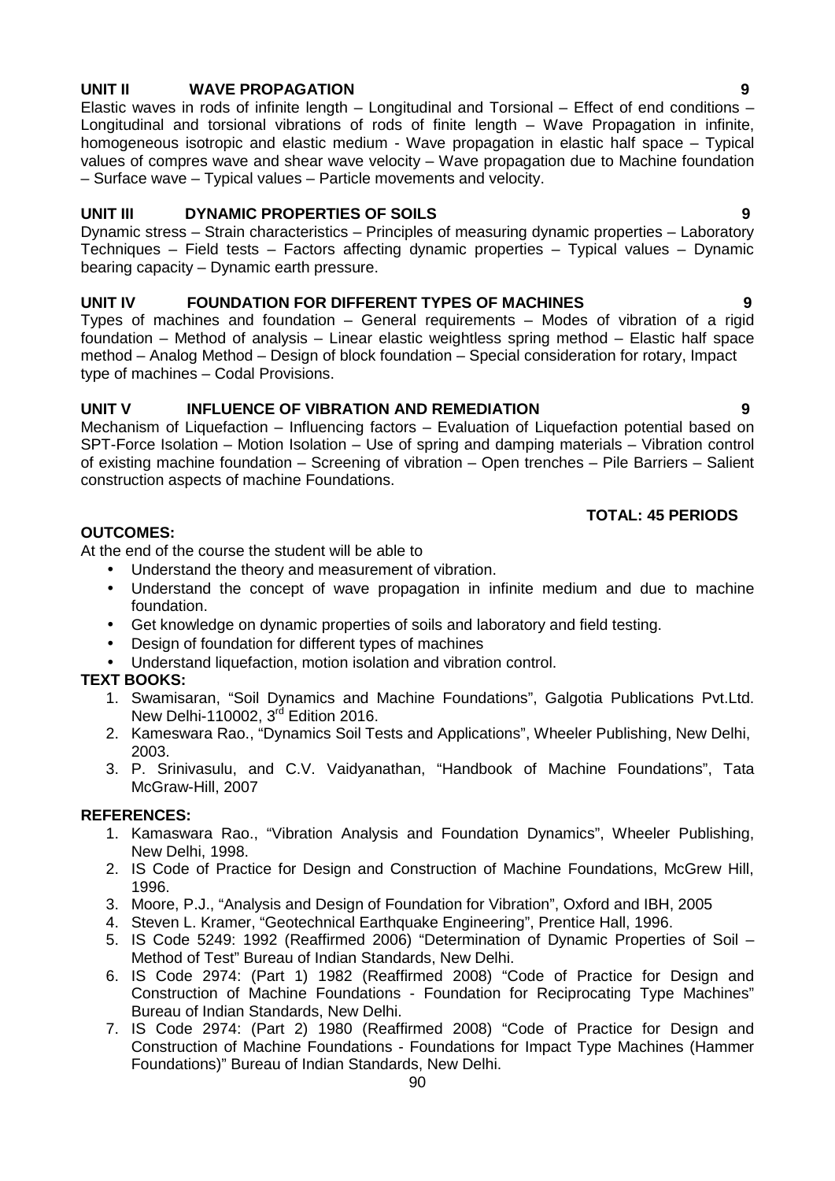**UNIT II WAVE PROPAGATION 9**

Elastic waves in rods of infinite length – Longitudinal and Torsional – Effect of end conditions – Longitudinal and torsional vibrations of rods of finite length – Wave Propagation in infinite, homogeneous isotropic and elastic medium - Wave propagation in elastic half space – Typical values of compres wave and shear wave velocity – Wave propagation due to Machine foundation – Surface wave – Typical values – Particle movements and velocity.

**UNIT III DYNAMIC PROPERTIES OF SOILS 9**

Dynamic stress – Strain characteristics – Principles of measuring dynamic properties – Laboratory Techniques – Field tests – Factors affecting dynamic properties – Typical values – Dynamic bearing capacity – Dynamic earth pressure.

**UNIT IV FOUNDATION FOR DIFFERENT TYPES OF MACHINES 9**

Types of machines and foundation – General requirements – Modes of vibration of a rigid foundation – Method of analysis – Linear elastic weightless spring method – Elastic half space method – Analog Method – Design of block foundation – Special consideration for rotary, Impact type of machines – Codal Provisions.

**UNIT V INFLUENCE OF VIBRATION AND REMEDIATION 9**

Mechanism of Liquefaction – Influencing factors – Evaluation of Liquefaction potential based on SPT-Force Isolation – Motion Isolation – Use of spring and damping materials – Vibration control of existing machine foundation – Screening of vibration – Open trenches – Pile Barriers – Salient construction aspects of machine Foundations.

**TOTAL: 45 PERIODS**

**OUTCOMES:**

At the end of the course the student will be able to

- Understand the theory and measurement of vibration.
- Understand the concept of wave propagation in infinite medium and due to machine foundation.
- Get knowledge on dynamic properties of soils and laboratory and field testing.
- Design of foundation for different types of machines
- Understand liquefaction, motion isolation and vibration control.

**TEXT BOOKS:**

1. Swamisaran, "Soil Dynamics and Machine Foundations", Galgotia Publications Pvt.Ltd. New Delhi-110002, 3rd Edition 2016.
2. Kameswara Rao., "Dynamics Soil Tests and Applications", Wheeler Publishing, New Delhi, 2003.
3. P. Srinivasulu, and C.V. Vaidyanathan, "Handbook of Machine Foundations", Tata McGraw-Hill, 2007

**REFERENCES:**

1. Kamaswara Rao., "Vibration Analysis and Foundation Dynamics", Wheeler Publishing, New Delhi, 1998.
2. IS Code of Practice for Design and Construction of Machine Foundations, McGrew Hill, 1996.
3. Moore, P.J., "Analysis and Design of Foundation for Vibration", Oxford and IBH, 2005
4. Steven L. Kramer, "Geotechnical Earthquake Engineering", Prentice Hall, 1996.
5. IS Code 5249: 1992 (Reaffirmed 2006) "Determination of Dynamic Properties of Soil – Method of Test" Bureau of Indian Standards, New Delhi.
6. IS Code 2974: (Part 1) 1982 (Reaffirmed 2008) "Code of Practice for Design and Construction of Machine Foundations - Foundation for Reciprocating Type Machines" Bureau of Indian Standards, New Delhi.
7. IS Code 2974: (Part 2) 1980 (Reaffirmed 2008) "Code of Practice for Design and Construction of Machine Foundations - Foundations for Impact Type Machines (Hammer Foundations)" Bureau of Indian Standards, New Delhi.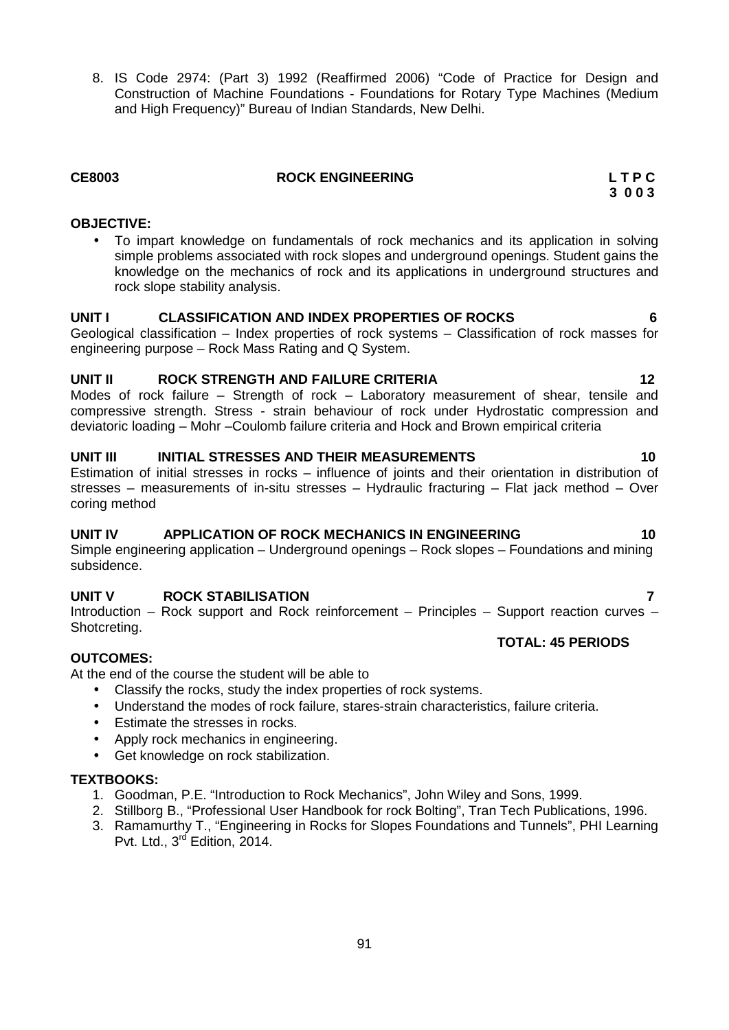8. IS Code 2974: (Part 3) 1992 (Reaffirmed 2006) "Code of Practice for Design and Construction of Machine Foundations - Foundations for Rotary Type Machines (Medium and High Frequency)" Bureau of Indian Standards, New Delhi.

**CE8003 ROCK ENGINEERING L T P C**
**3 0 0 3**

**OBJECTIVE:**

- To impart knowledge on fundamentals of rock mechanics and its application in solving simple problems associated with rock slopes and underground openings. Student gains the knowledge on the mechanics of rock and its applications in underground structures and rock slope stability analysis.

**UNIT I CLASSIFICATION AND INDEX PROPERTIES OF ROCKS 6**

Geological classification – Index properties of rock systems – Classification of rock masses for engineering purpose – Rock Mass Rating and Q System.

**UNIT II ROCK STRENGTH AND FAILURE CRITERIA 12**

Modes of rock failure – Strength of rock – Laboratory measurement of shear, tensile and compressive strength. Stress - strain behaviour of rock under Hydrostatic compression and deviatoric loading – Mohr –Coulomb failure criteria and Hock and Brown empirical criteria

**UNIT III INITIAL STRESSES AND THEIR MEASUREMENTS 10**

Estimation of initial stresses in rocks – influence of joints and their orientation in distribution of stresses – measurements of in-situ stresses – Hydraulic fracturing – Flat jack method – Over coring method

**UNIT IV APPLICATION OF ROCK MECHANICS IN ENGINEERING 10**

Simple engineering application – Underground openings – Rock slopes – Foundations and mining subsidence.

**UNIT V ROCK STABILISATION 7**

Introduction – Rock support and Rock reinforcement – Principles – Support reaction curves – Shotcreting.

**TOTAL: 45 PERIODS**

**OUTCOMES:**

At the end of the course the student will be able to

- Classify the rocks, study the index properties of rock systems.
- Understand the modes of rock failure, stares-strain characteristics, failure criteria.
- Estimate the stresses in rocks.
- Apply rock mechanics in engineering.
- Get knowledge on rock stabilization.

**TEXTBOOKS:**

1. Goodman, P.E. "Introduction to Rock Mechanics", John Wiley and Sons, 1999.
2. Stillborg B., "Professional User Handbook for rock Bolting", Tran Tech Publications, 1996.
3. Ramamurthy T., "Engineering in Rocks for Slopes Foundations and Tunnels", PHI Learning Pvt. Ltd., 3rd Edition, 2014.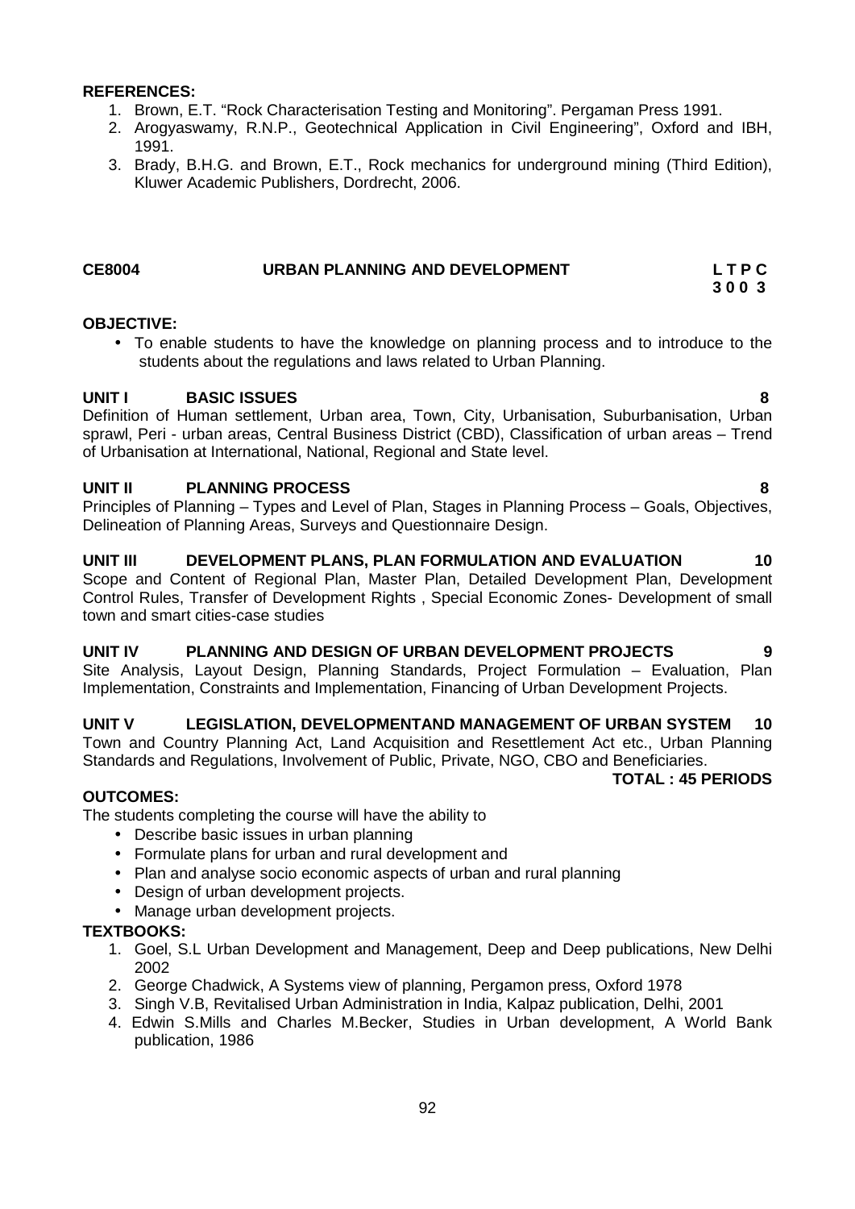**REFERENCES:**

1. Brown, E.T. "Rock Characterisation Testing and Monitoring". Pergaman Press 1991.
2. Arogyaswamy, R.N.P., Geotechnical Application in Civil Engineering", Oxford and IBH, 1991.
3. Brady, B.H.G. and Brown, E.T., Rock mechanics for underground mining (Third Edition), Kluwer Academic Publishers, Dordrecht, 2006.

## CE8004 URBAN PLANNING AND DEVELOPMENT

**L T P C**
**3 0 0 3**

**OBJECTIVE:**

- To enable students to have the knowledge on planning process and to introduce to the students about the regulations and laws related to Urban Planning.

**UNIT I BASIC ISSUES 8**

Definition of Human settlement, Urban area, Town, City, Urbanisation, Suburbanisation, Urban sprawl, Peri - urban areas, Central Business District (CBD), Classification of urban areas – Trend of Urbanisation at International, National, Regional and State level.

**UNIT II PLANNING PROCESS 8**

Principles of Planning – Types and Level of Plan, Stages in Planning Process – Goals, Objectives, Delineation of Planning Areas, Surveys and Questionnaire Design.

**UNIT III DEVELOPMENT PLANS, PLAN FORMULATION AND EVALUATION 10**

Scope and Content of Regional Plan, Master Plan, Detailed Development Plan, Development Control Rules, Transfer of Development Rights , Special Economic Zones- Development of small town and smart cities-case studies

**UNIT IV PLANNING AND DESIGN OF URBAN DEVELOPMENT PROJECTS 9**

Site Analysis, Layout Design, Planning Standards, Project Formulation – Evaluation, Plan Implementation, Constraints and Implementation, Financing of Urban Development Projects.

**UNIT V LEGISLATION, DEVELOPMENTAND MANAGEMENT OF URBAN SYSTEM 10**

Town and Country Planning Act, Land Acquisition and Resettlement Act etc., Urban Planning Standards and Regulations, Involvement of Public, Private, NGO, CBO and Beneficiaries.

**TOTAL : 45 PERIODS**

**OUTCOMES:**

The students completing the course will have the ability to

- Describe basic issues in urban planning
- Formulate plans for urban and rural development and
- Plan and analyse socio economic aspects of urban and rural planning
- Design of urban development projects.
- Manage urban development projects.

**TEXTBOOKS:**

1. Goel, S.L Urban Development and Management, Deep and Deep publications, New Delhi 2002
2. George Chadwick, A Systems view of planning, Pergamon press, Oxford 1978
3. Singh V.B, Revitalised Urban Administration in India, Kalpaz publication, Delhi, 2001
4. Edwin S.Mills and Charles M.Becker, Studies in Urban development, A World Bank publication, 1986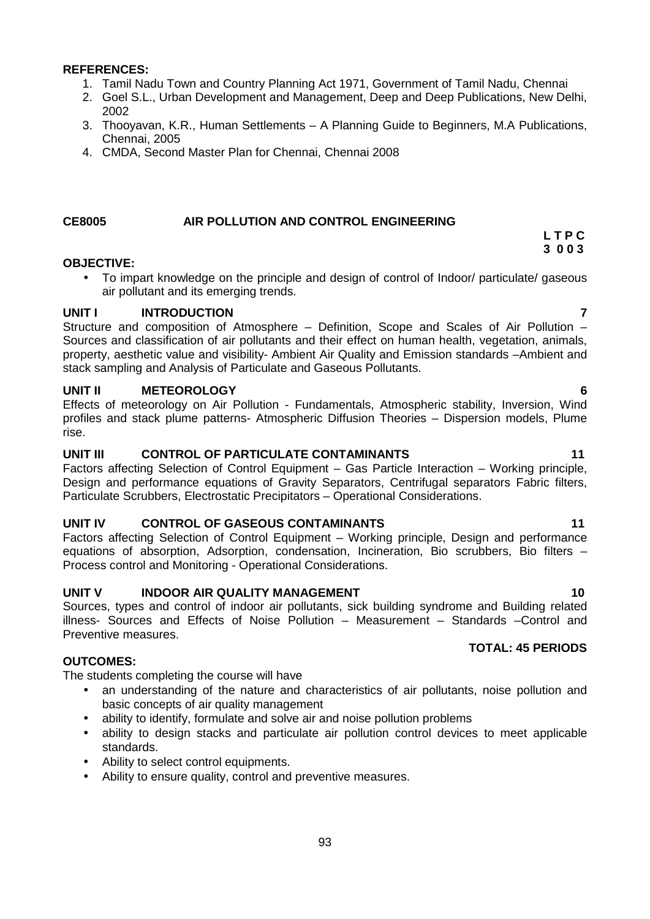**REFERENCES:**

1. Tamil Nadu Town and Country Planning Act 1971, Government of Tamil Nadu, Chennai
2. Goel S.L., Urban Development and Management, Deep and Deep Publications, New Delhi, 2002
3. Thooyavan, K.R., Human Settlements – A Planning Guide to Beginners, M.A Publications, Chennai, 2005
4. CMDA, Second Master Plan for Chennai, Chennai 2008

## CE8005 AIR POLLUTION AND CONTROL ENGINEERING

**L T P C**
**3 0 0 3**

**OBJECTIVE:**

- To impart knowledge on the principle and design of control of Indoor/ particulate/ gaseous air pollutant and its emerging trends.

**UNIT I INTRODUCTION 7**

Structure and composition of Atmosphere – Definition, Scope and Scales of Air Pollution – Sources and classification of air pollutants and their effect on human health, vegetation, animals, property, aesthetic value and visibility- Ambient Air Quality and Emission standards –Ambient and stack sampling and Analysis of Particulate and Gaseous Pollutants.

**UNIT II METEOROLOGY 6**

Effects of meteorology on Air Pollution - Fundamentals, Atmospheric stability, Inversion, Wind profiles and stack plume patterns- Atmospheric Diffusion Theories – Dispersion models, Plume rise.

**UNIT III CONTROL OF PARTICULATE CONTAMINANTS 11**

Factors affecting Selection of Control Equipment – Gas Particle Interaction – Working principle, Design and performance equations of Gravity Separators, Centrifugal separators Fabric filters, Particulate Scrubbers, Electrostatic Precipitators – Operational Considerations.

**UNIT IV CONTROL OF GASEOUS CONTAMINANTS 11**

Factors affecting Selection of Control Equipment – Working principle, Design and performance equations of absorption, Adsorption, condensation, Incineration, Bio scrubbers, Bio filters – Process control and Monitoring - Operational Considerations.

**UNIT V INDOOR AIR QUALITY MANAGEMENT 10**

Sources, types and control of indoor air pollutants, sick building syndrome and Building related illness- Sources and Effects of Noise Pollution – Measurement – Standards –Control and Preventive measures.

**TOTAL: 45 PERIODS**

**OUTCOMES:**

The students completing the course will have

- an understanding of the nature and characteristics of air pollutants, noise pollution and basic concepts of air quality management
- ability to identify, formulate and solve air and noise pollution problems
- ability to design stacks and particulate air pollution control devices to meet applicable standards.
- Ability to select control equipments.
- Ability to ensure quality, control and preventive measures.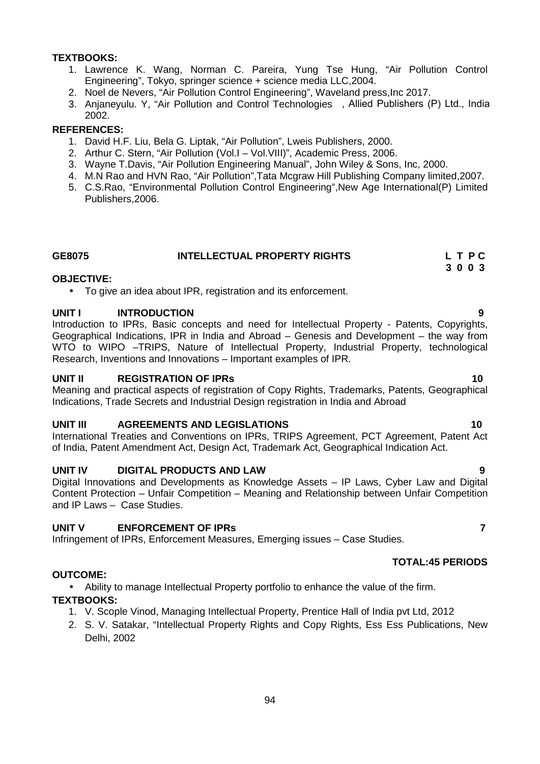**TEXTBOOKS:**

1. Lawrence K. Wang, Norman C. Pareira, Yung Tse Hung, "Air Pollution Control Engineering", Tokyo, springer science + science media LLC,2004.
2. Noel de Nevers, "Air Pollution Control Engineering", Waveland press,Inc 2017.
3. Anjaneyulu. Y, "Air Pollution and Control Technologies , Allied Publishers (P) Ltd., India 2002.

**REFERENCES:**

1. David H.F. Liu, Bela G. Liptak, "Air Pollution", Lweis Publishers, 2000.
2. Arthur C. Stern, "Air Pollution (Vol.I – Vol.VIII)", Academic Press, 2006.
3. Wayne T.Davis, "Air Pollution Engineering Manual", John Wiley & Sons, Inc, 2000.
4. M.N Rao and HVN Rao, "Air Pollution",Tata Mcgraw Hill Publishing Company limited,2007.
5. C.S.Rao, "Environmental Pollution Control Engineering",New Age International(P) Limited Publishers,2006.

## GE8075 INTELLECTUAL PROPERTY RIGHTS

| L | T | P | C |
|---|---|---|---|
| 3 | 0 | 0 | 3 |

**OBJECTIVE:**

- To give an idea about IPR, registration and its enforcement.

**UNIT I INTRODUCTION 9**

Introduction to IPRs, Basic concepts and need for Intellectual Property - Patents, Copyrights, Geographical Indications, IPR in India and Abroad – Genesis and Development – the way from WTO to WIPO –TRIPS, Nature of Intellectual Property, Industrial Property, technological Research, Inventions and Innovations – Important examples of IPR.

**UNIT II REGISTRATION OF IPRs 10**

Meaning and practical aspects of registration of Copy Rights, Trademarks, Patents, Geographical Indications, Trade Secrets and Industrial Design registration in India and Abroad

**UNIT III AGREEMENTS AND LEGISLATIONS 10**

International Treaties and Conventions on IPRs, TRIPS Agreement, PCT Agreement, Patent Act of India, Patent Amendment Act, Design Act, Trademark Act, Geographical Indication Act.

**UNIT IV DIGITAL PRODUCTS AND LAW 9**

Digital Innovations and Developments as Knowledge Assets – IP Laws, Cyber Law and Digital Content Protection – Unfair Competition – Meaning and Relationship between Unfair Competition and IP Laws – Case Studies.

**UNIT V ENFORCEMENT OF IPRs 7**

Infringement of IPRs, Enforcement Measures, Emerging issues – Case Studies.

**TOTAL:45 PERIODS**

**OUTCOME:**

- Ability to manage Intellectual Property portfolio to enhance the value of the firm.

**TEXTBOOKS:**

1. V. Scople Vinod, Managing Intellectual Property, Prentice Hall of India pvt Ltd, 2012
2. S. V. Satakar, "Intellectual Property Rights and Copy Rights, Ess Ess Publications, New Delhi, 2002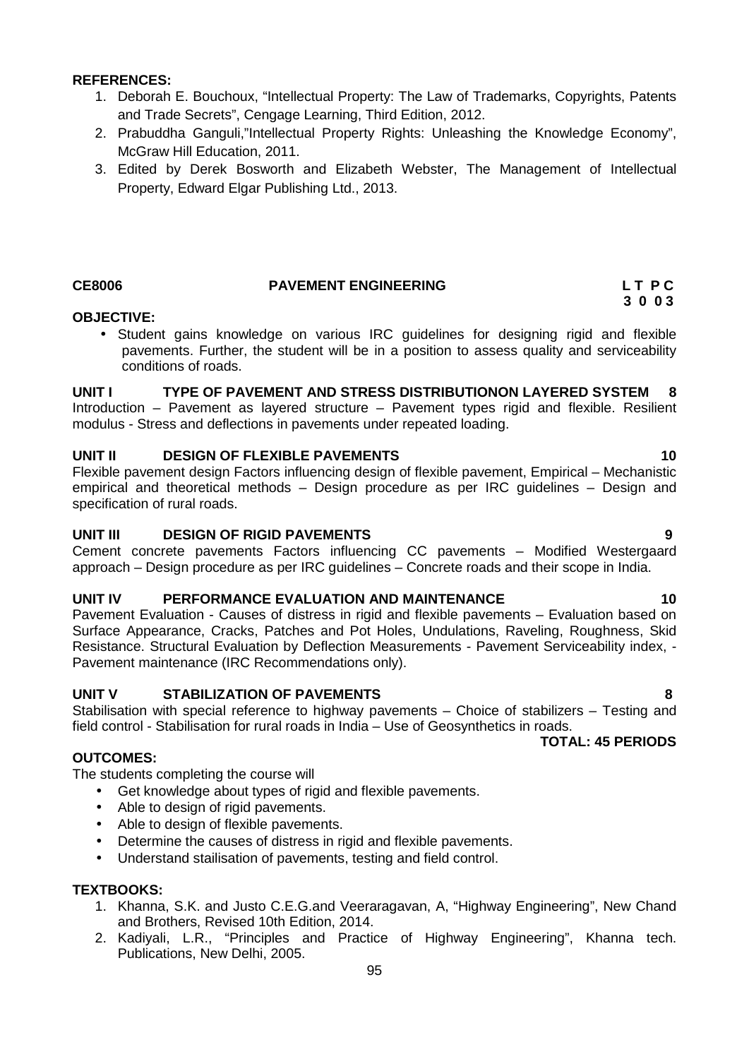**REFERENCES:**

1. Deborah E. Bouchoux, “Intellectual Property: The Law of Trademarks, Copyrights, Patents and Trade Secrets”, Cengage Learning, Third Edition, 2012.
2. Prabuddha Ganguli,”Intellectual Property Rights: Unleashing the Knowledge Economy”, McGraw Hill Education, 2011.
3. Edited by Derek Bosworth and Elizabeth Webster, The Management of Intellectual Property, Edward Elgar Publishing Ltd., 2013.

## CE8006 PAVEMENT ENGINEERING

**L T P C**
**3 0 0 3**

**OBJECTIVE:**

- Student gains knowledge on various IRC guidelines for designing rigid and flexible pavements. Further, the student will be in a position to assess quality and serviceability conditions of roads.

**UNIT I TYPE OF PAVEMENT AND STRESS DISTRIBUTIONON LAYERED SYSTEM 8**

Introduction – Pavement as layered structure – Pavement types rigid and flexible. Resilient modulus - Stress and deflections in pavements under repeated loading.

**UNIT II DESIGN OF FLEXIBLE PAVEMENTS 10**

Flexible pavement design Factors influencing design of flexible pavement, Empirical – Mechanistic empirical and theoretical methods – Design procedure as per IRC guidelines – Design and specification of rural roads.

**UNIT III DESIGN OF RIGID PAVEMENTS 9**

Cement concrete pavements Factors influencing CC pavements – Modified Westergaard approach – Design procedure as per IRC guidelines – Concrete roads and their scope in India.

**UNIT IV PERFORMANCE EVALUATION AND MAINTENANCE 10**

Pavement Evaluation - Causes of distress in rigid and flexible pavements – Evaluation based on Surface Appearance, Cracks, Patches and Pot Holes, Undulations, Raveling, Roughness, Skid Resistance. Structural Evaluation by Deflection Measurements - Pavement Serviceability index, - Pavement maintenance (IRC Recommendations only).

**UNIT V STABILIZATION OF PAVEMENTS 8**

Stabilisation with special reference to highway pavements – Choice of stabilizers – Testing and field control - Stabilisation for rural roads in India – Use of Geosynthetics in roads.

**TOTAL: 45 PERIODS**

**OUTCOMES:**

The students completing the course will

- Get knowledge about types of rigid and flexible pavements.
- Able to design of rigid pavements.
- Able to design of flexible pavements.
- Determine the causes of distress in rigid and flexible pavements.
- Understand stailisation of pavements, testing and field control.

**TEXTBOOKS:**

1. Khanna, S.K. and Justo C.E.G.and Veeraragavan, A, “Highway Engineering”, New Chand and Brothers, Revised 10th Edition, 2014.
2. Kadiyali, L.R., “Principles and Practice of Highway Engineering”, Khanna tech. Publications, New Delhi, 2005.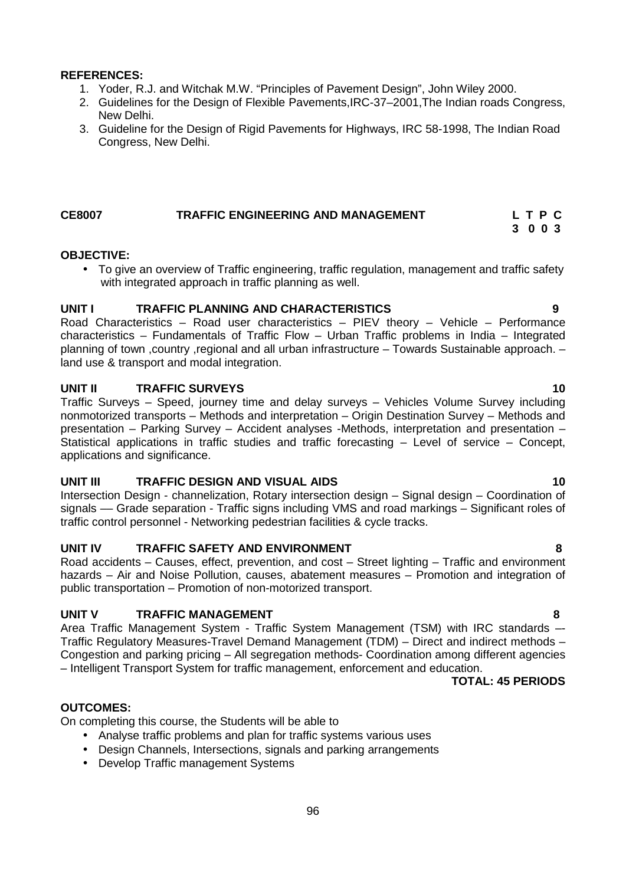**REFERENCES:**

1. Yoder, R.J. and Witchak M.W. "Principles of Pavement Design", John Wiley 2000.
2. Guidelines for the Design of Flexible Pavements,IRC-37–2001,The Indian roads Congress, New Delhi.
3. Guideline for the Design of Rigid Pavements for Highways, IRC 58-1998, The Indian Road Congress, New Delhi.

## CE8007 TRAFFIC ENGINEERING AND MANAGEMENT

| L | T | P | C |
|---|---|---|---|
| 3 | 0 | 0 | 3 |

**OBJECTIVE:**

- To give an overview of Traffic engineering, traffic regulation, management and traffic safety with integrated approach in traffic planning as well.

**UNIT I TRAFFIC PLANNING AND CHARACTERISTICS 9**

Road Characteristics – Road user characteristics – PIEV theory – Vehicle – Performance characteristics – Fundamentals of Traffic Flow – Urban Traffic problems in India – Integrated planning of town ,country ,regional and all urban infrastructure – Towards Sustainable approach. – land use & transport and modal integration.

**UNIT II TRAFFIC SURVEYS 10**

Traffic Surveys – Speed, journey time and delay surveys – Vehicles Volume Survey including nonmotorized transports – Methods and interpretation – Origin Destination Survey – Methods and presentation – Parking Survey – Accident analyses -Methods, interpretation and presentation – Statistical applications in traffic studies and traffic forecasting – Level of service – Concept, applications and significance.

**UNIT III TRAFFIC DESIGN AND VISUAL AIDS 10**

Intersection Design - channelization, Rotary intersection design – Signal design – Coordination of signals –– Grade separation - Traffic signs including VMS and road markings – Significant roles of traffic control personnel - Networking pedestrian facilities & cycle tracks.

**UNIT IV TRAFFIC SAFETY AND ENVIRONMENT 8**

Road accidents – Causes, effect, prevention, and cost – Street lighting – Traffic and environment hazards – Air and Noise Pollution, causes, abatement measures – Promotion and integration of public transportation – Promotion of non-motorized transport.

**UNIT V TRAFFIC MANAGEMENT 8**

Area Traffic Management System - Traffic System Management (TSM) with IRC standards –- Traffic Regulatory Measures-Travel Demand Management (TDM) – Direct and indirect methods – Congestion and parking pricing – All segregation methods- Coordination among different agencies – Intelligent Transport System for traffic management, enforcement and education.

**TOTAL: 45 PERIODS**

**OUTCOMES:**

On completing this course, the Students will be able to

- Analyse traffic problems and plan for traffic systems various uses
- Design Channels, Intersections, signals and parking arrangements
- Develop Traffic management Systems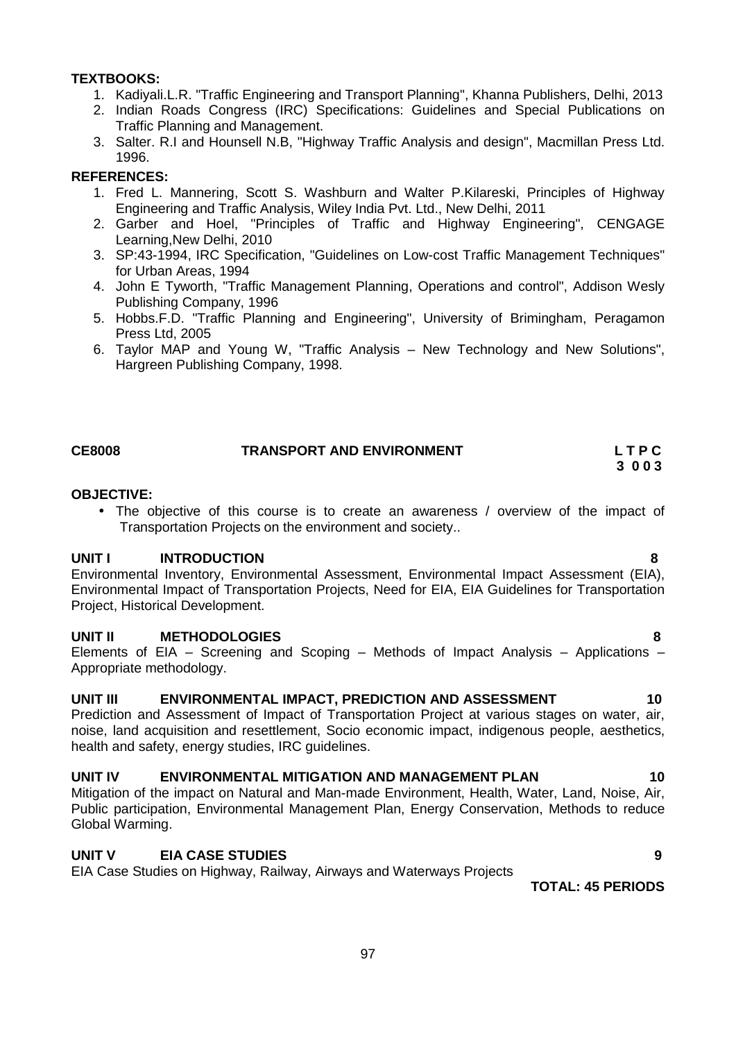**TEXTBOOKS:**

1. Kadiyali.L.R. "Traffic Engineering and Transport Planning", Khanna Publishers, Delhi, 2013
2. Indian Roads Congress (IRC) Specifications: Guidelines and Special Publications on Traffic Planning and Management.
3. Salter. R.I and Hounsell N.B, "Highway Traffic Analysis and design", Macmillan Press Ltd. 1996.

**REFERENCES:**

1. Fred L. Mannering, Scott S. Washburn and Walter P.Kilareski, Principles of Highway Engineering and Traffic Analysis, Wiley India Pvt. Ltd., New Delhi, 2011
2. Garber and Hoel, "Principles of Traffic and Highway Engineering", CENGAGE Learning,New Delhi, 2010
3. SP:43-1994, IRC Specification, "Guidelines on Low-cost Traffic Management Techniques" for Urban Areas, 1994
4. John E Tyworth, "Traffic Management Planning, Operations and control", Addison Wesly Publishing Company, 1996
5. Hobbs.F.D. "Traffic Planning and Engineering", University of Brimingham, Peragamon Press Ltd, 2005
6. Taylor MAP and Young W, "Traffic Analysis – New Technology and New Solutions", Hargreen Publishing Company, 1998.

## CE8008 TRANSPORT AND ENVIRONMENT

**L T P C**
**3 0 0 3**

**OBJECTIVE:**

- The objective of this course is to create an awareness / overview of the impact of Transportation Projects on the environment and society..

**UNIT I INTRODUCTION 8**

Environmental Inventory, Environmental Assessment, Environmental Impact Assessment (EIA), Environmental Impact of Transportation Projects, Need for EIA, EIA Guidelines for Transportation Project, Historical Development.

**UNIT II METHODOLOGIES 8**

Elements of EIA – Screening and Scoping – Methods of Impact Analysis – Applications – Appropriate methodology.

**UNIT III ENVIRONMENTAL IMPACT, PREDICTION AND ASSESSMENT 10**

Prediction and Assessment of Impact of Transportation Project at various stages on water, air, noise, land acquisition and resettlement, Socio economic impact, indigenous people, aesthetics, health and safety, energy studies, IRC guidelines.

**UNIT IV ENVIRONMENTAL MITIGATION AND MANAGEMENT PLAN 10**

Mitigation of the impact on Natural and Man-made Environment, Health, Water, Land, Noise, Air, Public participation, Environmental Management Plan, Energy Conservation, Methods to reduce Global Warming.

**UNIT V EIA CASE STUDIES 9**

EIA Case Studies on Highway, Railway, Airways and Waterways Projects

**TOTAL: 45 PERIODS**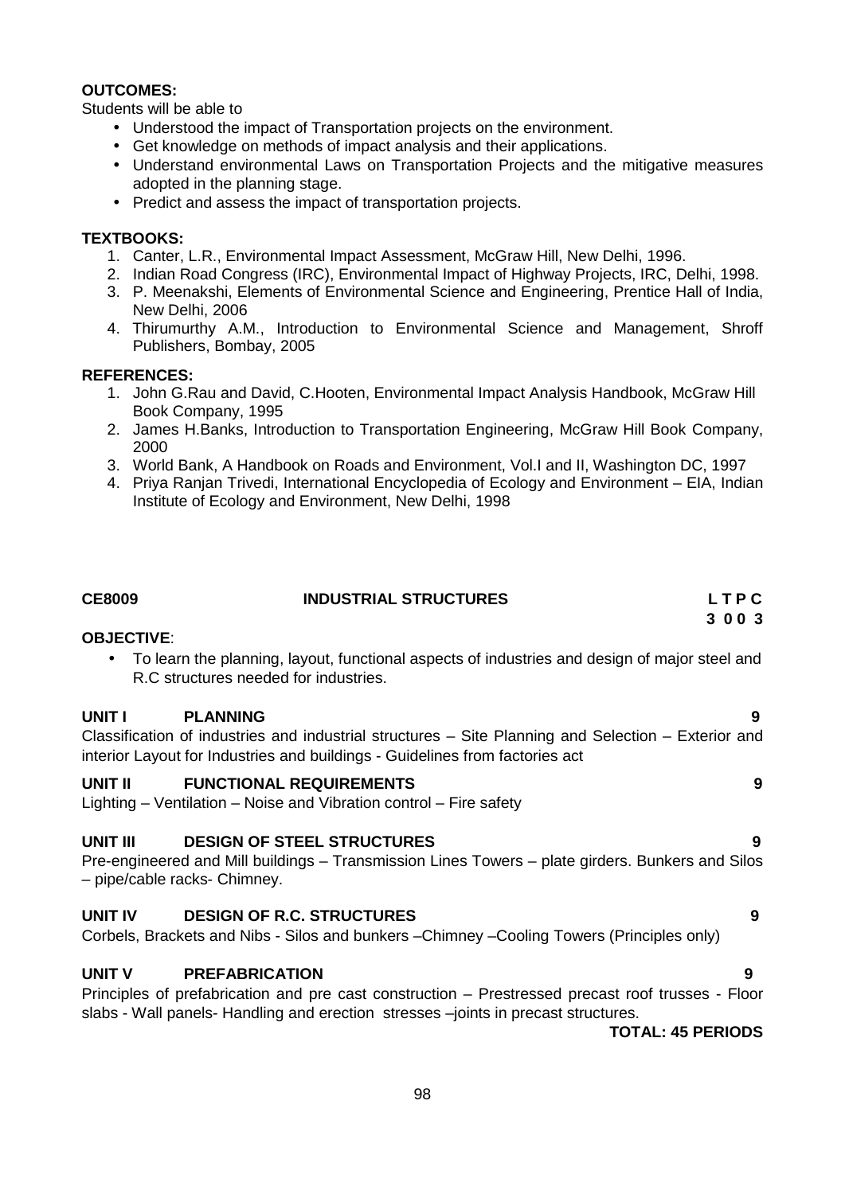**OUTCOMES:**

Students will be able to

- Understood the impact of Transportation projects on the environment.
- Get knowledge on methods of impact analysis and their applications.
- Understand environmental Laws on Transportation Projects and the mitigative measures adopted in the planning stage.
- Predict and assess the impact of transportation projects.

**TEXTBOOKS:**

1. Canter, L.R., Environmental Impact Assessment, McGraw Hill, New Delhi, 1996.
2. Indian Road Congress (IRC), Environmental Impact of Highway Projects, IRC, Delhi, 1998.
3. P. Meenakshi, Elements of Environmental Science and Engineering, Prentice Hall of India, New Delhi, 2006
4. Thirumurthy A.M., Introduction to Environmental Science and Management, Shroff Publishers, Bombay, 2005

**REFERENCES:**

1. John G.Rau and David, C.Hooten, Environmental Impact Analysis Handbook, McGraw Hill Book Company, 1995
2. James H.Banks, Introduction to Transportation Engineering, McGraw Hill Book Company, 2000
3. World Bank, A Handbook on Roads and Environment, Vol.I and II, Washington DC, 1997
4. Priya Ranjan Trivedi, International Encyclopedia of Ecology and Environment – EIA, Indian Institute of Ecology and Environment, New Delhi, 1998

## CE8009 INDUSTRIAL STRUCTURES

**L T P C**
**3 0 0 3**

**OBJECTIVE**:

- To learn the planning, layout, functional aspects of industries and design of major steel and R.C structures needed for industries.

**UNIT I PLANNING 9**

Classification of industries and industrial structures – Site Planning and Selection – Exterior and interior Layout for Industries and buildings - Guidelines from factories act

**UNIT II FUNCTIONAL REQUIREMENTS 9**

Lighting – Ventilation – Noise and Vibration control – Fire safety

**UNIT III DESIGN OF STEEL STRUCTURES 9**

Pre-engineered and Mill buildings – Transmission Lines Towers – plate girders. Bunkers and Silos – pipe/cable racks- Chimney.

**UNIT IV DESIGN OF R.C. STRUCTURES 9**

Corbels, Brackets and Nibs - Silos and bunkers –Chimney –Cooling Towers (Principles only)

**UNIT V PREFABRICATION 9**

Principles of prefabrication and pre cast construction – Prestressed precast roof trusses - Floor slabs - Wall panels- Handling and erection stresses –joints in precast structures.

**TOTAL: 45 PERIODS**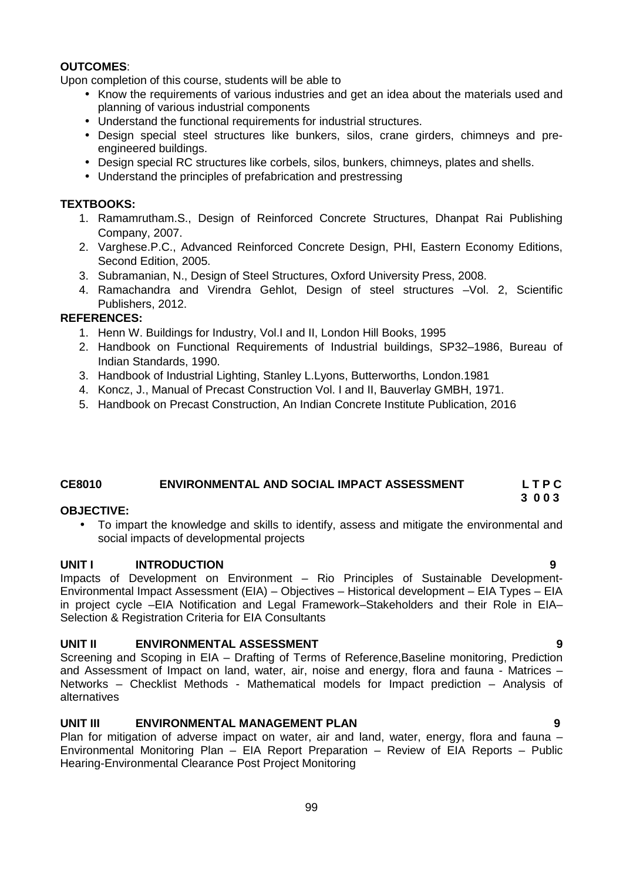**OUTCOMES**:

Upon completion of this course, students will be able to

- Know the requirements of various industries and get an idea about the materials used and planning of various industrial components
- Understand the functional requirements for industrial structures.
- Design special steel structures like bunkers, silos, crane girders, chimneys and pre-engineered buildings.
- Design special RC structures like corbels, silos, bunkers, chimneys, plates and shells.
- Understand the principles of prefabrication and prestressing

**TEXTBOOKS:**

1. Ramamrutham.S., Design of Reinforced Concrete Structures, Dhanpat Rai Publishing Company, 2007.
2. Varghese.P.C., Advanced Reinforced Concrete Design, PHI, Eastern Economy Editions, Second Edition, 2005.
3. Subramanian, N., Design of Steel Structures, Oxford University Press, 2008.
4. Ramachandra and Virendra Gehlot, Design of steel structures –Vol. 2, Scientific Publishers, 2012.

**REFERENCES:**

1. Henn W. Buildings for Industry, Vol.I and II, London Hill Books, 1995
2. Handbook on Functional Requirements of Industrial buildings, SP32–1986, Bureau of Indian Standards, 1990.
3. Handbook of Industrial Lighting, Stanley L.Lyons, Butterworths, London.1981
4. Koncz, J., Manual of Precast Construction Vol. I and II, Bauverlay GMBH, 1971.
5. Handbook on Precast Construction, An Indian Concrete Institute Publication, 2016

## CE8010 ENVIRONMENTAL AND SOCIAL IMPACT ASSESSMENT

**L T P C**
**3 0 0 3**

**OBJECTIVE:**

- To impart the knowledge and skills to identify, assess and mitigate the environmental and social impacts of developmental projects

### UNIT I INTRODUCTION 9

Impacts of Development on Environment – Rio Principles of Sustainable Development-Environmental Impact Assessment (EIA) – Objectives – Historical development – EIA Types – EIA in project cycle –EIA Notification and Legal Framework–Stakeholders and their Role in EIA–Selection & Registration Criteria for EIA Consultants

### UNIT II ENVIRONMENTAL ASSESSMENT 9

Screening and Scoping in EIA – Drafting of Terms of Reference,Baseline monitoring, Prediction and Assessment of Impact on land, water, air, noise and energy, flora and fauna - Matrices – Networks – Checklist Methods - Mathematical models for Impact prediction – Analysis of alternatives

### UNIT III ENVIRONMENTAL MANAGEMENT PLAN 9

Plan for mitigation of adverse impact on water, air and land, water, energy, flora and fauna – Environmental Monitoring Plan – EIA Report Preparation – Review of EIA Reports – Public Hearing-Environmental Clearance Post Project Monitoring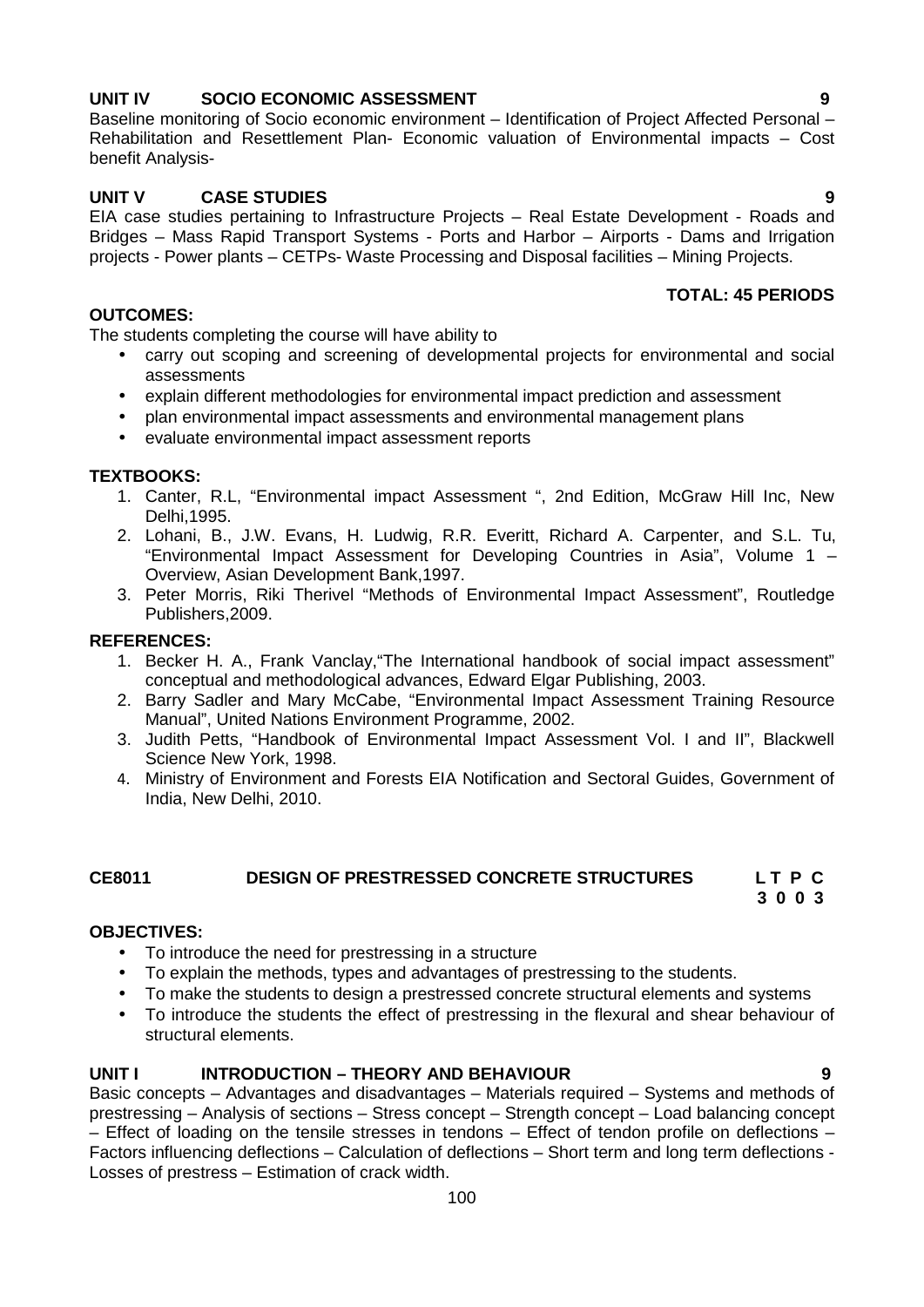**UNIT IV SOCIO ECONOMIC ASSESSMENT 9**

Baseline monitoring of Socio economic environment – Identification of Project Affected Personal – Rehabilitation and Resettlement Plan- Economic valuation of Environmental impacts – Cost benefit Analysis-

**UNIT V CASE STUDIES 9**

EIA case studies pertaining to Infrastructure Projects – Real Estate Development - Roads and Bridges – Mass Rapid Transport Systems - Ports and Harbor – Airports - Dams and Irrigation projects - Power plants – CETPs- Waste Processing and Disposal facilities – Mining Projects.

**TOTAL: 45 PERIODS**

**OUTCOMES:**

The students completing the course will have ability to

- carry out scoping and screening of developmental projects for environmental and social assessments
- explain different methodologies for environmental impact prediction and assessment
- plan environmental impact assessments and environmental management plans
- evaluate environmental impact assessment reports

**TEXTBOOKS:**

1. Canter, R.L, "Environmental impact Assessment ", 2nd Edition, McGraw Hill Inc, New Delhi,1995.
2. Lohani, B., J.W. Evans, H. Ludwig, R.R. Everitt, Richard A. Carpenter, and S.L. Tu, "Environmental Impact Assessment for Developing Countries in Asia", Volume 1 – Overview, Asian Development Bank,1997.
3. Peter Morris, Riki Therivel "Methods of Environmental Impact Assessment", Routledge Publishers,2009.

**REFERENCES:**

1. Becker H. A., Frank Vanclay,"The International handbook of social impact assessment" conceptual and methodological advances, Edward Elgar Publishing, 2003.
2. Barry Sadler and Mary McCabe, "Environmental Impact Assessment Training Resource Manual", United Nations Environment Programme, 2002.
3. Judith Petts, "Handbook of Environmental Impact Assessment Vol. I and II", Blackwell Science New York, 1998.
4. Ministry of Environment and Forests EIA Notification and Sectoral Guides, Government of India, New Delhi, 2010.

## CE8011 DESIGN OF PRESTRESSED CONCRETE STRUCTURES

**L T P C**
**3 0 0 3**

**OBJECTIVES:**

- To introduce the need for prestressing in a structure
- To explain the methods, types and advantages of prestressing to the students.
- To make the students to design a prestressed concrete structural elements and systems
- To introduce the students the effect of prestressing in the flexural and shear behaviour of structural elements.

**UNIT I INTRODUCTION – THEORY AND BEHAVIOUR 9**

Basic concepts – Advantages and disadvantages – Materials required – Systems and methods of prestressing – Analysis of sections – Stress concept – Strength concept – Load balancing concept – Effect of loading on the tensile stresses in tendons – Effect of tendon profile on deflections – Factors influencing deflections – Calculation of deflections – Short term and long term deflections - Losses of prestress – Estimation of crack width.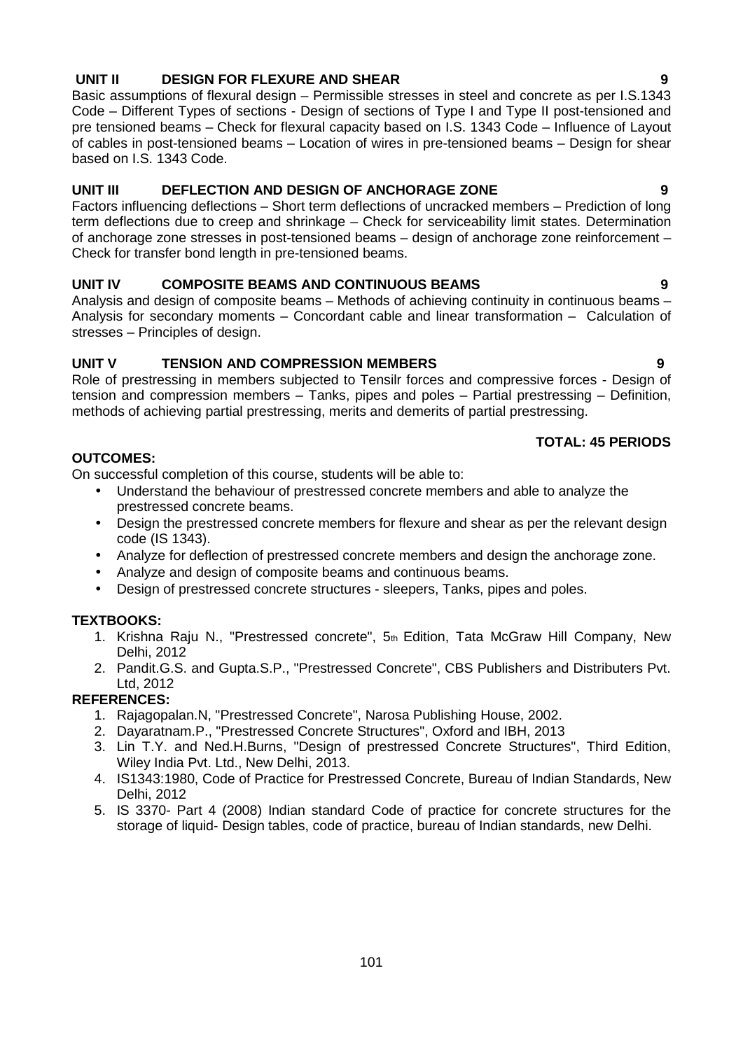**UNIT II DESIGN FOR FLEXURE AND SHEAR 9**

Basic assumptions of flexural design – Permissible stresses in steel and concrete as per I.S.1343 Code – Different Types of sections - Design of sections of Type I and Type II post-tensioned and pre tensioned beams – Check for flexural capacity based on I.S. 1343 Code – Influence of Layout of cables in post-tensioned beams – Location of wires in pre-tensioned beams – Design for shear based on I.S. 1343 Code.

**UNIT III DEFLECTION AND DESIGN OF ANCHORAGE ZONE 9**

Factors influencing deflections – Short term deflections of uncracked members – Prediction of long term deflections due to creep and shrinkage – Check for serviceability limit states. Determination of anchorage zone stresses in post-tensioned beams – design of anchorage zone reinforcement – Check for transfer bond length in pre-tensioned beams.

**UNIT IV COMPOSITE BEAMS AND CONTINUOUS BEAMS 9**

Analysis and design of composite beams – Methods of achieving continuity in continuous beams – Analysis for secondary moments – Concordant cable and linear transformation – Calculation of stresses – Principles of design.

**UNIT V TENSION AND COMPRESSION MEMBERS 9**

Role of prestressing in members subjected to Tensilr forces and compressive forces - Design of tension and compression members – Tanks, pipes and poles – Partial prestressing – Definition, methods of achieving partial prestressing, merits and demerits of partial prestressing.

**TOTAL: 45 PERIODS**

**OUTCOMES:**

On successful completion of this course, students will be able to:

- Understand the behaviour of prestressed concrete members and able to analyze the prestressed concrete beams.
- Design the prestressed concrete members for flexure and shear as per the relevant design code (IS 1343).
- Analyze for deflection of prestressed concrete members and design the anchorage zone.
- Analyze and design of composite beams and continuous beams.
- Design of prestressed concrete structures - sleepers, Tanks, pipes and poles.

**TEXTBOOKS:**

1. Krishna Raju N., "Prestressed concrete", 5th Edition, Tata McGraw Hill Company, New Delhi, 2012
2. Pandit.G.S. and Gupta.S.P., "Prestressed Concrete", CBS Publishers and Distributers Pvt. Ltd, 2012

**REFERENCES:**

1. Rajagopalan.N, "Prestressed Concrete", Narosa Publishing House, 2002.
2. Dayaratnam.P., "Prestressed Concrete Structures", Oxford and IBH, 2013
3. Lin T.Y. and Ned.H.Burns, "Design of prestressed Concrete Structures", Third Edition, Wiley India Pvt. Ltd., New Delhi, 2013.
4. IS1343:1980, Code of Practice for Prestressed Concrete, Bureau of Indian Standards, New Delhi, 2012
5. IS 3370- Part 4 (2008) Indian standard Code of practice for concrete structures for the storage of liquid- Design tables, code of practice, bureau of Indian standards, new Delhi.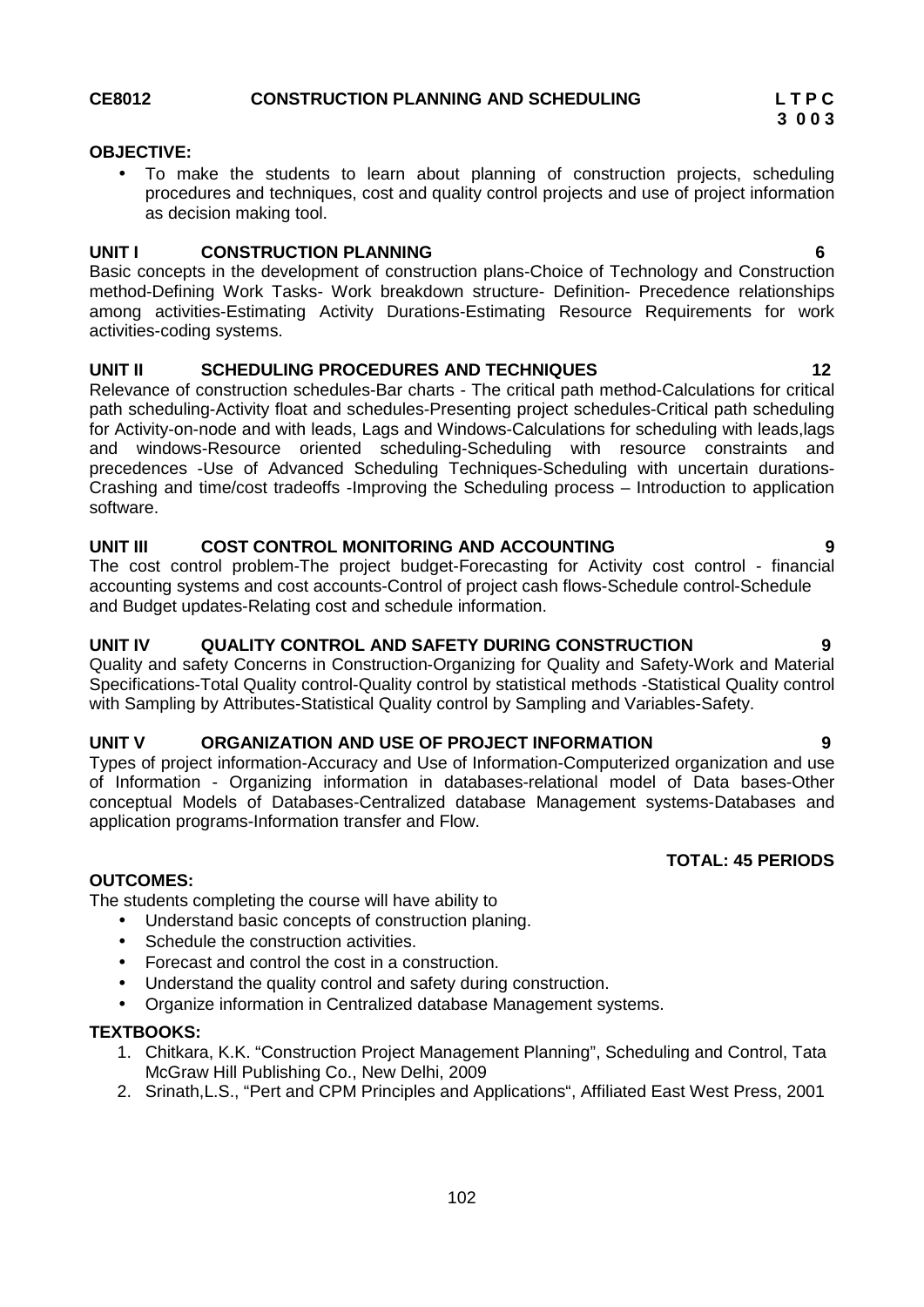**CE8012 CONSTRUCTION PLANNING AND SCHEDULING** **L T P C**
**3 0 0 3**

**OBJECTIVE:**

- To make the students to learn about planning of construction projects, scheduling procedures and techniques, cost and quality control projects and use of project information as decision making tool.

**UNIT I CONSTRUCTION PLANNING 6**

Basic concepts in the development of construction plans-Choice of Technology and Construction method-Defining Work Tasks- Work breakdown structure- Definition- Precedence relationships among activities-Estimating Activity Durations-Estimating Resource Requirements for work activities-coding systems.

**UNIT II SCHEDULING PROCEDURES AND TECHNIQUES 12**

Relevance of construction schedules-Bar charts - The critical path method-Calculations for critical path scheduling-Activity float and schedules-Presenting project schedules-Critical path scheduling for Activity-on-node and with leads, Lags and Windows-Calculations for scheduling with leads,lags and windows-Resource oriented scheduling-Scheduling with resource constraints and precedences -Use of Advanced Scheduling Techniques-Scheduling with uncertain durations-Crashing and time/cost tradeoffs -Improving the Scheduling process – Introduction to application software.

**UNIT III COST CONTROL MONITORING AND ACCOUNTING 9**

The cost control problem-The project budget-Forecasting for Activity cost control - financial accounting systems and cost accounts-Control of project cash flows-Schedule control-Schedule and Budget updates-Relating cost and schedule information.

**UNIT IV QUALITY CONTROL AND SAFETY DURING CONSTRUCTION 9**

Quality and safety Concerns in Construction-Organizing for Quality and Safety-Work and Material Specifications-Total Quality control-Quality control by statistical methods -Statistical Quality control with Sampling by Attributes-Statistical Quality control by Sampling and Variables-Safety.

**UNIT V ORGANIZATION AND USE OF PROJECT INFORMATION 9**

Types of project information-Accuracy and Use of Information-Computerized organization and use of Information - Organizing information in databases-relational model of Data bases-Other conceptual Models of Databases-Centralized database Management systems-Databases and application programs-Information transfer and Flow.

**TOTAL: 45 PERIODS**

**OUTCOMES:**

The students completing the course will have ability to

- Understand basic concepts of construction planing.
- Schedule the construction activities.
- Forecast and control the cost in a construction.
- Understand the quality control and safety during construction.
- Organize information in Centralized database Management systems.

**TEXTBOOKS:**

1. Chitkara, K.K. "Construction Project Management Planning", Scheduling and Control, Tata McGraw Hill Publishing Co., New Delhi, 2009
2. Srinath,L.S., "Pert and CPM Principles and Applications", Affiliated East West Press, 2001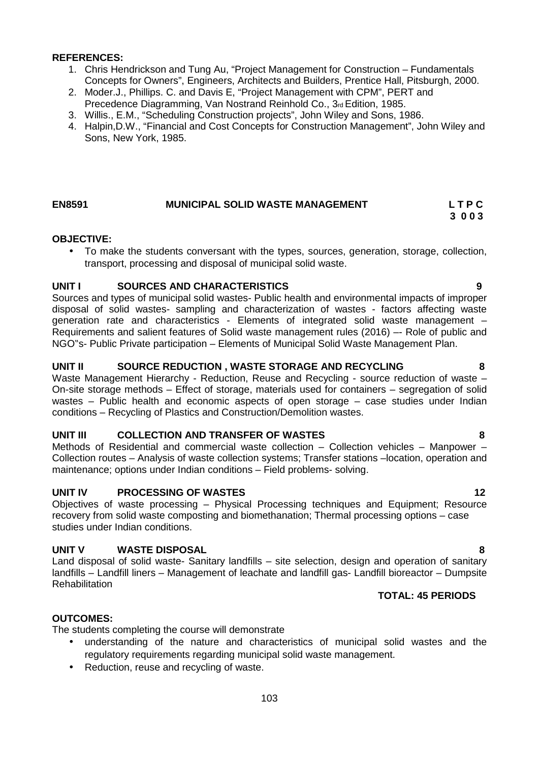**REFERENCES:**

1. Chris Hendrickson and Tung Au, “Project Management for Construction – Fundamentals Concepts for Owners”, Engineers, Architects and Builders, Prentice Hall, Pitsburgh, 2000.
2. Moder.J., Phillips. C. and Davis E, “Project Management with CPM”, PERT and Precedence Diagramming, Van Nostrand Reinhold Co., 3rd Edition, 1985.
3. Willis., E.M., “Scheduling Construction projects”, John Wiley and Sons, 1986.
4. Halpin,D.W., “Financial and Cost Concepts for Construction Management”, John Wiley and Sons, New York, 1985.

## EN8591 MUNICIPAL SOLID WASTE MANAGEMENT

**L T P C**
**3 0 0 3**

**OBJECTIVE:**

- To make the students conversant with the types, sources, generation, storage, collection, transport, processing and disposal of municipal solid waste.

**UNIT I SOURCES AND CHARACTERISTICS 9**

Sources and types of municipal solid wastes- Public health and environmental impacts of improper disposal of solid wastes- sampling and characterization of wastes - factors affecting waste generation rate and characteristics - Elements of integrated solid waste management – Requirements and salient features of Solid waste management rules (2016) –- Role of public and NGO"s- Public Private participation – Elements of Municipal Solid Waste Management Plan.

**UNIT II SOURCE REDUCTION , WASTE STORAGE AND RECYCLING 8**

Waste Management Hierarchy - Reduction, Reuse and Recycling - source reduction of waste – On-site storage methods – Effect of storage, materials used for containers – segregation of solid wastes – Public health and economic aspects of open storage – case studies under Indian conditions – Recycling of Plastics and Construction/Demolition wastes.

**UNIT III COLLECTION AND TRANSFER OF WASTES 8**

Methods of Residential and commercial waste collection – Collection vehicles – Manpower – Collection routes – Analysis of waste collection systems; Transfer stations –location, operation and maintenance; options under Indian conditions – Field problems- solving.

**UNIT IV PROCESSING OF WASTES 12**

Objectives of waste processing – Physical Processing techniques and Equipment; Resource recovery from solid waste composting and biomethanation; Thermal processing options – case studies under Indian conditions.

**UNIT V WASTE DISPOSAL 8**

Land disposal of solid waste- Sanitary landfills – site selection, design and operation of sanitary landfills – Landfill liners – Management of leachate and landfill gas- Landfill bioreactor – Dumpsite Rehabilitation

**TOTAL: 45 PERIODS**

**OUTCOMES:**

The students completing the course will demonstrate

- understanding of the nature and characteristics of municipal solid wastes and the regulatory requirements regarding municipal solid waste management.
- Reduction, reuse and recycling of waste.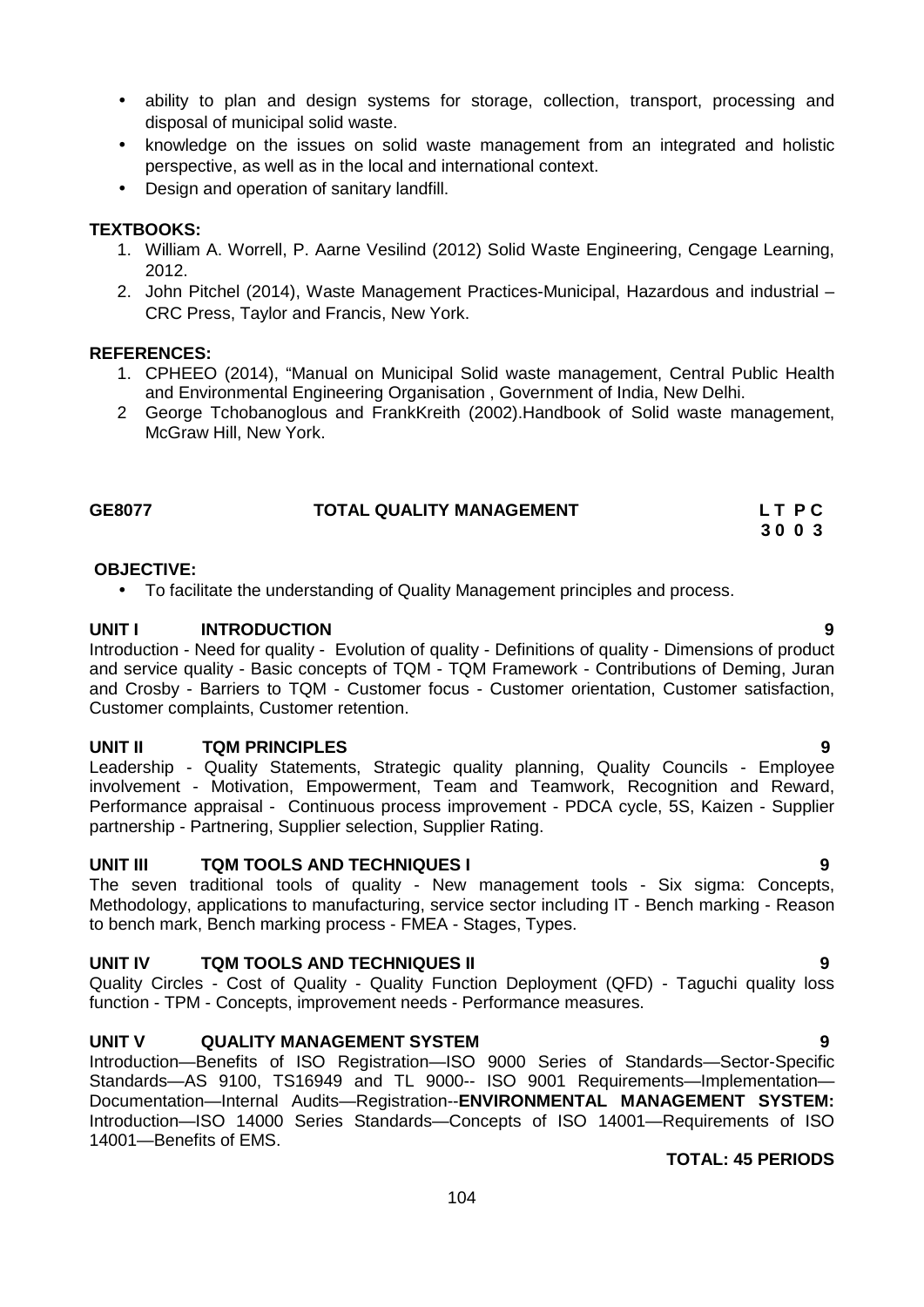- ability to plan and design systems for storage, collection, transport, processing and disposal of municipal solid waste.
- knowledge on the issues on solid waste management from an integrated and holistic perspective, as well as in the local and international context.
- Design and operation of sanitary landfill.

**TEXTBOOKS:**

1. William A. Worrell, P. Aarne Vesilind (2012) Solid Waste Engineering, Cengage Learning, 2012.
2. John Pitchel (2014), Waste Management Practices-Municipal, Hazardous and industrial – CRC Press, Taylor and Francis, New York.

**REFERENCES:**

1. CPHEEO (2014), "Manual on Municipal Solid waste management, Central Public Health and Environmental Engineering Organisation , Government of India, New Delhi.
2. George Tchobanoglous and FrankKreith (2002).Handbook of Solid waste management, McGraw Hill, New York.

## GE8077 TOTAL QUALITY MANAGEMENT

| L | T | P | C |
|---|---|---|---|
| 3 | 0 | 0 | 3 |

**OBJECTIVE:**

- To facilitate the understanding of Quality Management principles and process.

**UNIT I INTRODUCTION** **9**

Introduction - Need for quality - Evolution of quality - Definitions of quality - Dimensions of product and service quality - Basic concepts of TQM - TQM Framework - Contributions of Deming, Juran and Crosby - Barriers to TQM - Customer focus - Customer orientation, Customer satisfaction, Customer complaints, Customer retention.

**UNIT II TQM PRINCIPLES** **9**

Leadership - Quality Statements, Strategic quality planning, Quality Councils - Employee involvement - Motivation, Empowerment, Team and Teamwork, Recognition and Reward, Performance appraisal - Continuous process improvement - PDCA cycle, 5S, Kaizen - Supplier partnership - Partnering, Supplier selection, Supplier Rating.

**UNIT III TQM TOOLS AND TECHNIQUES I** **9**

The seven traditional tools of quality - New management tools - Six sigma: Concepts, Methodology, applications to manufacturing, service sector including IT - Bench marking - Reason to bench mark, Bench marking process - FMEA - Stages, Types.

**UNIT IV TQM TOOLS AND TECHNIQUES II** **9**

Quality Circles - Cost of Quality - Quality Function Deployment (QFD) - Taguchi quality loss function - TPM - Concepts, improvement needs - Performance measures.

**UNIT V QUALITY MANAGEMENT SYSTEM** **9**

Introduction—Benefits of ISO Registration—ISO 9000 Series of Standards—Sector-Specific Standards—AS 9100, TS16949 and TL 9000-- ISO 9001 Requirements—Implementation—Documentation—Internal Audits—Registration--**ENVIRONMENTAL MANAGEMENT SYSTEM:** Introduction—ISO 14000 Series Standards—Concepts of ISO 14001—Requirements of ISO 14001—Benefits of EMS.

**TOTAL: 45 PERIODS**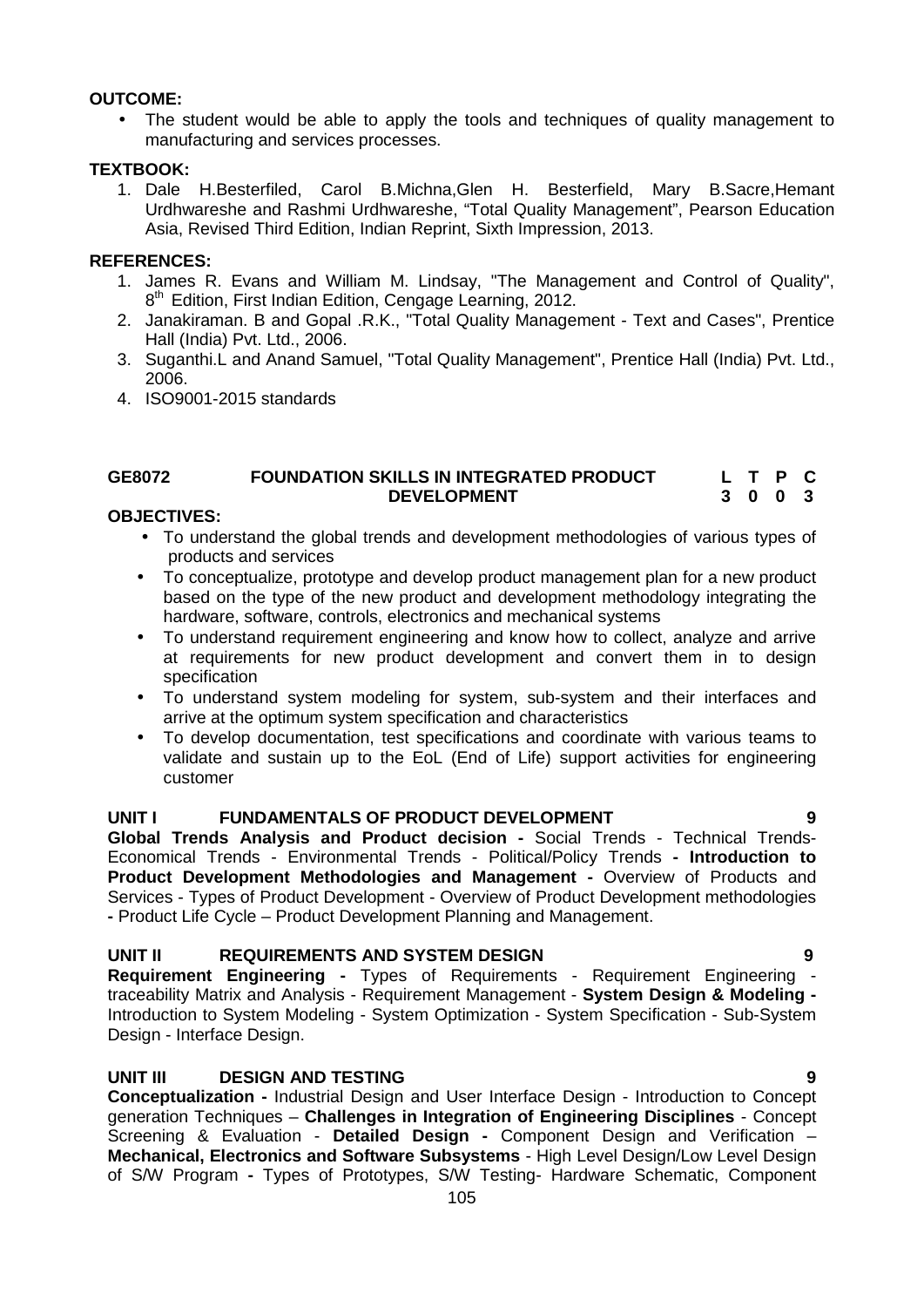**OUTCOME:**

- The student would be able to apply the tools and techniques of quality management to manufacturing and services processes.

**TEXTBOOK:**

1. Dale H.Besterfiled, Carol B.Michna,Glen H. Besterfield, Mary B.Sacre,Hemant Urdhwareshe and Rashmi Urdhwareshe, "Total Quality Management", Pearson Education Asia, Revised Third Edition, Indian Reprint, Sixth Impression, 2013.

**REFERENCES:**

1. James R. Evans and William M. Lindsay, "The Management and Control of Quality", 8th Edition, First Indian Edition, Cengage Learning, 2012.
2. Janakiraman. B and Gopal .R.K., "Total Quality Management - Text and Cases", Prentice Hall (India) Pvt. Ltd., 2006.
3. Suganthi.L and Anand Samuel, "Total Quality Management", Prentice Hall (India) Pvt. Ltd., 2006.
4. ISO9001-2015 standards

| | | | | | |
|---|---|---|---|---|---|
| **GE8072** | **FOUNDATION SKILLS IN INTEGRATED PRODUCT DEVELOPMENT** | **L** | **T** | **P** | **C** |
| | | **3** | **0** | **0** | **3** |

**OBJECTIVES:**

- To understand the global trends and development methodologies of various types of products and services
- To conceptualize, prototype and develop product management plan for a new product based on the type of the new product and development methodology integrating the hardware, software, controls, electronics and mechanical systems
- To understand requirement engineering and know how to collect, analyze and arrive at requirements for new product development and convert them in to design specification
- To understand system modeling for system, sub-system and their interfaces and arrive at the optimum system specification and characteristics
- To develop documentation, test specifications and coordinate with various teams to validate and sustain up to the EoL (End of Life) support activities for engineering customer

**UNIT I FUNDAMENTALS OF PRODUCT DEVELOPMENT 9**

**Global Trends Analysis and Product decision -** Social Trends - Technical Trends- Economical Trends - Environmental Trends - Political/Policy Trends **- Introduction to Product Development Methodologies and Management -** Overview of Products and Services - Types of Product Development - Overview of Product Development methodologies **-** Product Life Cycle – Product Development Planning and Management.

**UNIT II REQUIREMENTS AND SYSTEM DESIGN 9**

**Requirement Engineering -** Types of Requirements - Requirement Engineering - traceability Matrix and Analysis - Requirement Management - **System Design & Modeling -** Introduction to System Modeling - System Optimization - System Specification - Sub-System Design - Interface Design.

**UNIT III DESIGN AND TESTING 9**

**Conceptualization -** Industrial Design and User Interface Design - Introduction to Concept generation Techniques – **Challenges in Integration of Engineering Disciplines** - Concept Screening & Evaluation - **Detailed Design -** Component Design and Verification – **Mechanical, Electronics and Software Subsystems** - High Level Design/Low Level Design of S/W Program **-** Types of Prototypes, S/W Testing- Hardware Schematic, Component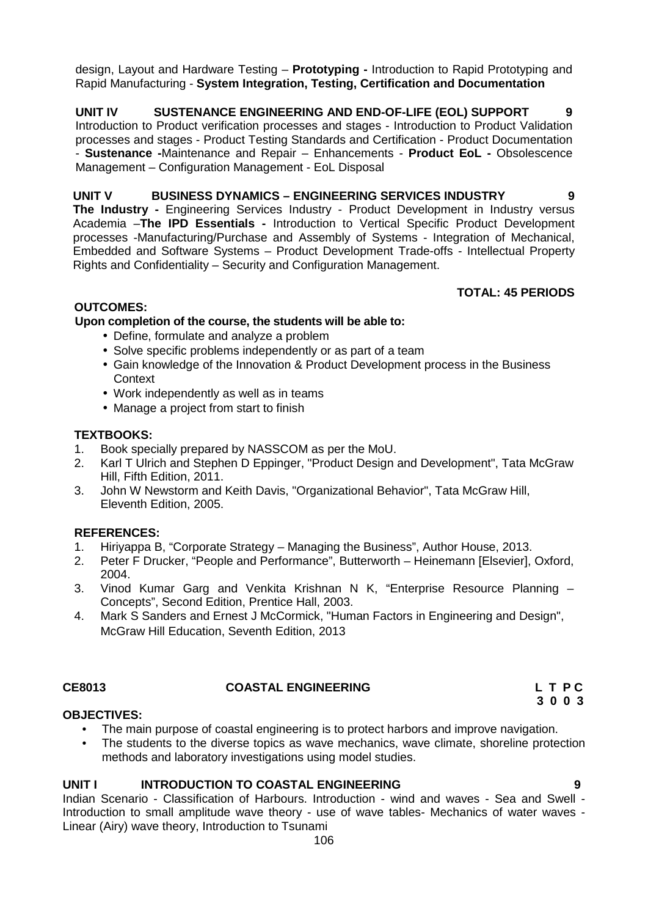design, Layout and Hardware Testing – **Prototyping -** Introduction to Rapid Prototyping and Rapid Manufacturing - **System Integration, Testing, Certification and Documentation**

**UNIT IV SUSTENANCE ENGINEERING AND END-OF-LIFE (EOL) SUPPORT 9**

Introduction to Product verification processes and stages - Introduction to Product Validation processes and stages - Product Testing Standards and Certification - Product Documentation - **Sustenance -**Maintenance and Repair – Enhancements - **Product EoL -** Obsolescence Management – Configuration Management - EoL Disposal

**UNIT V BUSINESS DYNAMICS – ENGINEERING SERVICES INDUSTRY 9**

**The Industry -** Engineering Services Industry - Product Development in Industry versus Academia –**The IPD Essentials -** Introduction to Vertical Specific Product Development processes -Manufacturing/Purchase and Assembly of Systems - Integration of Mechanical, Embedded and Software Systems – Product Development Trade-offs - Intellectual Property Rights and Confidentiality – Security and Configuration Management.

**TOTAL: 45 PERIODS**

**OUTCOMES:**

**Upon completion of the course, the students will be able to:**

- Define, formulate and analyze a problem
- Solve specific problems independently or as part of a team
- Gain knowledge of the Innovation & Product Development process in the Business Context
- Work independently as well as in teams
- Manage a project from start to finish

**TEXTBOOKS:**

1. Book specially prepared by NASSCOM as per the MoU.
2. Karl T Ulrich and Stephen D Eppinger, "Product Design and Development", Tata McGraw Hill, Fifth Edition, 2011.
3. John W Newstorm and Keith Davis, "Organizational Behavior", Tata McGraw Hill, Eleventh Edition, 2005.

**REFERENCES:**

1. Hiriyappa B, "Corporate Strategy – Managing the Business", Author House, 2013.
2. Peter F Drucker, "People and Performance", Butterworth – Heinemann [Elsevier], Oxford, 2004.
3. Vinod Kumar Garg and Venkita Krishnan N K, "Enterprise Resource Planning – Concepts", Second Edition, Prentice Hall, 2003.
4. Mark S Sanders and Ernest J McCormick, "Human Factors in Engineering and Design", McGraw Hill Education, Seventh Edition, 2013

## CE8013 COASTAL ENGINEERING

**L T P C**
**3 0 0 3**

**OBJECTIVES:**

- The main purpose of coastal engineering is to protect harbors and improve navigation.
- The students to the diverse topics as wave mechanics, wave climate, shoreline protection methods and laboratory investigations using model studies.

**UNIT I INTRODUCTION TO COASTAL ENGINEERING 9**

Indian Scenario - Classification of Harbours. Introduction - wind and waves - Sea and Swell - Introduction to small amplitude wave theory - use of wave tables- Mechanics of water waves - Linear (Airy) wave theory, Introduction to Tsunami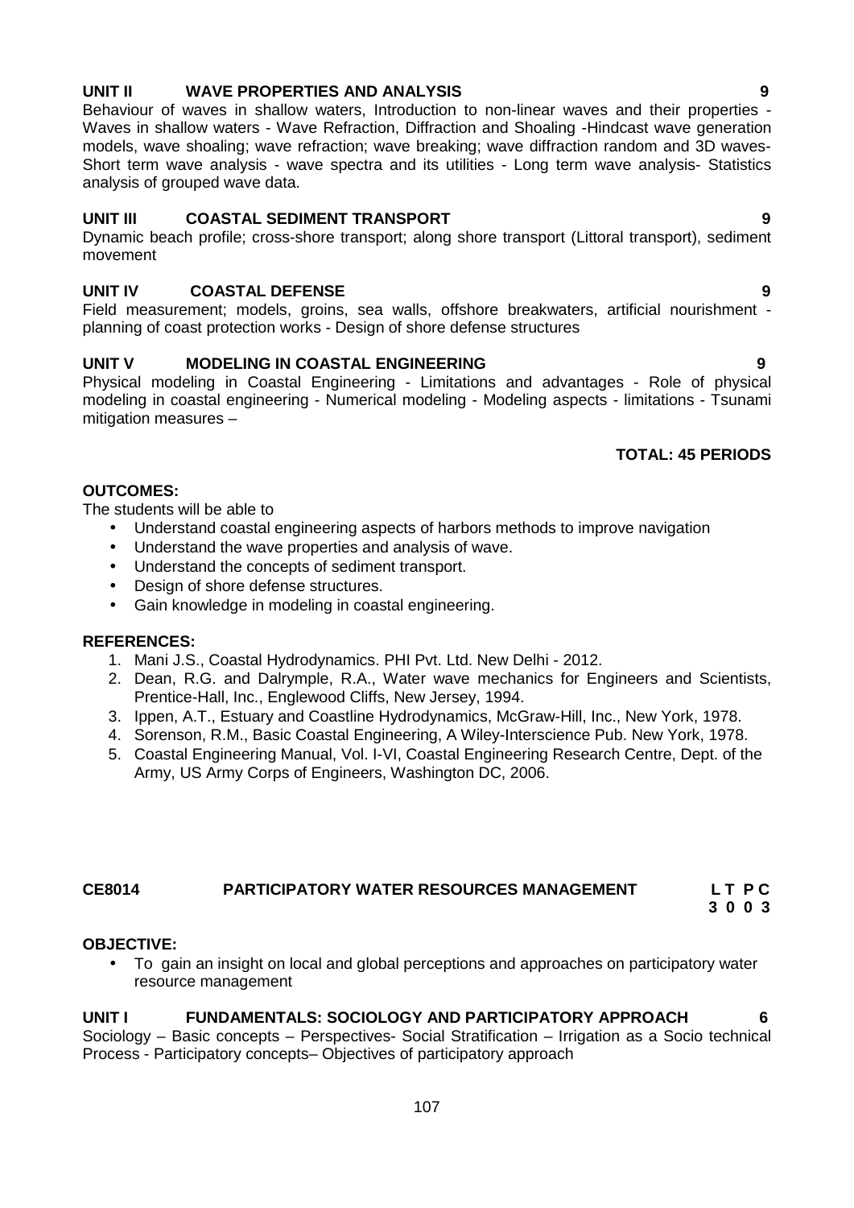**UNIT II WAVE PROPERTIES AND ANALYSIS 9**

Behaviour of waves in shallow waters, Introduction to non-linear waves and their properties - Waves in shallow waters - Wave Refraction, Diffraction and Shoaling -Hindcast wave generation models, wave shoaling; wave refraction; wave breaking; wave diffraction random and 3D waves- Short term wave analysis - wave spectra and its utilities - Long term wave analysis- Statistics analysis of grouped wave data.

**UNIT III COASTAL SEDIMENT TRANSPORT 9**

Dynamic beach profile; cross-shore transport; along shore transport (Littoral transport), sediment movement

**UNIT IV COASTAL DEFENSE 9**

Field measurement; models, groins, sea walls, offshore breakwaters, artificial nourishment - planning of coast protection works - Design of shore defense structures

**UNIT V MODELING IN COASTAL ENGINEERING 9**

Physical modeling in Coastal Engineering - Limitations and advantages - Role of physical modeling in coastal engineering - Numerical modeling - Modeling aspects - limitations - Tsunami mitigation measures –

**TOTAL: 45 PERIODS**

**OUTCOMES:**

The students will be able to

- Understand coastal engineering aspects of harbors methods to improve navigation
- Understand the wave properties and analysis of wave.
- Understand the concepts of sediment transport.
- Design of shore defense structures.
- Gain knowledge in modeling in coastal engineering.

**REFERENCES:**

1. Mani J.S., Coastal Hydrodynamics. PHI Pvt. Ltd. New Delhi - 2012.
2. Dean, R.G. and Dalrymple, R.A., Water wave mechanics for Engineers and Scientists, Prentice-Hall, Inc., Englewood Cliffs, New Jersey, 1994.
3. Ippen, A.T., Estuary and Coastline Hydrodynamics, McGraw-Hill, Inc., New York, 1978.
4. Sorenson, R.M., Basic Coastal Engineering, A Wiley-Interscience Pub. New York, 1978.
5. Coastal Engineering Manual, Vol. I-VI, Coastal Engineering Research Centre, Dept. of the Army, US Army Corps of Engineers, Washington DC, 2006.

## CE8014 PARTICIPATORY WATER RESOURCES MANAGEMENT

| L | T | P | C |
|---|---|---|---|
| 3 | 0 | 0 | 3 |

**OBJECTIVE:**

- To gain an insight on local and global perceptions and approaches on participatory water resource management

**UNIT I FUNDAMENTALS: SOCIOLOGY AND PARTICIPATORY APPROACH 6**

Sociology – Basic concepts – Perspectives- Social Stratification – Irrigation as a Socio technical Process - Participatory concepts– Objectives of participatory approach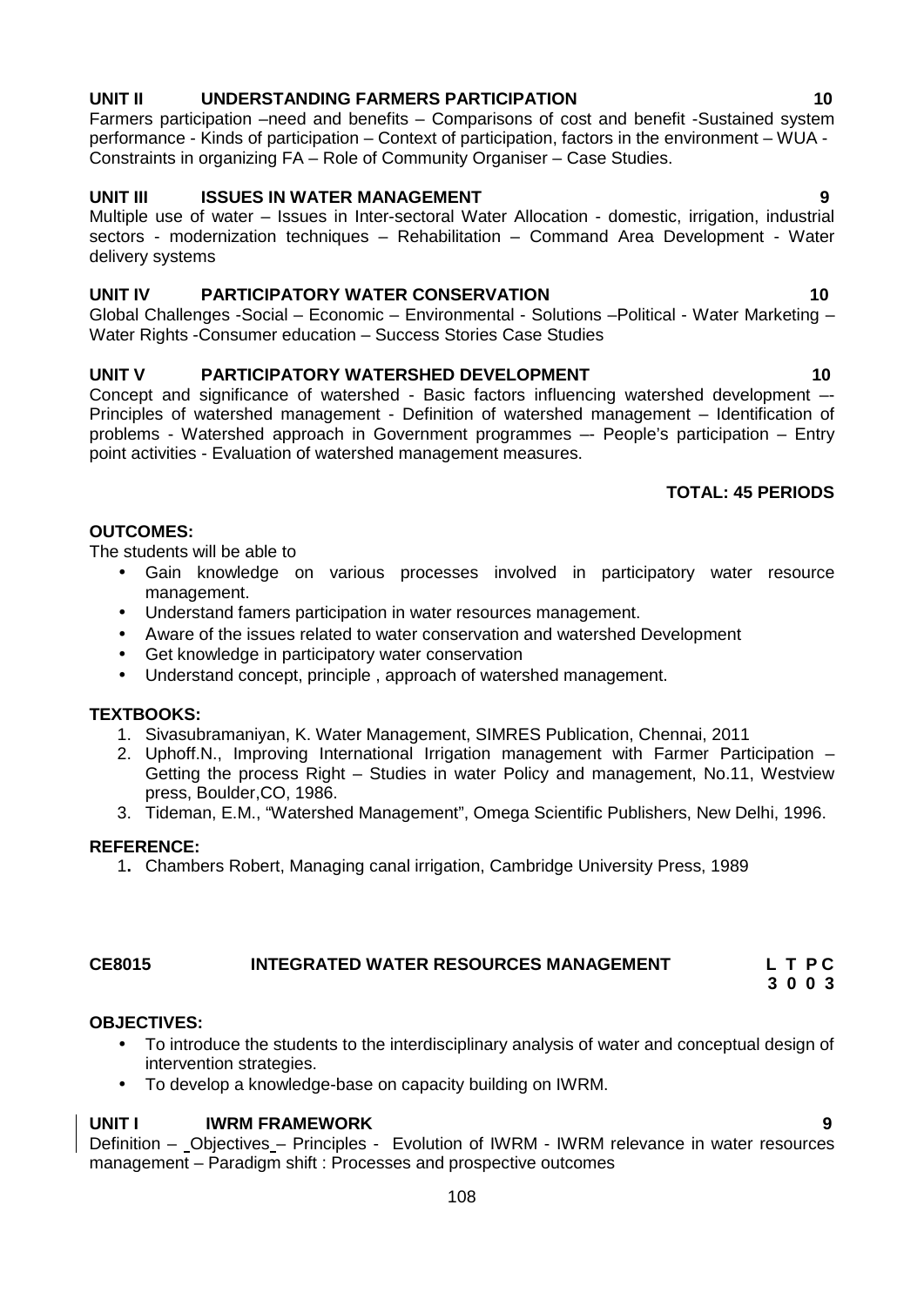**UNIT II UNDERSTANDING FARMERS PARTICIPATION 10**

Farmers participation –need and benefits – Comparisons of cost and benefit -Sustained system performance - Kinds of participation – Context of participation, factors in the environment – WUA - Constraints in organizing FA – Role of Community Organiser – Case Studies.

**UNIT III ISSUES IN WATER MANAGEMENT 9**

Multiple use of water – Issues in Inter-sectoral Water Allocation - domestic, irrigation, industrial sectors - modernization techniques – Rehabilitation – Command Area Development - Water delivery systems

**UNIT IV PARTICIPATORY WATER CONSERVATION 10**

Global Challenges -Social – Economic – Environmental - Solutions –Political - Water Marketing – Water Rights -Consumer education – Success Stories Case Studies

**UNIT V PARTICIPATORY WATERSHED DEVELOPMENT 10**

Concept and significance of watershed - Basic factors influencing watershed development –- Principles of watershed management - Definition of watershed management – Identification of problems - Watershed approach in Government programmes –- People's participation – Entry point activities - Evaluation of watershed management measures.

**TOTAL: 45 PERIODS**

**OUTCOMES:**

The students will be able to

- Gain knowledge on various processes involved in participatory water resource management.
- Understand famers participation in water resources management.
- Aware of the issues related to water conservation and watershed Development
- Get knowledge in participatory water conservation
- Understand concept, principle , approach of watershed management.

**TEXTBOOKS:**

1. Sivasubramaniyan, K. Water Management, SIMRES Publication, Chennai, 2011
2. Uphoff.N., Improving International Irrigation management with Farmer Participation – Getting the process Right – Studies in water Policy and management, No.11, Westview press, Boulder,CO, 1986.
3. Tideman, E.M., "Watershed Management", Omega Scientific Publishers, New Delhi, 1996.

**REFERENCE:**

1. Chambers Robert, Managing canal irrigation, Cambridge University Press, 1989

**CE8015 INTEGRATED WATER RESOURCES MANAGEMENT L T P C**
**3 0 0 3**

**OBJECTIVES:**

- To introduce the students to the interdisciplinary analysis of water and conceptual design of intervention strategies.
- To develop a knowledge-base on capacity building on IWRM.

**UNIT I IWRM FRAMEWORK 9**

Definition – Objectives – Principles - Evolution of IWRM - IWRM relevance in water resources management – Paradigm shift : Processes and prospective outcomes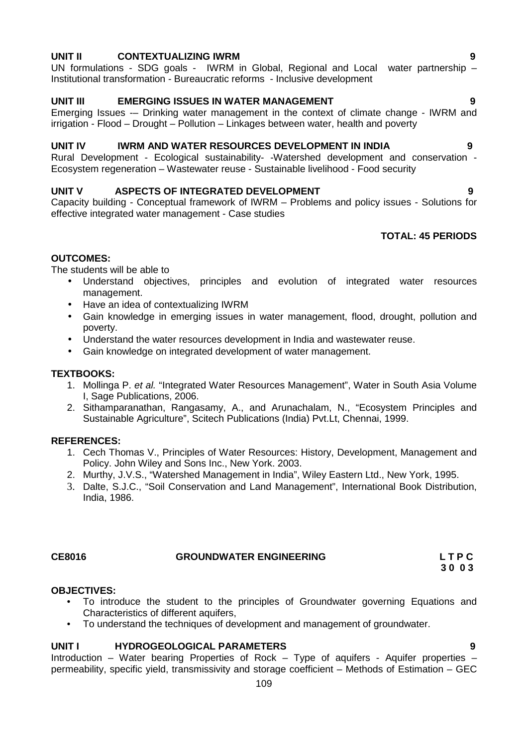**UNIT II CONTEXTUALIZING IWRM** **9**

UN formulations - SDG goals - IWRM in Global, Regional and Local water partnership – Institutional transformation - Bureaucratic reforms - Inclusive development

**UNIT III EMERGING ISSUES IN WATER MANAGEMENT** **9**

Emerging Issues -– Drinking water management in the context of climate change - IWRM and irrigation - Flood – Drought – Pollution – Linkages between water, health and poverty

**UNIT IV IWRM AND WATER RESOURCES DEVELOPMENT IN INDIA** **9**

Rural Development - Ecological sustainability- -Watershed development and conservation - Ecosystem regeneration – Wastewater reuse - Sustainable livelihood - Food security

**UNIT V ASPECTS OF INTEGRATED DEVELOPMENT** **9**

Capacity building - Conceptual framework of IWRM – Problems and policy issues - Solutions for effective integrated water management - Case studies

**TOTAL: 45 PERIODS**

**OUTCOMES:**

The students will be able to

- Understand objectives, principles and evolution of integrated water resources management.
- Have an idea of contextualizing IWRM
- Gain knowledge in emerging issues in water management, flood, drought, pollution and poverty.
- Understand the water resources development in India and wastewater reuse.
- Gain knowledge on integrated development of water management.

**TEXTBOOKS:**

1. Mollinga P. *et al.* "Integrated Water Resources Management", Water in South Asia Volume I, Sage Publications, 2006.
2. Sithamparanathan, Rangasamy, A., and Arunachalam, N., "Ecosystem Principles and Sustainable Agriculture", Scitech Publications (India) Pvt.Lt, Chennai, 1999.

**REFERENCES:**

1. Cech Thomas V., Principles of Water Resources: History, Development, Management and Policy. John Wiley and Sons Inc., New York. 2003.
2. Murthy, J.V.S., "Watershed Management in India", Wiley Eastern Ltd., New York, 1995.
3. Dalte, S.J.C., "Soil Conservation and Land Management", International Book Distribution, India, 1986.

**CE8016 GROUNDWATER ENGINEERING** **L T P C**
**3 0 0 3**

**OBJECTIVES:**

- To introduce the student to the principles of Groundwater governing Equations and Characteristics of different aquifers,
- To understand the techniques of development and management of groundwater.

**UNIT I HYDROGEOLOGICAL PARAMETERS** **9**

Introduction – Water bearing Properties of Rock – Type of aquifers - Aquifer properties – permeability, specific yield, transmissivity and storage coefficient – Methods of Estimation – GEC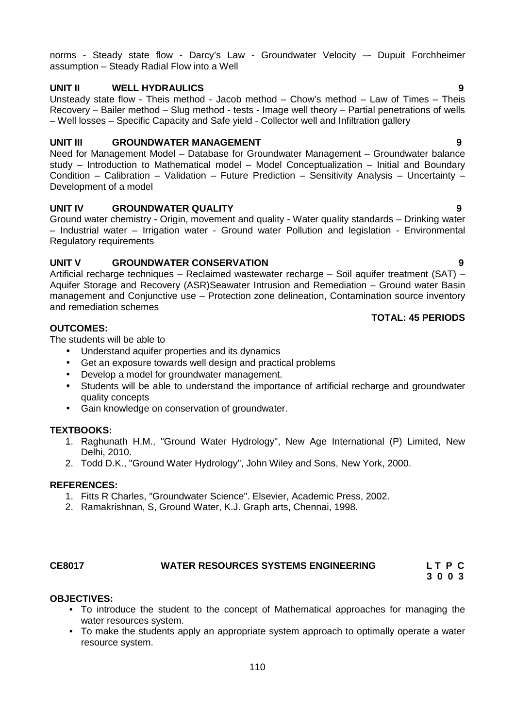norms - Steady state flow - Darcy's Law - Groundwater Velocity –- Dupuit Forchheimer assumption – Steady Radial Flow into a Well

**UNIT II WELL HYDRAULICS 9**

Unsteady state flow - Theis method - Jacob method – Chow's method – Law of Times – Theis Recovery – Bailer method – Slug method - tests - Image well theory – Partial penetrations of wells – Well losses – Specific Capacity and Safe yield - Collector well and Infiltration gallery

**UNIT III GROUNDWATER MANAGEMENT 9**

Need for Management Model – Database for Groundwater Management – Groundwater balance study – Introduction to Mathematical model – Model Conceptualization – Initial and Boundary Condition – Calibration – Validation – Future Prediction – Sensitivity Analysis – Uncertainty – Development of a model

**UNIT IV GROUNDWATER QUALITY 9**

Ground water chemistry - Origin, movement and quality - Water quality standards – Drinking water – Industrial water – Irrigation water - Ground water Pollution and legislation - Environmental Regulatory requirements

**UNIT V GROUNDWATER CONSERVATION 9**

Artificial recharge techniques – Reclaimed wastewater recharge – Soil aquifer treatment (SAT) – Aquifer Storage and Recovery (ASR)Seawater Intrusion and Remediation – Ground water Basin management and Conjunctive use – Protection zone delineation, Contamination source inventory and remediation schemes

**TOTAL: 45 PERIODS**

**OUTCOMES:**

The students will be able to

- Understand aquifer properties and its dynamics
- Get an exposure towards well design and practical problems
- Develop a model for groundwater management.
- Students will be able to understand the importance of artificial recharge and groundwater quality concepts
- Gain knowledge on conservation of groundwater.

**TEXTBOOKS:**

1. Raghunath H.M., "Ground Water Hydrology", New Age International (P) Limited, New Delhi, 2010.
2. Todd D.K., "Ground Water Hydrology", John Wiley and Sons, New York, 2000.

**REFERENCES:**

1. Fitts R Charles, "Groundwater Science". Elsevier, Academic Press, 2002.
2. Ramakrishnan, S, Ground Water, K.J. Graph arts, Chennai, 1998.

**CE8017 WATER RESOURCES SYSTEMS ENGINEERING L T P C**
**3 0 0 3**

**OBJECTIVES:**

- To introduce the student to the concept of Mathematical approaches for managing the water resources system.
- To make the students apply an appropriate system approach to optimally operate a water resource system.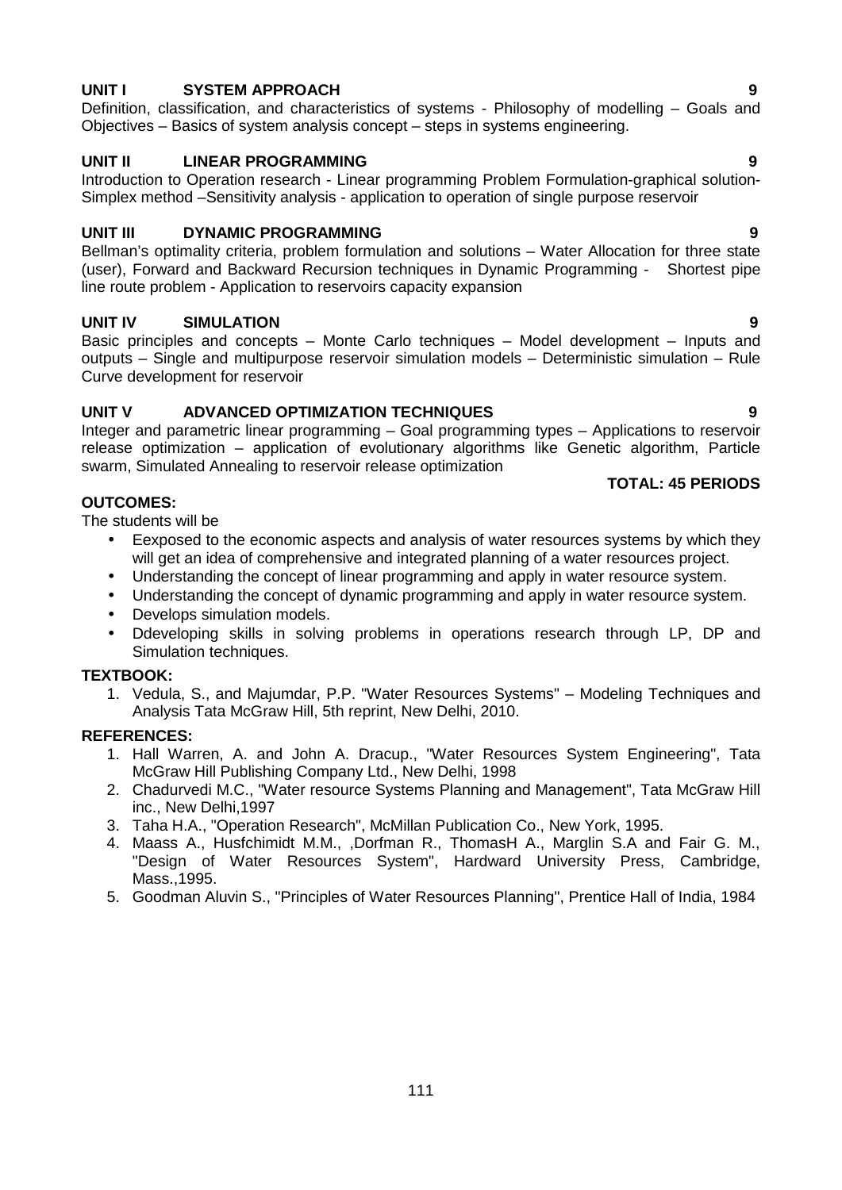**UNIT I SYSTEM APPROACH 9**

Definition, classification, and characteristics of systems - Philosophy of modelling – Goals and Objectives – Basics of system analysis concept – steps in systems engineering.

**UNIT II LINEAR PROGRAMMING 9**

Introduction to Operation research - Linear programming Problem Formulation-graphical solution-Simplex method –Sensitivity analysis - application to operation of single purpose reservoir

**UNIT III DYNAMIC PROGRAMMING 9**

Bellman's optimality criteria, problem formulation and solutions – Water Allocation for three state (user), Forward and Backward Recursion techniques in Dynamic Programming - Shortest pipe line route problem - Application to reservoirs capacity expansion

**UNIT IV SIMULATION 9**

Basic principles and concepts – Monte Carlo techniques – Model development – Inputs and outputs – Single and multipurpose reservoir simulation models – Deterministic simulation – Rule Curve development for reservoir

**UNIT V ADVANCED OPTIMIZATION TECHNIQUES 9**

Integer and parametric linear programming – Goal programming types – Applications to reservoir release optimization – application of evolutionary algorithms like Genetic algorithm, Particle swarm, Simulated Annealing to reservoir release optimization

**TOTAL: 45 PERIODS**

**OUTCOMES:**

The students will be

- Eexposed to the economic aspects and analysis of water resources systems by which they will get an idea of comprehensive and integrated planning of a water resources project.
- Understanding the concept of linear programming and apply in water resource system.
- Understanding the concept of dynamic programming and apply in water resource system.
- Develops simulation models.
- Ddeveloping skills in solving problems in operations research through LP, DP and Simulation techniques.

**TEXTBOOK:**

1. Vedula, S., and Majumdar, P.P. "Water Resources Systems" – Modeling Techniques and Analysis Tata McGraw Hill, 5th reprint, New Delhi, 2010.

**REFERENCES:**

1. Hall Warren, A. and John A. Dracup., "Water Resources System Engineering", Tata McGraw Hill Publishing Company Ltd., New Delhi, 1998
2. Chadurvedi M.C., "Water resource Systems Planning and Management", Tata McGraw Hill inc., New Delhi,1997
3. Taha H.A., "Operation Research", McMillan Publication Co., New York, 1995.
4. Maass A., Husfchimidt M.M., ,Dorfman R., ThomasH A., Marglin S.A and Fair G. M., "Design of Water Resources System", Hardward University Press, Cambridge, Mass.,1995.
5. Goodman Aluvin S., "Principles of Water Resources Planning", Prentice Hall of India, 1984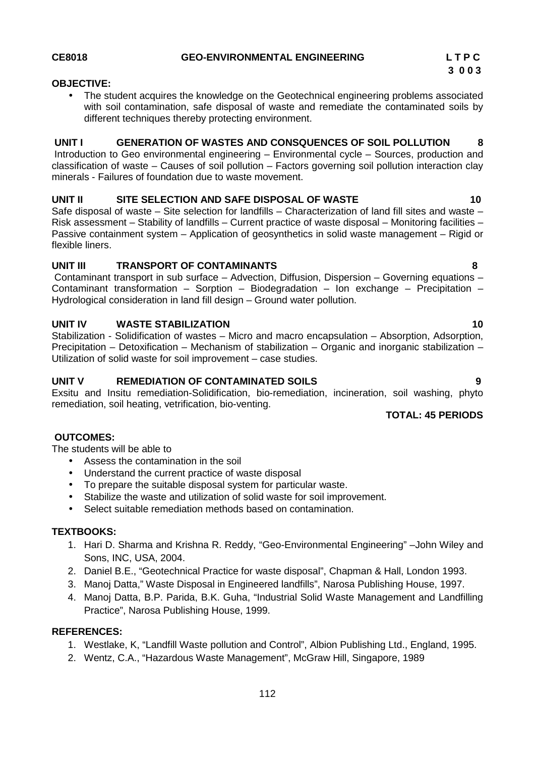**CE8018 GEO-ENVIRONMENTAL ENGINEERING**

| L | T | P | C |
|---|---|---|---|
| 3 | 0 | 0 | 3 |

**OBJECTIVE:**

- The student acquires the knowledge on the Geotechnical engineering problems associated with soil contamination, safe disposal of waste and remediate the contaminated soils by different techniques thereby protecting environment.

**UNIT I GENERATION OF WASTES AND CONSQUENCES OF SOIL POLLUTION 8**

Introduction to Geo environmental engineering – Environmental cycle – Sources, production and classification of waste – Causes of soil pollution – Factors governing soil pollution interaction clay minerals - Failures of foundation due to waste movement.

**UNIT II SITE SELECTION AND SAFE DISPOSAL OF WASTE 10**

Safe disposal of waste – Site selection for landfills – Characterization of land fill sites and waste – Risk assessment – Stability of landfills – Current practice of waste disposal – Monitoring facilities – Passive containment system – Application of geosynthetics in solid waste management – Rigid or flexible liners.

**UNIT III TRANSPORT OF CONTAMINANTS 8**

Contaminant transport in sub surface – Advection, Diffusion, Dispersion – Governing equations – Contaminant transformation – Sorption – Biodegradation – Ion exchange – Precipitation – Hydrological consideration in land fill design – Ground water pollution.

**UNIT IV WASTE STABILIZATION 10**

Stabilization - Solidification of wastes – Micro and macro encapsulation – Absorption, Adsorption, Precipitation – Detoxification – Mechanism of stabilization – Organic and inorganic stabilization – Utilization of solid waste for soil improvement – case studies.

**UNIT V REMEDIATION OF CONTAMINATED SOILS 9**

Exsitu and Insitu remediation-Solidification, bio-remediation, incineration, soil washing, phyto remediation, soil heating, vetrification, bio-venting.

**TOTAL: 45 PERIODS**

**OUTCOMES:**

The students will be able to

- Assess the contamination in the soil
- Understand the current practice of waste disposal
- To prepare the suitable disposal system for particular waste.
- Stabilize the waste and utilization of solid waste for soil improvement.
- Select suitable remediation methods based on contamination.

**TEXTBOOKS:**

1. Hari D. Sharma and Krishna R. Reddy, "Geo-Environmental Engineering" –John Wiley and Sons, INC, USA, 2004.
2. Daniel B.E., "Geotechnical Practice for waste disposal", Chapman & Hall, London 1993.
3. Manoj Datta," Waste Disposal in Engineered landfills", Narosa Publishing House, 1997.
4. Manoj Datta, B.P. Parida, B.K. Guha, "Industrial Solid Waste Management and Landfilling Practice", Narosa Publishing House, 1999.

**REFERENCES:**

1. Westlake, K, "Landfill Waste pollution and Control", Albion Publishing Ltd., England, 1995.
2. Wentz, C.A., "Hazardous Waste Management", McGraw Hill, Singapore, 1989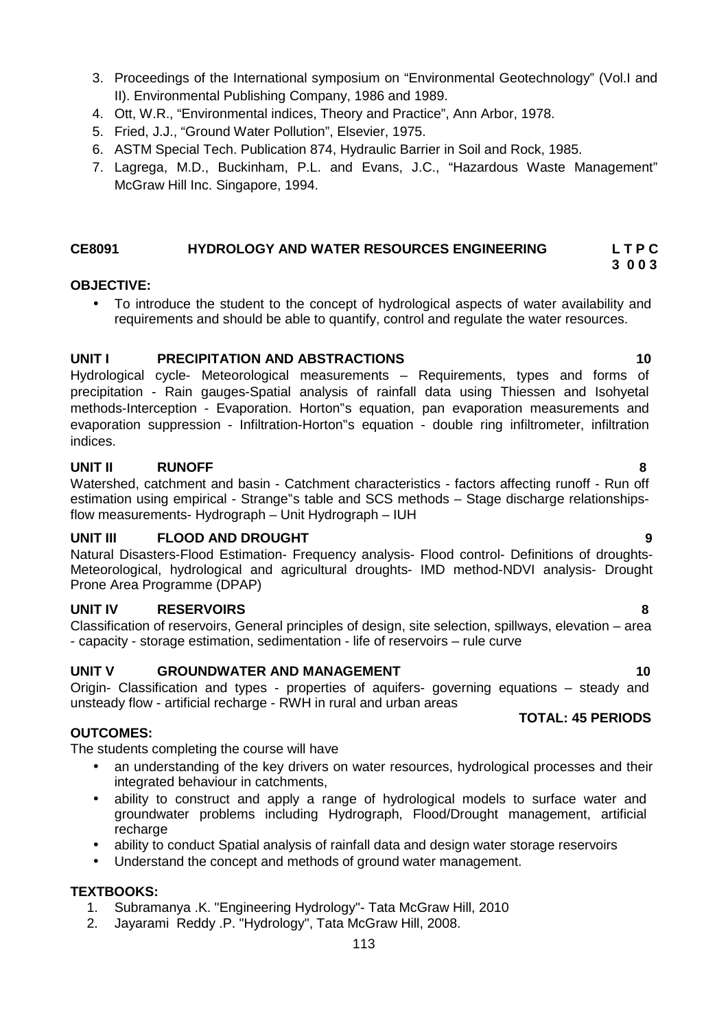3. Proceedings of the International symposium on "Environmental Geotechnology" (Vol.I and II). Environmental Publishing Company, 1986 and 1989.
4. Ott, W.R., "Environmental indices, Theory and Practice", Ann Arbor, 1978.
5. Fried, J.J., "Ground Water Pollution", Elsevier, 1975.
6. ASTM Special Tech. Publication 874, Hydraulic Barrier in Soil and Rock, 1985.
7. Lagrega, M.D., Buckinham, P.L. and Evans, J.C., "Hazardous Waste Management" McGraw Hill Inc. Singapore, 1994.

## CE8091 HYDROLOGY AND WATER RESOURCES ENGINEERING — L T P C 3 0 0 3

**OBJECTIVE:**

- To introduce the student to the concept of hydrological aspects of water availability and requirements and should be able to quantify, control and regulate the water resources.

**UNIT I PRECIPITATION AND ABSTRACTIONS 10**

Hydrological cycle- Meteorological measurements – Requirements, types and forms of precipitation - Rain gauges-Spatial analysis of rainfall data using Thiessen and Isohyetal methods-Interception - Evaporation. Horton"s equation, pan evaporation measurements and evaporation suppression - Infiltration-Horton"s equation - double ring infiltrometer, infiltration indices.

**UNIT II RUNOFF 8**

Watershed, catchment and basin - Catchment characteristics - factors affecting runoff - Run off estimation using empirical - Strange"s table and SCS methods – Stage discharge relationships- flow measurements- Hydrograph – Unit Hydrograph – IUH

**UNIT III FLOOD AND DROUGHT 9**

Natural Disasters-Flood Estimation- Frequency analysis- Flood control- Definitions of droughts- Meteorological, hydrological and agricultural droughts- IMD method-NDVI analysis- Drought Prone Area Programme (DPAP)

**UNIT IV RESERVOIRS 8**

Classification of reservoirs, General principles of design, site selection, spillways, elevation – area - capacity - storage estimation, sedimentation - life of reservoirs – rule curve

**UNIT V GROUNDWATER AND MANAGEMENT 10**

Origin- Classification and types - properties of aquifers- governing equations – steady and unsteady flow - artificial recharge - RWH in rural and urban areas

**TOTAL: 45 PERIODS**

**OUTCOMES:**

The students completing the course will have

- an understanding of the key drivers on water resources, hydrological processes and their integrated behaviour in catchments,
- ability to construct and apply a range of hydrological models to surface water and groundwater problems including Hydrograph, Flood/Drought management, artificial recharge
- ability to conduct Spatial analysis of rainfall data and design water storage reservoirs
- Understand the concept and methods of ground water management.

**TEXTBOOKS:**

1. Subramanya .K. "Engineering Hydrology"- Tata McGraw Hill, 2010
2. Jayarami Reddy .P. "Hydrology", Tata McGraw Hill, 2008.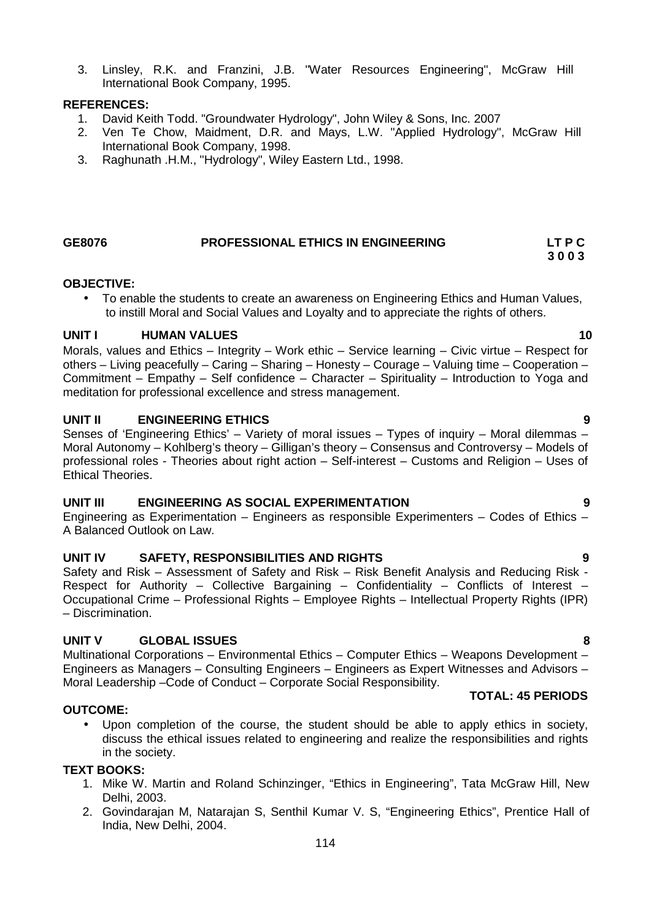3. Linsley, R.K. and Franzini, J.B. "Water Resources Engineering", McGraw Hill International Book Company, 1995.

**REFERENCES:**

1. David Keith Todd. "Groundwater Hydrology", John Wiley & Sons, Inc. 2007
2. Ven Te Chow, Maidment, D.R. and Mays, L.W. "Applied Hydrology", McGraw Hill International Book Company, 1998.
3. Raghunath .H.M., "Hydrology", Wiley Eastern Ltd., 1998.

## GE8076 PROFESSIONAL ETHICS IN ENGINEERING LT P C 3 0 0 3

**OBJECTIVE:**

- To enable the students to create an awareness on Engineering Ethics and Human Values, to instill Moral and Social Values and Loyalty and to appreciate the rights of others.

**UNIT I HUMAN VALUES 10**

Morals, values and Ethics – Integrity – Work ethic – Service learning – Civic virtue – Respect for others – Living peacefully – Caring – Sharing – Honesty – Courage – Valuing time – Cooperation – Commitment – Empathy – Self confidence – Character – Spirituality – Introduction to Yoga and meditation for professional excellence and stress management.

**UNIT II ENGINEERING ETHICS 9**

Senses of 'Engineering Ethics' – Variety of moral issues – Types of inquiry – Moral dilemmas – Moral Autonomy – Kohlberg's theory – Gilligan's theory – Consensus and Controversy – Models of professional roles - Theories about right action – Self-interest – Customs and Religion – Uses of Ethical Theories.

**UNIT III ENGINEERING AS SOCIAL EXPERIMENTATION 9**

Engineering as Experimentation – Engineers as responsible Experimenters – Codes of Ethics – A Balanced Outlook on Law.

**UNIT IV SAFETY, RESPONSIBILITIES AND RIGHTS 9**

Safety and Risk – Assessment of Safety and Risk – Risk Benefit Analysis and Reducing Risk - Respect for Authority – Collective Bargaining – Confidentiality – Conflicts of Interest – Occupational Crime – Professional Rights – Employee Rights – Intellectual Property Rights (IPR) – Discrimination.

**UNIT V GLOBAL ISSUES 8**

Multinational Corporations – Environmental Ethics – Computer Ethics – Weapons Development – Engineers as Managers – Consulting Engineers – Engineers as Expert Witnesses and Advisors – Moral Leadership –Code of Conduct – Corporate Social Responsibility.

**TOTAL: 45 PERIODS**

**OUTCOME:**

- Upon completion of the course, the student should be able to apply ethics in society, discuss the ethical issues related to engineering and realize the responsibilities and rights in the society.

**TEXT BOOKS:**

1. Mike W. Martin and Roland Schinzinger, "Ethics in Engineering", Tata McGraw Hill, New Delhi, 2003.
2. Govindarajan M, Natarajan S, Senthil Kumar V. S, "Engineering Ethics", Prentice Hall of India, New Delhi, 2004.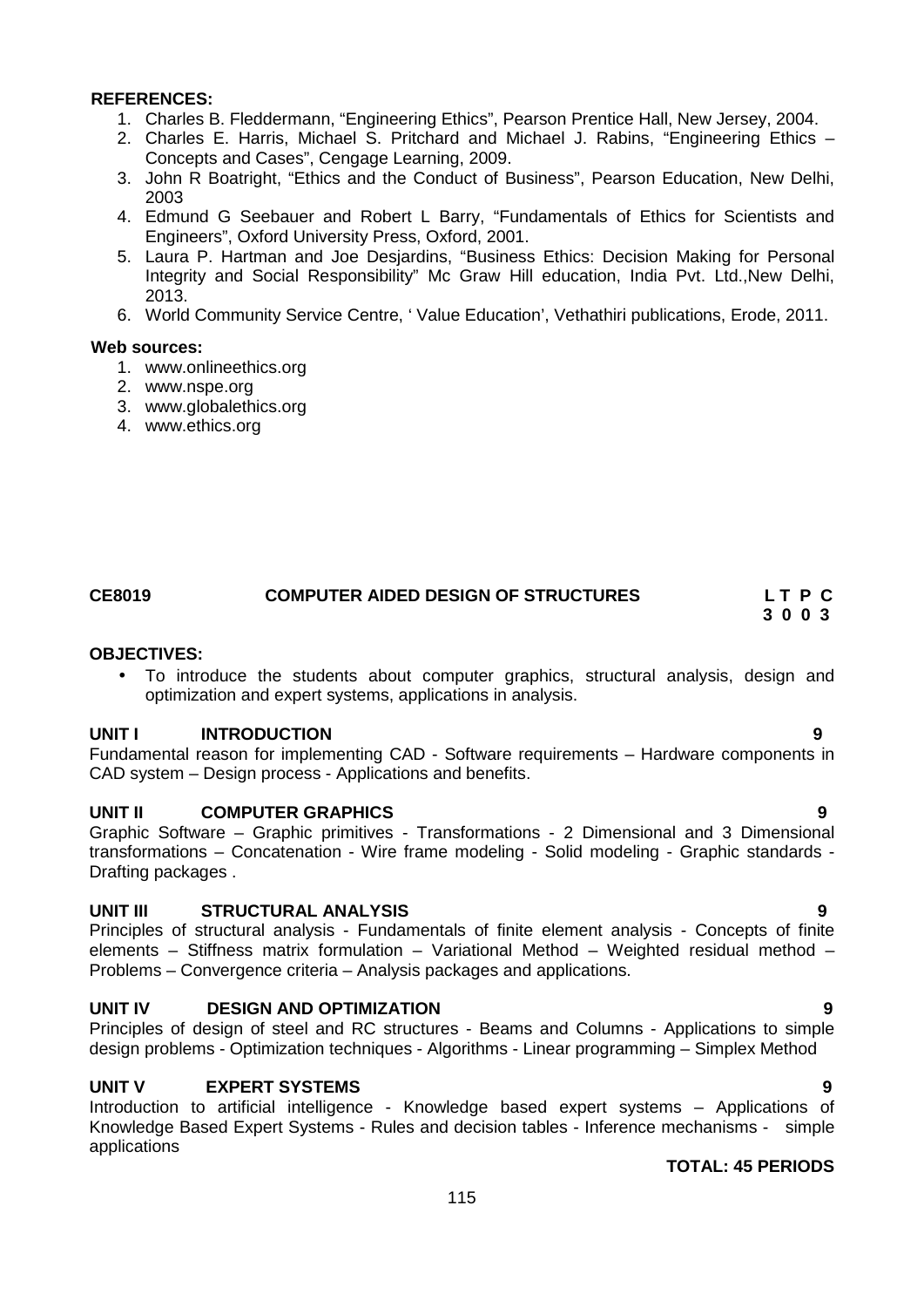**REFERENCES:**

1. Charles B. Fleddermann, “Engineering Ethics”, Pearson Prentice Hall, New Jersey, 2004.
2. Charles E. Harris, Michael S. Pritchard and Michael J. Rabins, “Engineering Ethics – Concepts and Cases”, Cengage Learning, 2009.
3. John R Boatright, “Ethics and the Conduct of Business”, Pearson Education, New Delhi, 2003
4. Edmund G Seebauer and Robert L Barry, “Fundamentals of Ethics for Scientists and Engineers”, Oxford University Press, Oxford, 2001.
5. Laura P. Hartman and Joe Desjardins, “Business Ethics: Decision Making for Personal Integrity and Social Responsibility” Mc Graw Hill education, India Pvt. Ltd.,New Delhi, 2013.
6. World Community Service Centre, ‘ Value Education’, Vethathiri publications, Erode, 2011.

**Web sources:**

1. www.onlineethics.org
2. www.nspe.org
3. www.globalethics.org
4. www.ethics.org

## CE8019 COMPUTER AIDED DESIGN OF STRUCTURES

**L T P C**
**3 0 0 3**

**OBJECTIVES:**

- To introduce the students about computer graphics, structural analysis, design and optimization and expert systems, applications in analysis.

### UNIT I INTRODUCTION 9

Fundamental reason for implementing CAD - Software requirements – Hardware components in CAD system – Design process - Applications and benefits.

### UNIT II COMPUTER GRAPHICS 9

Graphic Software – Graphic primitives - Transformations - 2 Dimensional and 3 Dimensional transformations – Concatenation - Wire frame modeling - Solid modeling - Graphic standards - Drafting packages .

### UNIT III STRUCTURAL ANALYSIS 9

Principles of structural analysis - Fundamentals of finite element analysis - Concepts of finite elements – Stiffness matrix formulation – Variational Method – Weighted residual method – Problems – Convergence criteria – Analysis packages and applications.

### UNIT IV DESIGN AND OPTIMIZATION 9

Principles of design of steel and RC structures - Beams and Columns - Applications to simple design problems - Optimization techniques - Algorithms - Linear programming – Simplex Method

### UNIT V EXPERT SYSTEMS 9

Introduction to artificial intelligence - Knowledge based expert systems – Applications of Knowledge Based Expert Systems - Rules and decision tables - Inference mechanisms - simple applications

**TOTAL: 45 PERIODS**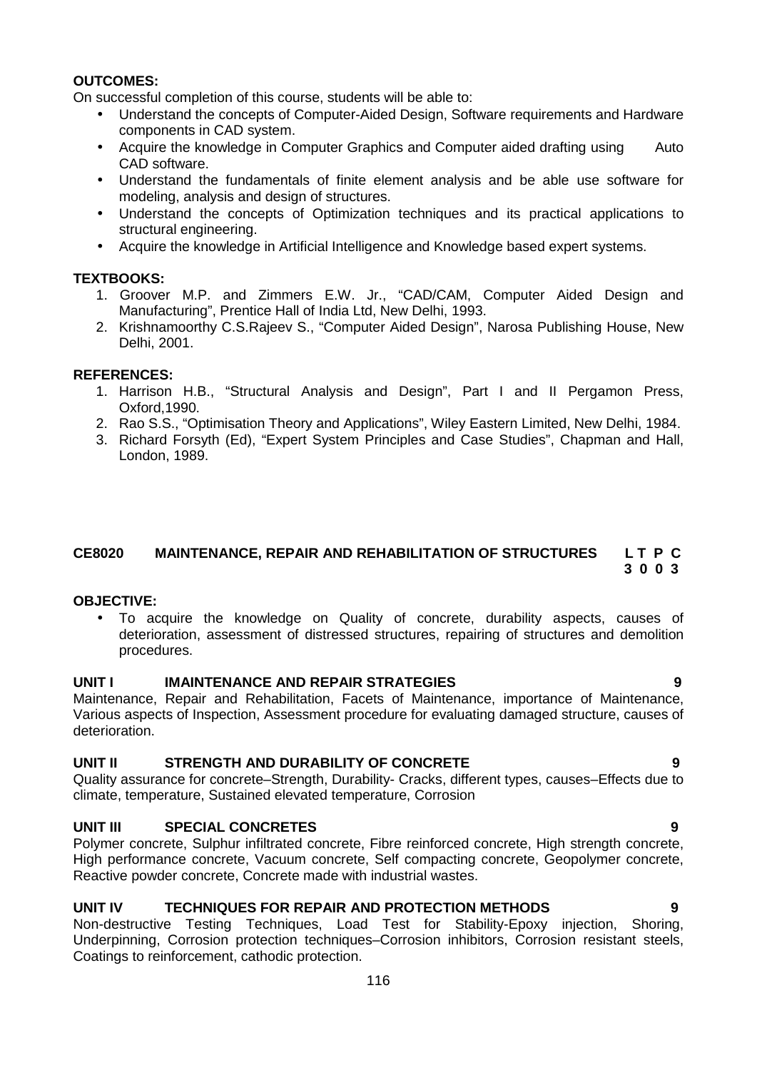**OUTCOMES:**

On successful completion of this course, students will be able to:

- Understand the concepts of Computer-Aided Design, Software requirements and Hardware components in CAD system.
- Acquire the knowledge in Computer Graphics and Computer aided drafting using Auto CAD software.
- Understand the fundamentals of finite element analysis and be able use software for modeling, analysis and design of structures.
- Understand the concepts of Optimization techniques and its practical applications to structural engineering.
- Acquire the knowledge in Artificial Intelligence and Knowledge based expert systems.

**TEXTBOOKS:**

1. Groover M.P. and Zimmers E.W. Jr., "CAD/CAM, Computer Aided Design and Manufacturing", Prentice Hall of India Ltd, New Delhi, 1993.
2. Krishnamoorthy C.S.Rajeev S., "Computer Aided Design", Narosa Publishing House, New Delhi, 2001.

**REFERENCES:**

1. Harrison H.B., "Structural Analysis and Design", Part I and II Pergamon Press, Oxford,1990.
2. Rao S.S., "Optimisation Theory and Applications", Wiley Eastern Limited, New Delhi, 1984.
3. Richard Forsyth (Ed), "Expert System Principles and Case Studies", Chapman and Hall, London, 1989.

## CE8020 MAINTENANCE, REPAIR AND REHABILITATION OF STRUCTURES

**L T P C**
**3 0 0 3**

**OBJECTIVE:**

- To acquire the knowledge on Quality of concrete, durability aspects, causes of deterioration, assessment of distressed structures, repairing of structures and demolition procedures.

**UNIT I IMAINTENANCE AND REPAIR STRATEGIES 9**

Maintenance, Repair and Rehabilitation, Facets of Maintenance, importance of Maintenance, Various aspects of Inspection, Assessment procedure for evaluating damaged structure, causes of deterioration.

**UNIT II STRENGTH AND DURABILITY OF CONCRETE 9**

Quality assurance for concrete–Strength, Durability- Cracks, different types, causes–Effects due to climate, temperature, Sustained elevated temperature, Corrosion

**UNIT III SPECIAL CONCRETES 9**

Polymer concrete, Sulphur infiltrated concrete, Fibre reinforced concrete, High strength concrete, High performance concrete, Vacuum concrete, Self compacting concrete, Geopolymer concrete, Reactive powder concrete, Concrete made with industrial wastes.

**UNIT IV TECHNIQUES FOR REPAIR AND PROTECTION METHODS 9**

Non-destructive Testing Techniques, Load Test for Stability-Epoxy injection, Shoring, Underpinning, Corrosion protection techniques–Corrosion inhibitors, Corrosion resistant steels, Coatings to reinforcement, cathodic protection.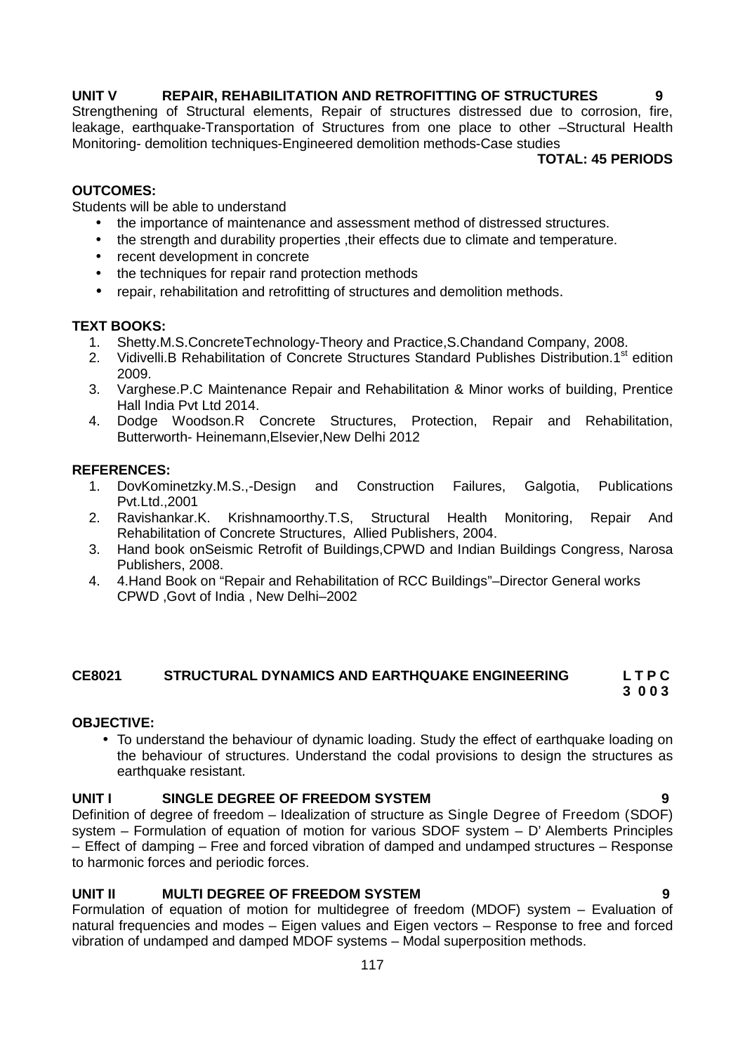**UNIT V REPAIR, REHABILITATION AND RETROFITTING OF STRUCTURES 9**

Strengthening of Structural elements, Repair of structures distressed due to corrosion, fire, leakage, earthquake-Transportation of Structures from one place to other –Structural Health Monitoring- demolition techniques-Engineered demolition methods-Case studies

**TOTAL: 45 PERIODS**

**OUTCOMES:**

Students will be able to understand

- the importance of maintenance and assessment method of distressed structures.
- the strength and durability properties ,their effects due to climate and temperature.
- recent development in concrete
- the techniques for repair rand protection methods
- repair, rehabilitation and retrofitting of structures and demolition methods.

**TEXT BOOKS:**

1. Shetty.M.S.ConcreteTechnology-Theory and Practice,S.Chandand Company, 2008.
2. Vidivelli.B Rehabilitation of Concrete Structures Standard Publishes Distribution.1st edition 2009.
3. Varghese.P.C Maintenance Repair and Rehabilitation & Minor works of building, Prentice Hall India Pvt Ltd 2014.
4. Dodge Woodson.R Concrete Structures, Protection, Repair and Rehabilitation, Butterworth- Heinemann,Elsevier,New Delhi 2012

**REFERENCES:**

1. DovKominetzky.M.S.,-Design and Construction Failures, Galgotia, Publications Pvt.Ltd.,2001
2. Ravishankar.K. Krishnamoorthy.T.S, Structural Health Monitoring, Repair And Rehabilitation of Concrete Structures, Allied Publishers, 2004.
3. Hand book onSeismic Retrofit of Buildings,CPWD and Indian Buildings Congress, Narosa Publishers, 2008.
4. 4.Hand Book on "Repair and Rehabilitation of RCC Buildings"–Director General works CPWD ,Govt of India , New Delhi–2002

## CE8021 STRUCTURAL DYNAMICS AND EARTHQUAKE ENGINEERING

**L T P C**
**3 0 0 3**

**OBJECTIVE:**

- To understand the behaviour of dynamic loading. Study the effect of earthquake loading on the behaviour of structures. Understand the codal provisions to design the structures as earthquake resistant.

**UNIT I SINGLE DEGREE OF FREEDOM SYSTEM 9**

Definition of degree of freedom – Idealization of structure as Single Degree of Freedom (SDOF) system – Formulation of equation of motion for various SDOF system – D' Alemberts Principles – Effect of damping – Free and forced vibration of damped and undamped structures – Response to harmonic forces and periodic forces.

**UNIT II MULTI DEGREE OF FREEDOM SYSTEM 9**

Formulation of equation of motion for multidegree of freedom (MDOF) system – Evaluation of natural frequencies and modes – Eigen values and Eigen vectors – Response to free and forced vibration of undamped and damped MDOF systems – Modal superposition methods.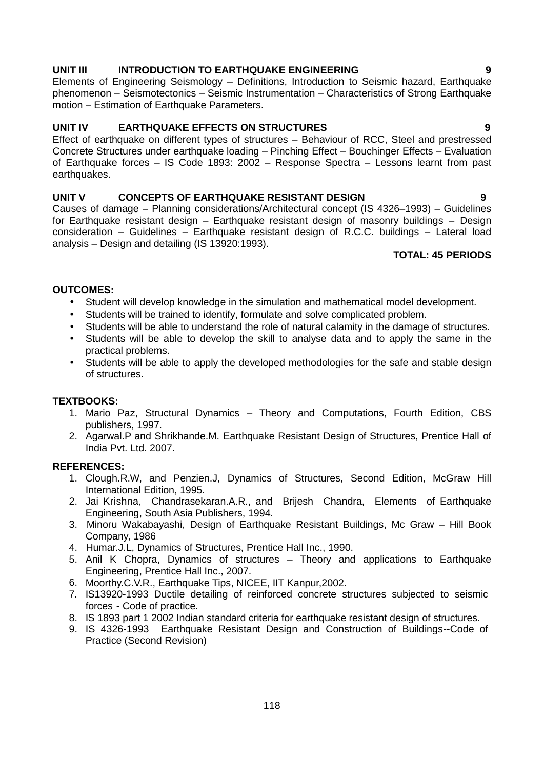**UNIT III INTRODUCTION TO EARTHQUAKE ENGINEERING 9**

Elements of Engineering Seismology – Definitions, Introduction to Seismic hazard, Earthquake phenomenon – Seismotectonics – Seismic Instrumentation – Characteristics of Strong Earthquake motion – Estimation of Earthquake Parameters.

**UNIT IV EARTHQUAKE EFFECTS ON STRUCTURES 9**

Effect of earthquake on different types of structures – Behaviour of RCC, Steel and prestressed Concrete Structures under earthquake loading – Pinching Effect – Bouchinger Effects – Evaluation of Earthquake forces – IS Code 1893: 2002 – Response Spectra – Lessons learnt from past earthquakes.

**UNIT V CONCEPTS OF EARTHQUAKE RESISTANT DESIGN 9**

Causes of damage – Planning considerations/Architectural concept (IS 4326–1993) – Guidelines for Earthquake resistant design – Earthquake resistant design of masonry buildings – Design consideration – Guidelines – Earthquake resistant design of R.C.C. buildings – Lateral load analysis – Design and detailing (IS 13920:1993).

**TOTAL: 45 PERIODS**

**OUTCOMES:**

- Student will develop knowledge in the simulation and mathematical model development.
- Students will be trained to identify, formulate and solve complicated problem.
- Students will be able to understand the role of natural calamity in the damage of structures.
- Students will be able to develop the skill to analyse data and to apply the same in the practical problems.
- Students will be able to apply the developed methodologies for the safe and stable design of structures.

**TEXTBOOKS:**

1. Mario Paz, Structural Dynamics – Theory and Computations, Fourth Edition, CBS publishers, 1997.
2. Agarwal.P and Shrikhande.M. Earthquake Resistant Design of Structures, Prentice Hall of India Pvt. Ltd. 2007.

**REFERENCES:**

1. Clough.R.W, and Penzien.J, Dynamics of Structures, Second Edition, McGraw Hill International Edition, 1995.
2. Jai Krishna, Chandrasekaran.A.R., and Brijesh Chandra, Elements of Earthquake Engineering, South Asia Publishers, 1994.
3. Minoru Wakabayashi, Design of Earthquake Resistant Buildings, Mc Graw – Hill Book Company, 1986
4. Humar.J.L, Dynamics of Structures, Prentice Hall Inc., 1990.
5. Anil K Chopra, Dynamics of structures – Theory and applications to Earthquake Engineering, Prentice Hall Inc., 2007.
6. Moorthy.C.V.R., Earthquake Tips, NICEE, IIT Kanpur,2002.
7. IS13920-1993 Ductile detailing of reinforced concrete structures subjected to seismic forces - Code of practice.
8. IS 1893 part 1 2002 Indian standard criteria for earthquake resistant design of structures.
9. IS 4326-1993 Earthquake Resistant Design and Construction of Buildings--Code of Practice (Second Revision)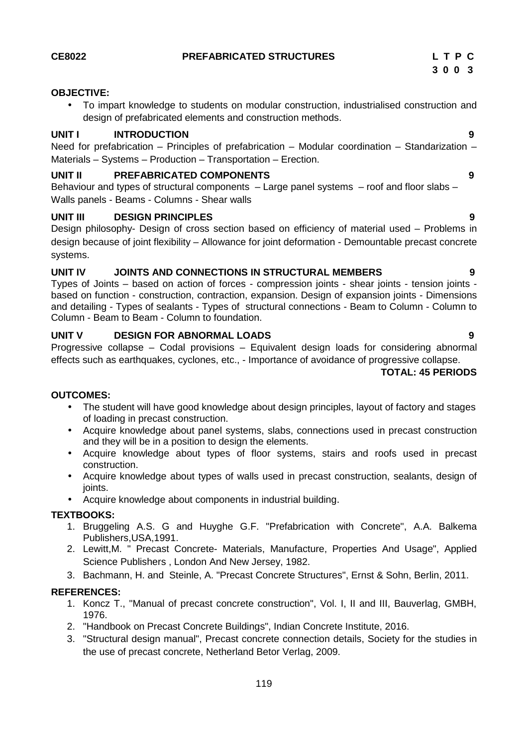**CE8022 PREFABRICATED STRUCTURES**

| L | T | P | C |
|---|---|---|---|
| 3 | 0 | 0 | 3 |

**OBJECTIVE:**

- To impart knowledge to students on modular construction, industrialised construction and design of prefabricated elements and construction methods.

**UNIT I INTRODUCTION 9**

Need for prefabrication – Principles of prefabrication – Modular coordination – Standarization – Materials – Systems – Production – Transportation – Erection.

**UNIT II PREFABRICATED COMPONENTS 9**

Behaviour and types of structural components – Large panel systems – roof and floor slabs – Walls panels - Beams - Columns - Shear walls

**UNIT III DESIGN PRINCIPLES 9**

Design philosophy- Design of cross section based on efficiency of material used – Problems in design because of joint flexibility – Allowance for joint deformation - Demountable precast concrete systems.

**UNIT IV JOINTS AND CONNECTIONS IN STRUCTURAL MEMBERS 9**

Types of Joints – based on action of forces - compression joints - shear joints - tension joints - based on function - construction, contraction, expansion. Design of expansion joints - Dimensions and detailing - Types of sealants - Types of structural connections - Beam to Column - Column to Column - Beam to Beam - Column to foundation.

**UNIT V DESIGN FOR ABNORMAL LOADS 9**

Progressive collapse – Codal provisions – Equivalent design loads for considering abnormal effects such as earthquakes, cyclones, etc., - Importance of avoidance of progressive collapse.

**TOTAL: 45 PERIODS**

**OUTCOMES:**

- The student will have good knowledge about design principles, layout of factory and stages of loading in precast construction.
- Acquire knowledge about panel systems, slabs, connections used in precast construction and they will be in a position to design the elements.
- Acquire knowledge about types of floor systems, stairs and roofs used in precast construction.
- Acquire knowledge about types of walls used in precast construction, sealants, design of joints.
- Acquire knowledge about components in industrial building.

**TEXTBOOKS:**

1. Bruggeling A.S. G and Huyghe G.F. "Prefabrication with Concrete", A.A. Balkema Publishers,USA,1991.
2. Lewitt,M. " Precast Concrete- Materials, Manufacture, Properties And Usage", Applied Science Publishers , London And New Jersey, 1982.
3. Bachmann, H. and Steinle, A. "Precast Concrete Structures", Ernst & Sohn, Berlin, 2011.

**REFERENCES:**

1. Koncz T., "Manual of precast concrete construction", Vol. I, II and III, Bauverlag, GMBH, 1976.
2. "Handbook on Precast Concrete Buildings", Indian Concrete Institute, 2016.
3. "Structural design manual", Precast concrete connection details, Society for the studies in the use of precast concrete, Netherland Betor Verlag, 2009.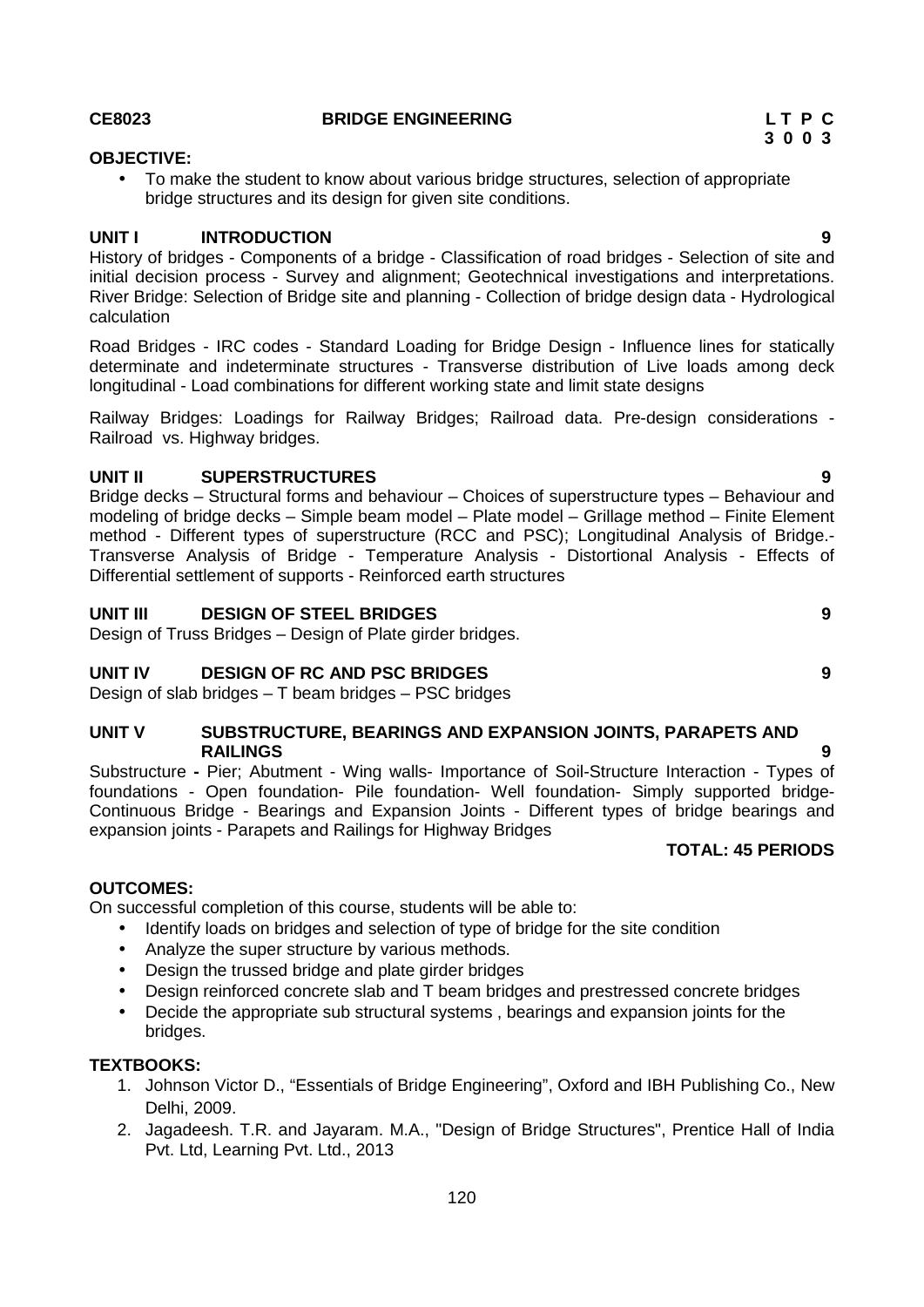**CE8023 BRIDGE ENGINEERING**

| L | T | P | C |
|---|---|---|---|
| 3 | 0 | 0 | 3 |

**OBJECTIVE:**

- To make the student to know about various bridge structures, selection of appropriate bridge structures and its design for given site conditions.

**UNIT I INTRODUCTION 9**

History of bridges - Components of a bridge - Classification of road bridges - Selection of site and initial decision process - Survey and alignment; Geotechnical investigations and interpretations. River Bridge: Selection of Bridge site and planning - Collection of bridge design data - Hydrological calculation

Road Bridges - IRC codes - Standard Loading for Bridge Design - Influence lines for statically determinate and indeterminate structures - Transverse distribution of Live loads among deck longitudinal - Load combinations for different working state and limit state designs

Railway Bridges: Loadings for Railway Bridges; Railroad data. Pre-design considerations - Railroad vs. Highway bridges.

**UNIT II SUPERSTRUCTURES 9**

Bridge decks – Structural forms and behaviour – Choices of superstructure types – Behaviour and modeling of bridge decks – Simple beam model – Plate model – Grillage method – Finite Element method - Different types of superstructure (RCC and PSC); Longitudinal Analysis of Bridge.- Transverse Analysis of Bridge - Temperature Analysis - Distortional Analysis - Effects of Differential settlement of supports - Reinforced earth structures

**UNIT III DESIGN OF STEEL BRIDGES 9**

Design of Truss Bridges – Design of Plate girder bridges.

**UNIT IV DESIGN OF RC AND PSC BRIDGES 9**

Design of slab bridges – T beam bridges – PSC bridges

**UNIT V SUBSTRUCTURE, BEARINGS AND EXPANSION JOINTS, PARAPETS AND RAILINGS 9**

Substructure - Pier; Abutment - Wing walls- Importance of Soil-Structure Interaction - Types of foundations - Open foundation- Pile foundation- Well foundation- Simply supported bridge- Continuous Bridge - Bearings and Expansion Joints - Different types of bridge bearings and expansion joints - Parapets and Railings for Highway Bridges

**TOTAL: 45 PERIODS**

**OUTCOMES:**

On successful completion of this course, students will be able to:

- Identify loads on bridges and selection of type of bridge for the site condition
- Analyze the super structure by various methods.
- Design the trussed bridge and plate girder bridges
- Design reinforced concrete slab and T beam bridges and prestressed concrete bridges
- Decide the appropriate sub structural systems , bearings and expansion joints for the bridges.

**TEXTBOOKS:**

1. Johnson Victor D., "Essentials of Bridge Engineering", Oxford and IBH Publishing Co., New Delhi, 2009.
2. Jagadeesh. T.R. and Jayaram. M.A., "Design of Bridge Structures", Prentice Hall of India Pvt. Ltd, Learning Pvt. Ltd., 2013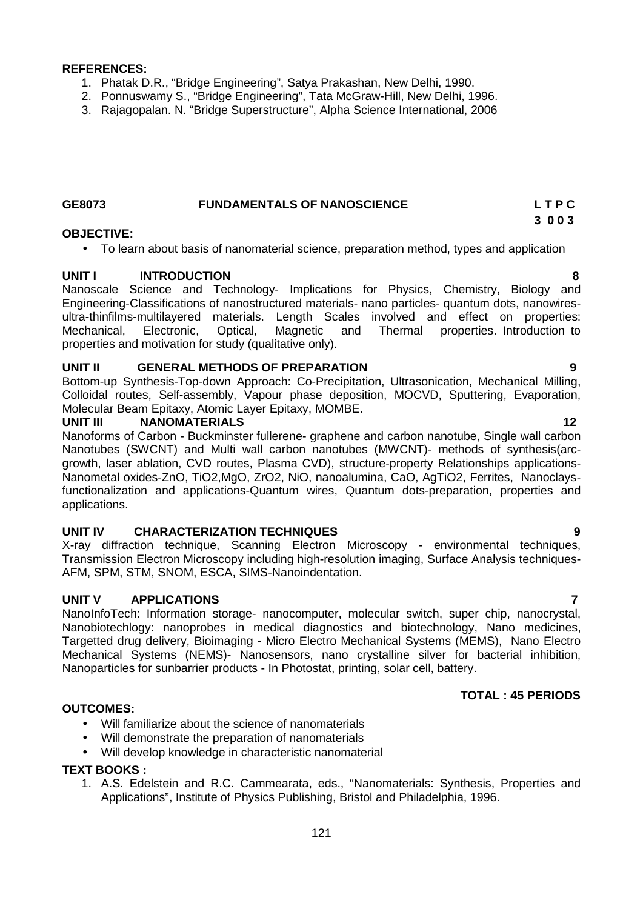**REFERENCES:**

1. Phatak D.R., "Bridge Engineering", Satya Prakashan, New Delhi, 1990.
2. Ponnuswamy S., "Bridge Engineering", Tata McGraw-Hill, New Delhi, 1996.
3. Rajagopalan. N. "Bridge Superstructure", Alpha Science International, 2006

## GE8073 FUNDAMENTALS OF NANOSCIENCE

**L T P C**
**3 0 0 3**

**OBJECTIVE:**

- To learn about basis of nanomaterial science, preparation method, types and application

**UNIT I INTRODUCTION 8**

Nanoscale Science and Technology- Implications for Physics, Chemistry, Biology and Engineering-Classifications of nanostructured materials- nano particles- quantum dots, nanowires-ultra-thinfilms-multilayered materials. Length Scales involved and effect on properties: Mechanical, Electronic, Optical, Magnetic and Thermal properties. Introduction to properties and motivation for study (qualitative only).

**UNIT II GENERAL METHODS OF PREPARATION 9**

Bottom-up Synthesis-Top-down Approach: Co-Precipitation, Ultrasonication, Mechanical Milling, Colloidal routes, Self-assembly, Vapour phase deposition, MOCVD, Sputtering, Evaporation, Molecular Beam Epitaxy, Atomic Layer Epitaxy, MOMBE.

**UNIT III NANOMATERIALS 12**

Nanoforms of Carbon - Buckminster fullerene- graphene and carbon nanotube, Single wall carbon Nanotubes (SWCNT) and Multi wall carbon nanotubes (MWCNT)- methods of synthesis(arc-growth, laser ablation, CVD routes, Plasma CVD), structure-property Relationships applications- Nanometal oxides-ZnO, $TiO_2$,MgO, $ZrO_2$, NiO, nanoalumina, CaO, $AgTiO_2$, Ferrites, Nanoclays-functionalization and applications-Quantum wires, Quantum dots-preparation, properties and applications.

**UNIT IV CHARACTERIZATION TECHNIQUES 9**

X-ray diffraction technique, Scanning Electron Microscopy - environmental techniques, Transmission Electron Microscopy including high-resolution imaging, Surface Analysis techniques- AFM, SPM, STM, SNOM, ESCA, SIMS-Nanoindentation.

**UNIT V APPLICATIONS 7**

NanoInfoTech: Information storage- nanocomputer, molecular switch, super chip, nanocrystal, Nanobiotechlogy: nanoprobes in medical diagnostics and biotechnology, Nano medicines, Targetted drug delivery, Bioimaging - Micro Electro Mechanical Systems (MEMS), Nano Electro Mechanical Systems (NEMS)- Nanosensors, nano crystalline silver for bacterial inhibition, Nanoparticles for sunbarrier products - In Photostat, printing, solar cell, battery.

**TOTAL : 45 PERIODS**

**OUTCOMES:**

- Will familiarize about the science of nanomaterials
- Will demonstrate the preparation of nanomaterials
- Will develop knowledge in characteristic nanomaterial

**TEXT BOOKS :**

1. A.S. Edelstein and R.C. Cammearata, eds., "Nanomaterials: Synthesis, Properties and Applications", Institute of Physics Publishing, Bristol and Philadelphia, 1996.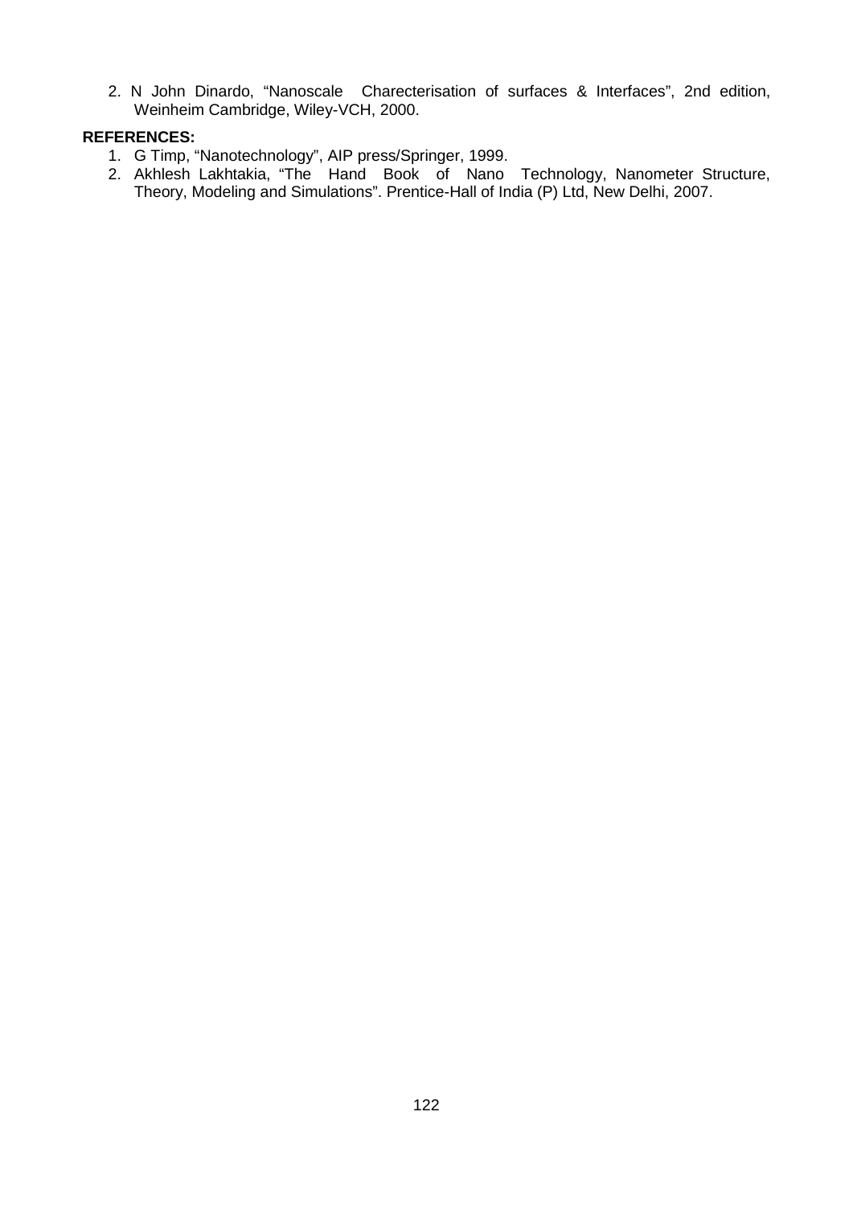2. N John Dinardo, "Nanoscale Charecterisation of surfaces & Interfaces", 2nd edition, Weinheim Cambridge, Wiley-VCH, 2000.

**REFERENCES:**

1. G Timp, "Nanotechnology", AIP press/Springer, 1999.
2. Akhlesh Lakhtakia, "The Hand Book of Nano Technology, Nanometer Structure, Theory, Modeling and Simulations". Prentice-Hall of India (P) Ltd, New Delhi, 2007.